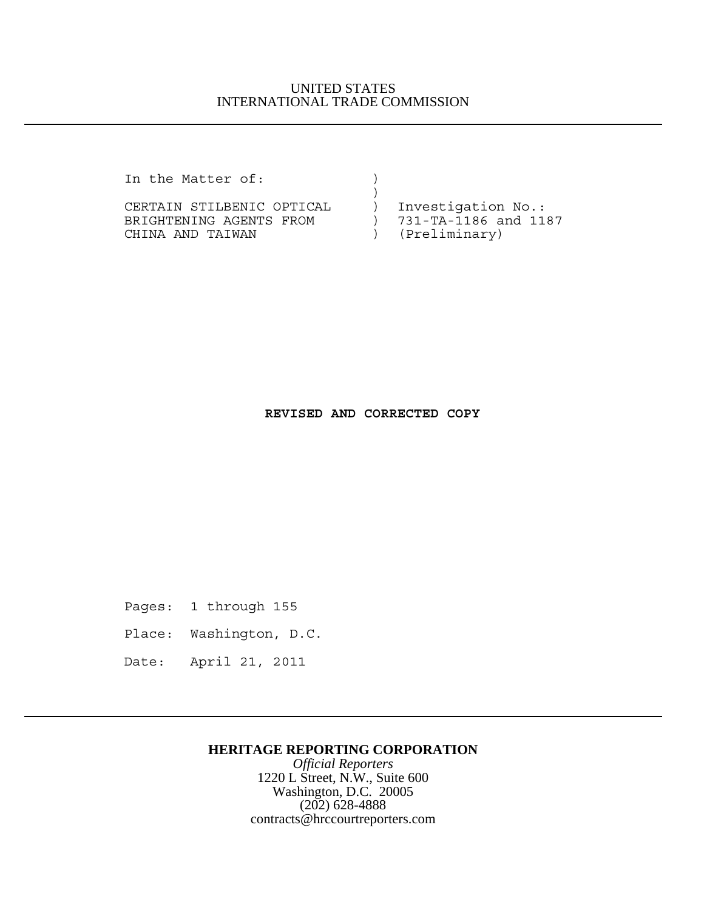UNITED STATES
INTERNATIONAL TRADE COMMISSION

---

```
In the Matter of:              )
                               )
CERTAIN STILBENIC OPTICAL      )  Investigation No.:
BRIGHTENING AGENTS FROM        )  731-TA-1186 and 1187
CHINA AND TAIWAN               )  (Preliminary)
```

**REVISED AND CORRECTED COPY**

Pages: 1 through 155

Place: Washington, D.C.

Date: April 21, 2011

---

**HERITAGE REPORTING CORPORATION**

*Official Reporters*

1220 L Street, N.W., Suite 600

Washington, D.C. 20005

(202) 628-4888

contracts@hrccourtreporters.com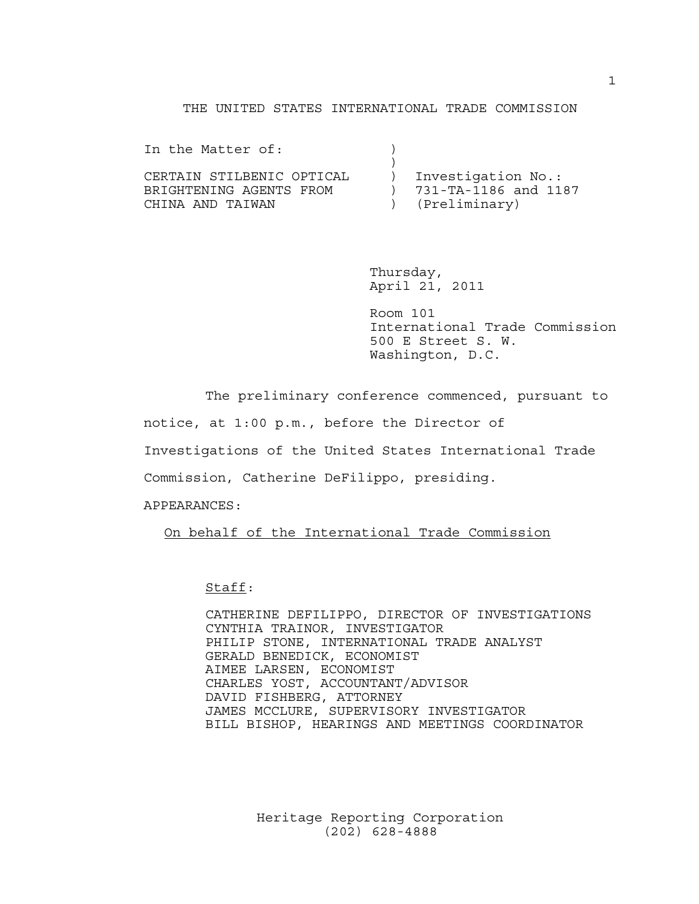THE UNITED STATES INTERNATIONAL TRADE COMMISSION

| In the Matter of: | ) | |
|---|---|---|
| | ) | |
| CERTAIN STILBENIC OPTICAL | ) | Investigation No.: |
| BRIGHTENING AGENTS FROM | ) | 731-TA-1186 and 1187 |
| CHINA AND TAIWAN | ) | (Preliminary) |

Thursday,
April 21, 2011

Room 101
International Trade Commission
500 E Street S. W.
Washington, D.C.

The preliminary conference commenced, pursuant to notice, at 1:00 p.m., before the Director of Investigations of the United States International Trade Commission, Catherine DeFilippo, presiding.

APPEARANCES:

On behalf of the International Trade Commission

Staff:

CATHERINE DEFILIPPO, DIRECTOR OF INVESTIGATIONS
CYNTHIA TRAINOR, INVESTIGATOR
PHILIP STONE, INTERNATIONAL TRADE ANALYST
GERALD BENEDICK, ECONOMIST
AIMEE LARSEN, ECONOMIST
CHARLES YOST, ACCOUNTANT/ADVISOR
DAVID FISHBERG, ATTORNEY
JAMES MCCLURE, SUPERVISORY INVESTIGATOR
BILL BISHOP, HEARINGS AND MEETINGS COORDINATOR

Heritage Reporting Corporation
(202) 628-4888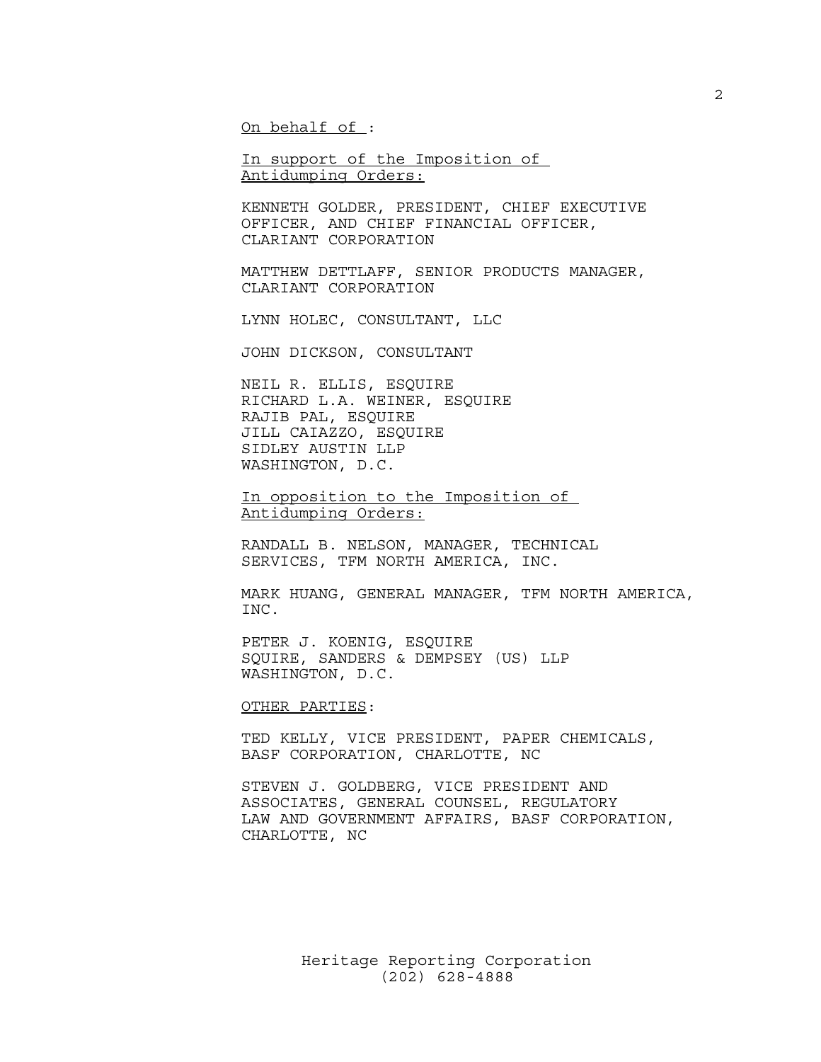On behalf of :

In support of the Imposition of Antidumping Orders:

KENNETH GOLDER, PRESIDENT, CHIEF EXECUTIVE OFFICER, AND CHIEF FINANCIAL OFFICER, CLARIANT CORPORATION

MATTHEW DETTLAFF, SENIOR PRODUCTS MANAGER, CLARIANT CORPORATION

LYNN HOLEC, CONSULTANT, LLC

JOHN DICKSON, CONSULTANT

NEIL R. ELLIS, ESQUIRE
RICHARD L.A. WEINER, ESQUIRE
RAJIB PAL, ESQUIRE
JILL CAIAZZO, ESQUIRE
SIDLEY AUSTIN LLP
WASHINGTON, D.C.

In opposition to the Imposition of Antidumping Orders:

RANDALL B. NELSON, MANAGER, TECHNICAL SERVICES, TFM NORTH AMERICA, INC.

MARK HUANG, GENERAL MANAGER, TFM NORTH AMERICA, INC.

PETER J. KOENIG, ESQUIRE
SQUIRE, SANDERS & DEMPSEY (US) LLP
WASHINGTON, D.C.

OTHER PARTIES:

TED KELLY, VICE PRESIDENT, PAPER CHEMICALS, BASF CORPORATION, CHARLOTTE, NC

STEVEN J. GOLDBERG, VICE PRESIDENT AND ASSOCIATES, GENERAL COUNSEL, REGULATORY LAW AND GOVERNMENT AFFAIRS, BASF CORPORATION, CHARLOTTE, NC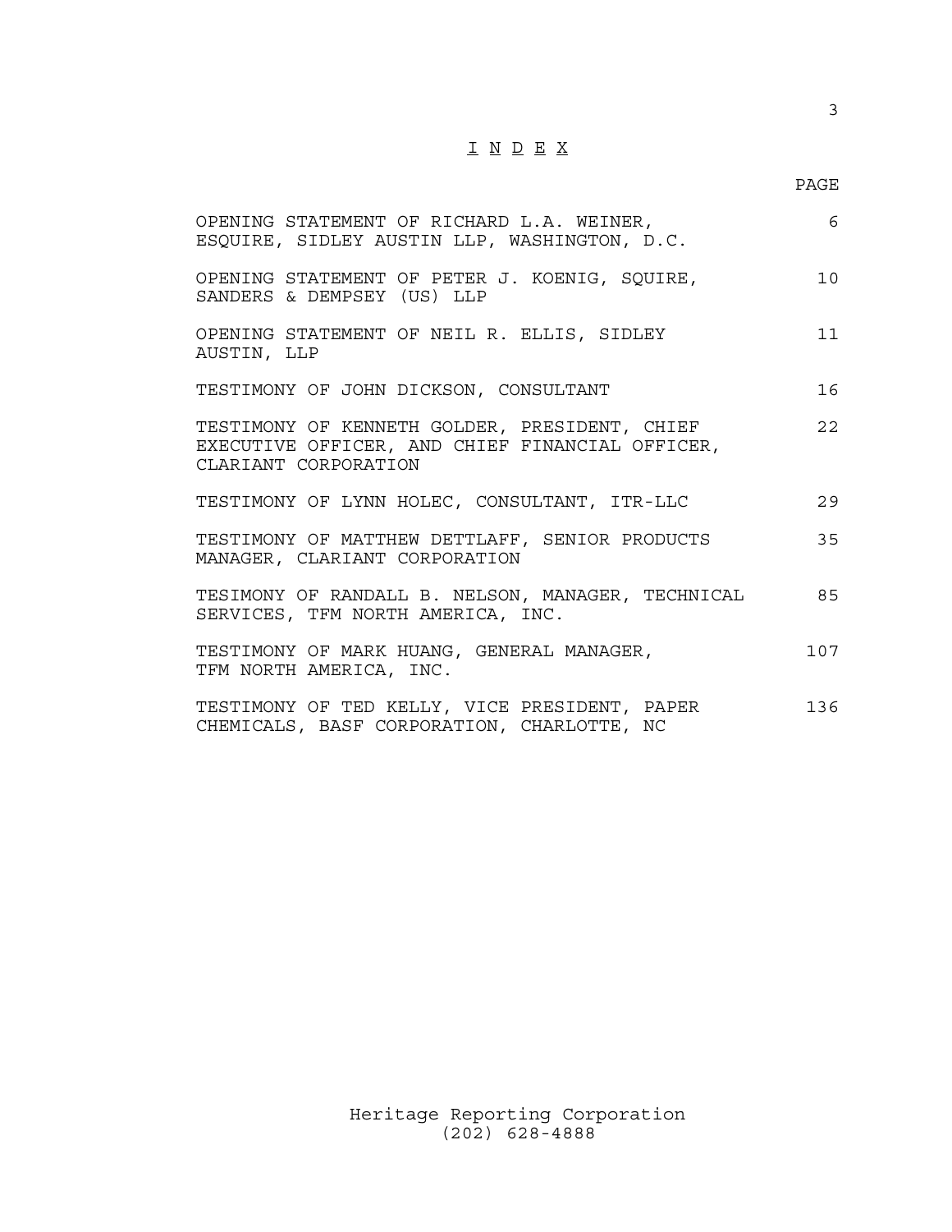# I N D E X

| | PAGE |
|---|---|
| OPENING STATEMENT OF RICHARD L.A. WEINER, ESQUIRE, SIDLEY AUSTIN LLP, WASHINGTON, D.C. | 6 |
| OPENING STATEMENT OF PETER J. KOENIG, SQUIRE, SANDERS & DEMPSEY (US) LLP | 10 |
| OPENING STATEMENT OF NEIL R. ELLIS, SIDLEY AUSTIN, LLP | 11 |
| TESTIMONY OF JOHN DICKSON, CONSULTANT | 16 |
| TESTIMONY OF KENNETH GOLDER, PRESIDENT, CHIEF EXECUTIVE OFFICER, AND CHIEF FINANCIAL OFFICER, CLARIANT CORPORATION | 22 |
| TESTIMONY OF LYNN HOLEC, CONSULTANT, ITR-LLC | 29 |
| TESTIMONY OF MATTHEW DETTLAFF, SENIOR PRODUCTS MANAGER, CLARIANT CORPORATION | 35 |
| TESIMONY OF RANDALL B. NELSON, MANAGER, TECHNICAL SERVICES, TFM NORTH AMERICA, INC. | 85 |
| TESTIMONY OF MARK HUANG, GENERAL MANAGER, TFM NORTH AMERICA, INC. | 107 |
| TESTIMONY OF TED KELLY, VICE PRESIDENT, PAPER CHEMICALS, BASF CORPORATION, CHARLOTTE, NC | 136 |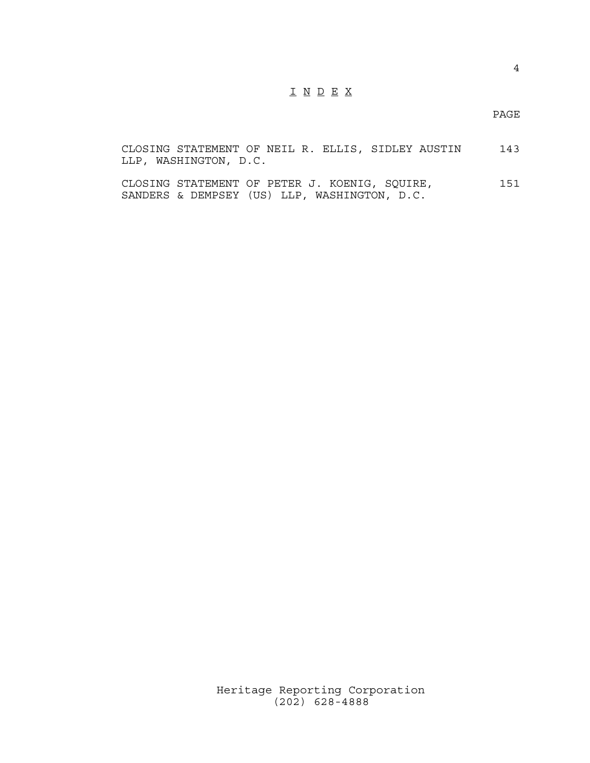# I N D E X

| | PAGE |
|---|---|
| CLOSING STATEMENT OF NEIL R. ELLIS, SIDLEY AUSTIN LLP, WASHINGTON, D.C. | 143 |
| CLOSING STATEMENT OF PETER J. KOENIG, SQUIRE, SANDERS & DEMPSEY (US) LLP, WASHINGTON, D.C. | 151 |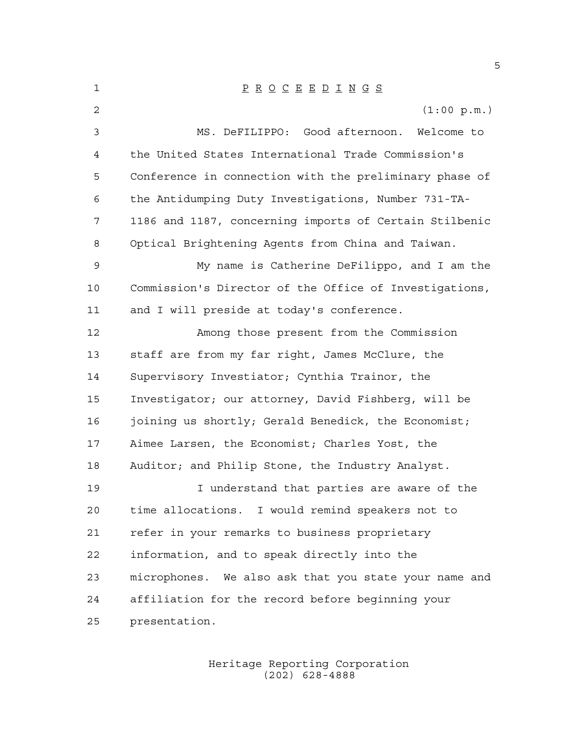P R O C E E D I N G S

(1:00 p.m.)

MS. DeFILIPPO: Good afternoon. Welcome to the United States International Trade Commission's Conference in connection with the preliminary phase of the Antidumping Duty Investigations, Number 731-TA-1186 and 1187, concerning imports of Certain Stilbenic Optical Brightening Agents from China and Taiwan.

My name is Catherine DeFilippo, and I am the Commission's Director of the Office of Investigations, and I will preside at today's conference.

Among those present from the Commission staff are from my far right, James McClure, the Supervisory Investiator; Cynthia Trainor, the Investigator; our attorney, David Fishberg, will be joining us shortly; Gerald Benedick, the Economist; Aimee Larsen, the Economist; Charles Yost, the Auditor; and Philip Stone, the Industry Analyst.

I understand that parties are aware of the time allocations. I would remind speakers not to refer in your remarks to business proprietary information, and to speak directly into the microphones. We also ask that you state your name and affiliation for the record before beginning your presentation.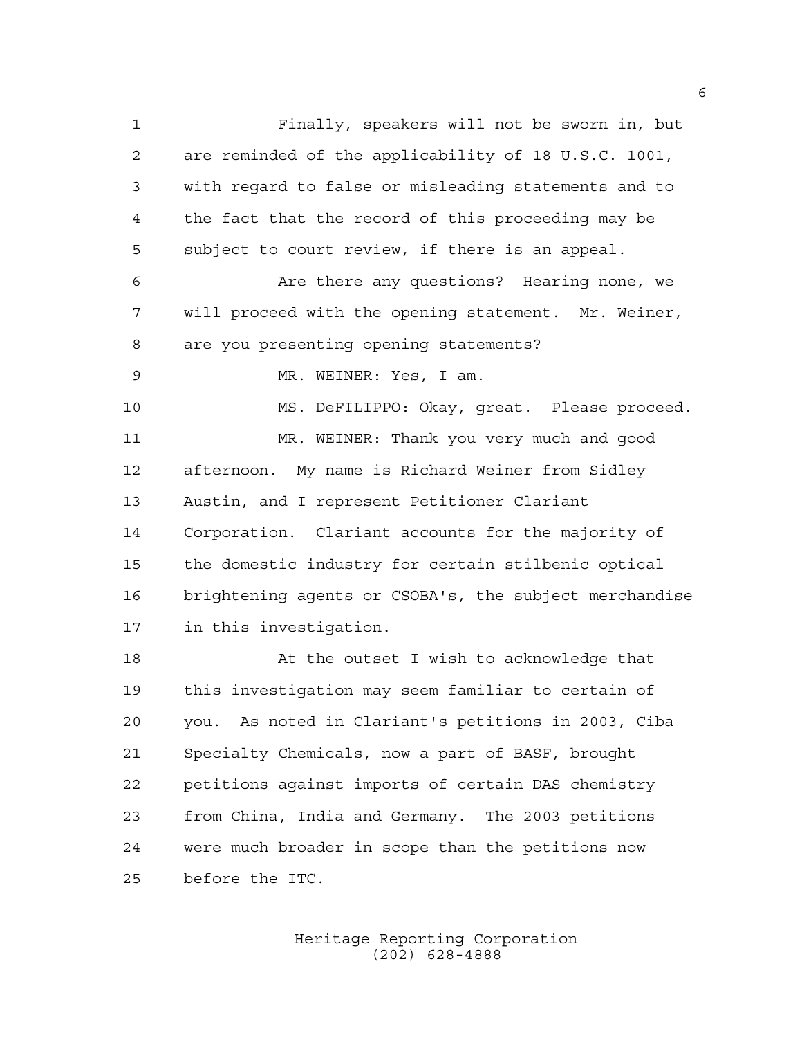Finally, speakers will not be sworn in, but are reminded of the applicability of 18 U.S.C. 1001, with regard to false or misleading statements and to the fact that the record of this proceeding may be subject to court review, if there is an appeal.

Are there any questions? Hearing none, we will proceed with the opening statement. Mr. Weiner, are you presenting opening statements?

MR. WEINER: Yes, I am.

MS. DeFILIPPO: Okay, great. Please proceed.

MR. WEINER: Thank you very much and good afternoon. My name is Richard Weiner from Sidley Austin, and I represent Petitioner Clariant Corporation. Clariant accounts for the majority of the domestic industry for certain stilbenic optical brightening agents or CSOBA's, the subject merchandise in this investigation.

At the outset I wish to acknowledge that this investigation may seem familiar to certain of you. As noted in Clariant's petitions in 2003, Ciba Specialty Chemicals, now a part of BASF, brought petitions against imports of certain DAS chemistry from China, India and Germany. The 2003 petitions were much broader in scope than the petitions now before the ITC.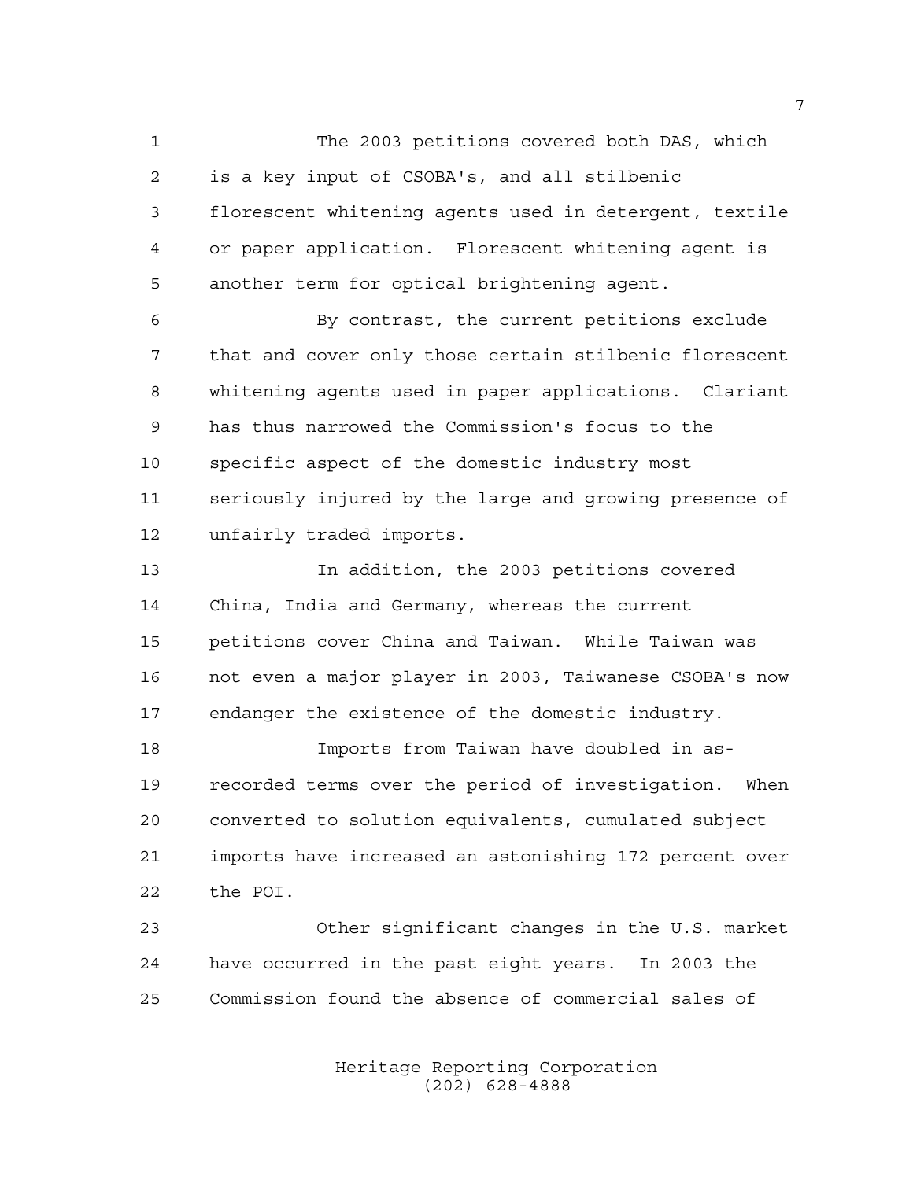The 2003 petitions covered both DAS, which is a key input of CSOBA's, and all stilbenic florescent whitening agents used in detergent, textile or paper application. Florescent whitening agent is another term for optical brightening agent.

By contrast, the current petitions exclude that and cover only those certain stilbenic florescent whitening agents used in paper applications. Clariant has thus narrowed the Commission's focus to the specific aspect of the domestic industry most seriously injured by the large and growing presence of unfairly traded imports.

In addition, the 2003 petitions covered China, India and Germany, whereas the current petitions cover China and Taiwan. While Taiwan was not even a major player in 2003, Taiwanese CSOBA's now endanger the existence of the domestic industry.

Imports from Taiwan have doubled in as-recorded terms over the period of investigation. When converted to solution equivalents, cumulated subject imports have increased an astonishing 172 percent over the POI.

Other significant changes in the U.S. market have occurred in the past eight years. In 2003 the Commission found the absence of commercial sales of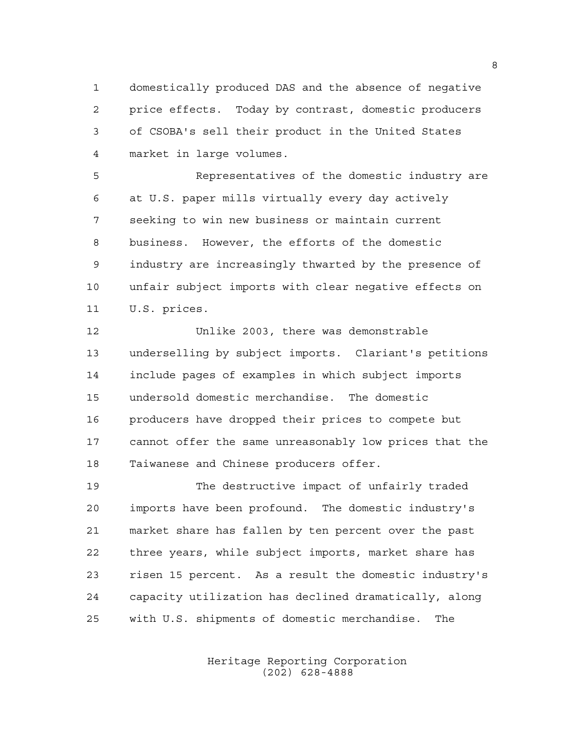domestically produced DAS and the absence of negative price effects. Today by contrast, domestic producers of CSOBA's sell their product in the United States market in large volumes.

Representatives of the domestic industry are at U.S. paper mills virtually every day actively seeking to win new business or maintain current business. However, the efforts of the domestic industry are increasingly thwarted by the presence of unfair subject imports with clear negative effects on U.S. prices.

Unlike 2003, there was demonstrable underselling by subject imports. Clariant's petitions include pages of examples in which subject imports undersold domestic merchandise. The domestic producers have dropped their prices to compete but cannot offer the same unreasonably low prices that the Taiwanese and Chinese producers offer.

The destructive impact of unfairly traded imports have been profound. The domestic industry's market share has fallen by ten percent over the past three years, while subject imports, market share has risen 15 percent. As a result the domestic industry's capacity utilization has declined dramatically, along with U.S. shipments of domestic merchandise. The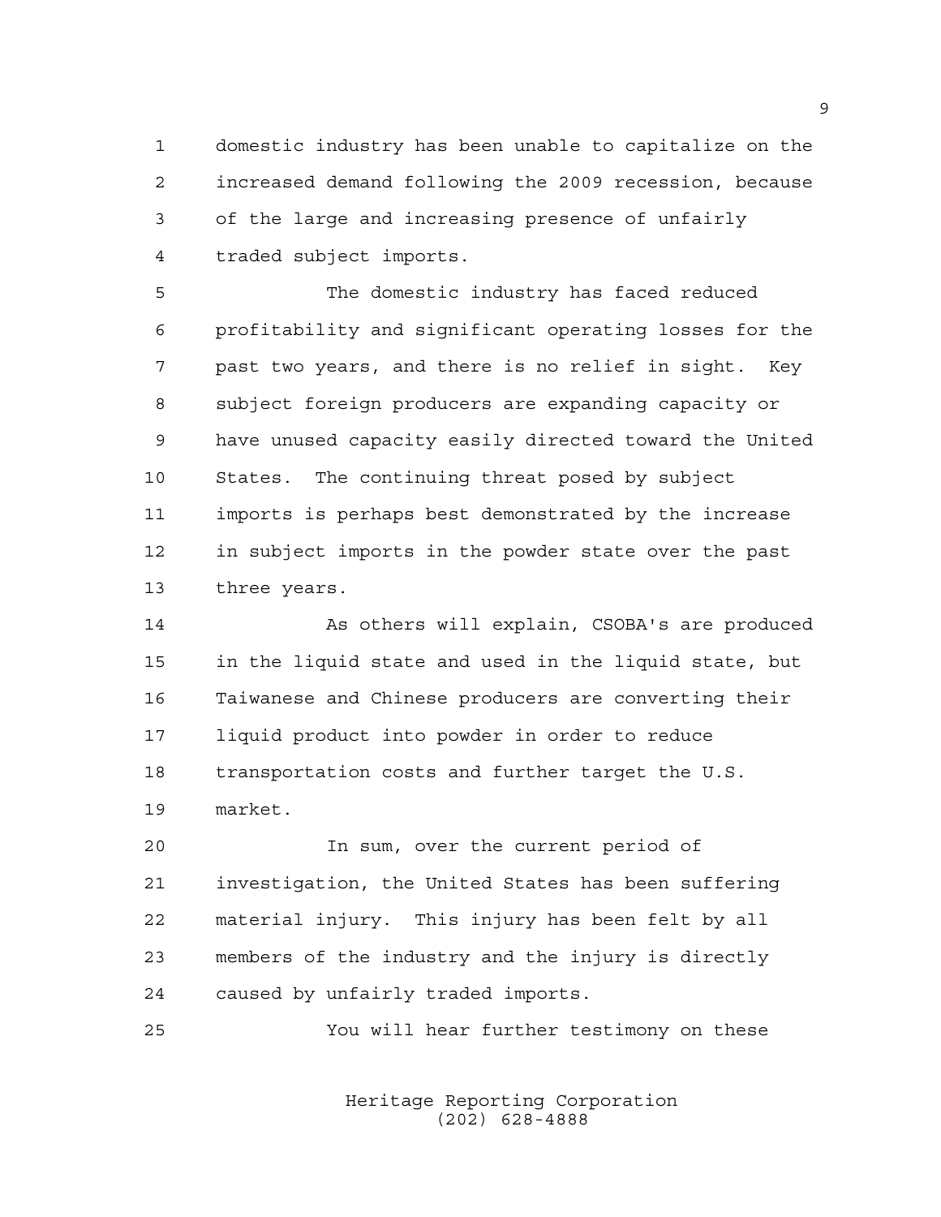domestic industry has been unable to capitalize on the increased demand following the 2009 recession, because of the large and increasing presence of unfairly traded subject imports.

The domestic industry has faced reduced profitability and significant operating losses for the past two years, and there is no relief in sight. Key subject foreign producers are expanding capacity or have unused capacity easily directed toward the United States. The continuing threat posed by subject imports is perhaps best demonstrated by the increase in subject imports in the powder state over the past three years.

As others will explain, CSOBA's are produced in the liquid state and used in the liquid state, but Taiwanese and Chinese producers are converting their liquid product into powder in order to reduce transportation costs and further target the U.S. market.

In sum, over the current period of investigation, the United States has been suffering material injury. This injury has been felt by all members of the industry and the injury is directly caused by unfairly traded imports.

You will hear further testimony on these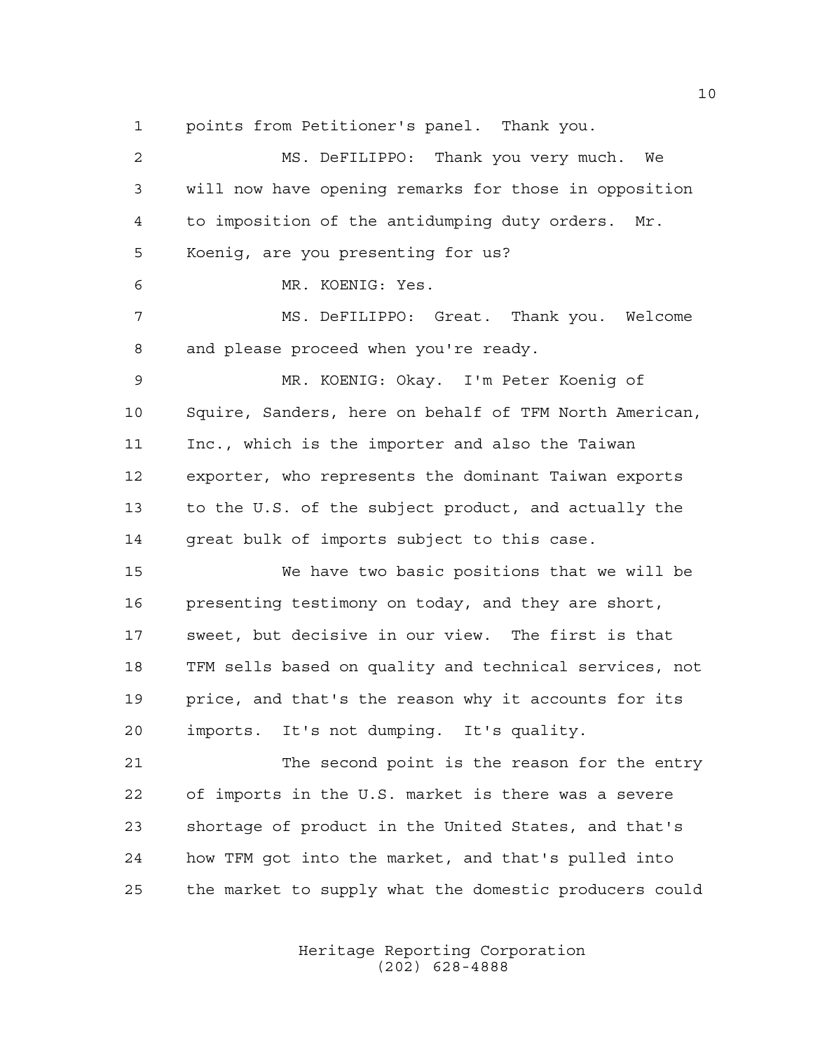points from Petitioner's panel. Thank you.

MS. DeFILIPPO: Thank you very much. We will now have opening remarks for those in opposition to imposition of the antidumping duty orders. Mr. Koenig, are you presenting for us?

MR. KOENIG: Yes.

MS. DeFILIPPO: Great. Thank you. Welcome and please proceed when you're ready.

MR. KOENIG: Okay. I'm Peter Koenig of Squire, Sanders, here on behalf of TFM North American, Inc., which is the importer and also the Taiwan exporter, who represents the dominant Taiwan exports to the U.S. of the subject product, and actually the great bulk of imports subject to this case.

We have two basic positions that we will be presenting testimony on today, and they are short, sweet, but decisive in our view. The first is that TFM sells based on quality and technical services, not price, and that's the reason why it accounts for its imports. It's not dumping. It's quality.

The second point is the reason for the entry of imports in the U.S. market is there was a severe shortage of product in the United States, and that's how TFM got into the market, and that's pulled into the market to supply what the domestic producers could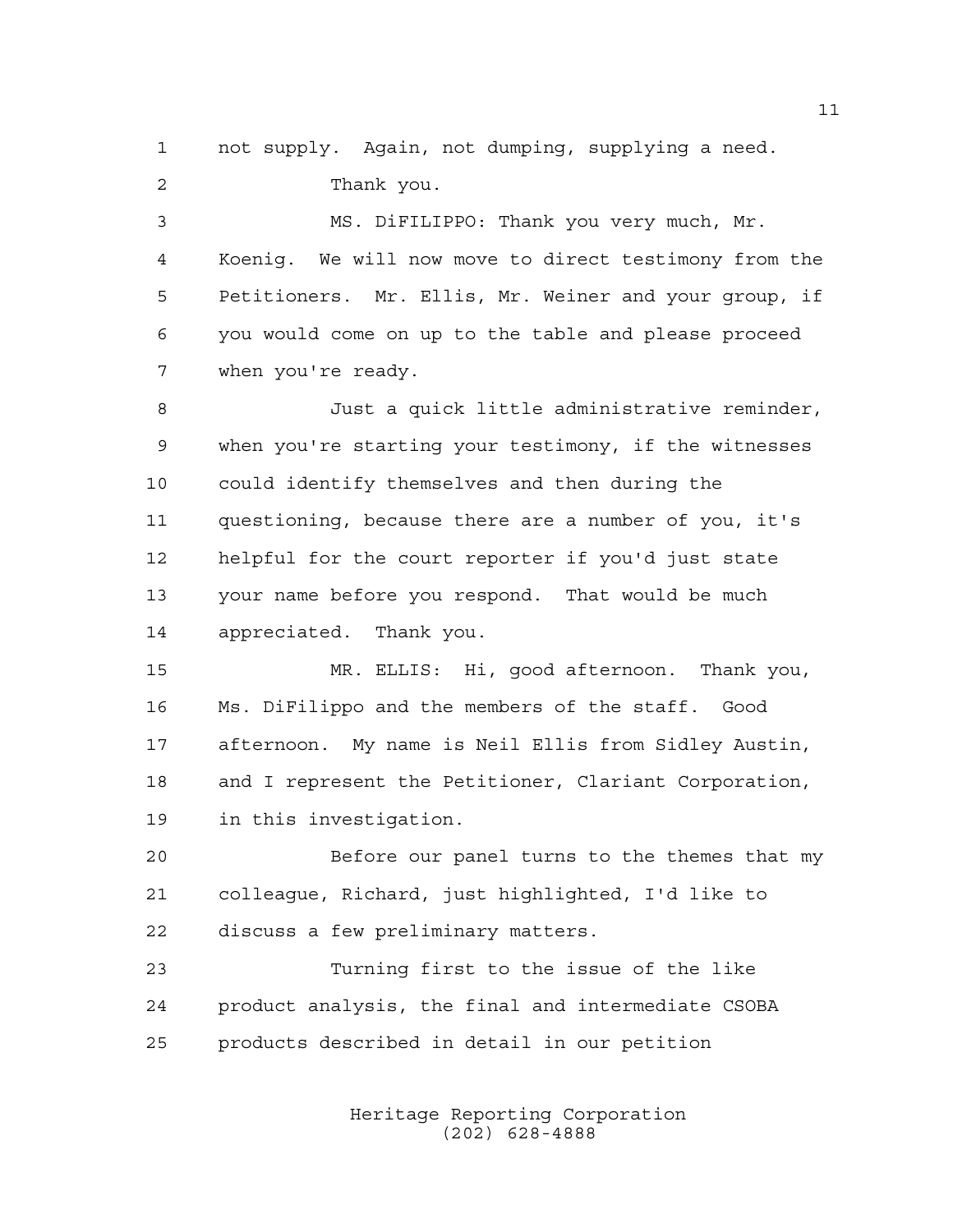1 not supply. Again, not dumping, supplying a need.

2 Thank you.

3 MS. DiFILIPPO: Thank you very much, Mr.

4 Koenig. We will now move to direct testimony from the

5 Petitioners. Mr. Ellis, Mr. Weiner and your group, if

6 you would come on up to the table and please proceed

7 when you're ready.

8 Just a quick little administrative reminder,

9 when you're starting your testimony, if the witnesses

10 could identify themselves and then during the

11 questioning, because there are a number of you, it's

12 helpful for the court reporter if you'd just state

13 your name before you respond. That would be much

14 appreciated. Thank you.

15 MR. ELLIS: Hi, good afternoon. Thank you,

16 Ms. DiFilippo and the members of the staff. Good

17 afternoon. My name is Neil Ellis from Sidley Austin,

18 and I represent the Petitioner, Clariant Corporation,

19 in this investigation.

20 Before our panel turns to the themes that my

21 colleague, Richard, just highlighted, I'd like to

22 discuss a few preliminary matters.

23 Turning first to the issue of the like

24 product analysis, the final and intermediate CSOBA

25 products described in detail in our petition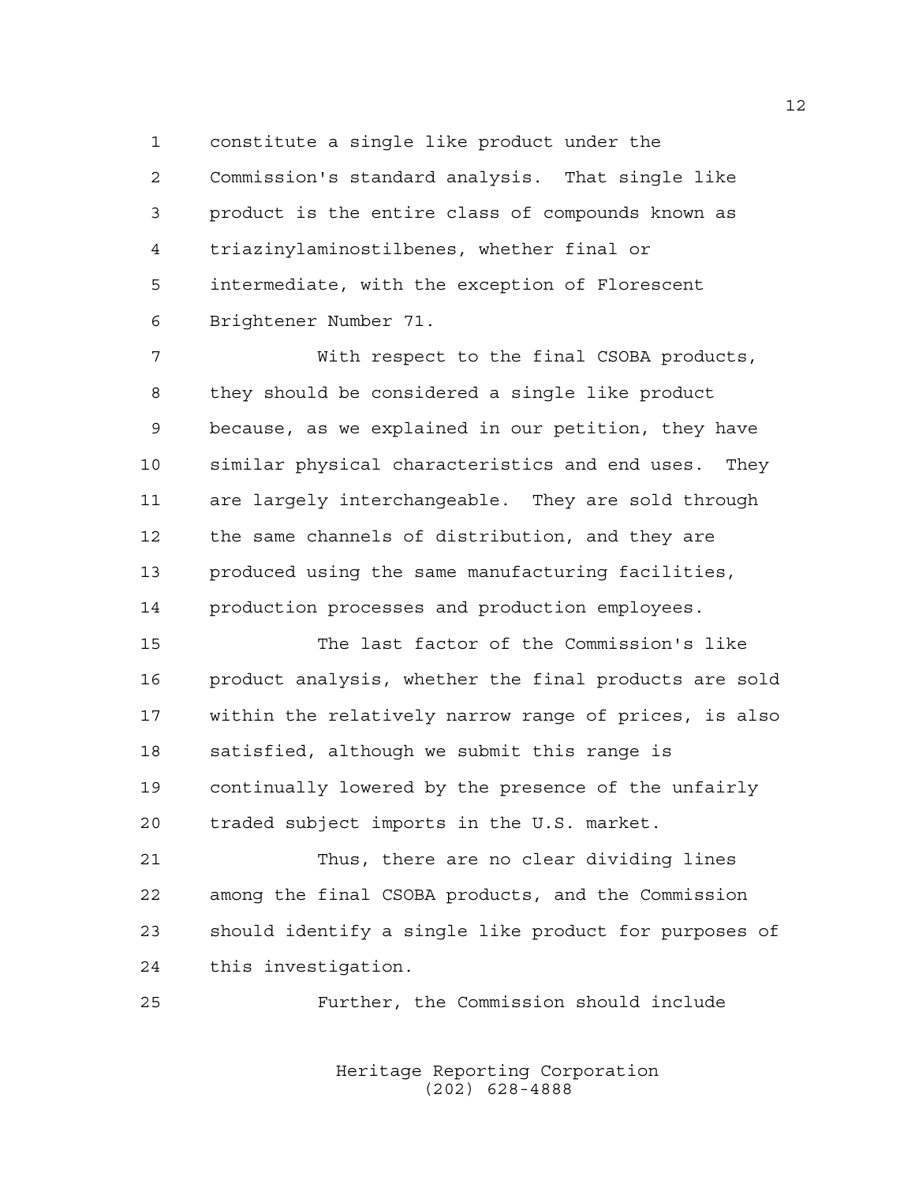constitute a single like product under the Commission's standard analysis. That single like product is the entire class of compounds known as triazinylaminostilbenes, whether final or intermediate, with the exception of Florescent Brightener Number 71.

With respect to the final CSOBA products, they should be considered a single like product because, as we explained in our petition, they have similar physical characteristics and end uses. They are largely interchangeable. They are sold through the same channels of distribution, and they are produced using the same manufacturing facilities, production processes and production employees.

The last factor of the Commission's like product analysis, whether the final products are sold within the relatively narrow range of prices, is also satisfied, although we submit this range is continually lowered by the presence of the unfairly traded subject imports in the U.S. market.

Thus, there are no clear dividing lines among the final CSOBA products, and the Commission should identify a single like product for purposes of this investigation.

Further, the Commission should include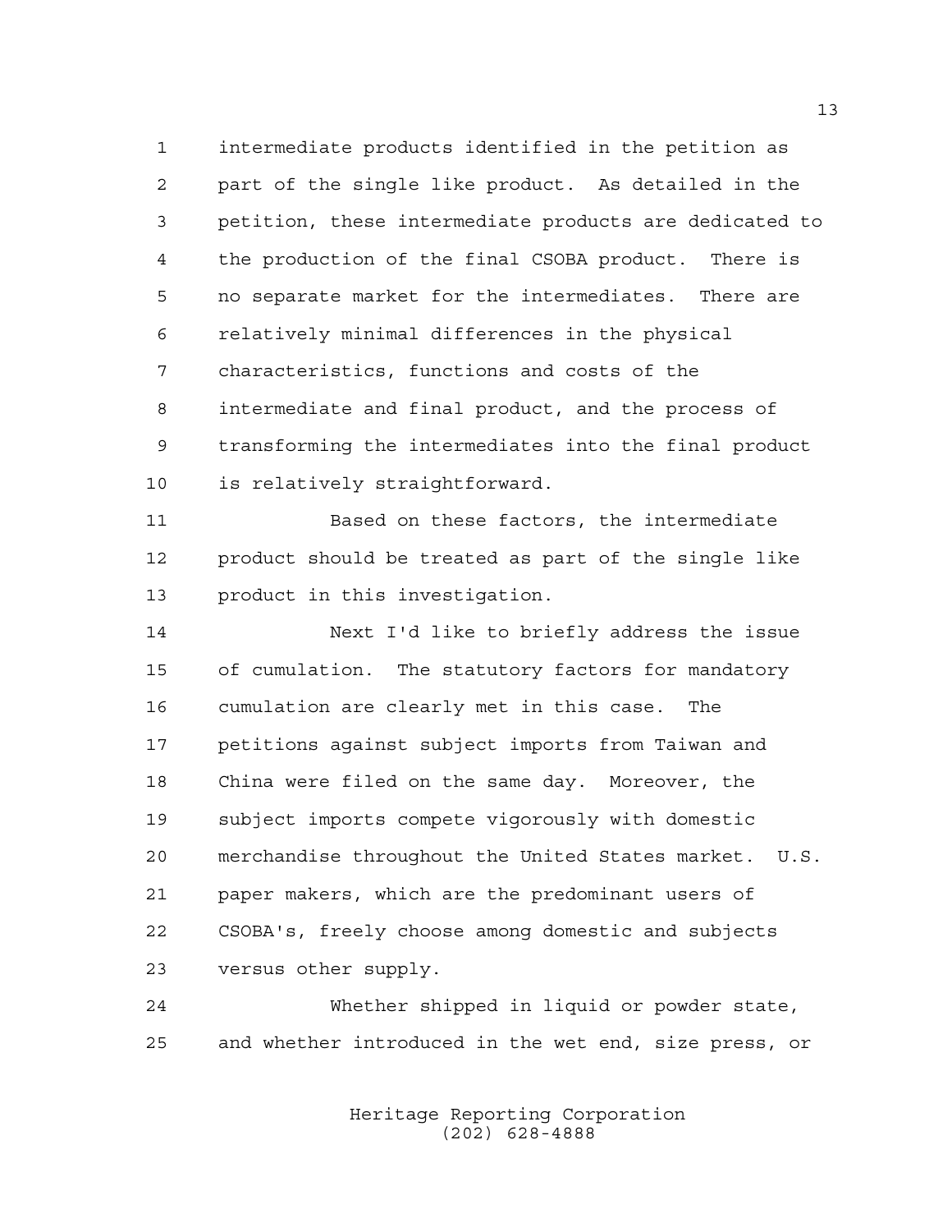intermediate products identified in the petition as part of the single like product. As detailed in the petition, these intermediate products are dedicated to the production of the final CSOBA product. There is no separate market for the intermediates. There are relatively minimal differences in the physical characteristics, functions and costs of the intermediate and final product, and the process of transforming the intermediates into the final product is relatively straightforward.

Based on these factors, the intermediate product should be treated as part of the single like product in this investigation.

Next I'd like to briefly address the issue of cumulation. The statutory factors for mandatory cumulation are clearly met in this case. The petitions against subject imports from Taiwan and China were filed on the same day. Moreover, the subject imports compete vigorously with domestic merchandise throughout the United States market. U.S. paper makers, which are the predominant users of CSOBA's, freely choose among domestic and subjects versus other supply.

Whether shipped in liquid or powder state, and whether introduced in the wet end, size press, or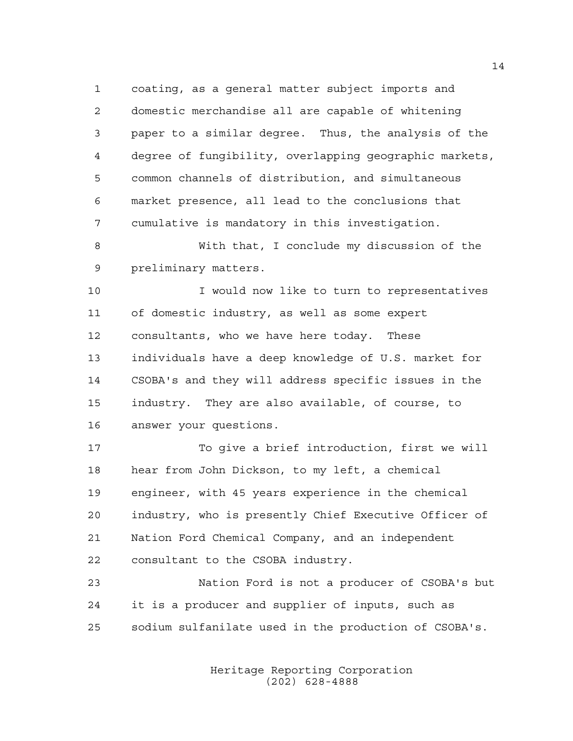coating, as a general matter subject imports and domestic merchandise all are capable of whitening paper to a similar degree. Thus, the analysis of the degree of fungibility, overlapping geographic markets, common channels of distribution, and simultaneous market presence, all lead to the conclusions that cumulative is mandatory in this investigation.

With that, I conclude my discussion of the preliminary matters.

I would now like to turn to representatives of domestic industry, as well as some expert consultants, who we have here today. These individuals have a deep knowledge of U.S. market for CSOBA's and they will address specific issues in the industry. They are also available, of course, to answer your questions.

To give a brief introduction, first we will hear from John Dickson, to my left, a chemical engineer, with 45 years experience in the chemical industry, who is presently Chief Executive Officer of Nation Ford Chemical Company, and an independent consultant to the CSOBA industry.

Nation Ford is not a producer of CSOBA's but it is a producer and supplier of inputs, such as sodium sulfanilate used in the production of CSOBA's.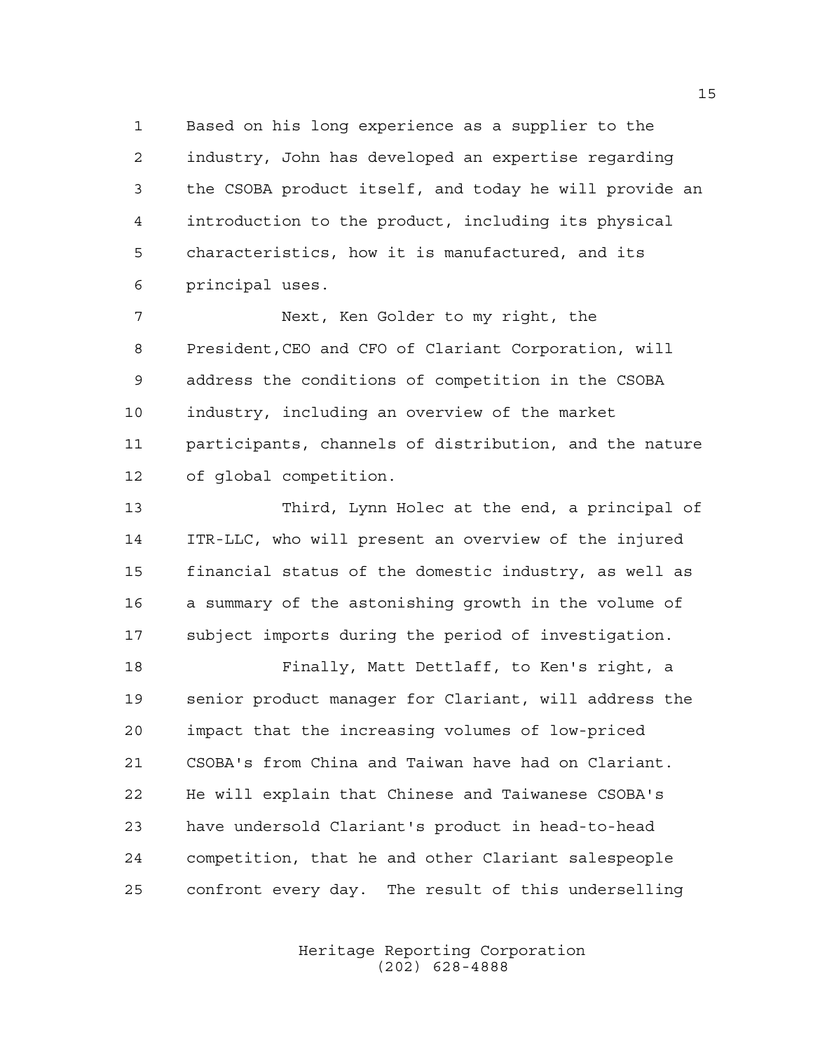Based on his long experience as a supplier to the industry, John has developed an expertise regarding the CSOBA product itself, and today he will provide an introduction to the product, including its physical characteristics, how it is manufactured, and its principal uses.

Next, Ken Golder to my right, the President,CEO and CFO of Clariant Corporation, will address the conditions of competition in the CSOBA industry, including an overview of the market participants, channels of distribution, and the nature of global competition.

Third, Lynn Holec at the end, a principal of ITR-LLC, who will present an overview of the injured financial status of the domestic industry, as well as a summary of the astonishing growth in the volume of subject imports during the period of investigation.

Finally, Matt Dettlaff, to Ken's right, a senior product manager for Clariant, will address the impact that the increasing volumes of low-priced CSOBA's from China and Taiwan have had on Clariant. He will explain that Chinese and Taiwanese CSOBA's have undersold Clariant's product in head-to-head competition, that he and other Clariant salespeople confront every day. The result of this underselling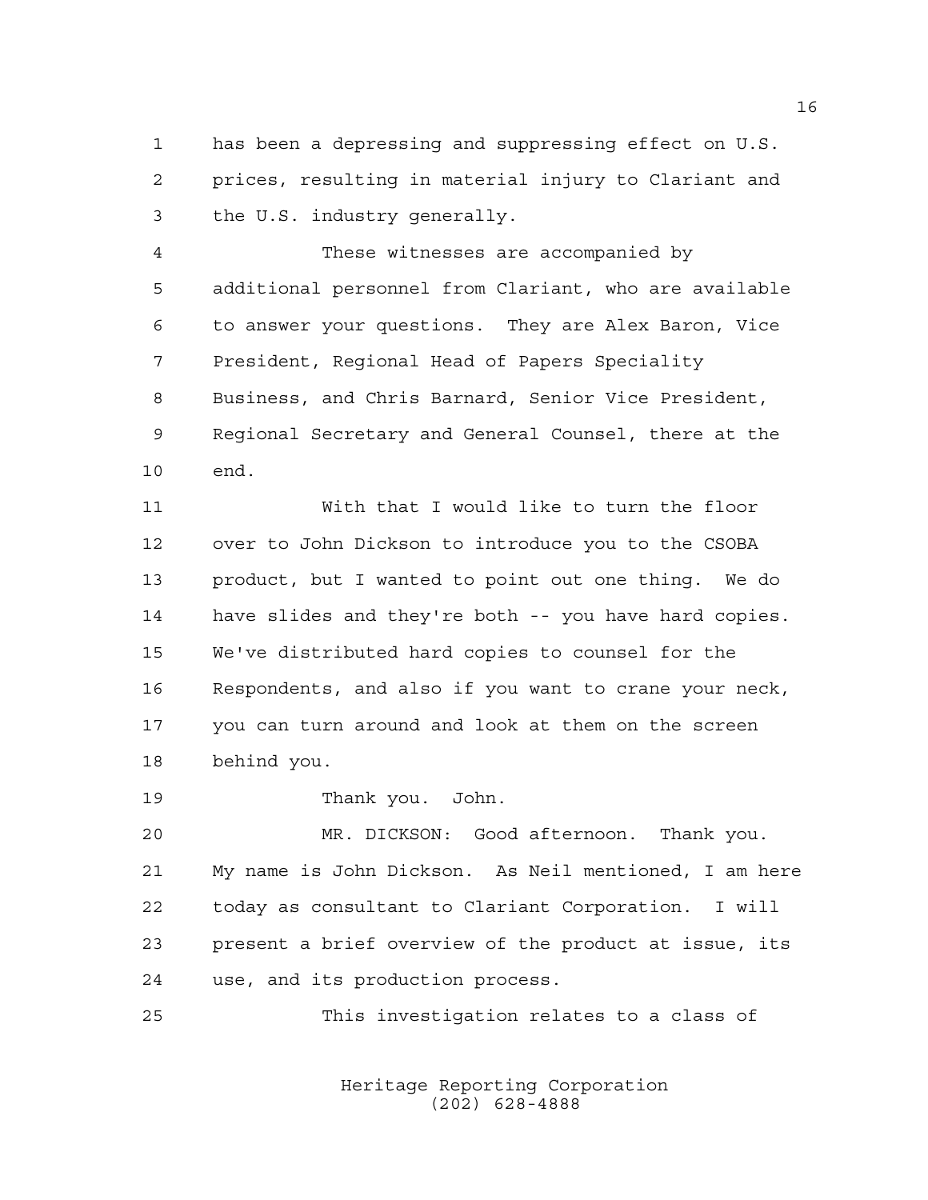has been a depressing and suppressing effect on U.S. prices, resulting in material injury to Clariant and the U.S. industry generally.

These witnesses are accompanied by additional personnel from Clariant, who are available to answer your questions. They are Alex Baron, Vice President, Regional Head of Papers Speciality Business, and Chris Barnard, Senior Vice President, Regional Secretary and General Counsel, there at the end.

With that I would like to turn the floor over to John Dickson to introduce you to the CSOBA product, but I wanted to point out one thing. We do have slides and they're both -- you have hard copies. We've distributed hard copies to counsel for the Respondents, and also if you want to crane your neck, you can turn around and look at them on the screen behind you.

Thank you. John.

MR. DICKSON: Good afternoon. Thank you. My name is John Dickson. As Neil mentioned, I am here today as consultant to Clariant Corporation. I will present a brief overview of the product at issue, its use, and its production process.

This investigation relates to a class of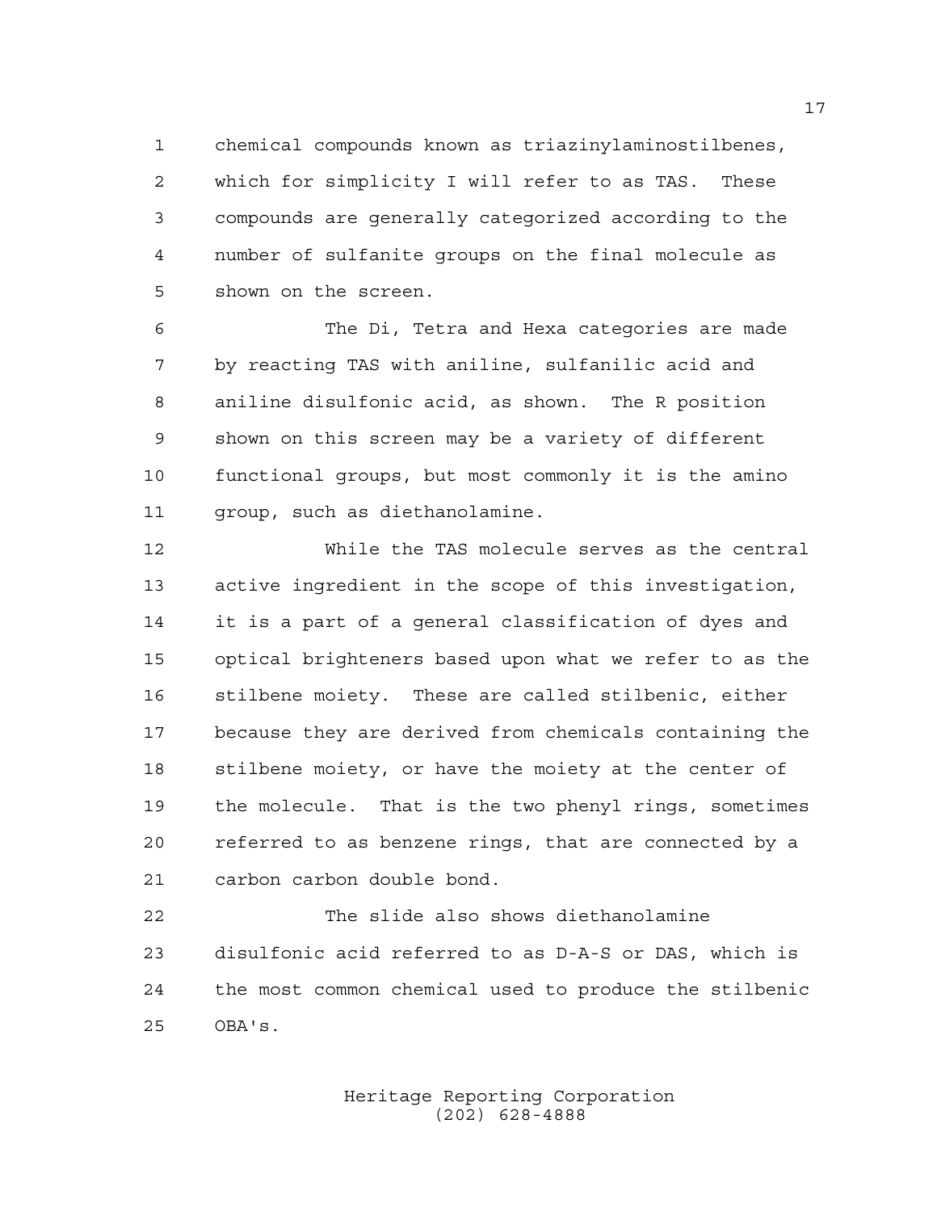chemical compounds known as triazinylaminostilbenes, which for simplicity I will refer to as TAS. These compounds are generally categorized according to the number of sulfanite groups on the final molecule as shown on the screen.

The Di, Tetra and Hexa categories are made by reacting TAS with aniline, sulfanilic acid and aniline disulfonic acid, as shown. The R position shown on this screen may be a variety of different functional groups, but most commonly it is the amino group, such as diethanolamine.

While the TAS molecule serves as the central active ingredient in the scope of this investigation, it is a part of a general classification of dyes and optical brighteners based upon what we refer to as the stilbene moiety. These are called stilbenic, either because they are derived from chemicals containing the stilbene moiety, or have the moiety at the center of the molecule. That is the two phenyl rings, sometimes referred to as benzene rings, that are connected by a carbon carbon double bond.

The slide also shows diethanolamine disulfonic acid referred to as D-A-S or DAS, which is the most common chemical used to produce the stilbenic OBA's.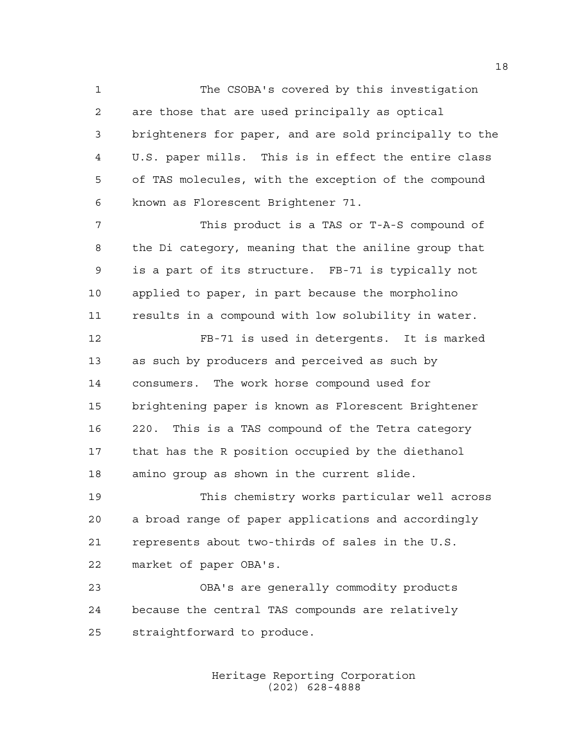The CSOBA's covered by this investigation are those that are used principally as optical brighteners for paper, and are sold principally to the U.S. paper mills. This is in effect the entire class of TAS molecules, with the exception of the compound known as Florescent Brightener 71.

This product is a TAS or T-A-S compound of the Di category, meaning that the aniline group that is a part of its structure. FB-71 is typically not applied to paper, in part because the morpholino results in a compound with low solubility in water.

FB-71 is used in detergents. It is marked as such by producers and perceived as such by consumers. The work horse compound used for brightening paper is known as Florescent Brightener 220. This is a TAS compound of the Tetra category that has the R position occupied by the diethanol amino group as shown in the current slide.

This chemistry works particular well across a broad range of paper applications and accordingly represents about two-thirds of sales in the U.S. market of paper OBA's.

OBA's are generally commodity products because the central TAS compounds are relatively straightforward to produce.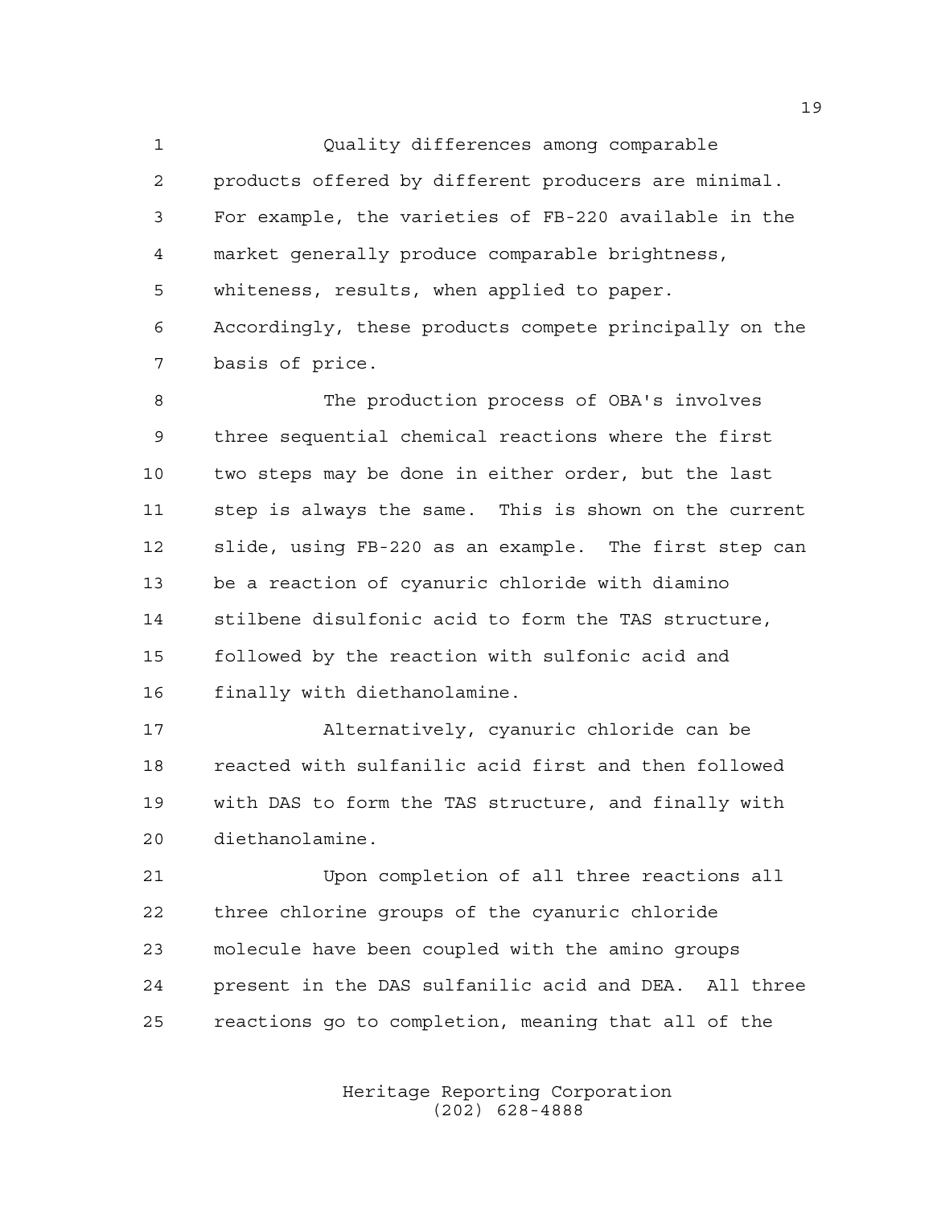Quality differences among comparable products offered by different producers are minimal. For example, the varieties of FB-220 available in the market generally produce comparable brightness, whiteness, results, when applied to paper. Accordingly, these products compete principally on the basis of price.

The production process of OBA's involves three sequential chemical reactions where the first two steps may be done in either order, but the last step is always the same. This is shown on the current slide, using FB-220 as an example. The first step can be a reaction of cyanuric chloride with diamino stilbene disulfonic acid to form the TAS structure, followed by the reaction with sulfonic acid and finally with diethanolamine.

Alternatively, cyanuric chloride can be reacted with sulfanilic acid first and then followed with DAS to form the TAS structure, and finally with diethanolamine.

Upon completion of all three reactions all three chlorine groups of the cyanuric chloride molecule have been coupled with the amino groups present in the DAS sulfanilic acid and DEA. All three reactions go to completion, meaning that all of the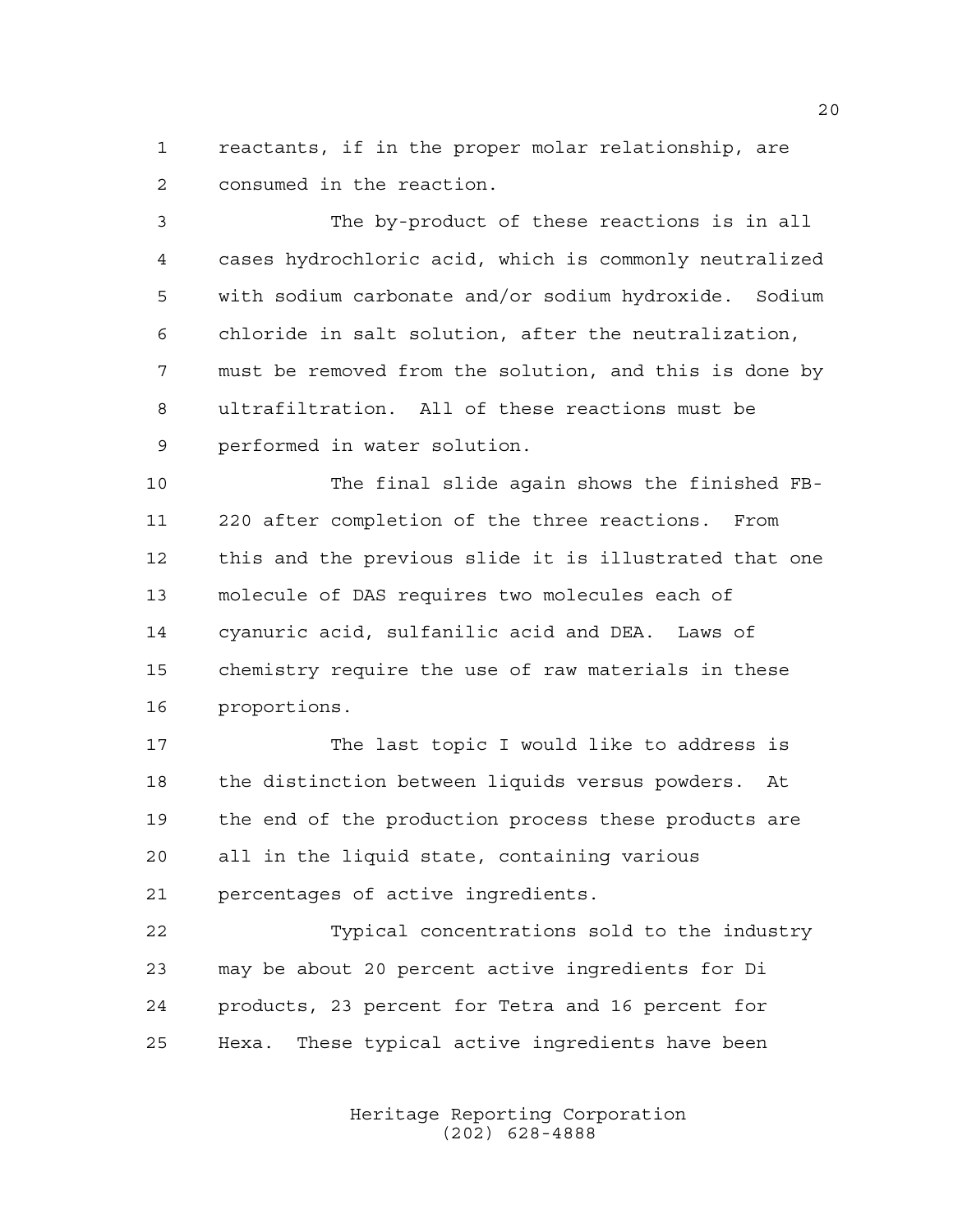reactants, if in the proper molar relationship, are consumed in the reaction.

The by-product of these reactions is in all cases hydrochloric acid, which is commonly neutralized with sodium carbonate and/or sodium hydroxide. Sodium chloride in salt solution, after the neutralization, must be removed from the solution, and this is done by ultrafiltration. All of these reactions must be performed in water solution.

The final slide again shows the finished FB-220 after completion of the three reactions. From this and the previous slide it is illustrated that one molecule of DAS requires two molecules each of cyanuric acid, sulfanilic acid and DEA. Laws of chemistry require the use of raw materials in these proportions.

The last topic I would like to address is the distinction between liquids versus powders. At the end of the production process these products are all in the liquid state, containing various percentages of active ingredients.

Typical concentrations sold to the industry may be about 20 percent active ingredients for Di products, 23 percent for Tetra and 16 percent for Hexa. These typical active ingredients have been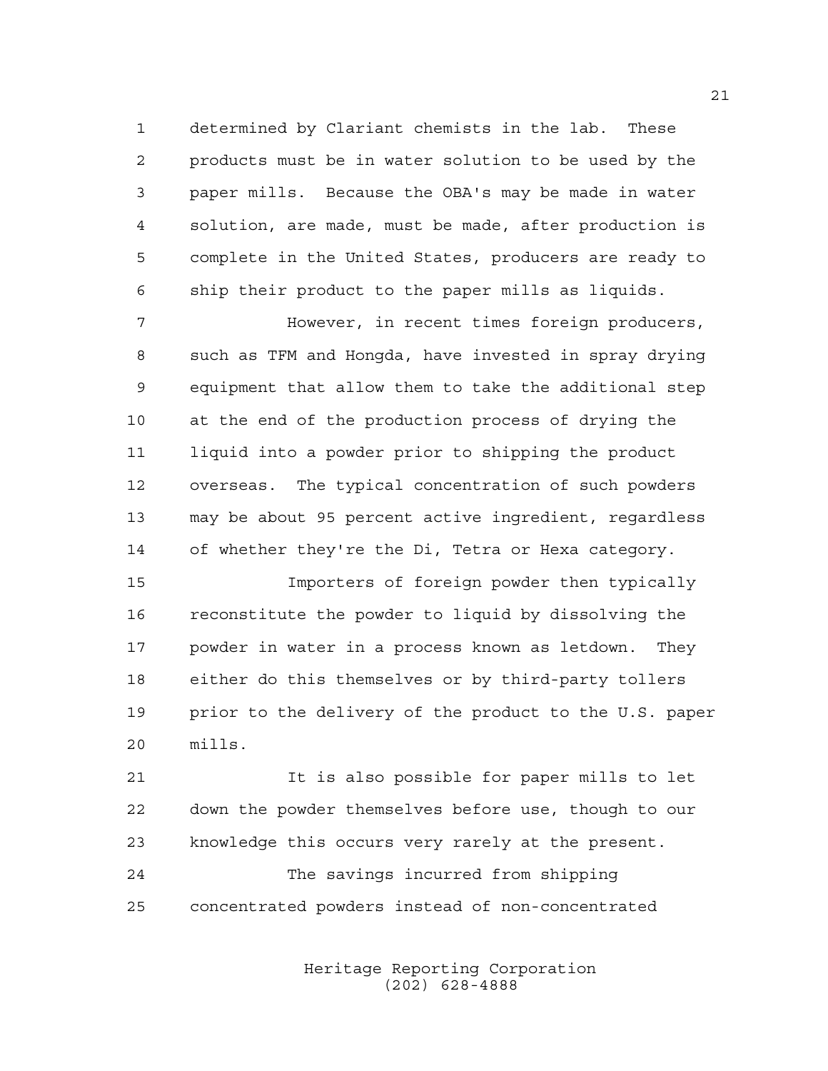determined by Clariant chemists in the lab. These products must be in water solution to be used by the paper mills. Because the OBA's may be made in water solution, are made, must be made, after production is complete in the United States, producers are ready to ship their product to the paper mills as liquids.

However, in recent times foreign producers, such as TFM and Hongda, have invested in spray drying equipment that allow them to take the additional step at the end of the production process of drying the liquid into a powder prior to shipping the product overseas. The typical concentration of such powders may be about 95 percent active ingredient, regardless of whether they're the Di, Tetra or Hexa category.

Importers of foreign powder then typically reconstitute the powder to liquid by dissolving the powder in water in a process known as letdown. They either do this themselves or by third-party tollers prior to the delivery of the product to the U.S. paper mills.

It is also possible for paper mills to let down the powder themselves before use, though to our knowledge this occurs very rarely at the present.

The savings incurred from shipping concentrated powders instead of non-concentrated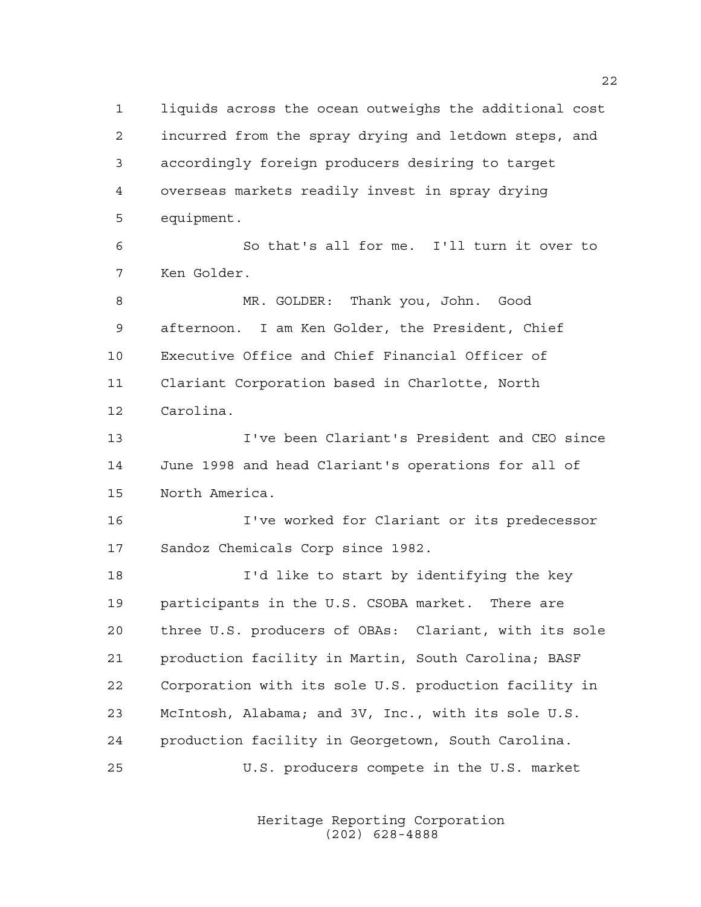liquids across the ocean outweighs the additional cost incurred from the spray drying and letdown steps, and accordingly foreign producers desiring to target overseas markets readily invest in spray drying equipment.

So that's all for me. I'll turn it over to Ken Golder.

MR. GOLDER: Thank you, John. Good afternoon. I am Ken Golder, the President, Chief Executive Office and Chief Financial Officer of Clariant Corporation based in Charlotte, North Carolina.

I've been Clariant's President and CEO since June 1998 and head Clariant's operations for all of North America.

I've worked for Clariant or its predecessor Sandoz Chemicals Corp since 1982.

I'd like to start by identifying the key participants in the U.S. CSOBA market. There are three U.S. producers of OBAs: Clariant, with its sole production facility in Martin, South Carolina; BASF Corporation with its sole U.S. production facility in McIntosh, Alabama; and 3V, Inc., with its sole U.S. production facility in Georgetown, South Carolina.

U.S. producers compete in the U.S. market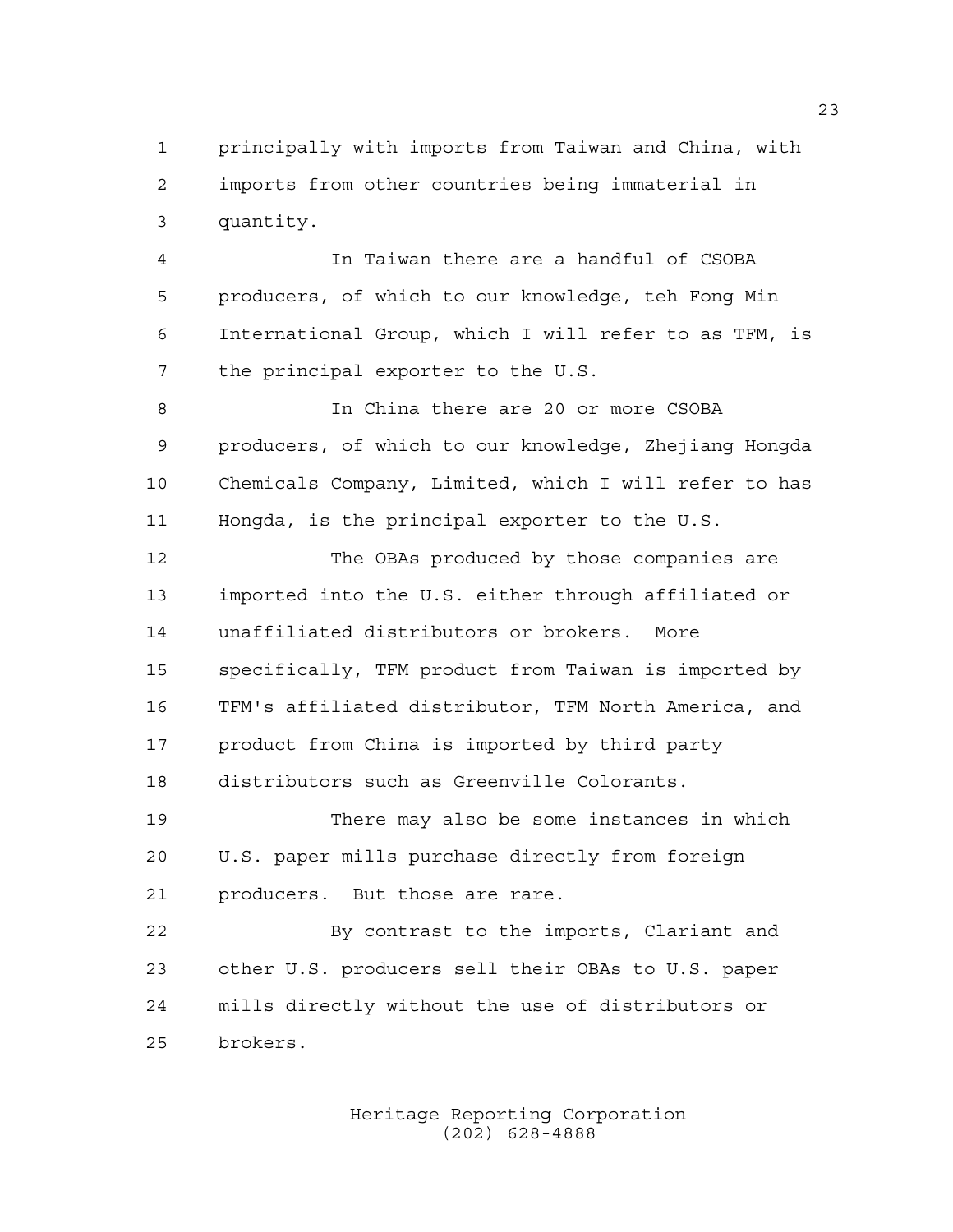principally with imports from Taiwan and China, with imports from other countries being immaterial in quantity.

In Taiwan there are a handful of CSOBA producers, of which to our knowledge, teh Fong Min International Group, which I will refer to as TFM, is the principal exporter to the U.S.

In China there are 20 or more CSOBA producers, of which to our knowledge, Zhejiang Hongda Chemicals Company, Limited, which I will refer to has Hongda, is the principal exporter to the U.S.

The OBAs produced by those companies are imported into the U.S. either through affiliated or unaffiliated distributors or brokers. More specifically, TFM product from Taiwan is imported by TFM's affiliated distributor, TFM North America, and product from China is imported by third party distributors such as Greenville Colorants.

There may also be some instances in which U.S. paper mills purchase directly from foreign producers. But those are rare.

By contrast to the imports, Clariant and other U.S. producers sell their OBAs to U.S. paper mills directly without the use of distributors or brokers.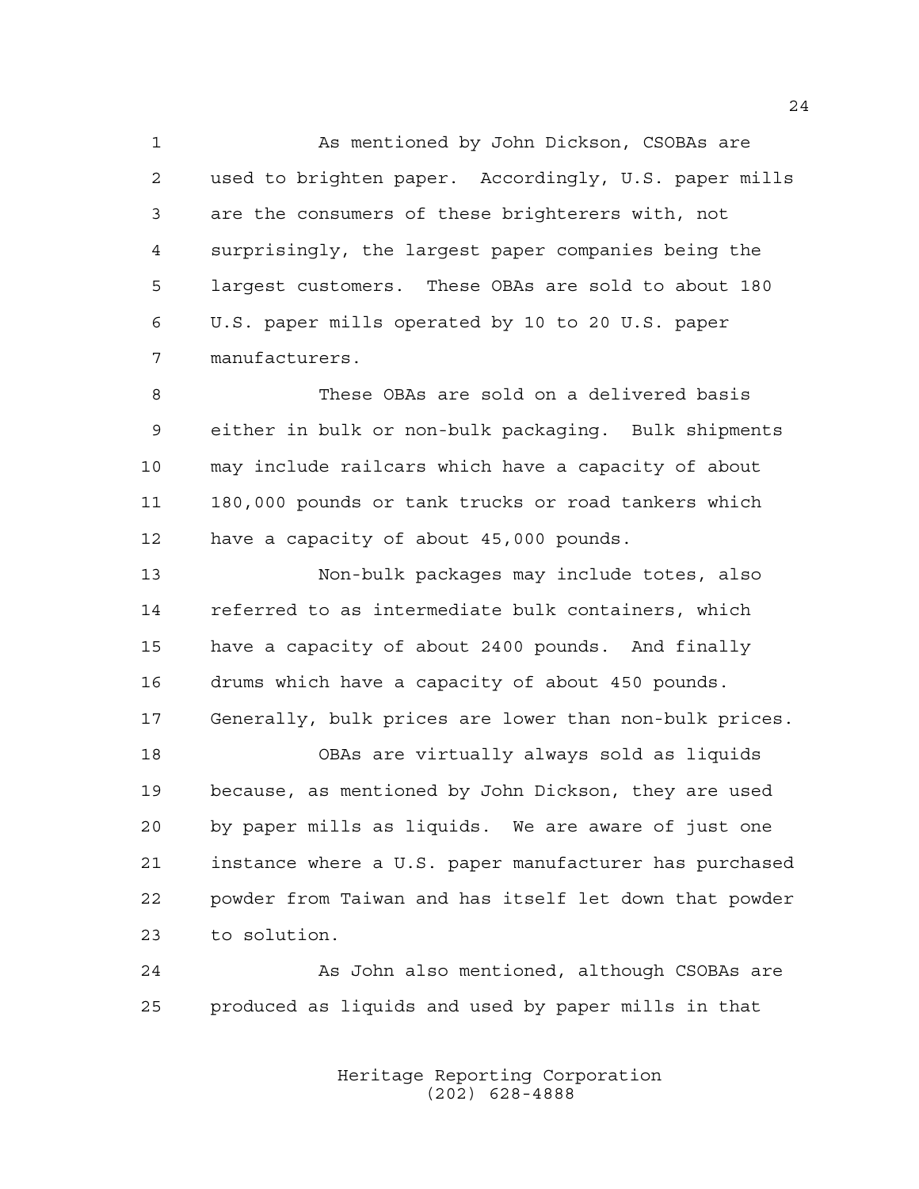As mentioned by John Dickson, CSOBAs are used to brighten paper. Accordingly, U.S. paper mills are the consumers of these brighterers with, not surprisingly, the largest paper companies being the largest customers. These OBAs are sold to about 180 U.S. paper mills operated by 10 to 20 U.S. paper manufacturers.

These OBAs are sold on a delivered basis either in bulk or non-bulk packaging. Bulk shipments may include railcars which have a capacity of about 180,000 pounds or tank trucks or road tankers which have a capacity of about 45,000 pounds.

Non-bulk packages may include totes, also referred to as intermediate bulk containers, which have a capacity of about 2400 pounds. And finally drums which have a capacity of about 450 pounds. Generally, bulk prices are lower than non-bulk prices.

OBAs are virtually always sold as liquids because, as mentioned by John Dickson, they are used by paper mills as liquids. We are aware of just one instance where a U.S. paper manufacturer has purchased powder from Taiwan and has itself let down that powder to solution.

As John also mentioned, although CSOBAs are produced as liquids and used by paper mills in that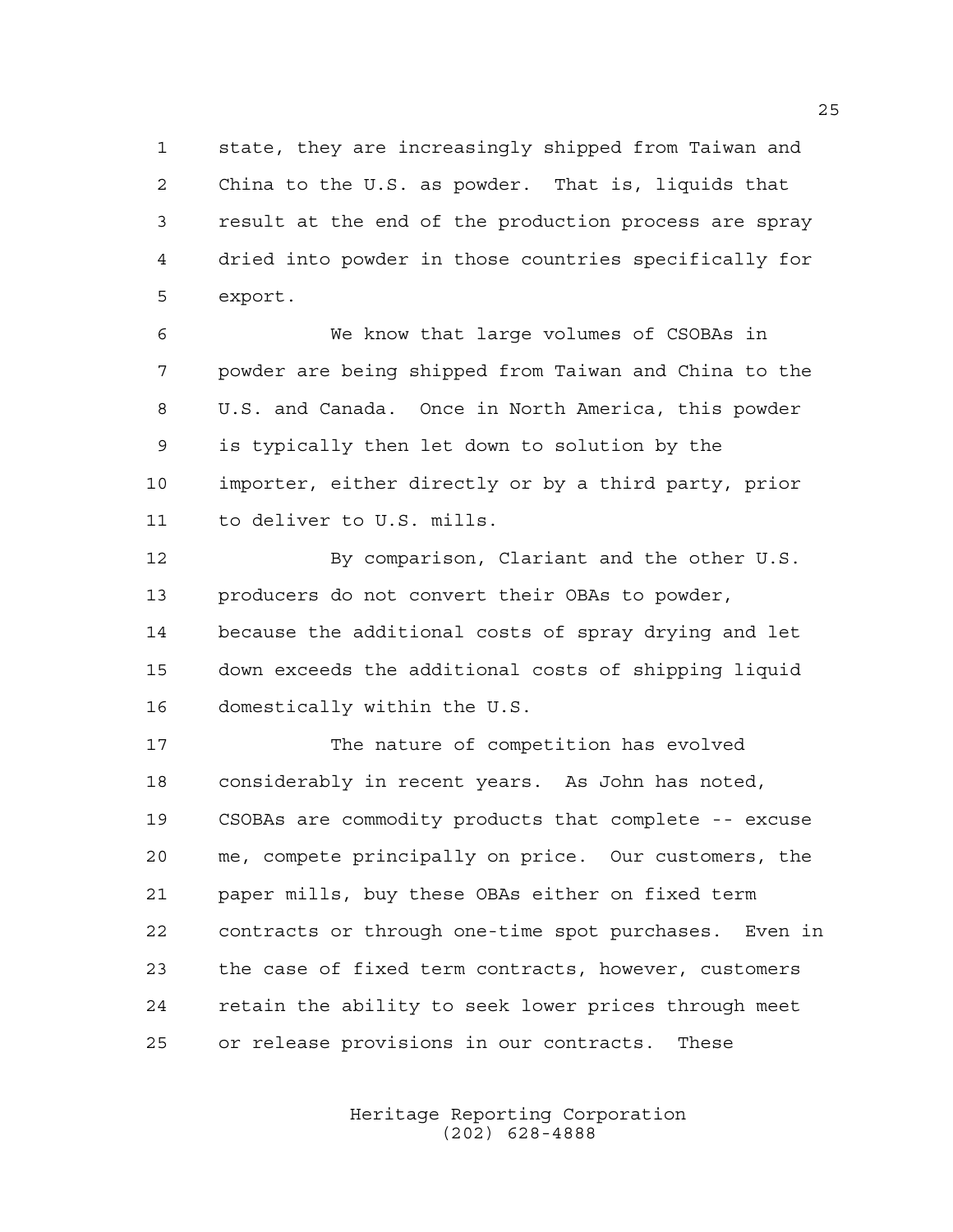state, they are increasingly shipped from Taiwan and China to the U.S. as powder. That is, liquids that result at the end of the production process are spray dried into powder in those countries specifically for export.

We know that large volumes of CSOBAs in powder are being shipped from Taiwan and China to the U.S. and Canada. Once in North America, this powder is typically then let down to solution by the importer, either directly or by a third party, prior to deliver to U.S. mills.

By comparison, Clariant and the other U.S. producers do not convert their OBAs to powder, because the additional costs of spray drying and let down exceeds the additional costs of shipping liquid domestically within the U.S.

The nature of competition has evolved considerably in recent years. As John has noted, CSOBAs are commodity products that complete -- excuse me, compete principally on price. Our customers, the paper mills, buy these OBAs either on fixed term contracts or through one-time spot purchases. Even in the case of fixed term contracts, however, customers retain the ability to seek lower prices through meet or release provisions in our contracts. These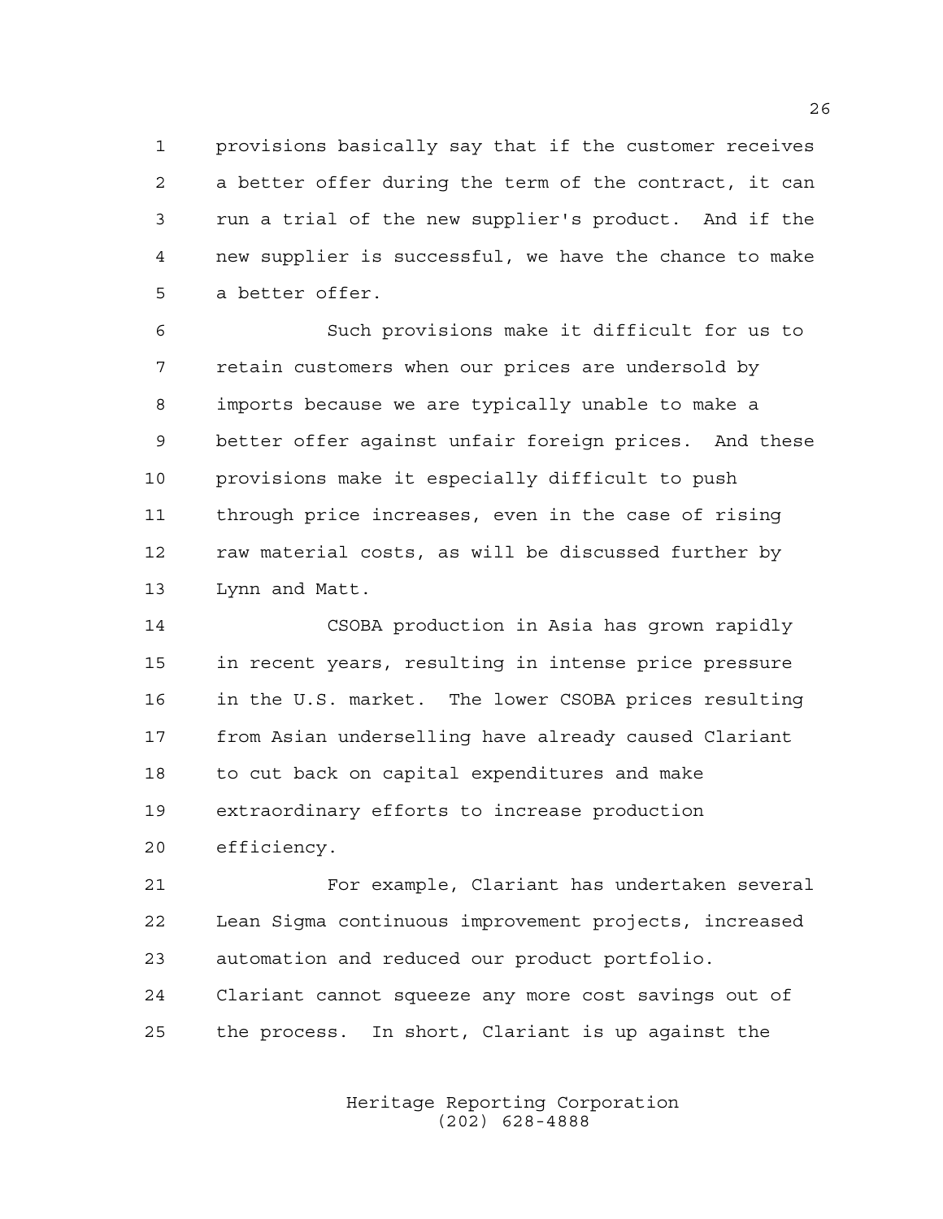provisions basically say that if the customer receives a better offer during the term of the contract, it can run a trial of the new supplier's product. And if the new supplier is successful, we have the chance to make a better offer.

Such provisions make it difficult for us to retain customers when our prices are undersold by imports because we are typically unable to make a better offer against unfair foreign prices. And these provisions make it especially difficult to push through price increases, even in the case of rising raw material costs, as will be discussed further by Lynn and Matt.

CSOBA production in Asia has grown rapidly in recent years, resulting in intense price pressure in the U.S. market. The lower CSOBA prices resulting from Asian underselling have already caused Clariant to cut back on capital expenditures and make extraordinary efforts to increase production efficiency.

For example, Clariant has undertaken several Lean Sigma continuous improvement projects, increased automation and reduced our product portfolio. Clariant cannot squeeze any more cost savings out of the process. In short, Clariant is up against the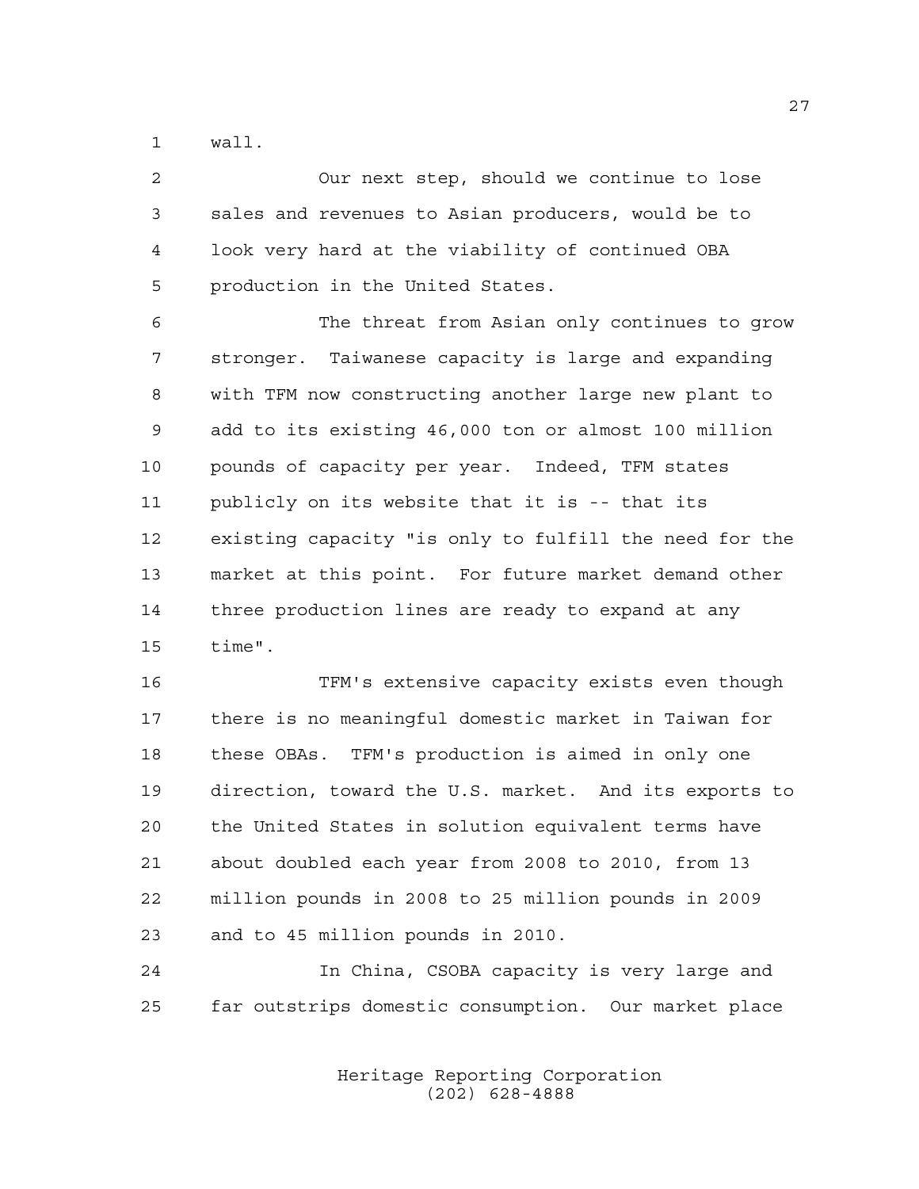wall.

Our next step, should we continue to lose sales and revenues to Asian producers, would be to look very hard at the viability of continued OBA production in the United States.

The threat from Asian only continues to grow stronger. Taiwanese capacity is large and expanding with TFM now constructing another large new plant to add to its existing 46,000 ton or almost 100 million pounds of capacity per year. Indeed, TFM states publicly on its website that it is -- that its existing capacity "is only to fulfill the need for the market at this point. For future market demand other three production lines are ready to expand at any time".

TFM's extensive capacity exists even though there is no meaningful domestic market in Taiwan for these OBAs. TFM's production is aimed in only one direction, toward the U.S. market. And its exports to the United States in solution equivalent terms have about doubled each year from 2008 to 2010, from 13 million pounds in 2008 to 25 million pounds in 2009 and to 45 million pounds in 2010.

In China, CSOBA capacity is very large and far outstrips domestic consumption. Our market place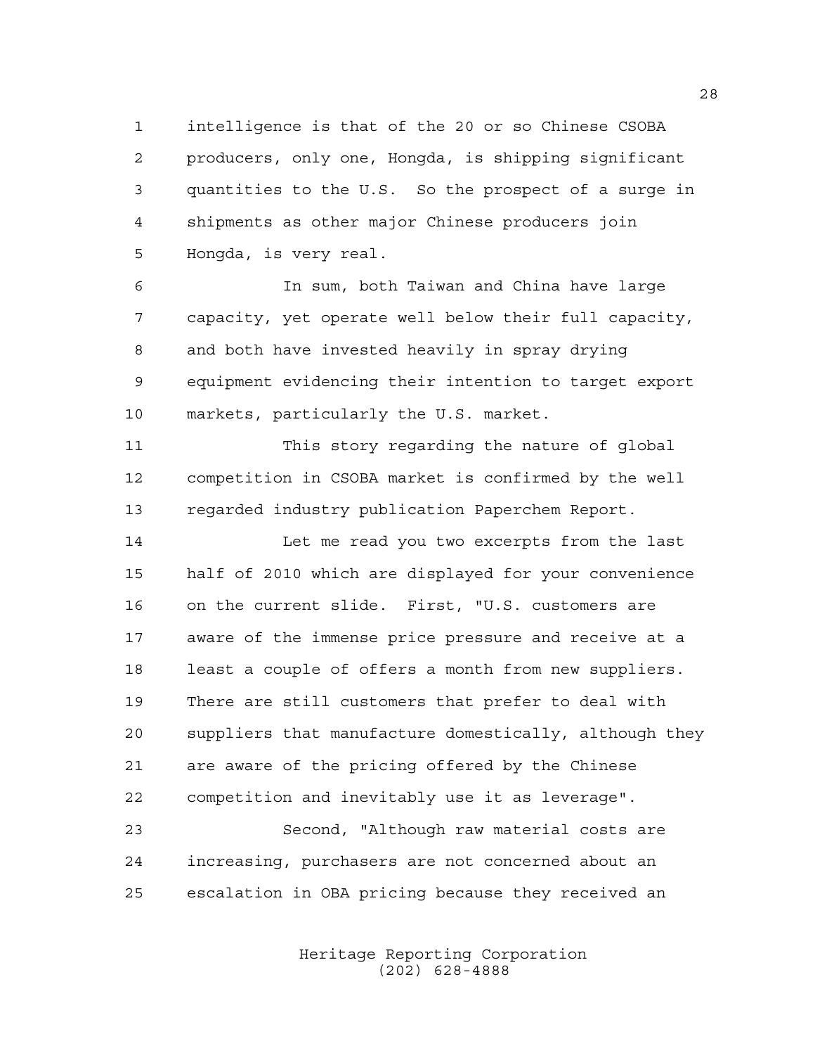intelligence is that of the 20 or so Chinese CSOBA producers, only one, Hongda, is shipping significant quantities to the U.S. So the prospect of a surge in shipments as other major Chinese producers join Hongda, is very real.

In sum, both Taiwan and China have large capacity, yet operate well below their full capacity, and both have invested heavily in spray drying equipment evidencing their intention to target export markets, particularly the U.S. market.

This story regarding the nature of global competition in CSOBA market is confirmed by the well regarded industry publication Paperchem Report.

Let me read you two excerpts from the last half of 2010 which are displayed for your convenience on the current slide. First, "U.S. customers are aware of the immense price pressure and receive at a least a couple of offers a month from new suppliers. There are still customers that prefer to deal with suppliers that manufacture domestically, although they are aware of the pricing offered by the Chinese competition and inevitably use it as leverage".

Second, "Although raw material costs are increasing, purchasers are not concerned about an escalation in OBA pricing because they received an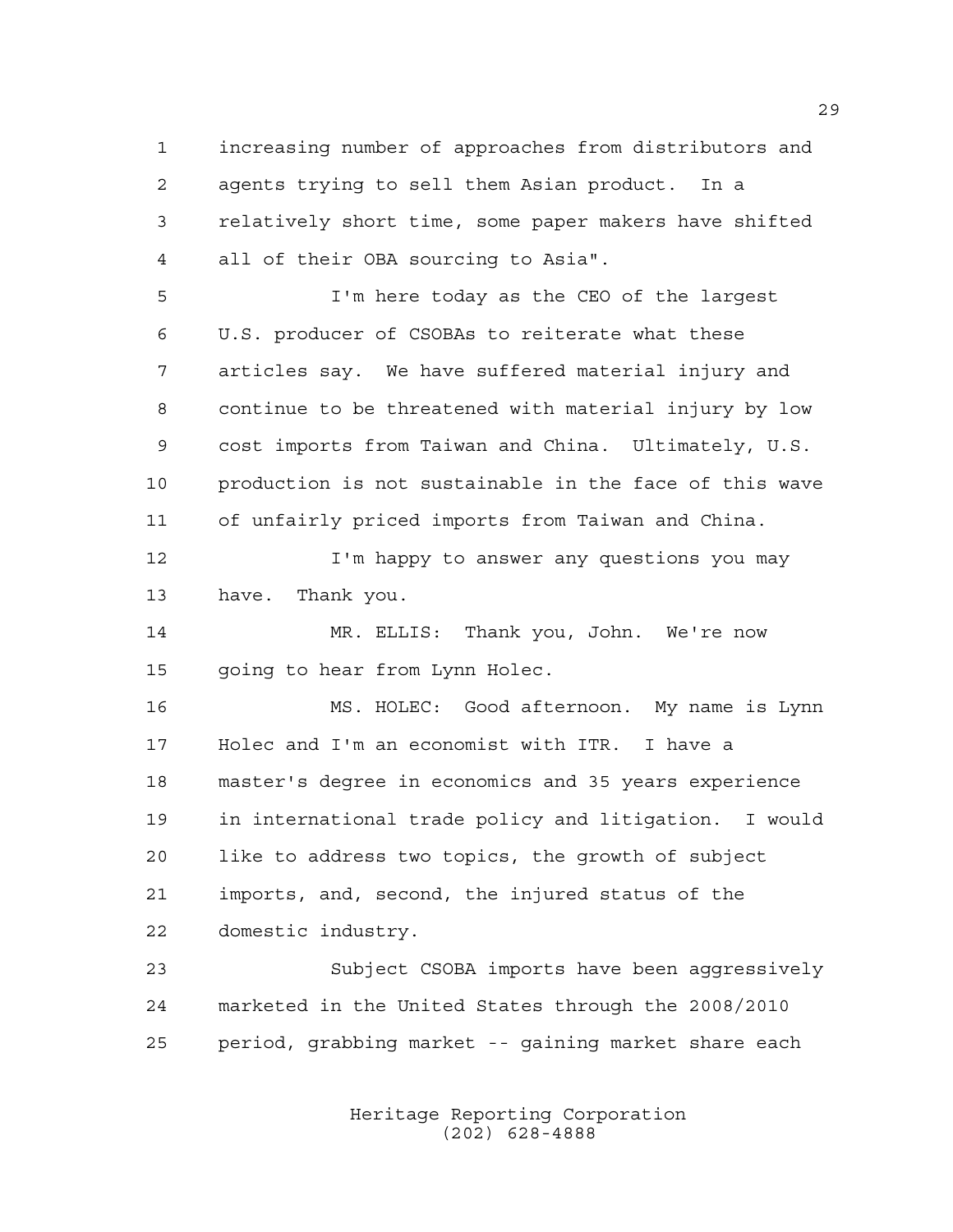increasing number of approaches from distributors and agents trying to sell them Asian product. In a relatively short time, some paper makers have shifted all of their OBA sourcing to Asia".

I'm here today as the CEO of the largest U.S. producer of CSOBAs to reiterate what these articles say. We have suffered material injury and continue to be threatened with material injury by low cost imports from Taiwan and China. Ultimately, U.S. production is not sustainable in the face of this wave of unfairly priced imports from Taiwan and China.

I'm happy to answer any questions you may have. Thank you.

MR. ELLIS: Thank you, John. We're now going to hear from Lynn Holec.

MS. HOLEC: Good afternoon. My name is Lynn Holec and I'm an economist with ITR. I have a master's degree in economics and 35 years experience in international trade policy and litigation. I would like to address two topics, the growth of subject imports, and, second, the injured status of the domestic industry.

Subject CSOBA imports have been aggressively marketed in the United States through the 2008/2010 period, grabbing market -- gaining market share each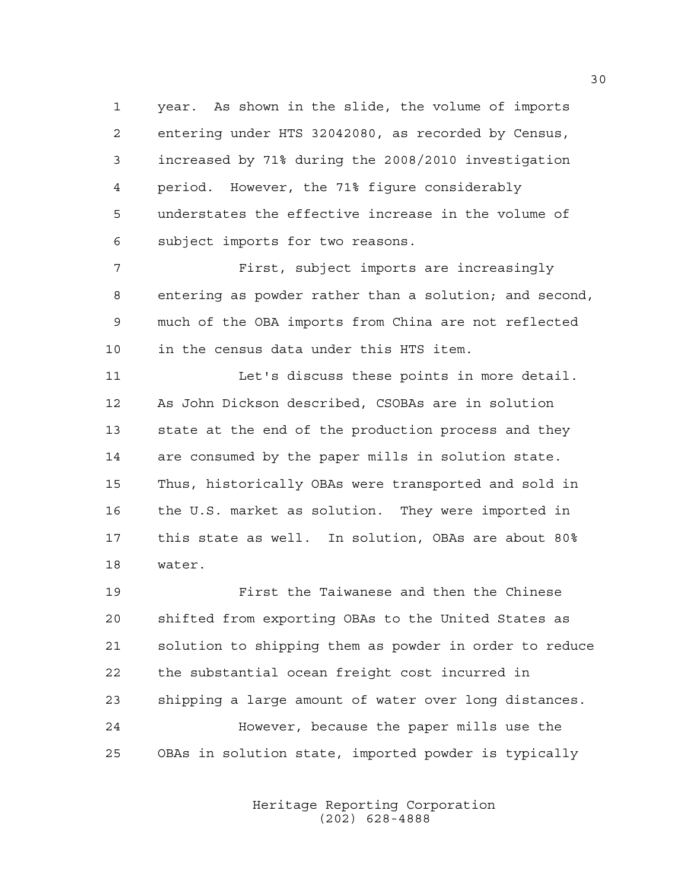year. As shown in the slide, the volume of imports entering under HTS 32042080, as recorded by Census, increased by 71% during the 2008/2010 investigation period. However, the 71% figure considerably understates the effective increase in the volume of subject imports for two reasons.

First, subject imports are increasingly entering as powder rather than a solution; and second, much of the OBA imports from China are not reflected in the census data under this HTS item.

Let's discuss these points in more detail. As John Dickson described, CSOBAs are in solution state at the end of the production process and they are consumed by the paper mills in solution state. Thus, historically OBAs were transported and sold in the U.S. market as solution. They were imported in this state as well. In solution, OBAs are about 80% water.

First the Taiwanese and then the Chinese shifted from exporting OBAs to the United States as solution to shipping them as powder in order to reduce the substantial ocean freight cost incurred in shipping a large amount of water over long distances.

However, because the paper mills use the OBAs in solution state, imported powder is typically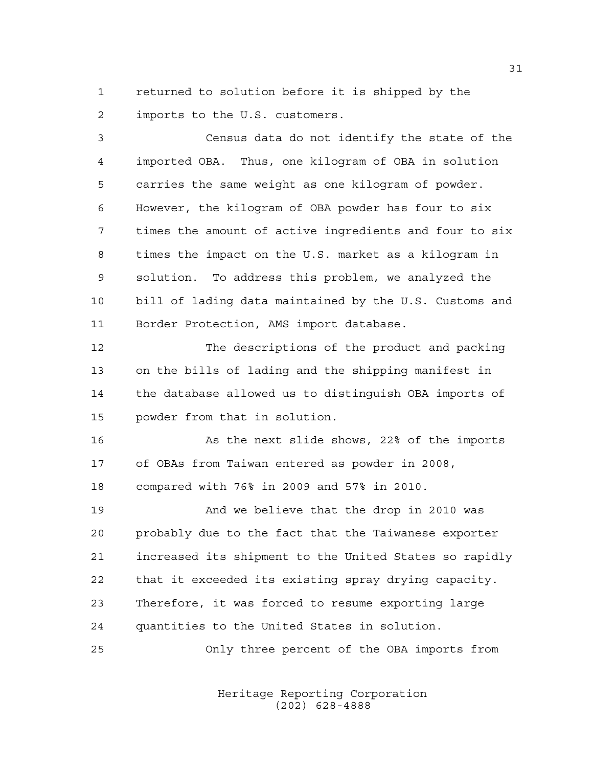returned to solution before it is shipped by the imports to the U.S. customers.

Census data do not identify the state of the imported OBA. Thus, one kilogram of OBA in solution carries the same weight as one kilogram of powder. However, the kilogram of OBA powder has four to six times the amount of active ingredients and four to six times the impact on the U.S. market as a kilogram in solution. To address this problem, we analyzed the bill of lading data maintained by the U.S. Customs and Border Protection, AMS import database.

The descriptions of the product and packing on the bills of lading and the shipping manifest in the database allowed us to distinguish OBA imports of powder from that in solution.

As the next slide shows, 22% of the imports of OBAs from Taiwan entered as powder in 2008, compared with 76% in 2009 and 57% in 2010.

And we believe that the drop in 2010 was probably due to the fact that the Taiwanese exporter increased its shipment to the United States so rapidly that it exceeded its existing spray drying capacity. Therefore, it was forced to resume exporting large quantities to the United States in solution.

Only three percent of the OBA imports from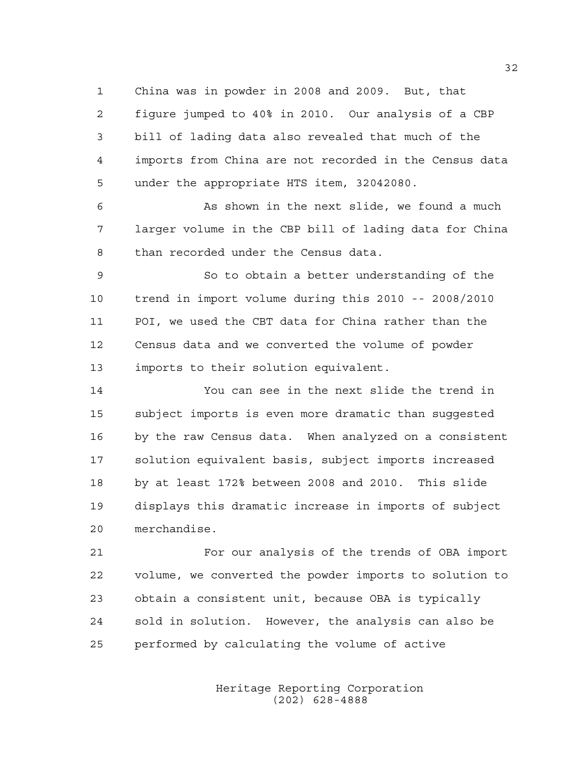China was in powder in 2008 and 2009. But, that figure jumped to 40% in 2010. Our analysis of a CBP bill of lading data also revealed that much of the imports from China are not recorded in the Census data under the appropriate HTS item, 32042080.

As shown in the next slide, we found a much larger volume in the CBP bill of lading data for China than recorded under the Census data.

So to obtain a better understanding of the trend in import volume during this 2010 -- 2008/2010 POI, we used the CBT data for China rather than the Census data and we converted the volume of powder imports to their solution equivalent.

You can see in the next slide the trend in subject imports is even more dramatic than suggested by the raw Census data. When analyzed on a consistent solution equivalent basis, subject imports increased by at least 172% between 2008 and 2010. This slide displays this dramatic increase in imports of subject merchandise.

For our analysis of the trends of OBA import volume, we converted the powder imports to solution to obtain a consistent unit, because OBA is typically sold in solution. However, the analysis can also be performed by calculating the volume of active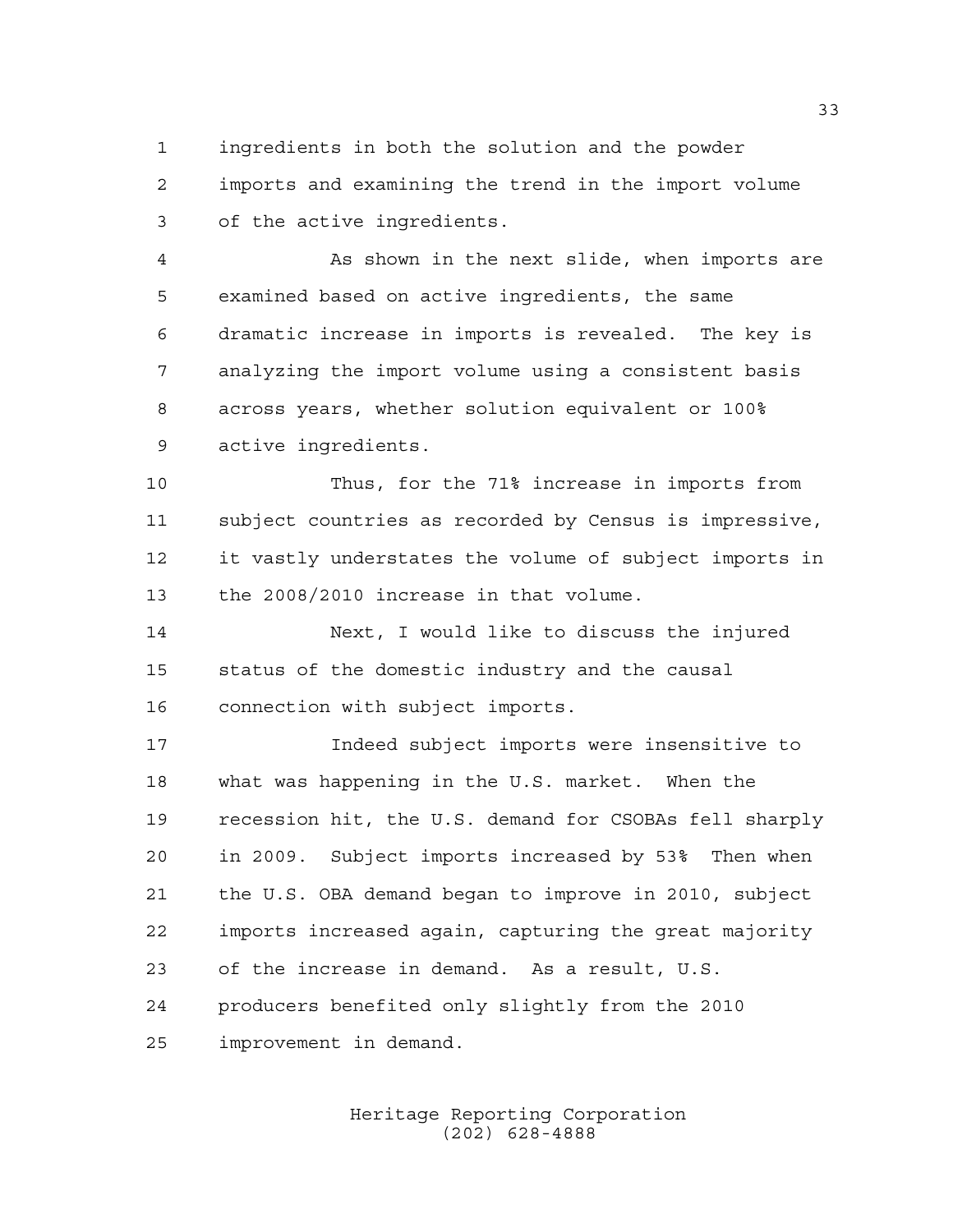ingredients in both the solution and the powder imports and examining the trend in the import volume of the active ingredients.

As shown in the next slide, when imports are examined based on active ingredients, the same dramatic increase in imports is revealed. The key is analyzing the import volume using a consistent basis across years, whether solution equivalent or 100% active ingredients.

Thus, for the 71% increase in imports from subject countries as recorded by Census is impressive, it vastly understates the volume of subject imports in the 2008/2010 increase in that volume.

Next, I would like to discuss the injured status of the domestic industry and the causal connection with subject imports.

Indeed subject imports were insensitive to what was happening in the U.S. market. When the recession hit, the U.S. demand for CSOBAs fell sharply in 2009. Subject imports increased by 53% Then when the U.S. OBA demand began to improve in 2010, subject imports increased again, capturing the great majority of the increase in demand. As a result, U.S. producers benefited only slightly from the 2010 improvement in demand.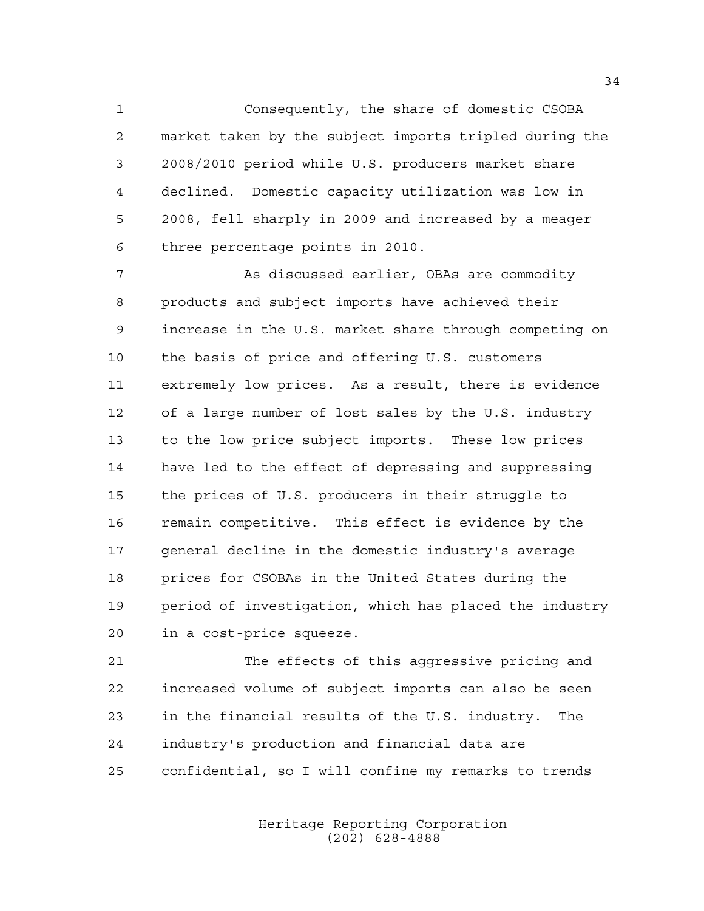Consequently, the share of domestic CSOBA market taken by the subject imports tripled during the 2008/2010 period while U.S. producers market share declined. Domestic capacity utilization was low in 2008, fell sharply in 2009 and increased by a meager three percentage points in 2010.

As discussed earlier, OBAs are commodity products and subject imports have achieved their increase in the U.S. market share through competing on the basis of price and offering U.S. customers extremely low prices. As a result, there is evidence of a large number of lost sales by the U.S. industry to the low price subject imports. These low prices have led to the effect of depressing and suppressing the prices of U.S. producers in their struggle to remain competitive. This effect is evidence by the general decline in the domestic industry's average prices for CSOBAs in the United States during the period of investigation, which has placed the industry in a cost-price squeeze.

The effects of this aggressive pricing and increased volume of subject imports can also be seen in the financial results of the U.S. industry. The industry's production and financial data are confidential, so I will confine my remarks to trends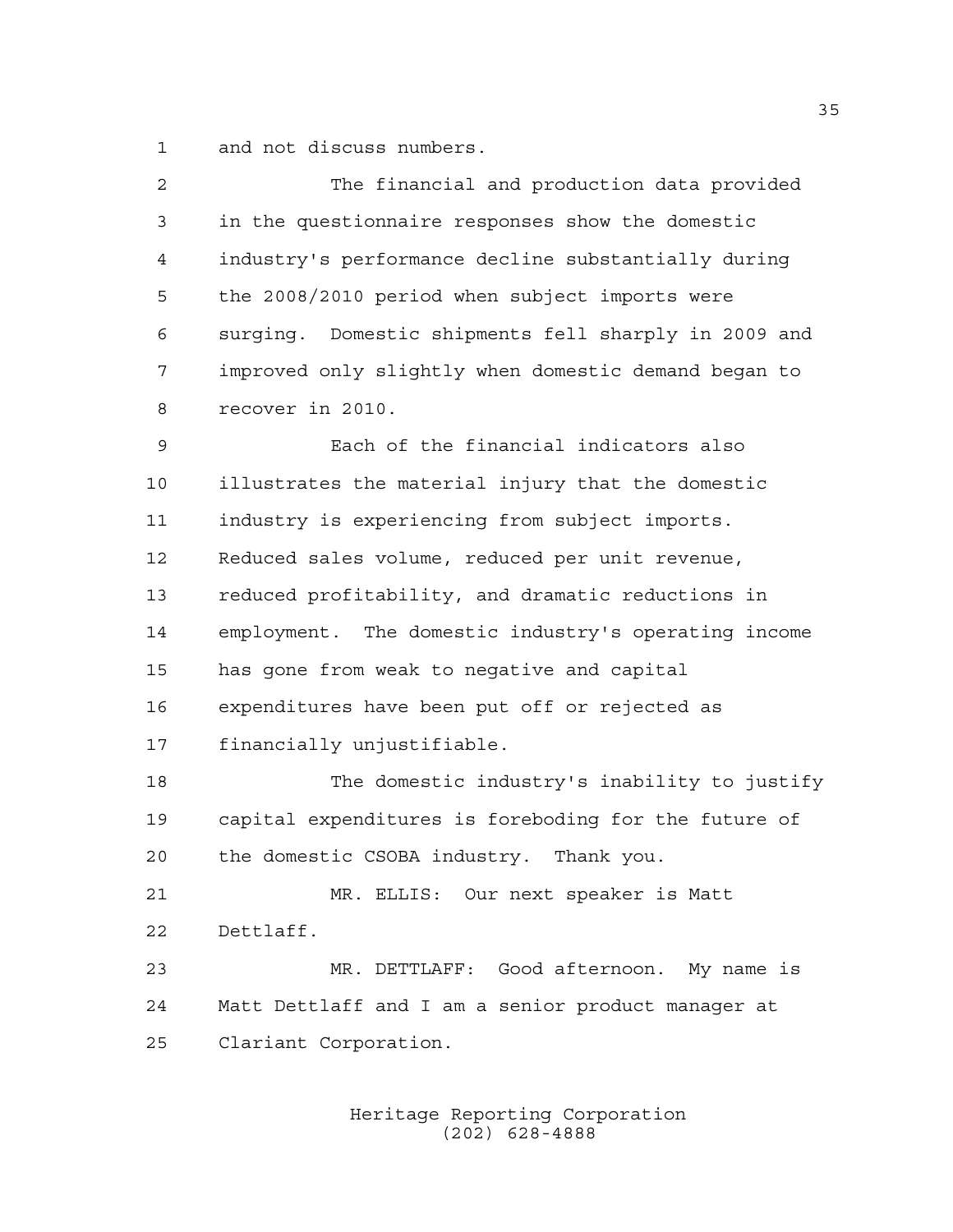and not discuss numbers.

The financial and production data provided in the questionnaire responses show the domestic industry's performance decline substantially during the 2008/2010 period when subject imports were surging. Domestic shipments fell sharply in 2009 and improved only slightly when domestic demand began to recover in 2010.

Each of the financial indicators also illustrates the material injury that the domestic industry is experiencing from subject imports. Reduced sales volume, reduced per unit revenue, reduced profitability, and dramatic reductions in employment. The domestic industry's operating income has gone from weak to negative and capital expenditures have been put off or rejected as financially unjustifiable.

The domestic industry's inability to justify capital expenditures is foreboding for the future of the domestic CSOBA industry. Thank you.

MR. ELLIS: Our next speaker is Matt Dettlaff.

MR. DETTLAFF: Good afternoon. My name is Matt Dettlaff and I am a senior product manager at Clariant Corporation.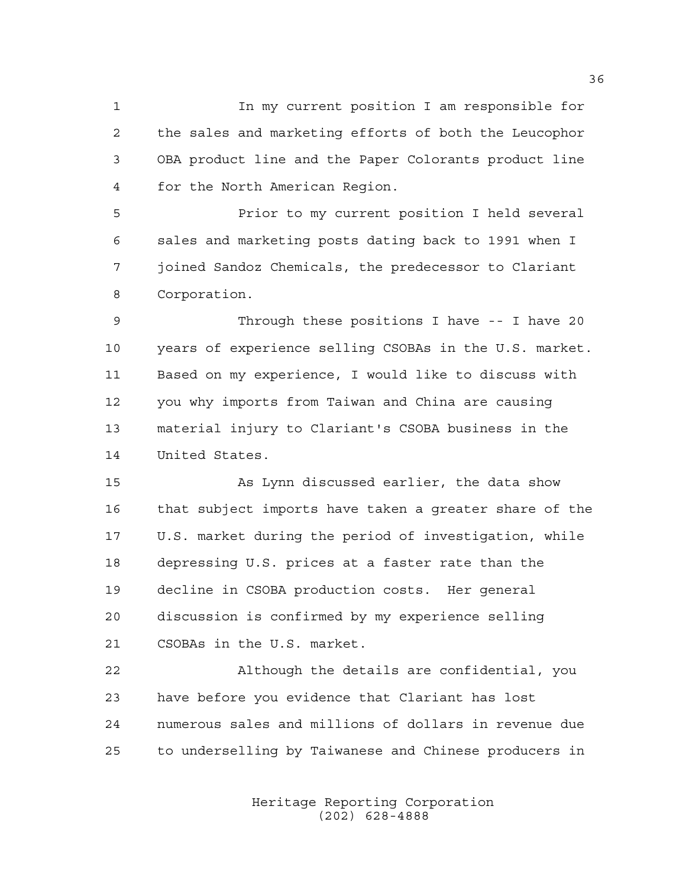In my current position I am responsible for the sales and marketing efforts of both the Leucophor OBA product line and the Paper Colorants product line for the North American Region.

Prior to my current position I held several sales and marketing posts dating back to 1991 when I joined Sandoz Chemicals, the predecessor to Clariant Corporation.

Through these positions I have -- I have 20 years of experience selling CSOBAs in the U.S. market. Based on my experience, I would like to discuss with you why imports from Taiwan and China are causing material injury to Clariant's CSOBA business in the United States.

As Lynn discussed earlier, the data show that subject imports have taken a greater share of the U.S. market during the period of investigation, while depressing U.S. prices at a faster rate than the decline in CSOBA production costs. Her general discussion is confirmed by my experience selling CSOBAs in the U.S. market.

Although the details are confidential, you have before you evidence that Clariant has lost numerous sales and millions of dollars in revenue due to underselling by Taiwanese and Chinese producers in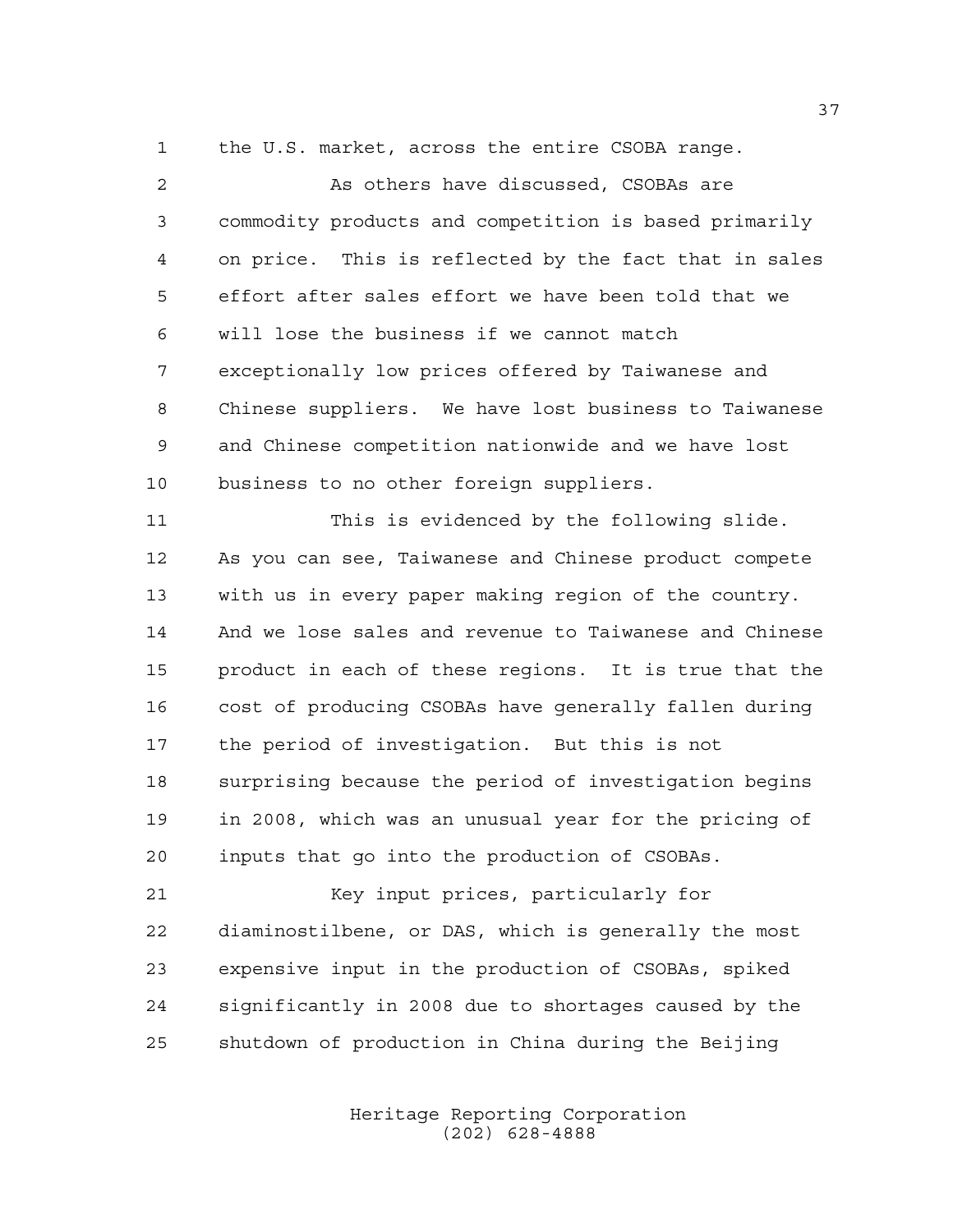the U.S. market, across the entire CSOBA range.

As others have discussed, CSOBAs are commodity products and competition is based primarily on price. This is reflected by the fact that in sales effort after sales effort we have been told that we will lose the business if we cannot match exceptionally low prices offered by Taiwanese and Chinese suppliers. We have lost business to Taiwanese and Chinese competition nationwide and we have lost business to no other foreign suppliers.

This is evidenced by the following slide. As you can see, Taiwanese and Chinese product compete with us in every paper making region of the country. And we lose sales and revenue to Taiwanese and Chinese product in each of these regions. It is true that the cost of producing CSOBAs have generally fallen during the period of investigation. But this is not surprising because the period of investigation begins in 2008, which was an unusual year for the pricing of inputs that go into the production of CSOBAs.

Key input prices, particularly for diaminostilbene, or DAS, which is generally the most expensive input in the production of CSOBAs, spiked significantly in 2008 due to shortages caused by the shutdown of production in China during the Beijing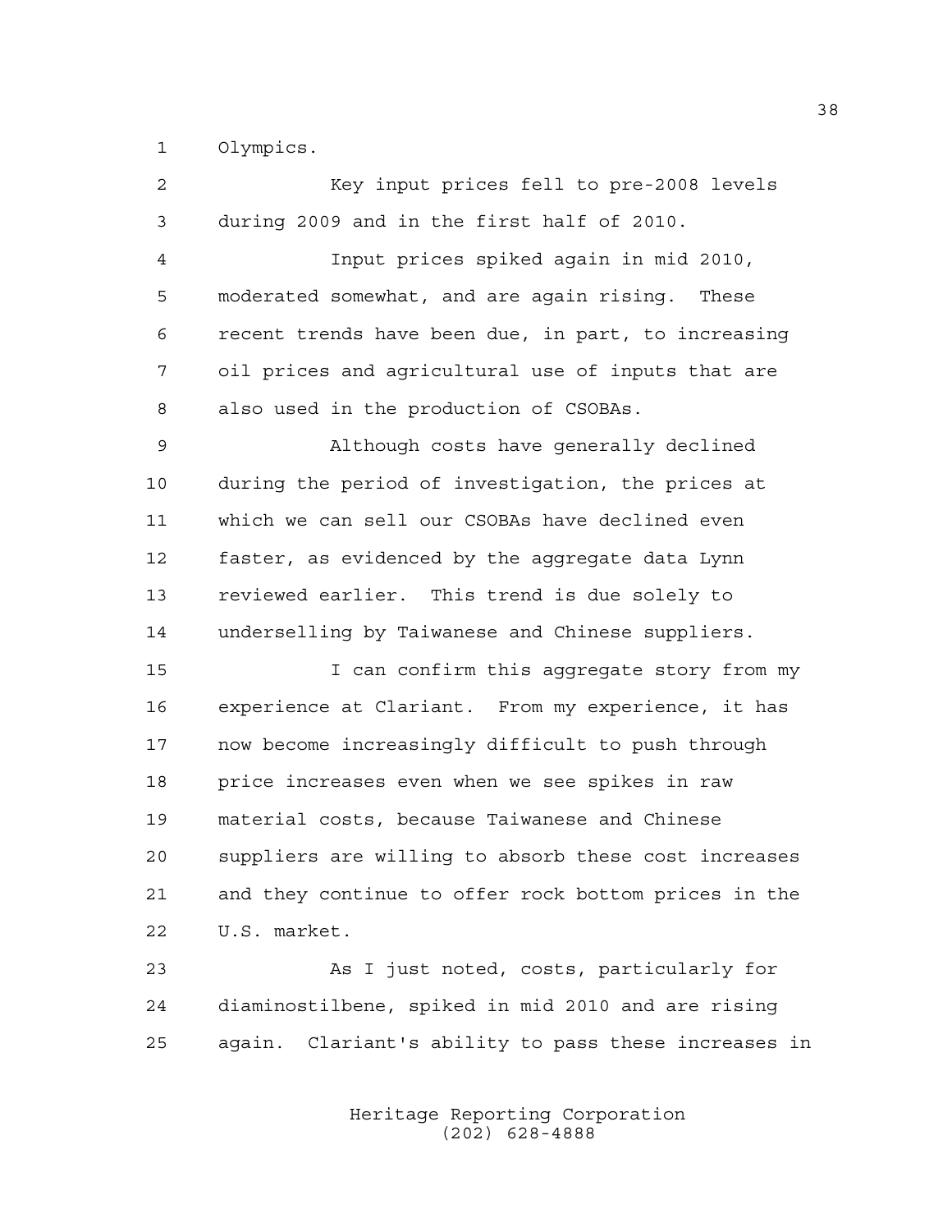Olympics.

Key input prices fell to pre-2008 levels during 2009 and in the first half of 2010.

Input prices spiked again in mid 2010, moderated somewhat, and are again rising. These recent trends have been due, in part, to increasing oil prices and agricultural use of inputs that are also used in the production of CSOBAs.

Although costs have generally declined during the period of investigation, the prices at which we can sell our CSOBAs have declined even faster, as evidenced by the aggregate data Lynn reviewed earlier. This trend is due solely to underselling by Taiwanese and Chinese suppliers.

I can confirm this aggregate story from my experience at Clariant. From my experience, it has now become increasingly difficult to push through price increases even when we see spikes in raw material costs, because Taiwanese and Chinese suppliers are willing to absorb these cost increases and they continue to offer rock bottom prices in the U.S. market.

As I just noted, costs, particularly for diaminostilbene, spiked in mid 2010 and are rising again. Clariant's ability to pass these increases in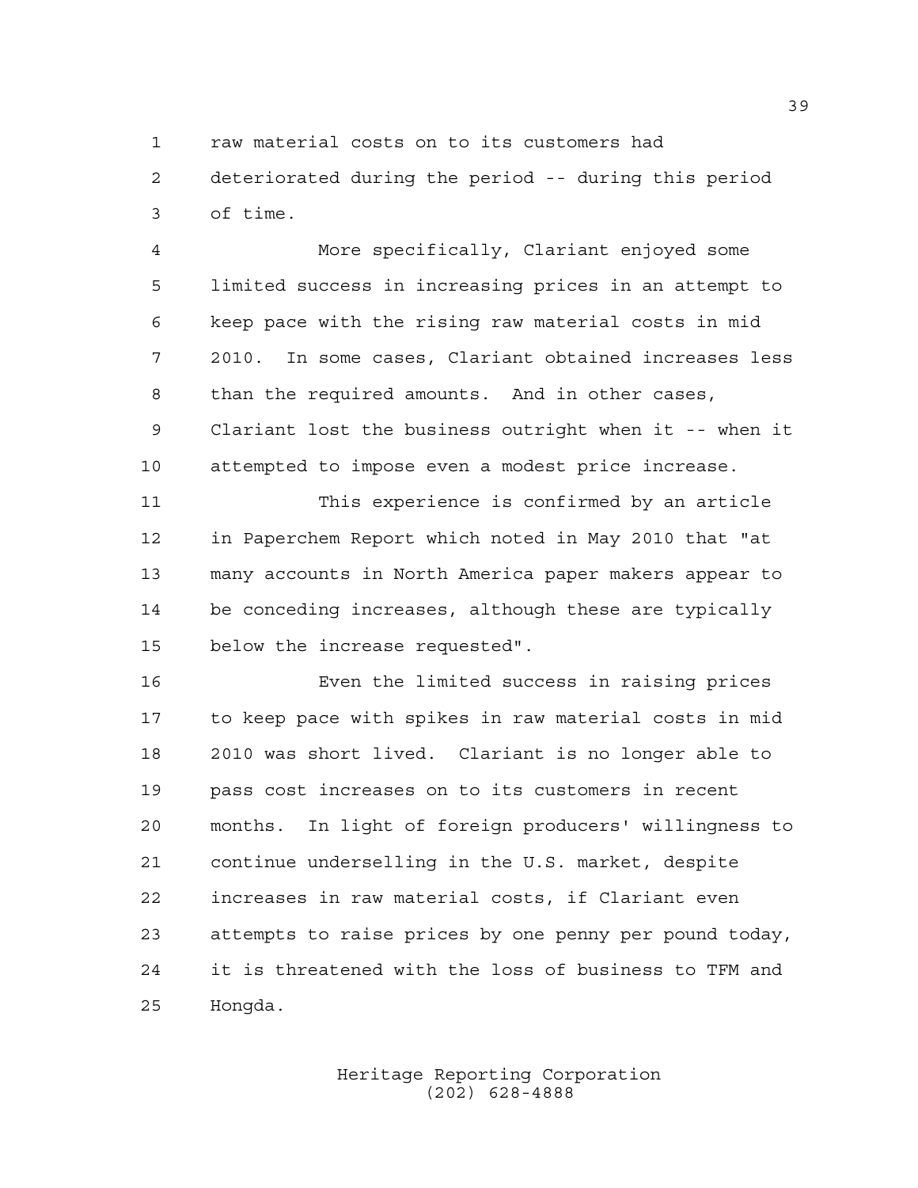raw material costs on to its customers had deteriorated during the period -- during this period of time.

More specifically, Clariant enjoyed some limited success in increasing prices in an attempt to keep pace with the rising raw material costs in mid 2010. In some cases, Clariant obtained increases less than the required amounts. And in other cases, Clariant lost the business outright when it -- when it attempted to impose even a modest price increase.

This experience is confirmed by an article in Paperchem Report which noted in May 2010 that "at many accounts in North America paper makers appear to be conceding increases, although these are typically below the increase requested".

Even the limited success in raising prices to keep pace with spikes in raw material costs in mid 2010 was short lived. Clariant is no longer able to pass cost increases on to its customers in recent months. In light of foreign producers' willingness to continue underselling in the U.S. market, despite increases in raw material costs, if Clariant even attempts to raise prices by one penny per pound today, it is threatened with the loss of business to TFM and Hongda.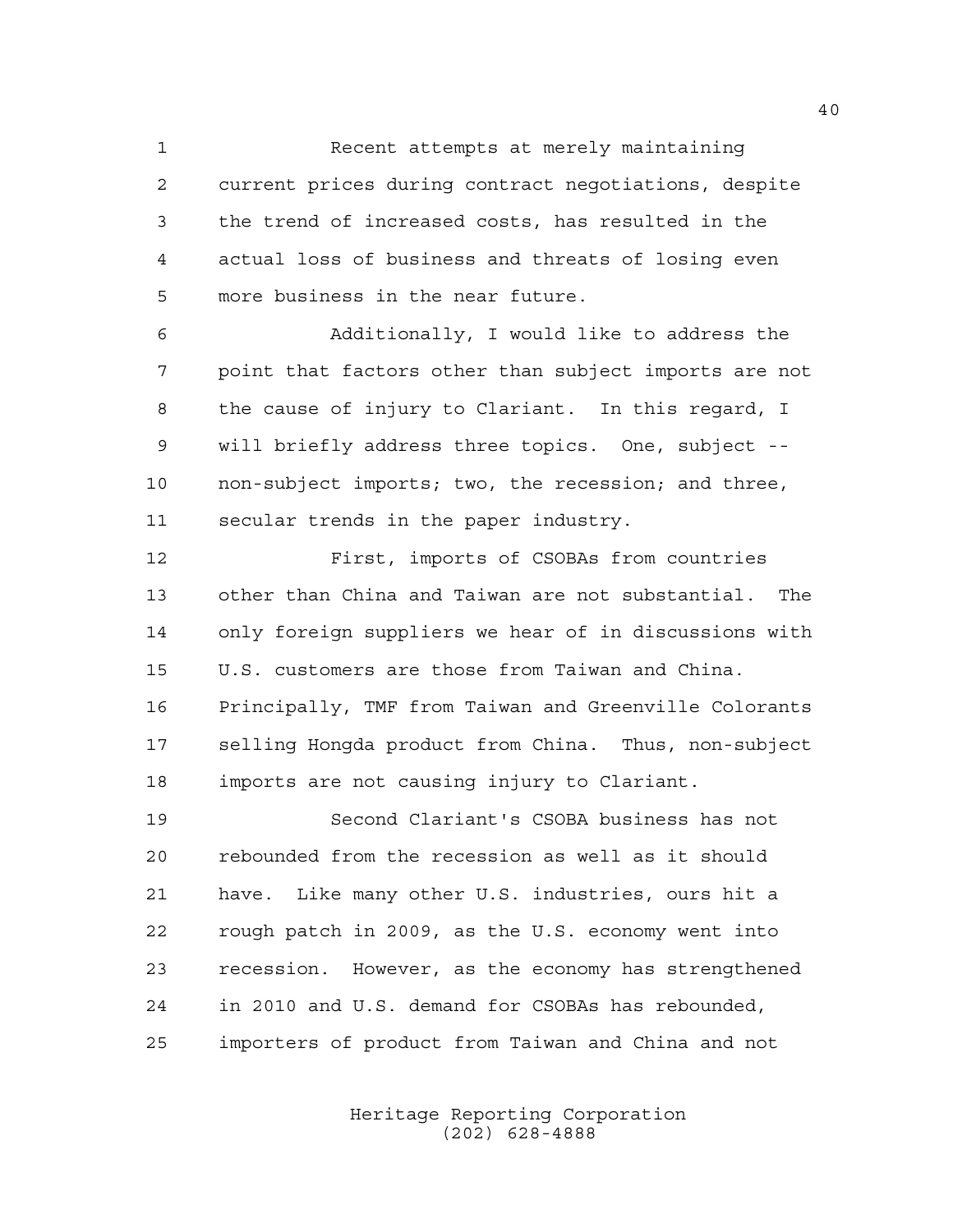Recent attempts at merely maintaining current prices during contract negotiations, despite the trend of increased costs, has resulted in the actual loss of business and threats of losing even more business in the near future.

Additionally, I would like to address the point that factors other than subject imports are not the cause of injury to Clariant. In this regard, I will briefly address three topics. One, subject -- non-subject imports; two, the recession; and three, secular trends in the paper industry.

First, imports of CSOBAs from countries other than China and Taiwan are not substantial. The only foreign suppliers we hear of in discussions with U.S. customers are those from Taiwan and China. Principally, TMF from Taiwan and Greenville Colorants selling Hongda product from China. Thus, non-subject imports are not causing injury to Clariant.

Second Clariant's CSOBA business has not rebounded from the recession as well as it should have. Like many other U.S. industries, ours hit a rough patch in 2009, as the U.S. economy went into recession. However, as the economy has strengthened in 2010 and U.S. demand for CSOBAs has rebounded, importers of product from Taiwan and China and not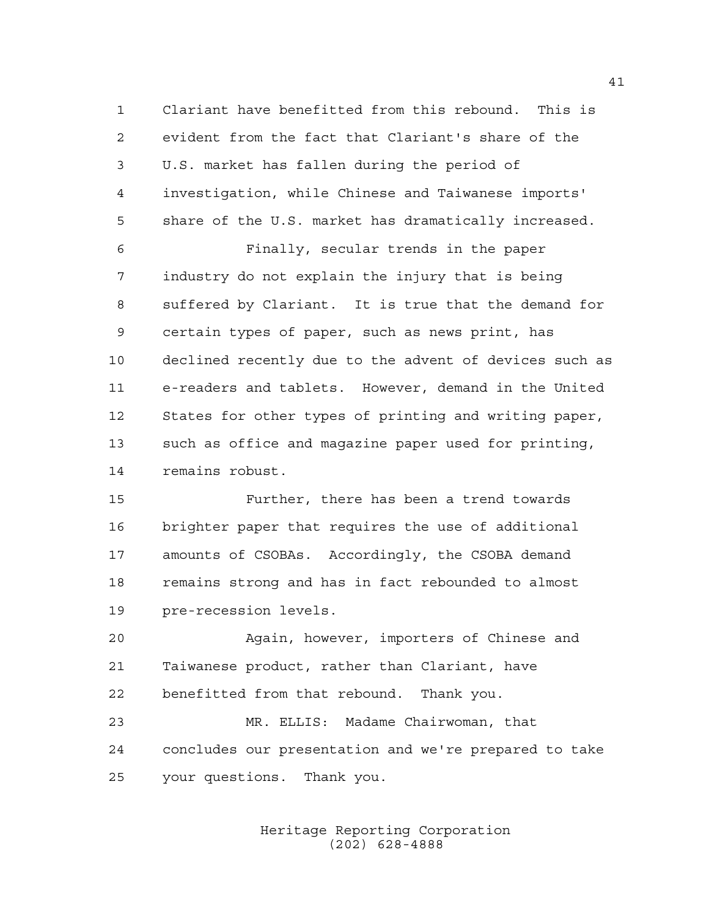Clariant have benefitted from this rebound. This is evident from the fact that Clariant's share of the U.S. market has fallen during the period of investigation, while Chinese and Taiwanese imports' share of the U.S. market has dramatically increased.

Finally, secular trends in the paper industry do not explain the injury that is being suffered by Clariant. It is true that the demand for certain types of paper, such as news print, has declined recently due to the advent of devices such as e-readers and tablets. However, demand in the United States for other types of printing and writing paper, such as office and magazine paper used for printing, remains robust.

Further, there has been a trend towards brighter paper that requires the use of additional amounts of CSOBAs. Accordingly, the CSOBA demand remains strong and has in fact rebounded to almost pre-recession levels.

Again, however, importers of Chinese and Taiwanese product, rather than Clariant, have benefitted from that rebound. Thank you.

MR. ELLIS: Madame Chairwoman, that concludes our presentation and we're prepared to take your questions. Thank you.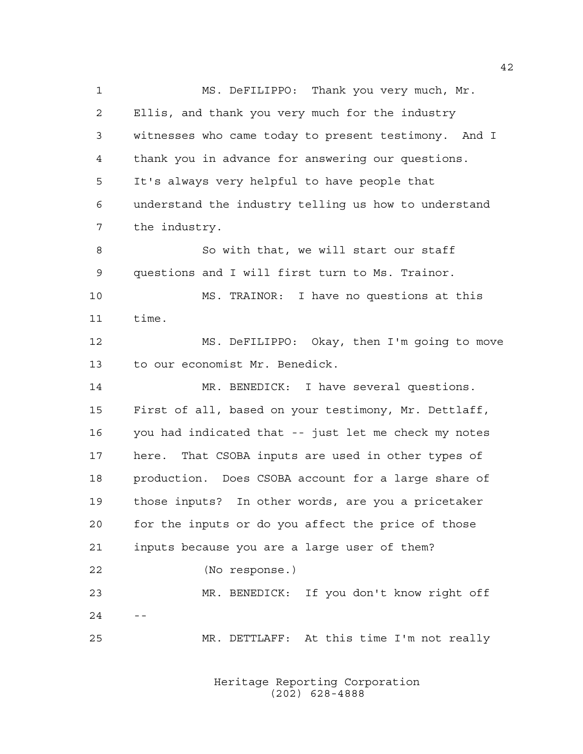MS. DeFILIPPO: Thank you very much, Mr. Ellis, and thank you very much for the industry witnesses who came today to present testimony. And I thank you in advance for answering our questions. It's always very helpful to have people that understand the industry telling us how to understand the industry.

So with that, we will start our staff questions and I will first turn to Ms. Trainor.

MS. TRAINOR: I have no questions at this time.

MS. DeFILIPPO: Okay, then I'm going to move to our economist Mr. Benedick.

MR. BENEDICK: I have several questions. First of all, based on your testimony, Mr. Dettlaff, you had indicated that -- just let me check my notes here. That CSOBA inputs are used in other types of production. Does CSOBA account for a large share of those inputs? In other words, are you a pricetaker for the inputs or do you affect the price of those inputs because you are a large user of them?

(No response.)

MR. BENEDICK: If you don't know right off --

MR. DETTLAFF: At this time I'm not really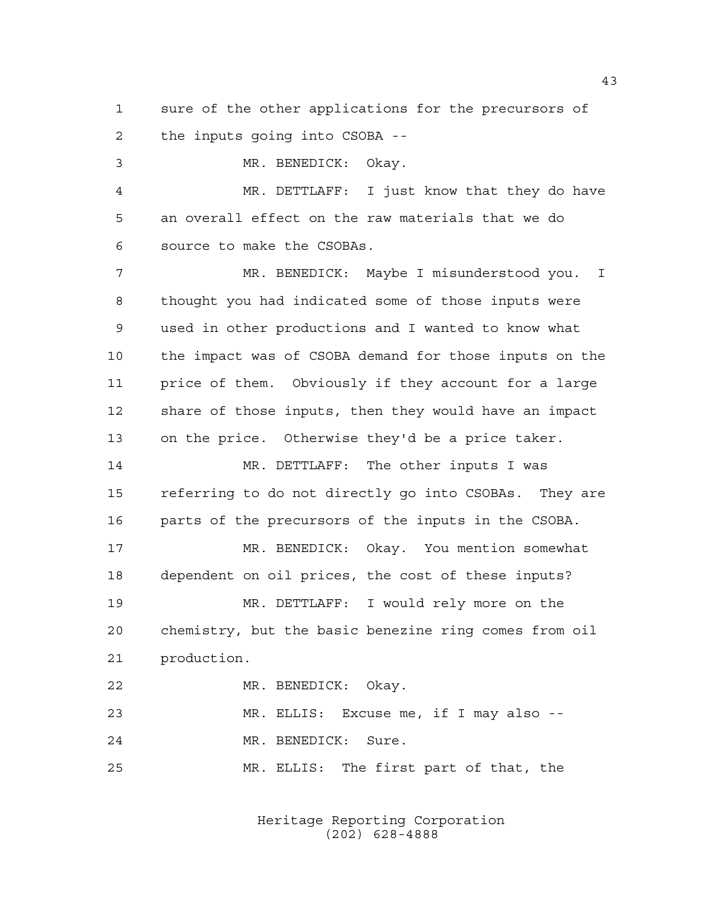sure of the other applications for the precursors of the inputs going into CSOBA --

MR. BENEDICK: Okay.

MR. DETTLAFF: I just know that they do have an overall effect on the raw materials that we do source to make the CSOBAs.

MR. BENEDICK: Maybe I misunderstood you. I thought you had indicated some of those inputs were used in other productions and I wanted to know what the impact was of CSOBA demand for those inputs on the price of them. Obviously if they account for a large share of those inputs, then they would have an impact on the price. Otherwise they'd be a price taker.

MR. DETTLAFF: The other inputs I was referring to do not directly go into CSOBAs. They are parts of the precursors of the inputs in the CSOBA.

MR. BENEDICK: Okay. You mention somewhat dependent on oil prices, the cost of these inputs?

MR. DETTLAFF: I would rely more on the chemistry, but the basic benezine ring comes from oil production.

MR. BENEDICK: Okay.

MR. ELLIS: Excuse me, if I may also --

MR. BENEDICK: Sure.

MR. ELLIS: The first part of that, the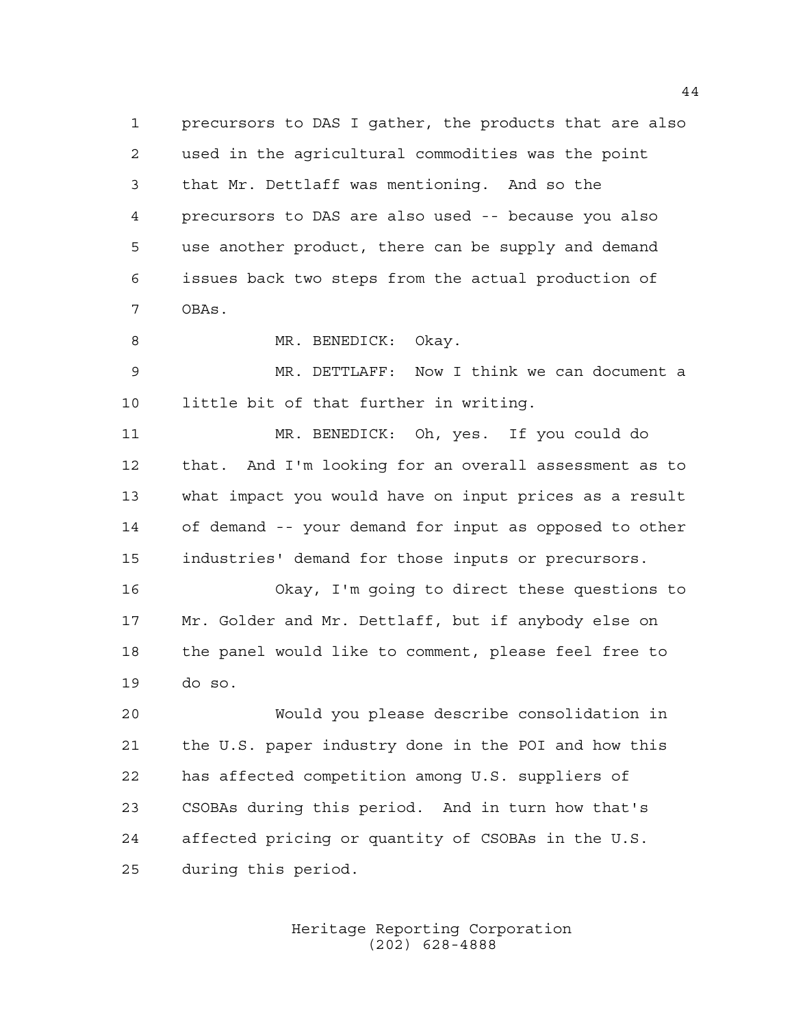precursors to DAS I gather, the products that are also used in the agricultural commodities was the point that Mr. Dettlaff was mentioning. And so the precursors to DAS are also used -- because you also use another product, there can be supply and demand issues back two steps from the actual production of OBAs.

MR. BENEDICK: Okay.

MR. DETTLAFF: Now I think we can document a little bit of that further in writing.

MR. BENEDICK: Oh, yes. If you could do that. And I'm looking for an overall assessment as to what impact you would have on input prices as a result of demand -- your demand for input as opposed to other industries' demand for those inputs or precursors.

Okay, I'm going to direct these questions to Mr. Golder and Mr. Dettlaff, but if anybody else on the panel would like to comment, please feel free to do so.

Would you please describe consolidation in the U.S. paper industry done in the POI and how this has affected competition among U.S. suppliers of CSOBAs during this period. And in turn how that's affected pricing or quantity of CSOBAs in the U.S. during this period.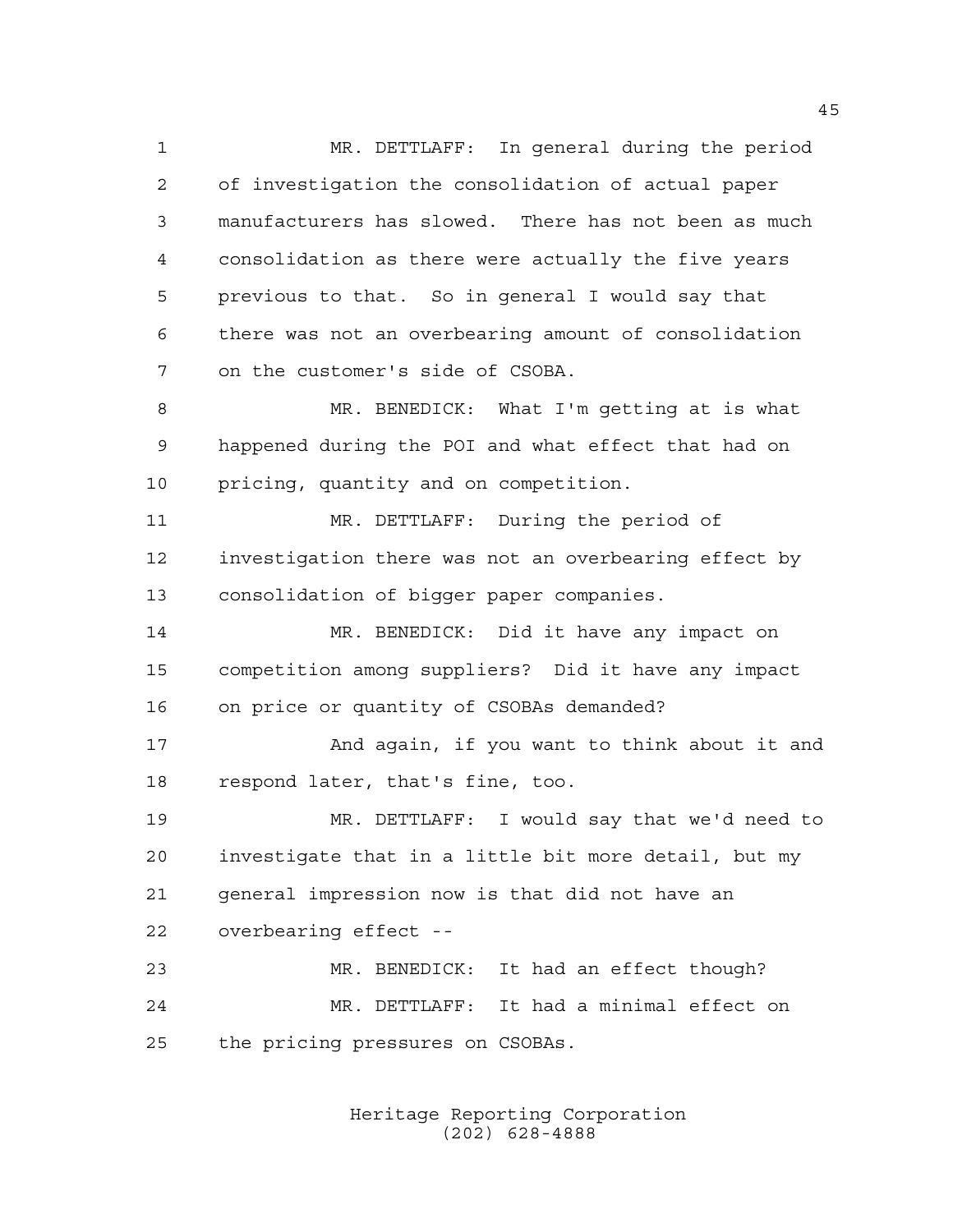MR. DETTLAFF: In general during the period of investigation the consolidation of actual paper manufacturers has slowed. There has not been as much consolidation as there were actually the five years previous to that. So in general I would say that there was not an overbearing amount of consolidation on the customer's side of CSOBA.

MR. BENEDICK: What I'm getting at is what happened during the POI and what effect that had on pricing, quantity and on competition.

MR. DETTLAFF: During the period of investigation there was not an overbearing effect by consolidation of bigger paper companies.

MR. BENEDICK: Did it have any impact on competition among suppliers? Did it have any impact on price or quantity of CSOBAs demanded?

And again, if you want to think about it and respond later, that's fine, too.

MR. DETTLAFF: I would say that we'd need to investigate that in a little bit more detail, but my general impression now is that did not have an overbearing effect --

MR. BENEDICK: It had an effect though?

MR. DETTLAFF: It had a minimal effect on the pricing pressures on CSOBAs.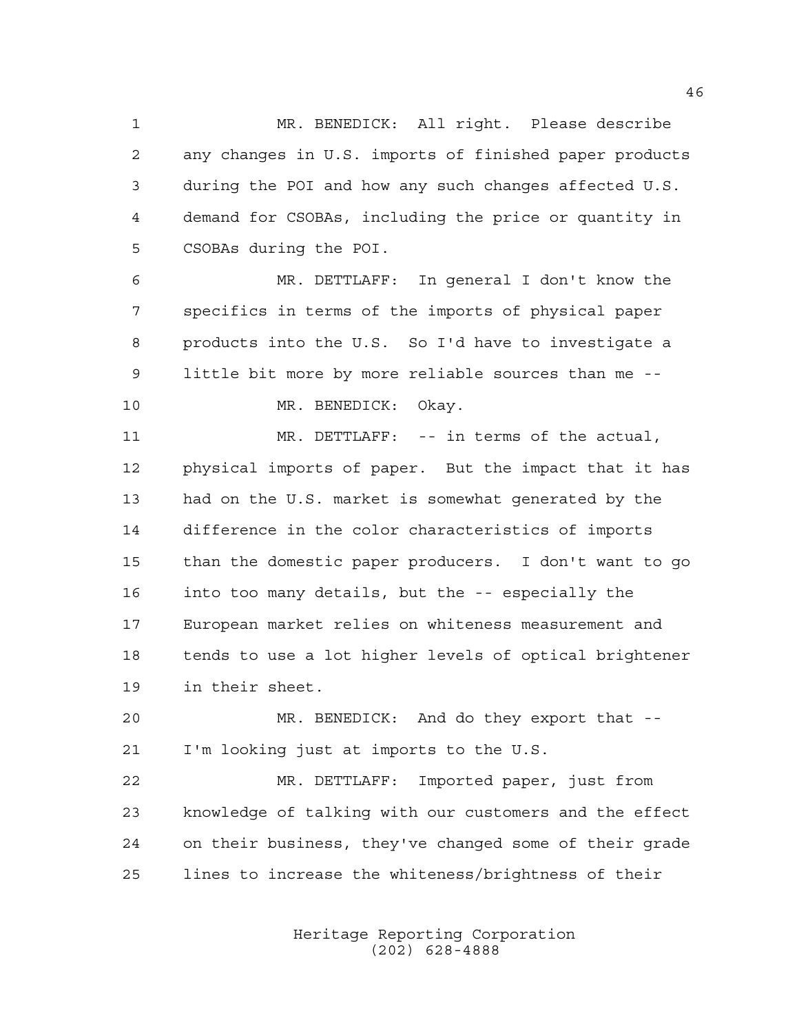MR. BENEDICK: All right. Please describe any changes in U.S. imports of finished paper products during the POI and how any such changes affected U.S. demand for CSOBAs, including the price or quantity in CSOBAs during the POI.

MR. DETTLAFF: In general I don't know the specifics in terms of the imports of physical paper products into the U.S. So I'd have to investigate a little bit more by more reliable sources than me --

MR. BENEDICK: Okay.

MR. DETTLAFF: -- in terms of the actual, physical imports of paper. But the impact that it has had on the U.S. market is somewhat generated by the difference in the color characteristics of imports than the domestic paper producers. I don't want to go into too many details, but the -- especially the European market relies on whiteness measurement and tends to use a lot higher levels of optical brightener in their sheet.

MR. BENEDICK: And do they export that -- I'm looking just at imports to the U.S.

MR. DETTLAFF: Imported paper, just from knowledge of talking with our customers and the effect on their business, they've changed some of their grade lines to increase the whiteness/brightness of their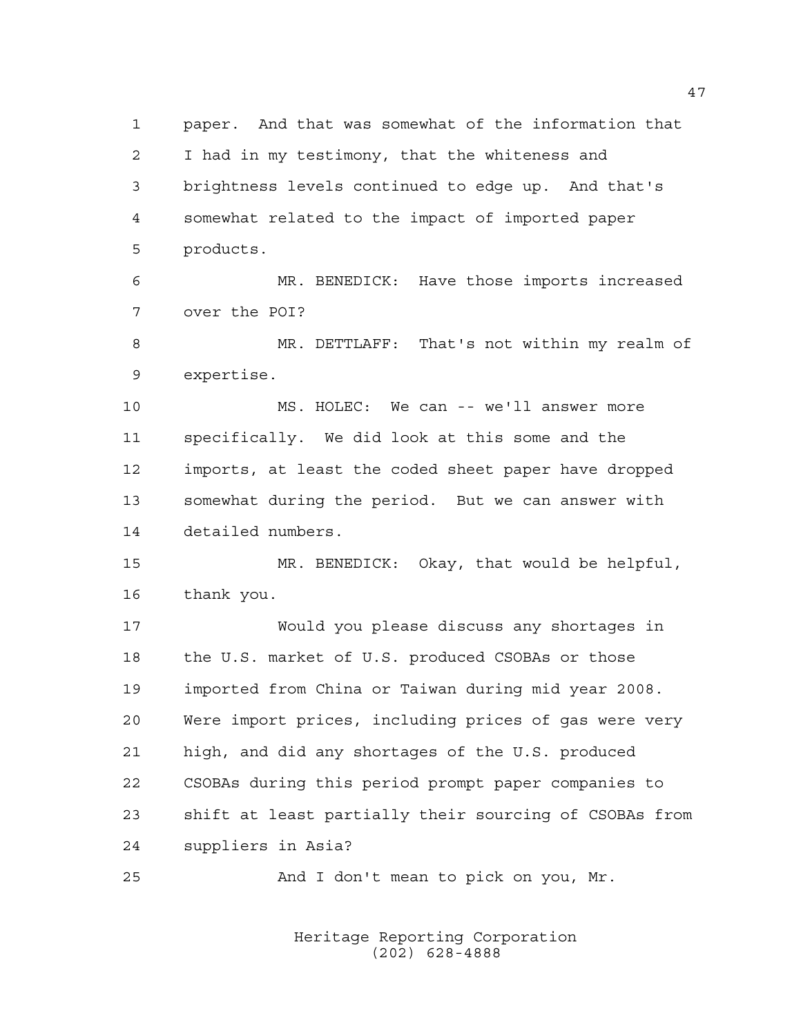paper. And that was somewhat of the information that I had in my testimony, that the whiteness and brightness levels continued to edge up. And that's somewhat related to the impact of imported paper products.

MR. BENEDICK: Have those imports increased over the POI?

MR. DETTLAFF: That's not within my realm of expertise.

MS. HOLEC: We can -- we'll answer more specifically. We did look at this some and the imports, at least the coded sheet paper have dropped somewhat during the period. But we can answer with detailed numbers.

MR. BENEDICK: Okay, that would be helpful, thank you.

Would you please discuss any shortages in the U.S. market of U.S. produced CSOBAs or those imported from China or Taiwan during mid year 2008. Were import prices, including prices of gas were very high, and did any shortages of the U.S. produced CSOBAs during this period prompt paper companies to shift at least partially their sourcing of CSOBAs from suppliers in Asia?

And I don't mean to pick on you, Mr.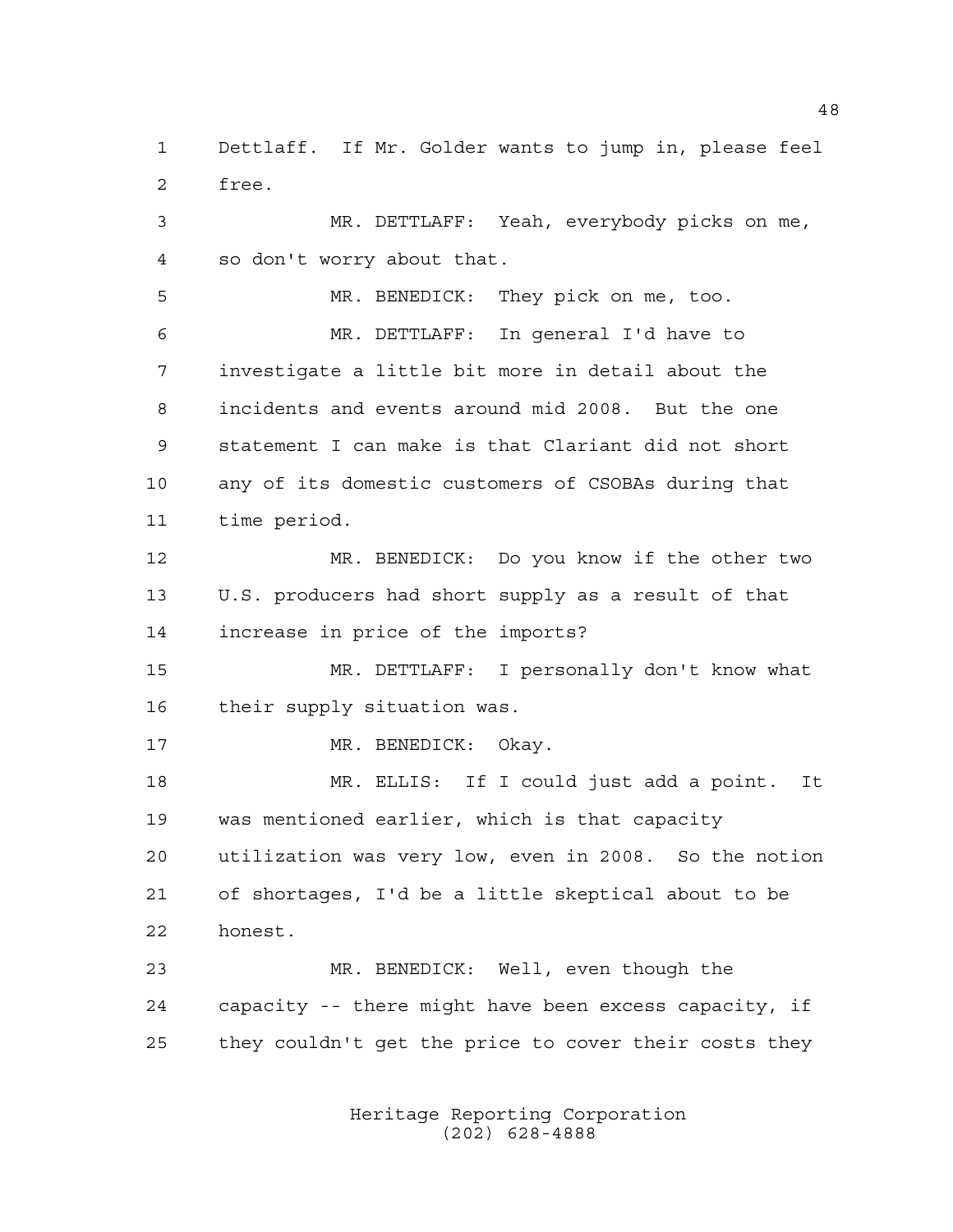Dettlaff. If Mr. Golder wants to jump in, please feel free.

MR. DETTLAFF: Yeah, everybody picks on me, so don't worry about that.

MR. BENEDICK: They pick on me, too.

MR. DETTLAFF: In general I'd have to investigate a little bit more in detail about the incidents and events around mid 2008. But the one statement I can make is that Clariant did not short any of its domestic customers of CSOBAs during that time period.

MR. BENEDICK: Do you know if the other two U.S. producers had short supply as a result of that increase in price of the imports?

MR. DETTLAFF: I personally don't know what their supply situation was.

MR. BENEDICK: Okay.

MR. ELLIS: If I could just add a point. It was mentioned earlier, which is that capacity utilization was very low, even in 2008. So the notion of shortages, I'd be a little skeptical about to be honest.

MR. BENEDICK: Well, even though the capacity -- there might have been excess capacity, if they couldn't get the price to cover their costs they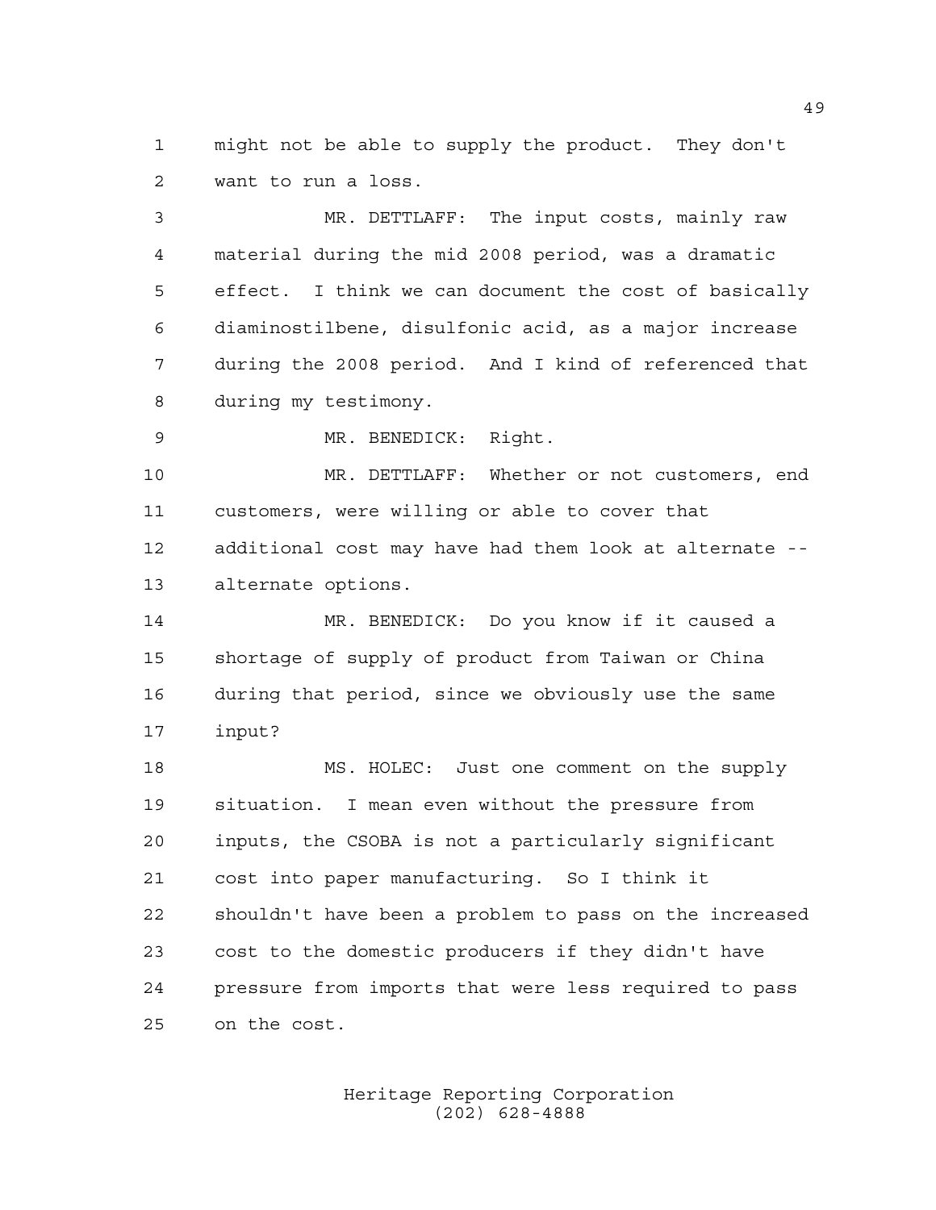might not be able to supply the product. They don't want to run a loss.

MR. DETTLAFF: The input costs, mainly raw material during the mid 2008 period, was a dramatic effect. I think we can document the cost of basically diaminostilbene, disulfonic acid, as a major increase during the 2008 period. And I kind of referenced that during my testimony.

MR. BENEDICK: Right.

MR. DETTLAFF: Whether or not customers, end customers, were willing or able to cover that additional cost may have had them look at alternate -- alternate options.

MR. BENEDICK: Do you know if it caused a shortage of supply of product from Taiwan or China during that period, since we obviously use the same input?

MS. HOLEC: Just one comment on the supply situation. I mean even without the pressure from inputs, the CSOBA is not a particularly significant cost into paper manufacturing. So I think it shouldn't have been a problem to pass on the increased cost to the domestic producers if they didn't have pressure from imports that were less required to pass on the cost.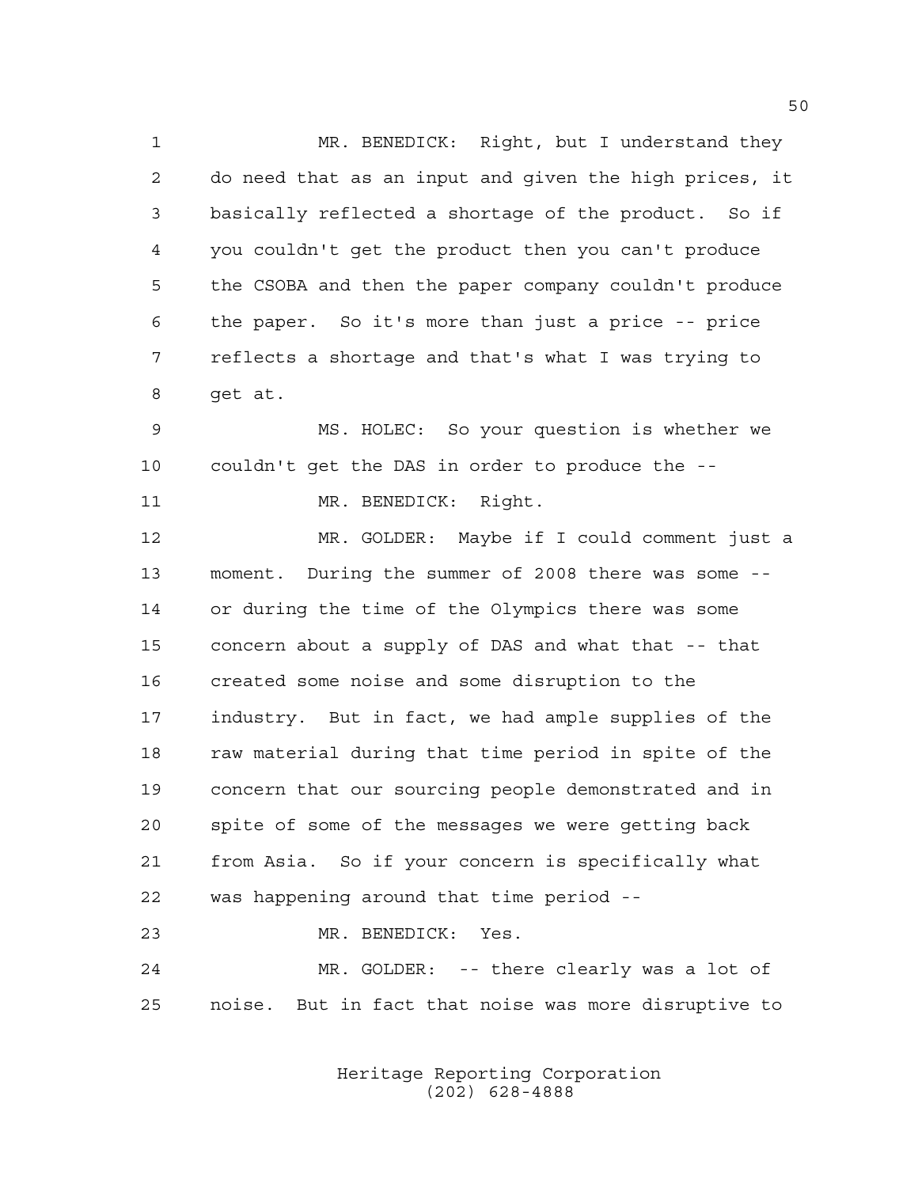MR. BENEDICK: Right, but I understand they do need that as an input and given the high prices, it basically reflected a shortage of the product. So if you couldn't get the product then you can't produce the CSOBA and then the paper company couldn't produce the paper. So it's more than just a price -- price reflects a shortage and that's what I was trying to get at.

MS. HOLEC: So your question is whether we couldn't get the DAS in order to produce the --

MR. BENEDICK: Right.

MR. GOLDER: Maybe if I could comment just a moment. During the summer of 2008 there was some -- or during the time of the Olympics there was some concern about a supply of DAS and what that -- that created some noise and some disruption to the industry. But in fact, we had ample supplies of the raw material during that time period in spite of the concern that our sourcing people demonstrated and in spite of some of the messages we were getting back from Asia. So if your concern is specifically what was happening around that time period --

MR. BENEDICK: Yes.

MR. GOLDER: -- there clearly was a lot of noise. But in fact that noise was more disruptive to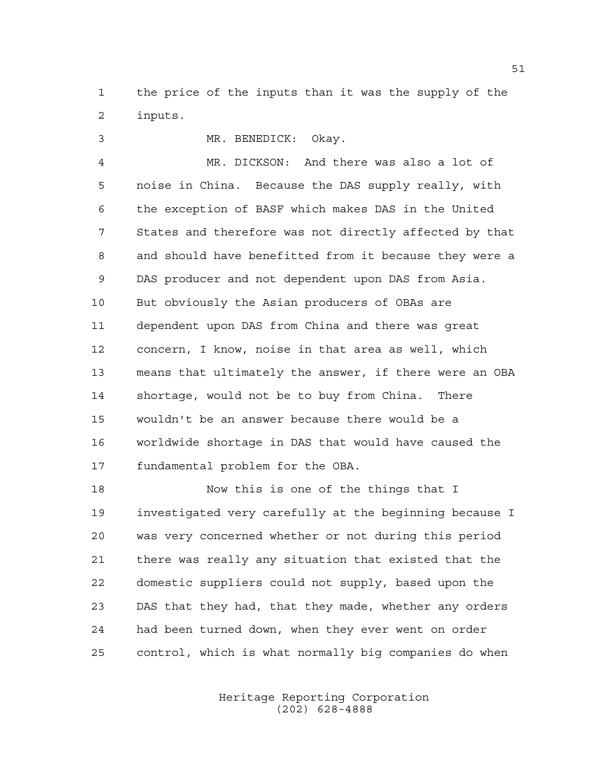the price of the inputs than it was the supply of the inputs.

MR. BENEDICK: Okay.

MR. DICKSON: And there was also a lot of noise in China. Because the DAS supply really, with the exception of BASF which makes DAS in the United States and therefore was not directly affected by that and should have benefitted from it because they were a DAS producer and not dependent upon DAS from Asia. But obviously the Asian producers of OBAs are dependent upon DAS from China and there was great concern, I know, noise in that area as well, which means that ultimately the answer, if there were an OBA shortage, would not be to buy from China. There wouldn't be an answer because there would be a worldwide shortage in DAS that would have caused the fundamental problem for the OBA.

Now this is one of the things that I investigated very carefully at the beginning because I was very concerned whether or not during this period there was really any situation that existed that the domestic suppliers could not supply, based upon the DAS that they had, that they made, whether any orders had been turned down, when they ever went on order control, which is what normally big companies do when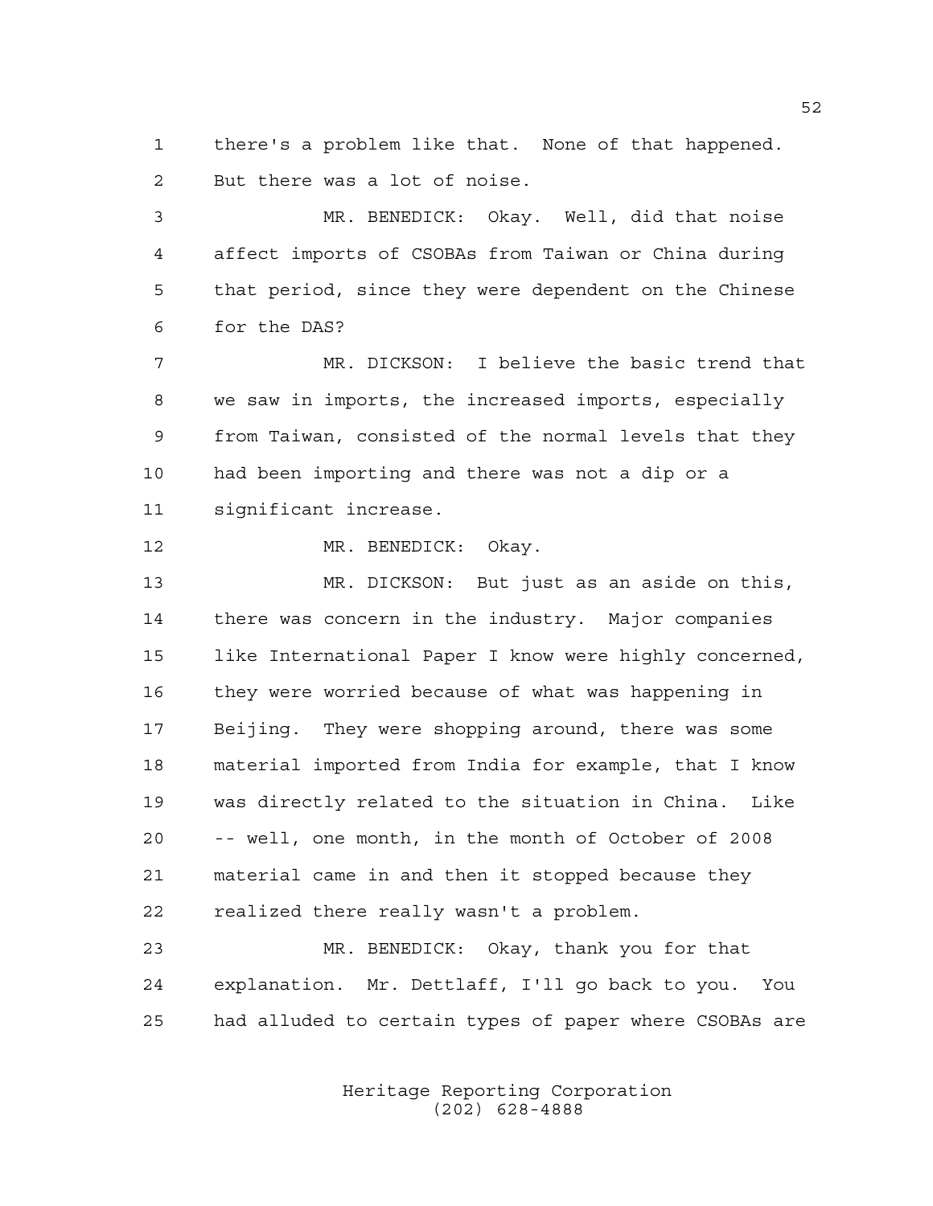there's a problem like that. None of that happened. But there was a lot of noise.

MR. BENEDICK: Okay. Well, did that noise affect imports of CSOBAs from Taiwan or China during that period, since they were dependent on the Chinese for the DAS?

MR. DICKSON: I believe the basic trend that we saw in imports, the increased imports, especially from Taiwan, consisted of the normal levels that they had been importing and there was not a dip or a significant increase.

MR. BENEDICK: Okay.

MR. DICKSON: But just as an aside on this, there was concern in the industry. Major companies like International Paper I know were highly concerned, they were worried because of what was happening in Beijing. They were shopping around, there was some material imported from India for example, that I know was directly related to the situation in China. Like -- well, one month, in the month of October of 2008 material came in and then it stopped because they realized there really wasn't a problem.

MR. BENEDICK: Okay, thank you for that explanation. Mr. Dettlaff, I'll go back to you. You had alluded to certain types of paper where CSOBAs are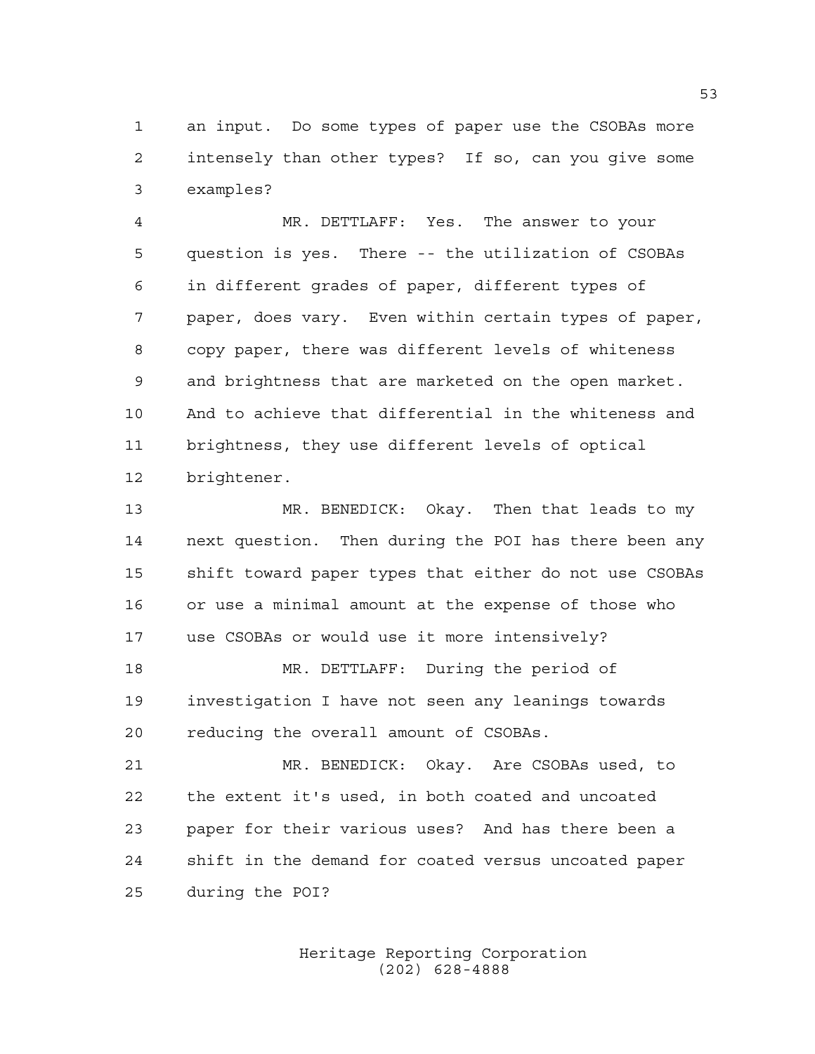an input. Do some types of paper use the CSOBAs more intensely than other types? If so, can you give some examples?

MR. DETTLAFF: Yes. The answer to your question is yes. There -- the utilization of CSOBAs in different grades of paper, different types of paper, does vary. Even within certain types of paper, copy paper, there was different levels of whiteness and brightness that are marketed on the open market. And to achieve that differential in the whiteness and brightness, they use different levels of optical brightener.

MR. BENEDICK: Okay. Then that leads to my next question. Then during the POI has there been any shift toward paper types that either do not use CSOBAs or use a minimal amount at the expense of those who use CSOBAs or would use it more intensively?

MR. DETTLAFF: During the period of investigation I have not seen any leanings towards reducing the overall amount of CSOBAs.

MR. BENEDICK: Okay. Are CSOBAs used, to the extent it's used, in both coated and uncoated paper for their various uses? And has there been a shift in the demand for coated versus uncoated paper during the POI?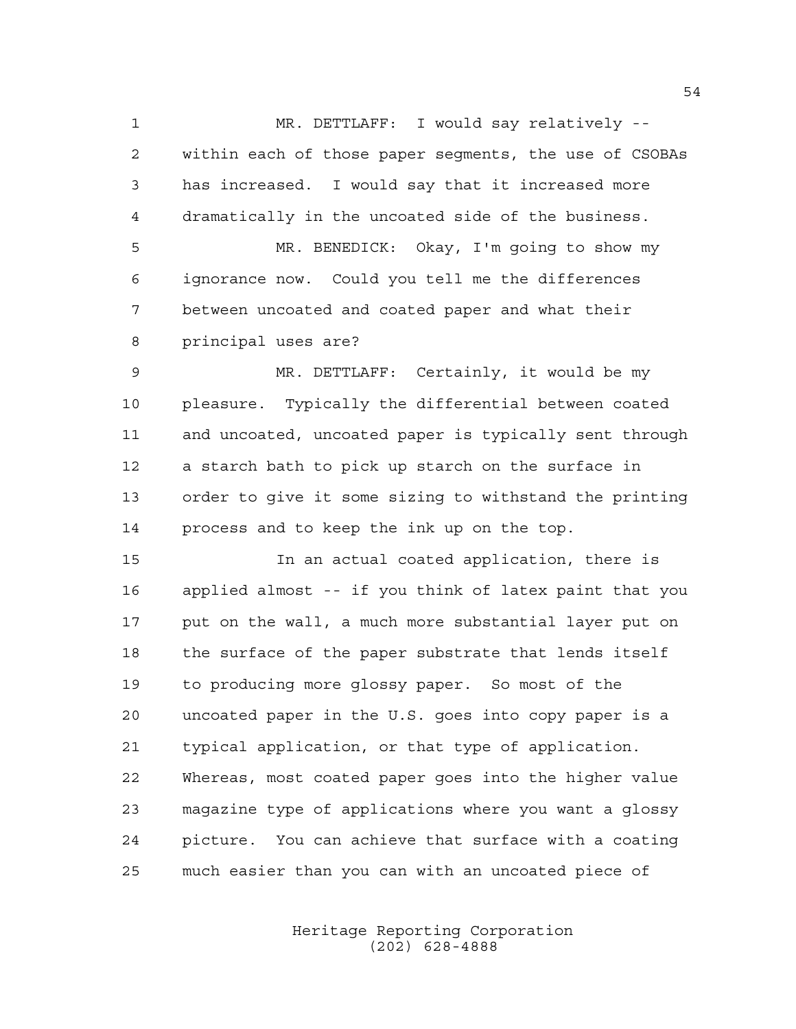MR. DETTLAFF: I would say relatively -- within each of those paper segments, the use of CSOBAs has increased. I would say that it increased more dramatically in the uncoated side of the business.

MR. BENEDICK: Okay, I'm going to show my ignorance now. Could you tell me the differences between uncoated and coated paper and what their principal uses are?

MR. DETTLAFF: Certainly, it would be my pleasure. Typically the differential between coated and uncoated, uncoated paper is typically sent through a starch bath to pick up starch on the surface in order to give it some sizing to withstand the printing process and to keep the ink up on the top.

In an actual coated application, there is applied almost -- if you think of latex paint that you put on the wall, a much more substantial layer put on the surface of the paper substrate that lends itself to producing more glossy paper. So most of the uncoated paper in the U.S. goes into copy paper is a typical application, or that type of application. Whereas, most coated paper goes into the higher value magazine type of applications where you want a glossy picture. You can achieve that surface with a coating much easier than you can with an uncoated piece of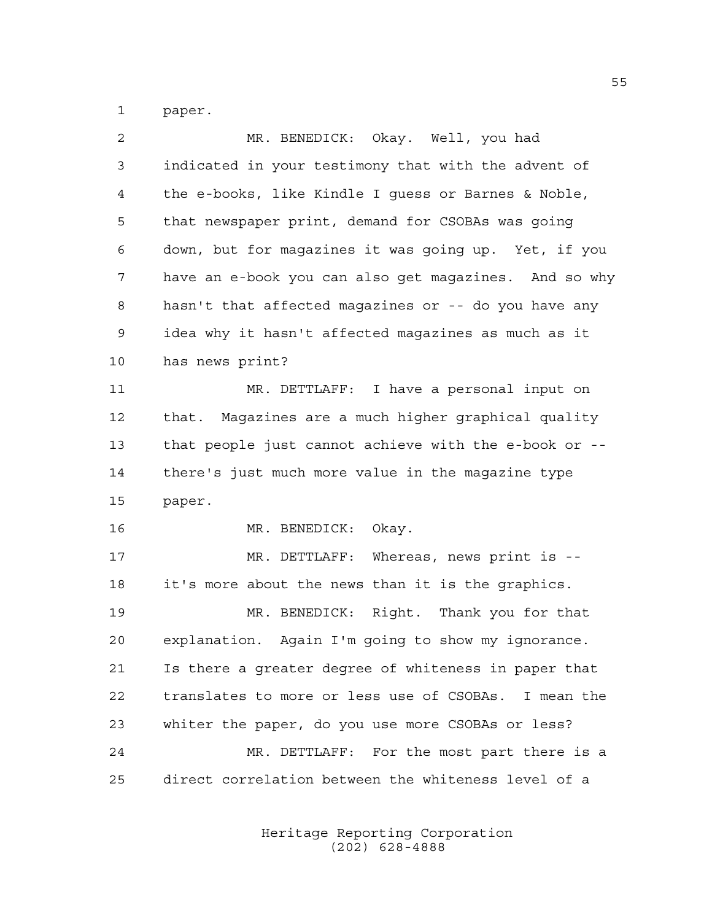paper.

MR. BENEDICK: Okay. Well, you had indicated in your testimony that with the advent of the e-books, like Kindle I guess or Barnes & Noble, that newspaper print, demand for CSOBAs was going down, but for magazines it was going up. Yet, if you have an e-book you can also get magazines. And so why hasn't that affected magazines or -- do you have any idea why it hasn't affected magazines as much as it has news print?

MR. DETTLAFF: I have a personal input on that. Magazines are a much higher graphical quality that people just cannot achieve with the e-book or -- there's just much more value in the magazine type paper.

MR. BENEDICK: Okay.

MR. DETTLAFF: Whereas, news print is -- it's more about the news than it is the graphics.

MR. BENEDICK: Right. Thank you for that explanation. Again I'm going to show my ignorance. Is there a greater degree of whiteness in paper that translates to more or less use of CSOBAs. I mean the whiter the paper, do you use more CSOBAs or less?

MR. DETTLAFF: For the most part there is a direct correlation between the whiteness level of a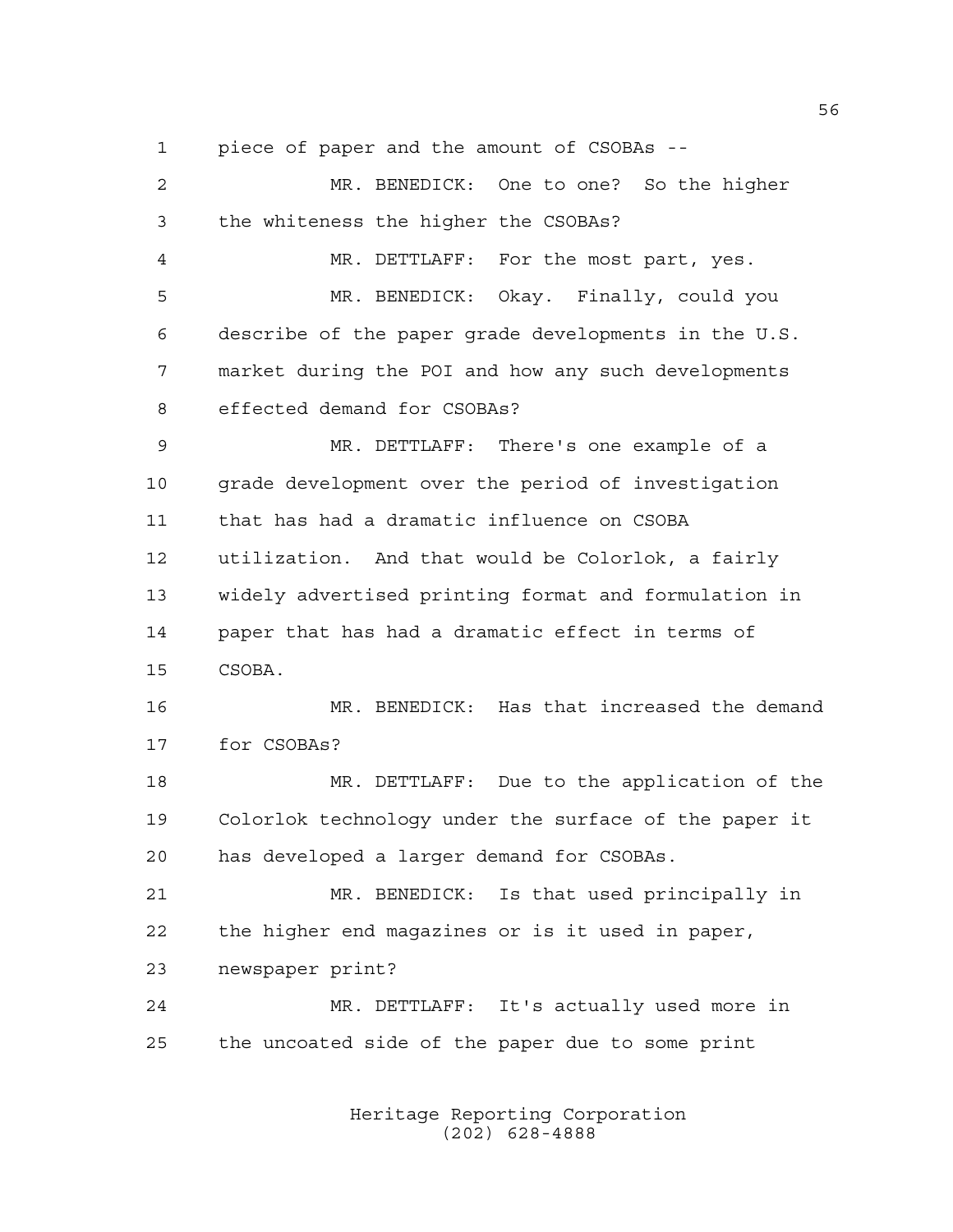piece of paper and the amount of CSOBAs --

MR. BENEDICK: One to one? So the higher the whiteness the higher the CSOBAs?

MR. DETTLAFF: For the most part, yes.

MR. BENEDICK: Okay. Finally, could you describe of the paper grade developments in the U.S. market during the POI and how any such developments effected demand for CSOBAs?

MR. DETTLAFF: There's one example of a grade development over the period of investigation that has had a dramatic influence on CSOBA utilization. And that would be Colorlok, a fairly widely advertised printing format and formulation in paper that has had a dramatic effect in terms of CSOBA.

MR. BENEDICK: Has that increased the demand for CSOBAs?

MR. DETTLAFF: Due to the application of the Colorlok technology under the surface of the paper it has developed a larger demand for CSOBAs.

MR. BENEDICK: Is that used principally in the higher end magazines or is it used in paper, newspaper print?

MR. DETTLAFF: It's actually used more in the uncoated side of the paper due to some print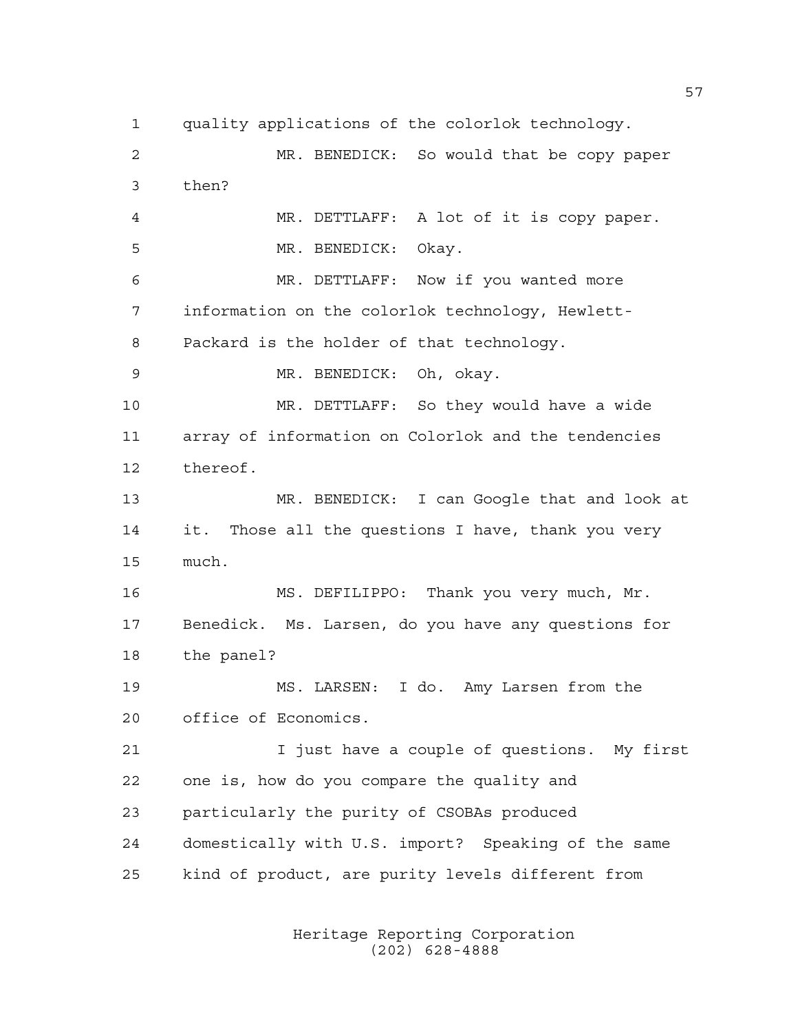quality applications of the colorlok technology.

MR. BENEDICK: So would that be copy paper then?

MR. DETTLAFF: A lot of it is copy paper.

MR. BENEDICK: Okay.

MR. DETTLAFF: Now if you wanted more information on the colorlok technology, Hewlett-Packard is the holder of that technology.

MR. BENEDICK: Oh, okay.

MR. DETTLAFF: So they would have a wide array of information on Colorlok and the tendencies thereof.

MR. BENEDICK: I can Google that and look at it. Those all the questions I have, thank you very much.

MS. DEFILIPPO: Thank you very much, Mr. Benedick. Ms. Larsen, do you have any questions for the panel?

MS. LARSEN: I do. Amy Larsen from the office of Economics.

I just have a couple of questions. My first one is, how do you compare the quality and particularly the purity of CSOBAs produced domestically with U.S. import? Speaking of the same kind of product, are purity levels different from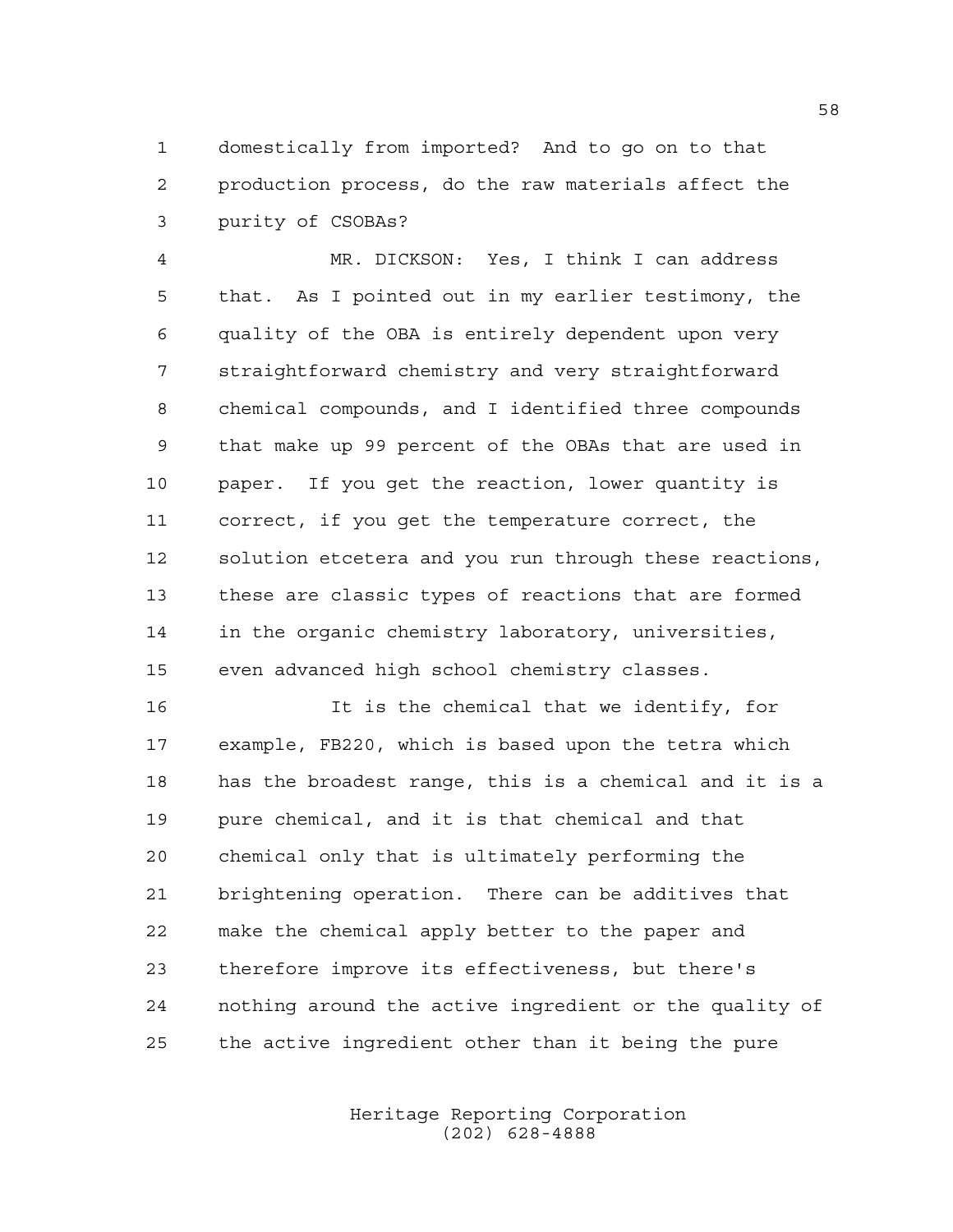domestically from imported? And to go on to that production process, do the raw materials affect the purity of CSOBAs?

MR. DICKSON: Yes, I think I can address that. As I pointed out in my earlier testimony, the quality of the OBA is entirely dependent upon very straightforward chemistry and very straightforward chemical compounds, and I identified three compounds that make up 99 percent of the OBAs that are used in paper. If you get the reaction, lower quantity is correct, if you get the temperature correct, the solution etcetera and you run through these reactions, these are classic types of reactions that are formed in the organic chemistry laboratory, universities, even advanced high school chemistry classes.

It is the chemical that we identify, for example, FB220, which is based upon the tetra which has the broadest range, this is a chemical and it is a pure chemical, and it is that chemical and that chemical only that is ultimately performing the brightening operation. There can be additives that make the chemical apply better to the paper and therefore improve its effectiveness, but there's nothing around the active ingredient or the quality of the active ingredient other than it being the pure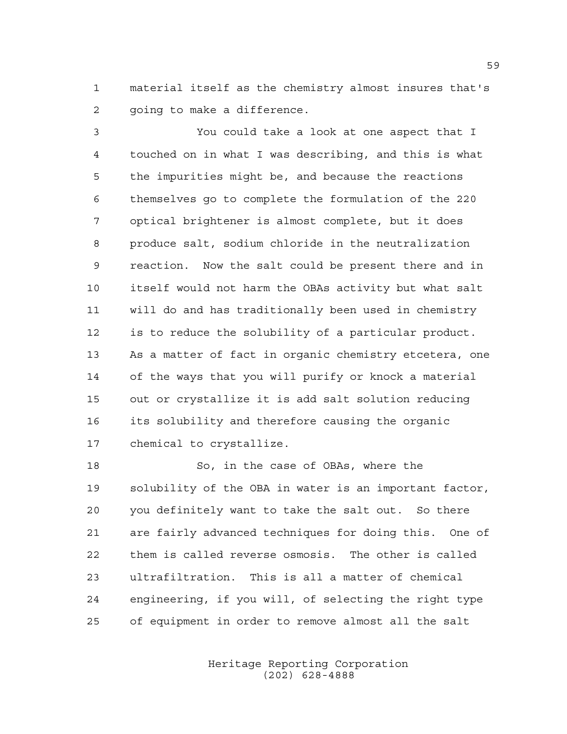material itself as the chemistry almost insures that's going to make a difference.

You could take a look at one aspect that I touched on in what I was describing, and this is what the impurities might be, and because the reactions themselves go to complete the formulation of the 220 optical brightener is almost complete, but it does produce salt, sodium chloride in the neutralization reaction. Now the salt could be present there and in itself would not harm the OBAs activity but what salt will do and has traditionally been used in chemistry is to reduce the solubility of a particular product. As a matter of fact in organic chemistry etcetera, one of the ways that you will purify or knock a material out or crystallize it is add salt solution reducing its solubility and therefore causing the organic chemical to crystallize.

So, in the case of OBAs, where the solubility of the OBA in water is an important factor, you definitely want to take the salt out. So there are fairly advanced techniques for doing this. One of them is called reverse osmosis. The other is called ultrafiltration. This is all a matter of chemical engineering, if you will, of selecting the right type of equipment in order to remove almost all the salt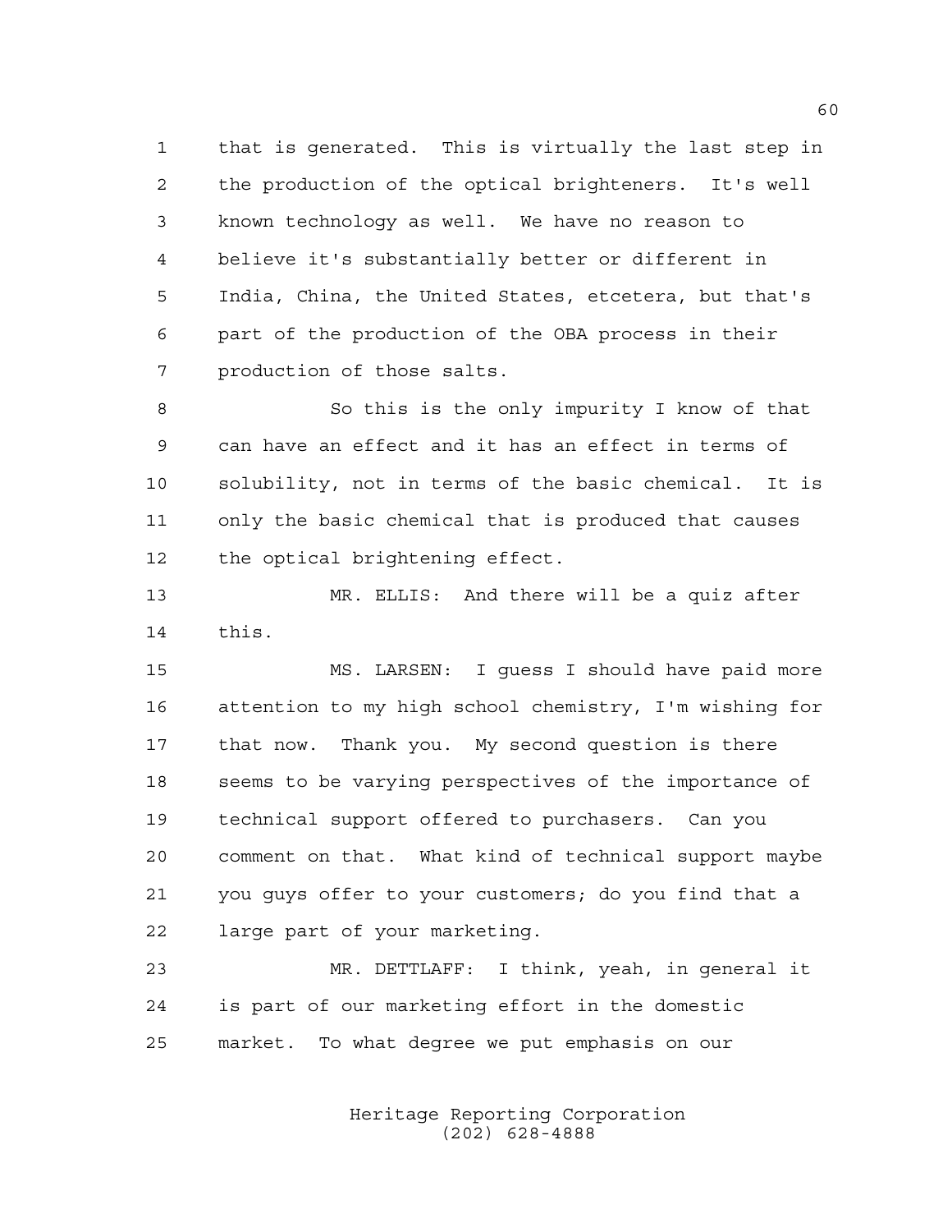that is generated. This is virtually the last step in the production of the optical brighteners. It's well known technology as well. We have no reason to believe it's substantially better or different in India, China, the United States, etcetera, but that's part of the production of the OBA process in their production of those salts.

So this is the only impurity I know of that can have an effect and it has an effect in terms of solubility, not in terms of the basic chemical. It is only the basic chemical that is produced that causes the optical brightening effect.

MR. ELLIS: And there will be a quiz after this.

MS. LARSEN: I guess I should have paid more attention to my high school chemistry, I'm wishing for that now. Thank you. My second question is there seems to be varying perspectives of the importance of technical support offered to purchasers. Can you comment on that. What kind of technical support maybe you guys offer to your customers; do you find that a large part of your marketing.

MR. DETTLAFF: I think, yeah, in general it is part of our marketing effort in the domestic market. To what degree we put emphasis on our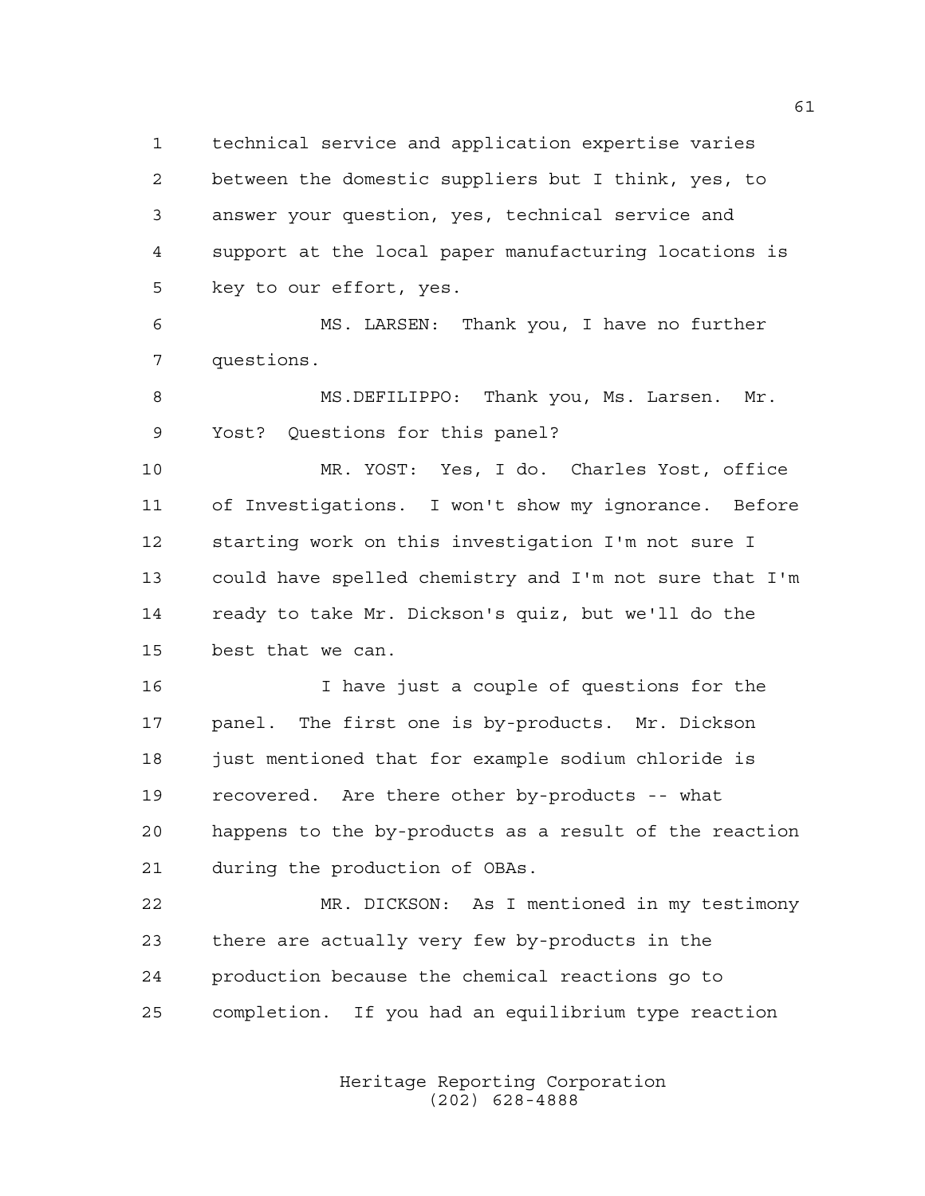technical service and application expertise varies between the domestic suppliers but I think, yes, to answer your question, yes, technical service and support at the local paper manufacturing locations is key to our effort, yes.

MS. LARSEN: Thank you, I have no further questions.

MS.DEFILIPPO: Thank you, Ms. Larsen. Mr. Yost? Questions for this panel?

MR. YOST: Yes, I do. Charles Yost, office of Investigations. I won't show my ignorance. Before starting work on this investigation I'm not sure I could have spelled chemistry and I'm not sure that I'm ready to take Mr. Dickson's quiz, but we'll do the best that we can.

I have just a couple of questions for the panel. The first one is by-products. Mr. Dickson just mentioned that for example sodium chloride is recovered. Are there other by-products -- what happens to the by-products as a result of the reaction during the production of OBAs.

MR. DICKSON: As I mentioned in my testimony there are actually very few by-products in the production because the chemical reactions go to completion. If you had an equilibrium type reaction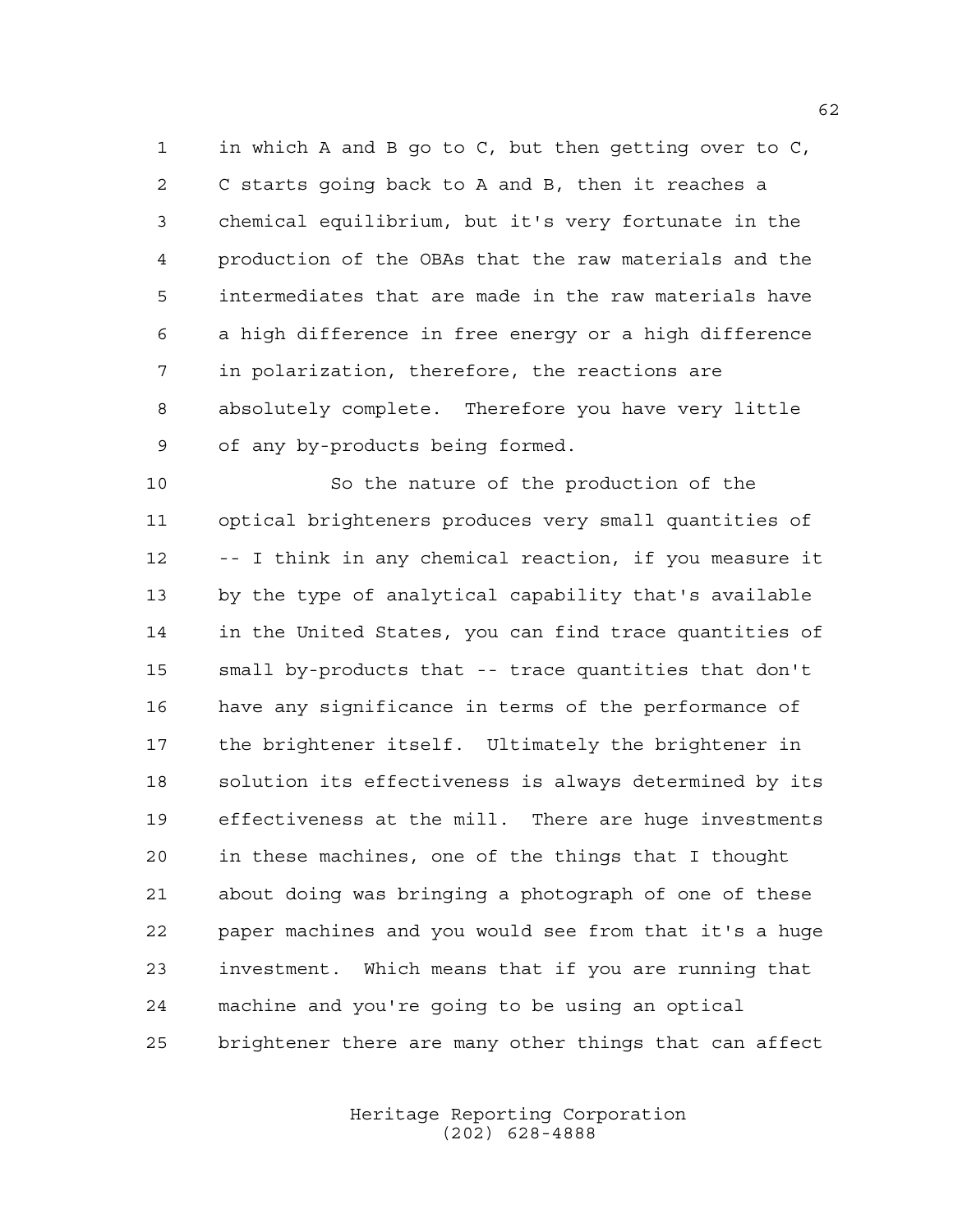in which A and B go to C, but then getting over to C, C starts going back to A and B, then it reaches a chemical equilibrium, but it's very fortunate in the production of the OBAs that the raw materials and the intermediates that are made in the raw materials have a high difference in free energy or a high difference in polarization, therefore, the reactions are absolutely complete. Therefore you have very little of any by-products being formed.

So the nature of the production of the optical brighteners produces very small quantities of -- I think in any chemical reaction, if you measure it by the type of analytical capability that's available in the United States, you can find trace quantities of small by-products that -- trace quantities that don't have any significance in terms of the performance of the brightener itself. Ultimately the brightener in solution its effectiveness is always determined by its effectiveness at the mill. There are huge investments in these machines, one of the things that I thought about doing was bringing a photograph of one of these paper machines and you would see from that it's a huge investment. Which means that if you are running that machine and you're going to be using an optical brightener there are many other things that can affect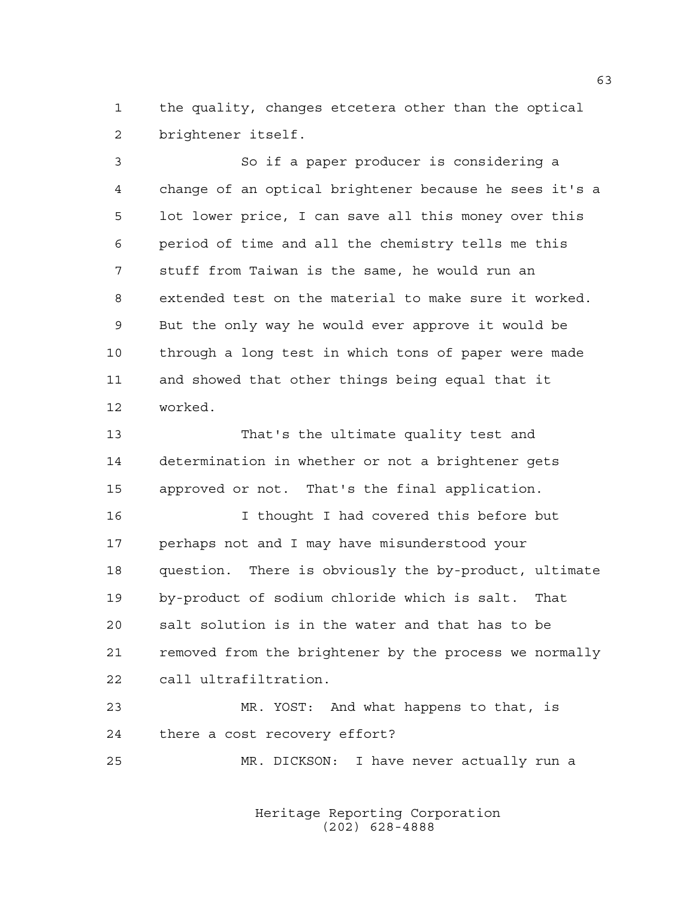the quality, changes etcetera other than the optical brightener itself.

So if a paper producer is considering a change of an optical brightener because he sees it's a lot lower price, I can save all this money over this period of time and all the chemistry tells me this stuff from Taiwan is the same, he would run an extended test on the material to make sure it worked. But the only way he would ever approve it would be through a long test in which tons of paper were made and showed that other things being equal that it worked.

That's the ultimate quality test and determination in whether or not a brightener gets approved or not. That's the final application.

I thought I had covered this before but perhaps not and I may have misunderstood your question. There is obviously the by-product, ultimate by-product of sodium chloride which is salt. That salt solution is in the water and that has to be removed from the brightener by the process we normally call ultrafiltration.

MR. YOST: And what happens to that, is there a cost recovery effort?

MR. DICKSON: I have never actually run a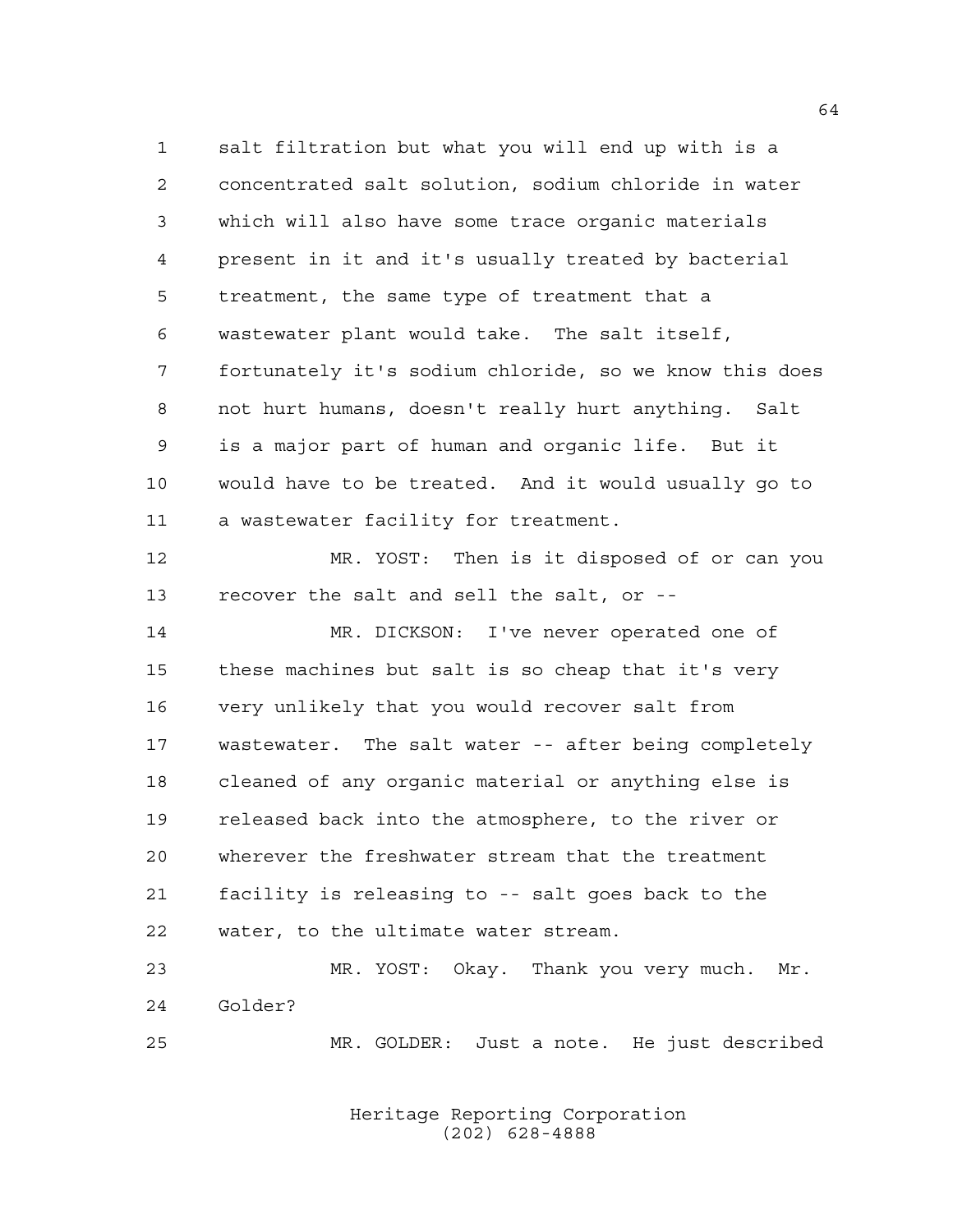salt filtration but what you will end up with is a concentrated salt solution, sodium chloride in water which will also have some trace organic materials present in it and it's usually treated by bacterial treatment, the same type of treatment that a wastewater plant would take. The salt itself, fortunately it's sodium chloride, so we know this does not hurt humans, doesn't really hurt anything. Salt is a major part of human and organic life. But it would have to be treated. And it would usually go to a wastewater facility for treatment.

MR. YOST: Then is it disposed of or can you recover the salt and sell the salt, or --

MR. DICKSON: I've never operated one of these machines but salt is so cheap that it's very very unlikely that you would recover salt from wastewater. The salt water -- after being completely cleaned of any organic material or anything else is released back into the atmosphere, to the river or wherever the freshwater stream that the treatment facility is releasing to -- salt goes back to the water, to the ultimate water stream.

MR. YOST: Okay. Thank you very much. Mr. Golder?

MR. GOLDER: Just a note. He just described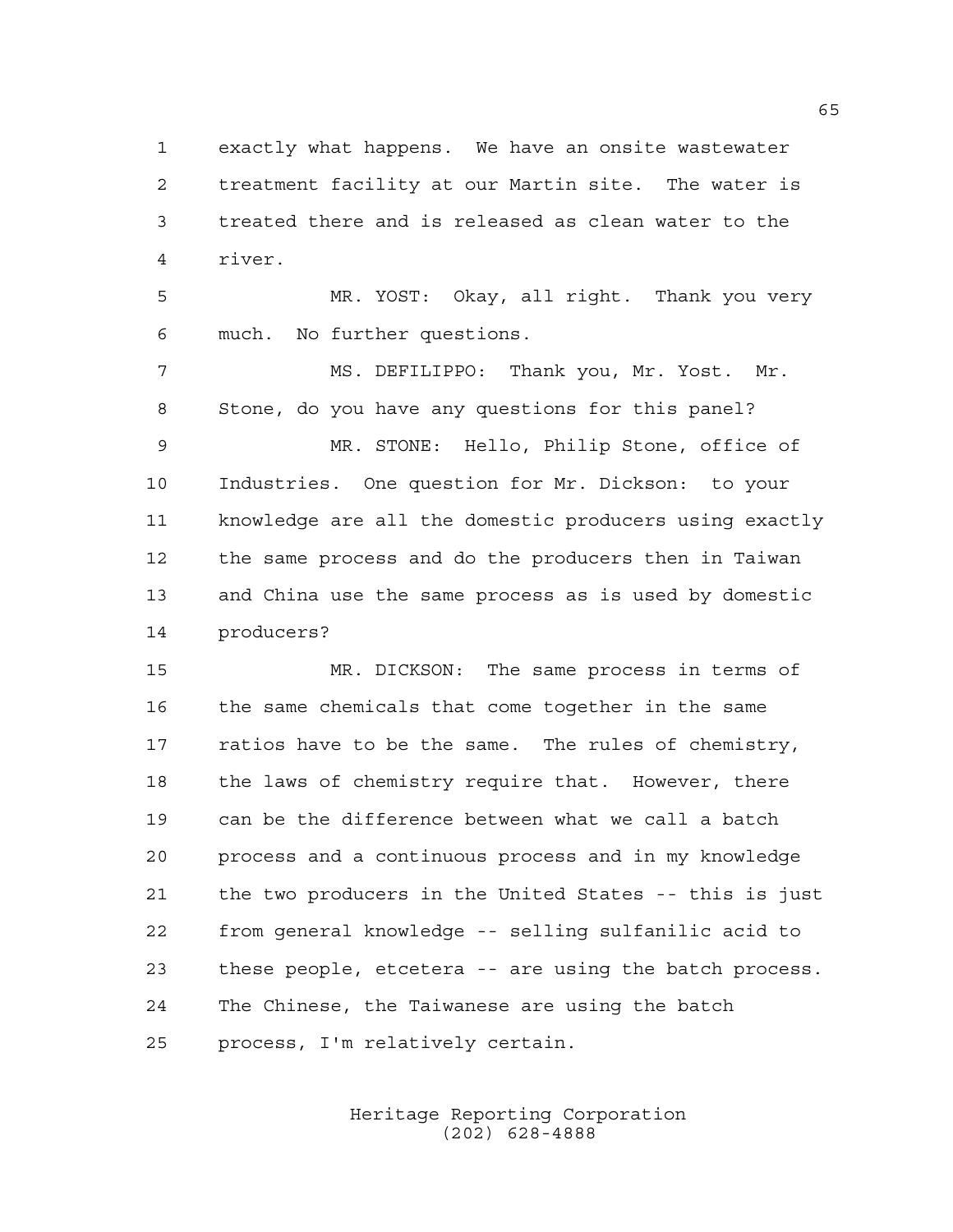exactly what happens. We have an onsite wastewater treatment facility at our Martin site. The water is treated there and is released as clean water to the river.

MR. YOST: Okay, all right. Thank you very much. No further questions.

MS. DEFILIPPO: Thank you, Mr. Yost. Mr. Stone, do you have any questions for this panel?

MR. STONE: Hello, Philip Stone, office of Industries. One question for Mr. Dickson: to your knowledge are all the domestic producers using exactly the same process and do the producers then in Taiwan and China use the same process as is used by domestic producers?

MR. DICKSON: The same process in terms of the same chemicals that come together in the same ratios have to be the same. The rules of chemistry, the laws of chemistry require that. However, there can be the difference between what we call a batch process and a continuous process and in my knowledge the two producers in the United States -- this is just from general knowledge -- selling sulfanilic acid to these people, etcetera -- are using the batch process. The Chinese, the Taiwanese are using the batch process, I'm relatively certain.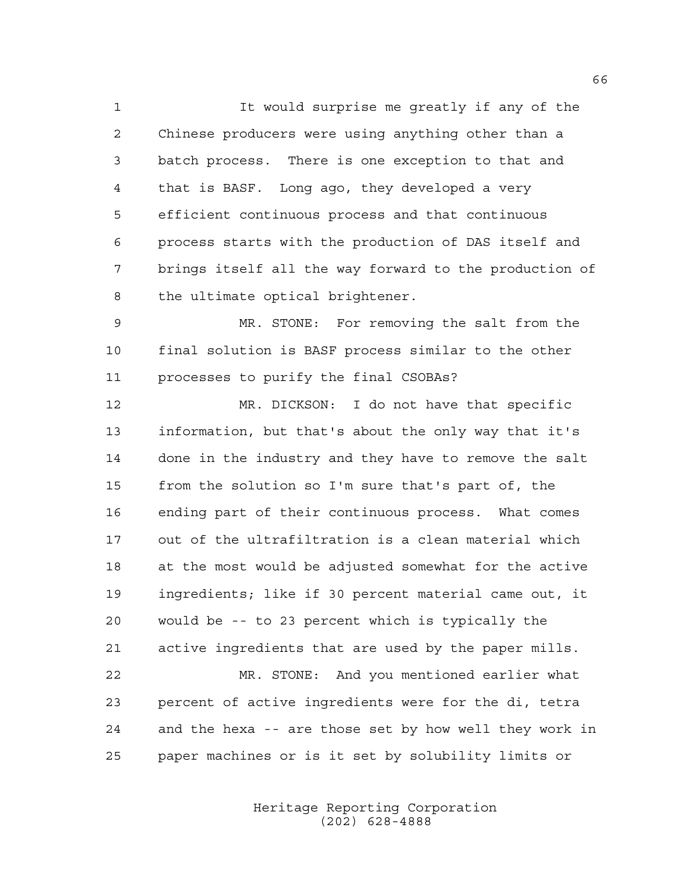It would surprise me greatly if any of the Chinese producers were using anything other than a batch process. There is one exception to that and that is BASF. Long ago, they developed a very efficient continuous process and that continuous process starts with the production of DAS itself and brings itself all the way forward to the production of the ultimate optical brightener.

MR. STONE: For removing the salt from the final solution is BASF process similar to the other processes to purify the final CSOBAs?

MR. DICKSON: I do not have that specific information, but that's about the only way that it's done in the industry and they have to remove the salt from the solution so I'm sure that's part of, the ending part of their continuous process. What comes out of the ultrafiltration is a clean material which at the most would be adjusted somewhat for the active ingredients; like if 30 percent material came out, it would be -- to 23 percent which is typically the active ingredients that are used by the paper mills.

MR. STONE: And you mentioned earlier what percent of active ingredients were for the di, tetra and the hexa -- are those set by how well they work in paper machines or is it set by solubility limits or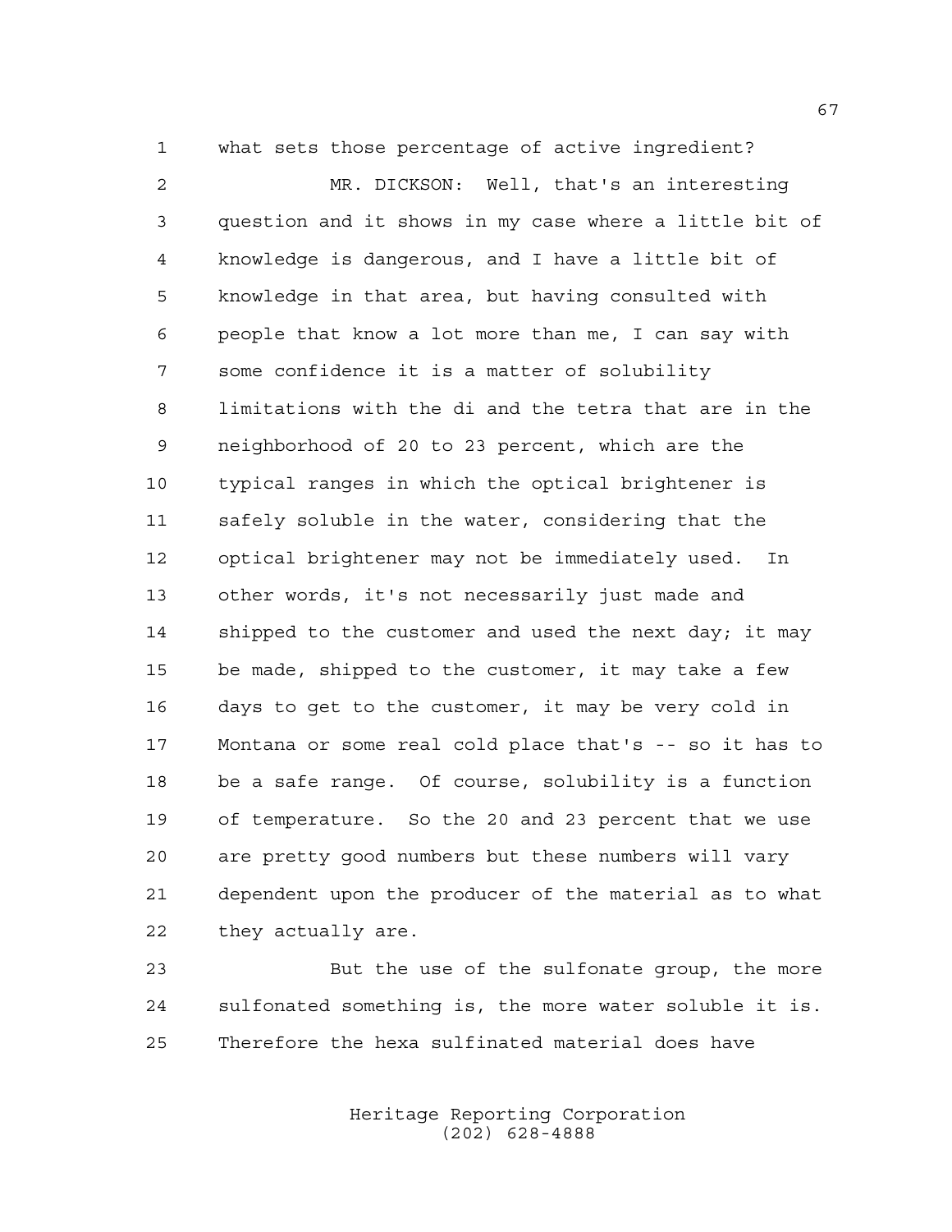what sets those percentage of active ingredient?

MR. DICKSON: Well, that's an interesting question and it shows in my case where a little bit of knowledge is dangerous, and I have a little bit of knowledge in that area, but having consulted with people that know a lot more than me, I can say with some confidence it is a matter of solubility limitations with the di and the tetra that are in the neighborhood of 20 to 23 percent, which are the typical ranges in which the optical brightener is safely soluble in the water, considering that the optical brightener may not be immediately used. In other words, it's not necessarily just made and shipped to the customer and used the next day; it may be made, shipped to the customer, it may take a few days to get to the customer, it may be very cold in Montana or some real cold place that's -- so it has to be a safe range. Of course, solubility is a function of temperature. So the 20 and 23 percent that we use are pretty good numbers but these numbers will vary dependent upon the producer of the material as to what they actually are.

But the use of the sulfonate group, the more sulfonated something is, the more water soluble it is. Therefore the hexa sulfinated material does have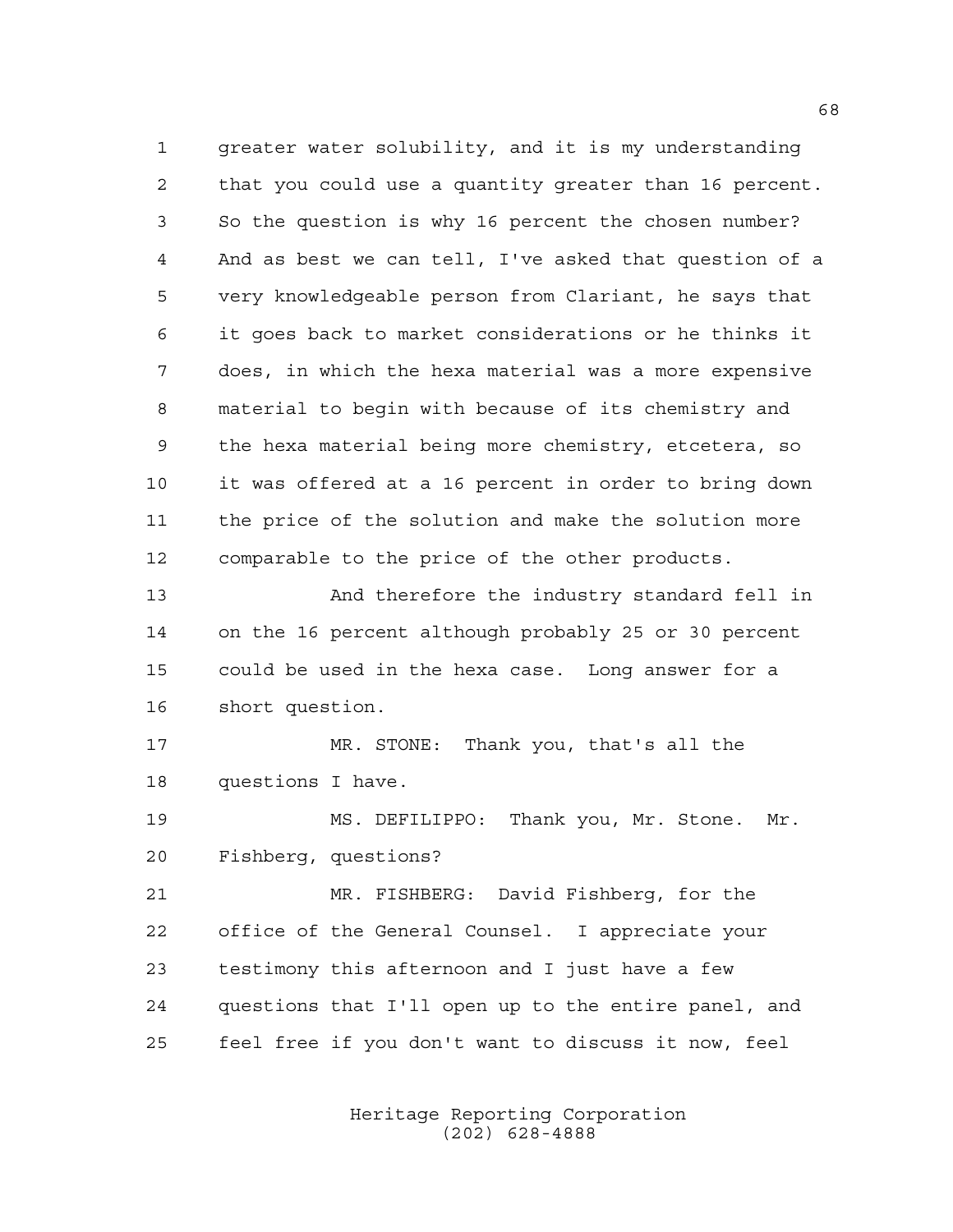greater water solubility, and it is my understanding that you could use a quantity greater than 16 percent. So the question is why 16 percent the chosen number? And as best we can tell, I've asked that question of a very knowledgeable person from Clariant, he says that it goes back to market considerations or he thinks it does, in which the hexa material was a more expensive material to begin with because of its chemistry and the hexa material being more chemistry, etcetera, so it was offered at a 16 percent in order to bring down the price of the solution and make the solution more comparable to the price of the other products.

And therefore the industry standard fell in on the 16 percent although probably 25 or 30 percent could be used in the hexa case. Long answer for a short question.

MR. STONE: Thank you, that's all the questions I have.

MS. DEFILIPPO: Thank you, Mr. Stone. Mr. Fishberg, questions?

MR. FISHBERG: David Fishberg, for the office of the General Counsel. I appreciate your testimony this afternoon and I just have a few questions that I'll open up to the entire panel, and feel free if you don't want to discuss it now, feel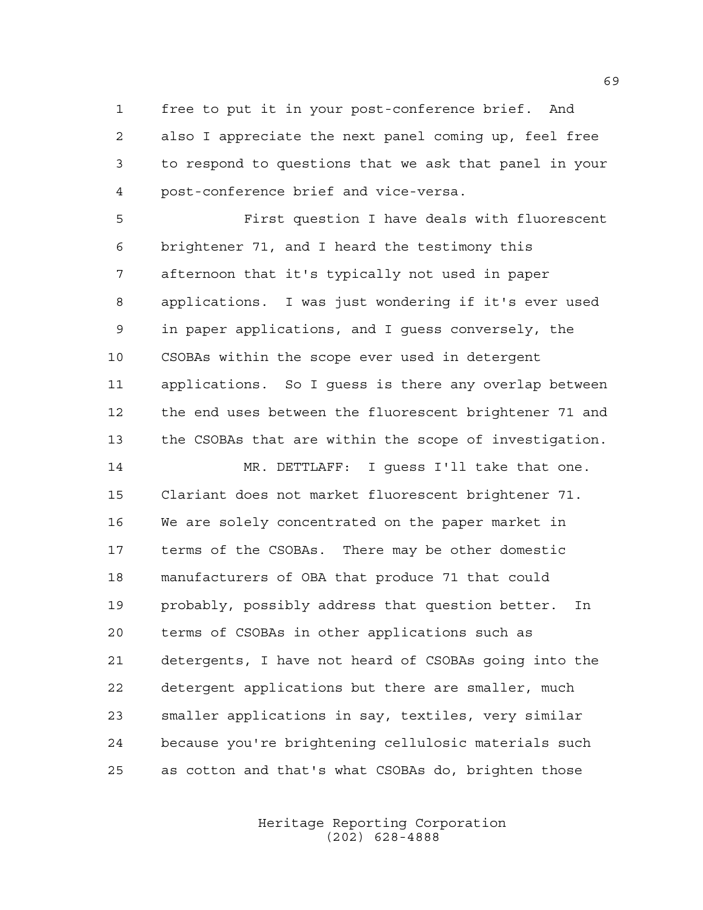free to put it in your post-conference brief. And also I appreciate the next panel coming up, feel free to respond to questions that we ask that panel in your post-conference brief and vice-versa.

First question I have deals with fluorescent brightener 71, and I heard the testimony this afternoon that it's typically not used in paper applications. I was just wondering if it's ever used in paper applications, and I guess conversely, the CSOBAs within the scope ever used in detergent applications. So I guess is there any overlap between the end uses between the fluorescent brightener 71 and the CSOBAs that are within the scope of investigation.

MR. DETTLAFF: I guess I'll take that one. Clariant does not market fluorescent brightener 71. We are solely concentrated on the paper market in terms of the CSOBAs. There may be other domestic manufacturers of OBA that produce 71 that could probably, possibly address that question better. In terms of CSOBAs in other applications such as detergents, I have not heard of CSOBAs going into the detergent applications but there are smaller, much smaller applications in say, textiles, very similar because you're brightening cellulosic materials such as cotton and that's what CSOBAs do, brighten those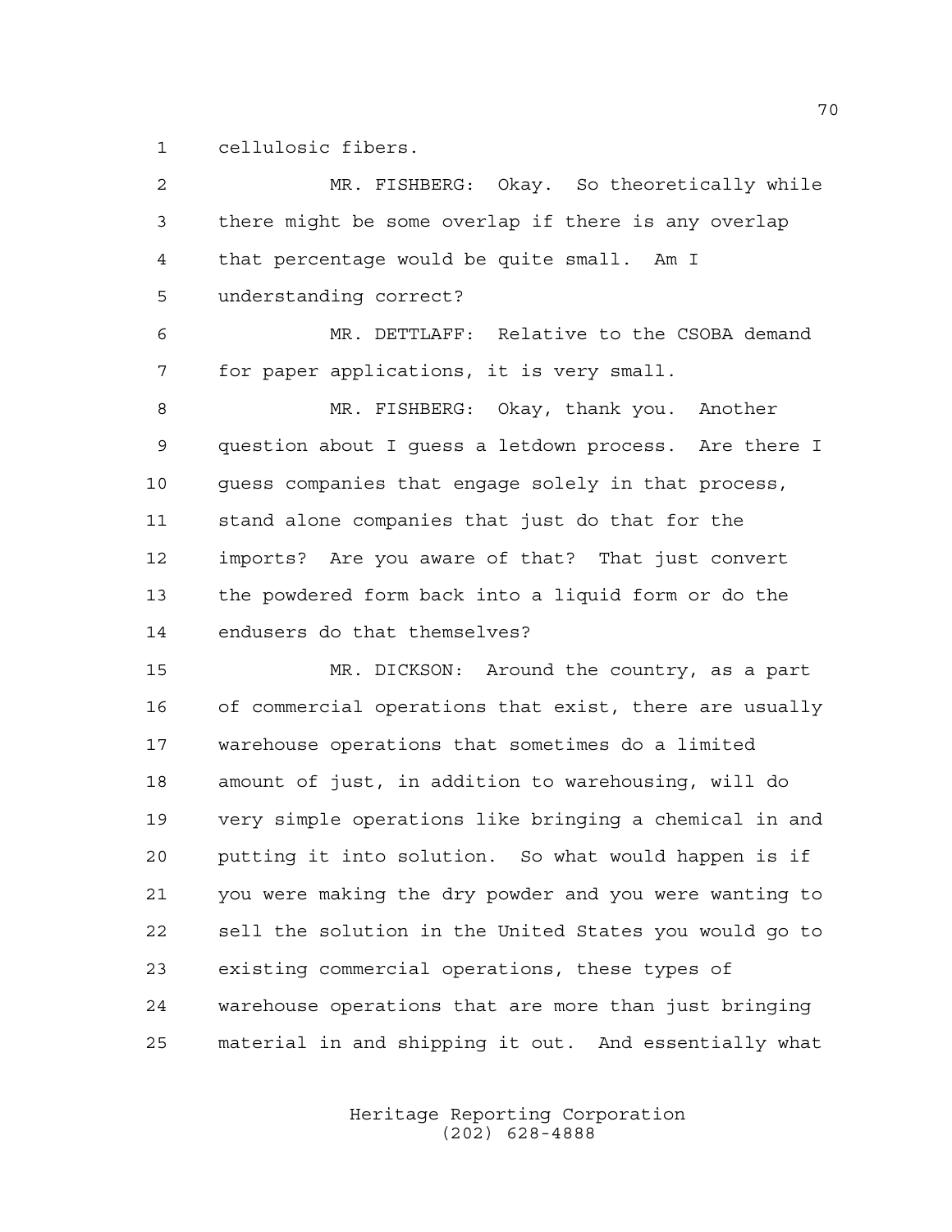cellulosic fibers.

MR. FISHBERG: Okay. So theoretically while there might be some overlap if there is any overlap that percentage would be quite small. Am I understanding correct?

MR. DETTLAFF: Relative to the CSOBA demand for paper applications, it is very small.

MR. FISHBERG: Okay, thank you. Another question about I guess a letdown process. Are there I guess companies that engage solely in that process, stand alone companies that just do that for the imports? Are you aware of that? That just convert the powdered form back into a liquid form or do the endusers do that themselves?

MR. DICKSON: Around the country, as a part of commercial operations that exist, there are usually warehouse operations that sometimes do a limited amount of just, in addition to warehousing, will do very simple operations like bringing a chemical in and putting it into solution. So what would happen is if you were making the dry powder and you were wanting to sell the solution in the United States you would go to existing commercial operations, these types of warehouse operations that are more than just bringing material in and shipping it out. And essentially what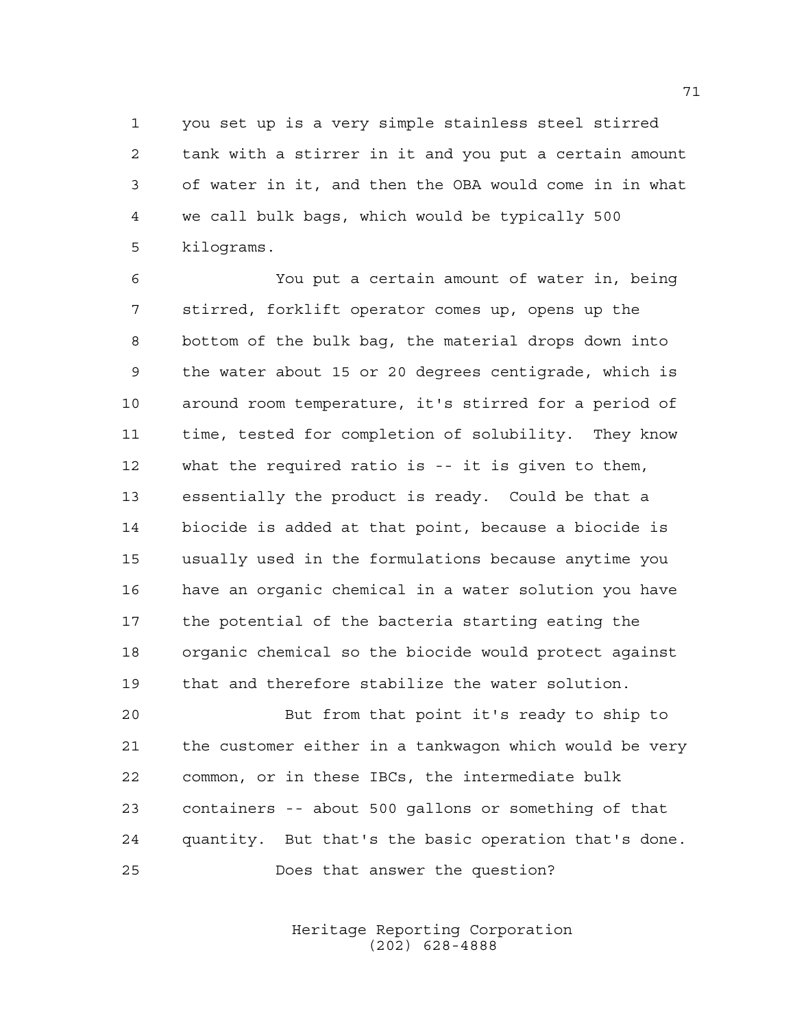you set up is a very simple stainless steel stirred tank with a stirrer in it and you put a certain amount of water in it, and then the OBA would come in in what we call bulk bags, which would be typically 500 kilograms.

You put a certain amount of water in, being stirred, forklift operator comes up, opens up the bottom of the bulk bag, the material drops down into the water about 15 or 20 degrees centigrade, which is around room temperature, it's stirred for a period of time, tested for completion of solubility. They know what the required ratio is -- it is given to them, essentially the product is ready. Could be that a biocide is added at that point, because a biocide is usually used in the formulations because anytime you have an organic chemical in a water solution you have the potential of the bacteria starting eating the organic chemical so the biocide would protect against that and therefore stabilize the water solution.

But from that point it's ready to ship to the customer either in a tankwagon which would be very common, or in these IBCs, the intermediate bulk containers -- about 500 gallons or something of that quantity. But that's the basic operation that's done.

Does that answer the question?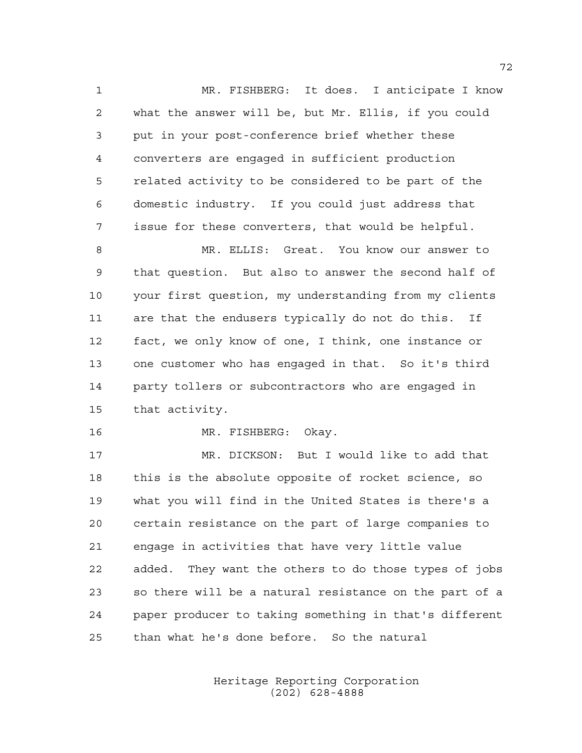MR. FISHBERG: It does. I anticipate I know what the answer will be, but Mr. Ellis, if you could put in your post-conference brief whether these converters are engaged in sufficient production related activity to be considered to be part of the domestic industry. If you could just address that issue for these converters, that would be helpful.

MR. ELLIS: Great. You know our answer to that question. But also to answer the second half of your first question, my understanding from my clients are that the endusers typically do not do this. If fact, we only know of one, I think, one instance or one customer who has engaged in that. So it's third party tollers or subcontractors who are engaged in that activity.

MR. FISHBERG: Okay.

MR. DICKSON: But I would like to add that this is the absolute opposite of rocket science, so what you will find in the United States is there's a certain resistance on the part of large companies to engage in activities that have very little value added. They want the others to do those types of jobs so there will be a natural resistance on the part of a paper producer to taking something in that's different than what he's done before. So the natural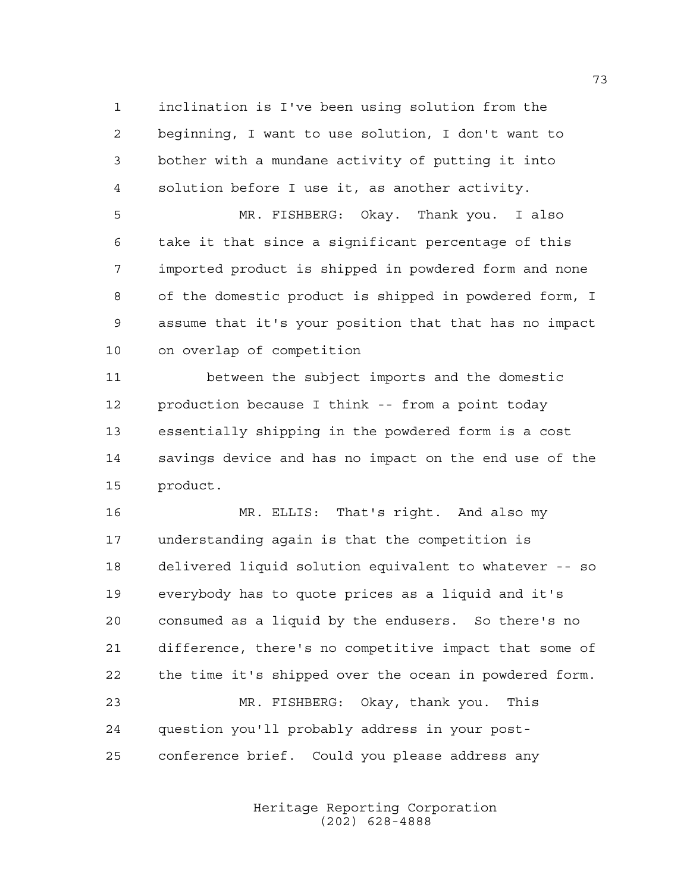inclination is I've been using solution from the beginning, I want to use solution, I don't want to bother with a mundane activity of putting it into solution before I use it, as another activity.

MR. FISHBERG: Okay. Thank you. I also take it that since a significant percentage of this imported product is shipped in powdered form and none of the domestic product is shipped in powdered form, I assume that it's your position that that has no impact on overlap of competition

between the subject imports and the domestic production because I think -- from a point today essentially shipping in the powdered form is a cost savings device and has no impact on the end use of the product.

MR. ELLIS: That's right. And also my understanding again is that the competition is delivered liquid solution equivalent to whatever -- so everybody has to quote prices as a liquid and it's consumed as a liquid by the endusers. So there's no difference, there's no competitive impact that some of the time it's shipped over the ocean in powdered form.

MR. FISHBERG: Okay, thank you. This question you'll probably address in your post-conference brief. Could you please address any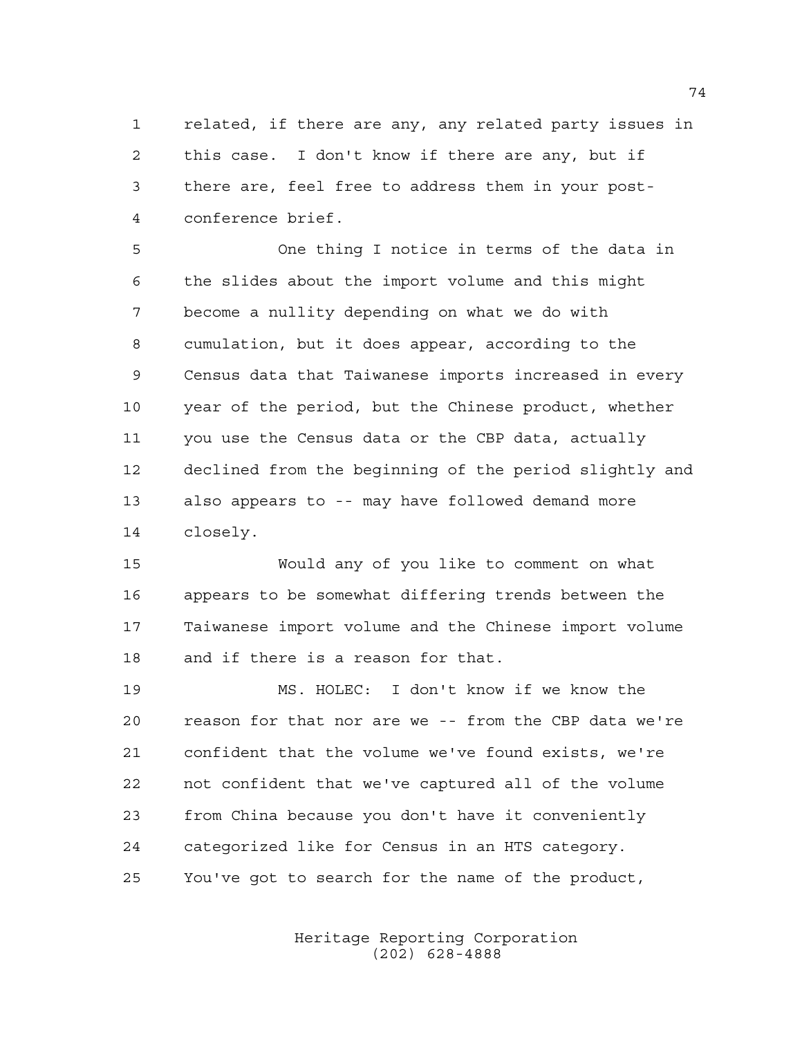related, if there are any, any related party issues in this case. I don't know if there are any, but if there are, feel free to address them in your post-conference brief.

One thing I notice in terms of the data in the slides about the import volume and this might become a nullity depending on what we do with cumulation, but it does appear, according to the Census data that Taiwanese imports increased in every year of the period, but the Chinese product, whether you use the Census data or the CBP data, actually declined from the beginning of the period slightly and also appears to -- may have followed demand more closely.

Would any of you like to comment on what appears to be somewhat differing trends between the Taiwanese import volume and the Chinese import volume and if there is a reason for that.

MS. HOLEC: I don't know if we know the reason for that nor are we -- from the CBP data we're confident that the volume we've found exists, we're not confident that we've captured all of the volume from China because you don't have it conveniently categorized like for Census in an HTS category. You've got to search for the name of the product,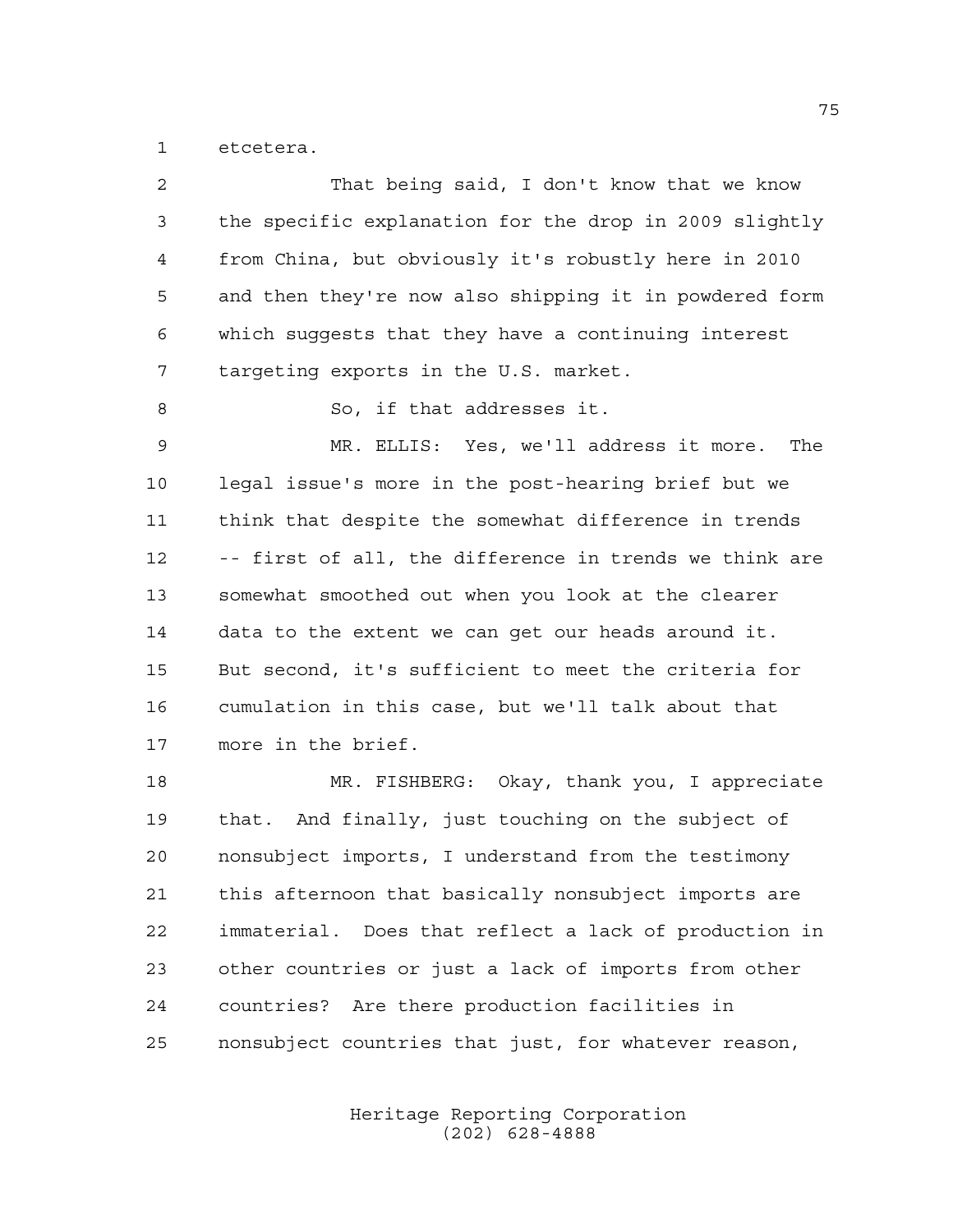etcetera.

That being said, I don't know that we know the specific explanation for the drop in 2009 slightly from China, but obviously it's robustly here in 2010 and then they're now also shipping it in powdered form which suggests that they have a continuing interest targeting exports in the U.S. market.

So, if that addresses it.

MR. ELLIS: Yes, we'll address it more. The legal issue's more in the post-hearing brief but we think that despite the somewhat difference in trends -- first of all, the difference in trends we think are somewhat smoothed out when you look at the clearer data to the extent we can get our heads around it. But second, it's sufficient to meet the criteria for cumulation in this case, but we'll talk about that more in the brief.

MR. FISHBERG: Okay, thank you, I appreciate that. And finally, just touching on the subject of nonsubject imports, I understand from the testimony this afternoon that basically nonsubject imports are immaterial. Does that reflect a lack of production in other countries or just a lack of imports from other countries? Are there production facilities in nonsubject countries that just, for whatever reason,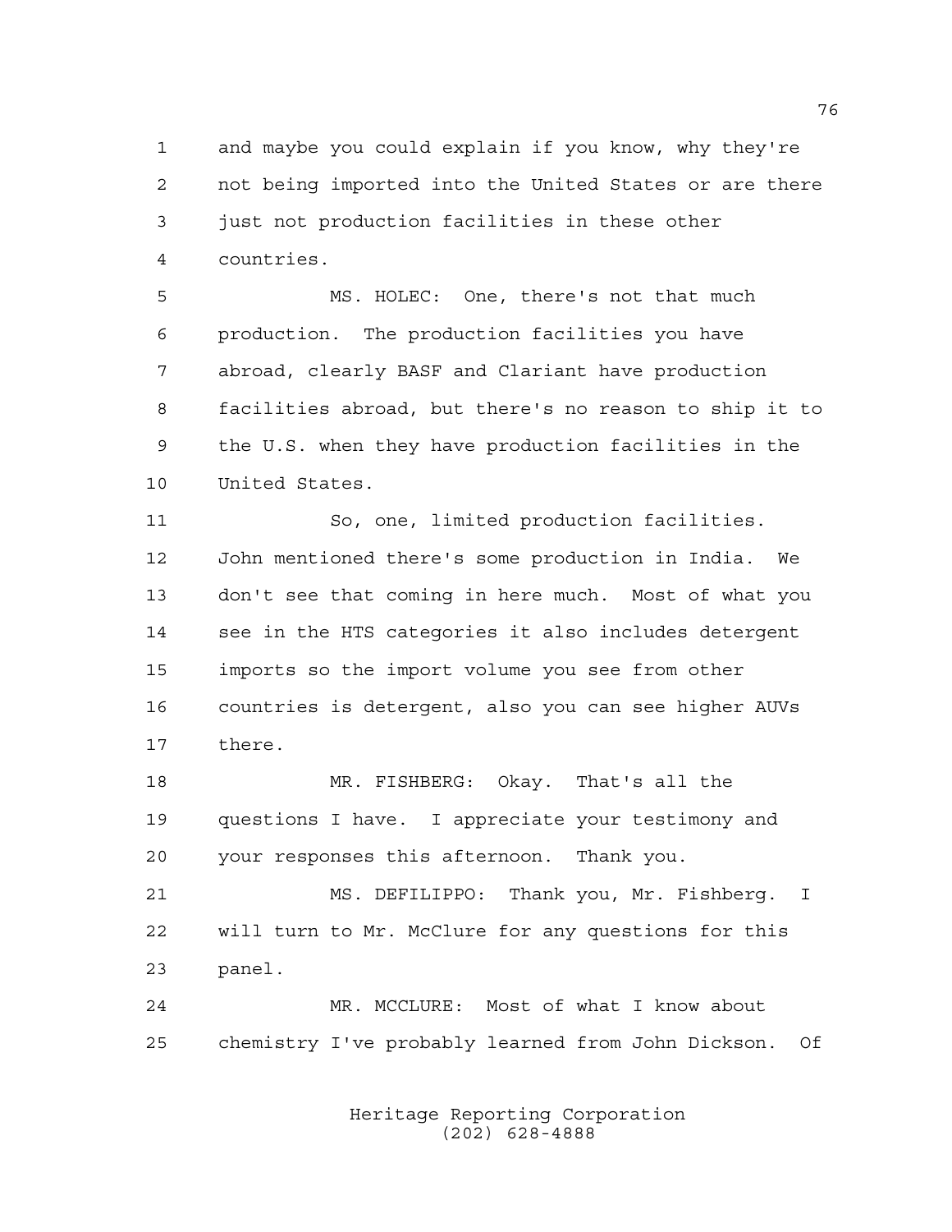and maybe you could explain if you know, why they're not being imported into the United States or are there just not production facilities in these other countries.

MS. HOLEC: One, there's not that much production. The production facilities you have abroad, clearly BASF and Clariant have production facilities abroad, but there's no reason to ship it to the U.S. when they have production facilities in the United States.

So, one, limited production facilities. John mentioned there's some production in India. We don't see that coming in here much. Most of what you see in the HTS categories it also includes detergent imports so the import volume you see from other countries is detergent, also you can see higher AUVs there.

MR. FISHBERG: Okay. That's all the questions I have. I appreciate your testimony and your responses this afternoon. Thank you.

MS. DEFILIPPO: Thank you, Mr. Fishberg. I will turn to Mr. McClure for any questions for this panel.

MR. MCCLURE: Most of what I know about chemistry I've probably learned from John Dickson. Of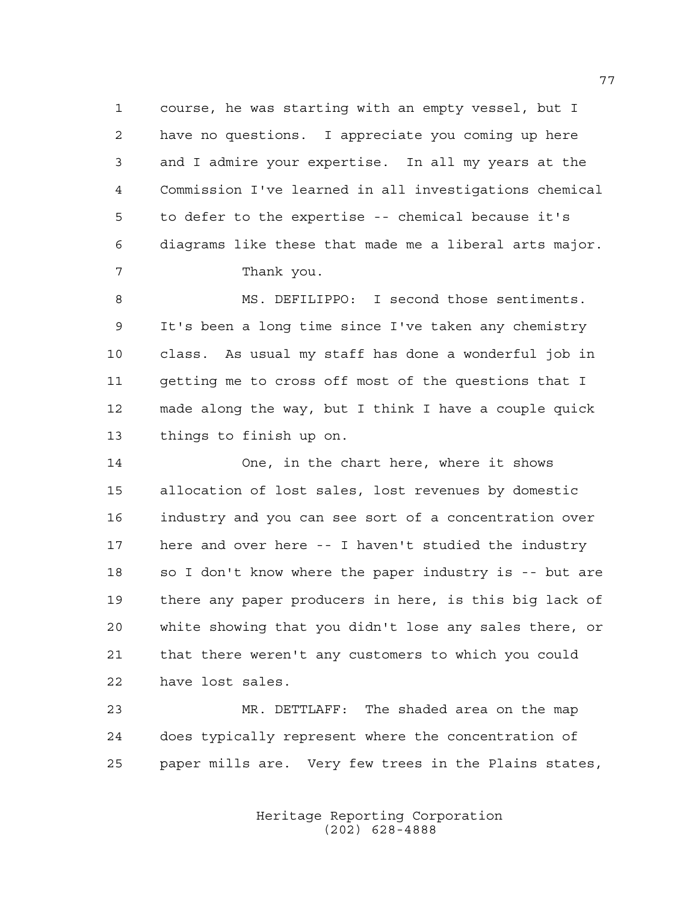course, he was starting with an empty vessel, but I have no questions. I appreciate you coming up here and I admire your expertise. In all my years at the Commission I've learned in all investigations chemical to defer to the expertise -- chemical because it's diagrams like these that made me a liberal arts major.

Thank you.

MS. DEFILIPPO: I second those sentiments. It's been a long time since I've taken any chemistry class. As usual my staff has done a wonderful job in getting me to cross off most of the questions that I made along the way, but I think I have a couple quick things to finish up on.

One, in the chart here, where it shows allocation of lost sales, lost revenues by domestic industry and you can see sort of a concentration over here and over here -- I haven't studied the industry so I don't know where the paper industry is -- but are there any paper producers in here, is this big lack of white showing that you didn't lose any sales there, or that there weren't any customers to which you could have lost sales.

MR. DETTLAFF: The shaded area on the map does typically represent where the concentration of paper mills are. Very few trees in the Plains states,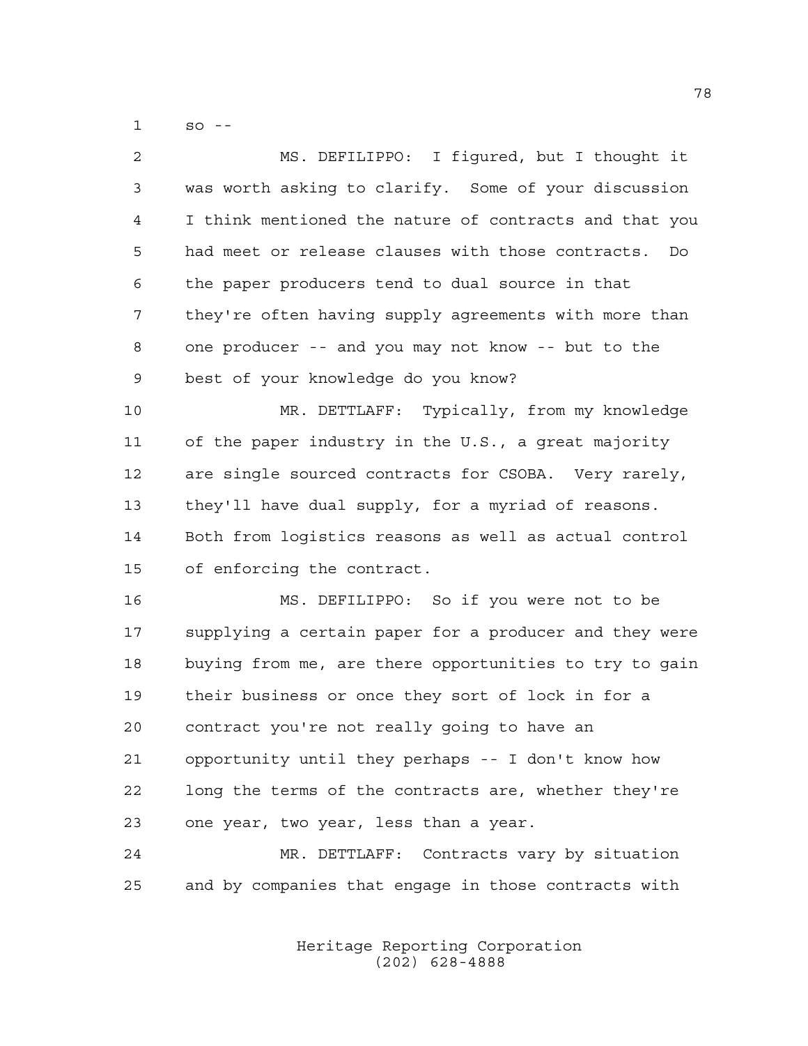so --

MS. DEFILIPPO: I figured, but I thought it was worth asking to clarify. Some of your discussion I think mentioned the nature of contracts and that you had meet or release clauses with those contracts. Do the paper producers tend to dual source in that they're often having supply agreements with more than one producer -- and you may not know -- but to the best of your knowledge do you know?

MR. DETTLAFF: Typically, from my knowledge of the paper industry in the U.S., a great majority are single sourced contracts for CSOBA. Very rarely, they'll have dual supply, for a myriad of reasons. Both from logistics reasons as well as actual control of enforcing the contract.

MS. DEFILIPPO: So if you were not to be supplying a certain paper for a producer and they were buying from me, are there opportunities to try to gain their business or once they sort of lock in for a contract you're not really going to have an opportunity until they perhaps -- I don't know how long the terms of the contracts are, whether they're one year, two year, less than a year.

MR. DETTLAFF: Contracts vary by situation and by companies that engage in those contracts with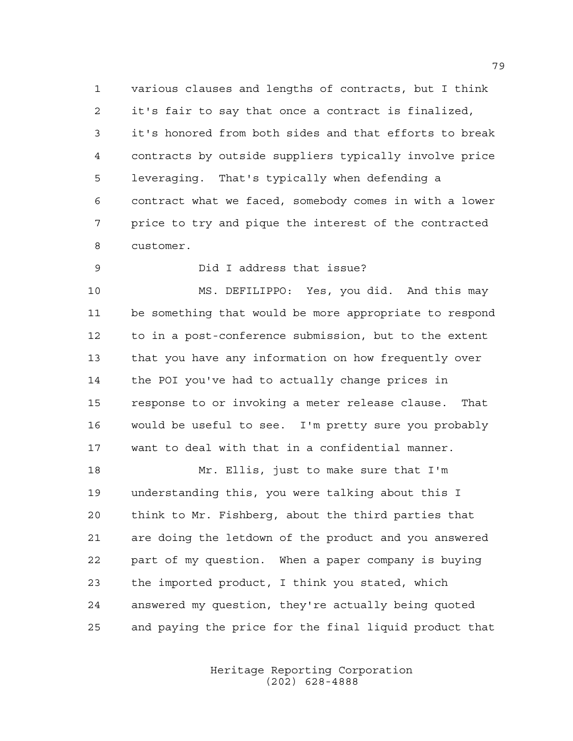various clauses and lengths of contracts, but I think it's fair to say that once a contract is finalized, it's honored from both sides and that efforts to break contracts by outside suppliers typically involve price leveraging. That's typically when defending a contract what we faced, somebody comes in with a lower price to try and pique the interest of the contracted customer.

Did I address that issue?

MS. DEFILIPPO: Yes, you did. And this may be something that would be more appropriate to respond to in a post-conference submission, but to the extent that you have any information on how frequently over the POI you've had to actually change prices in response to or invoking a meter release clause. That would be useful to see. I'm pretty sure you probably want to deal with that in a confidential manner.

Mr. Ellis, just to make sure that I'm understanding this, you were talking about this I think to Mr. Fishberg, about the third parties that are doing the letdown of the product and you answered part of my question. When a paper company is buying the imported product, I think you stated, which answered my question, they're actually being quoted and paying the price for the final liquid product that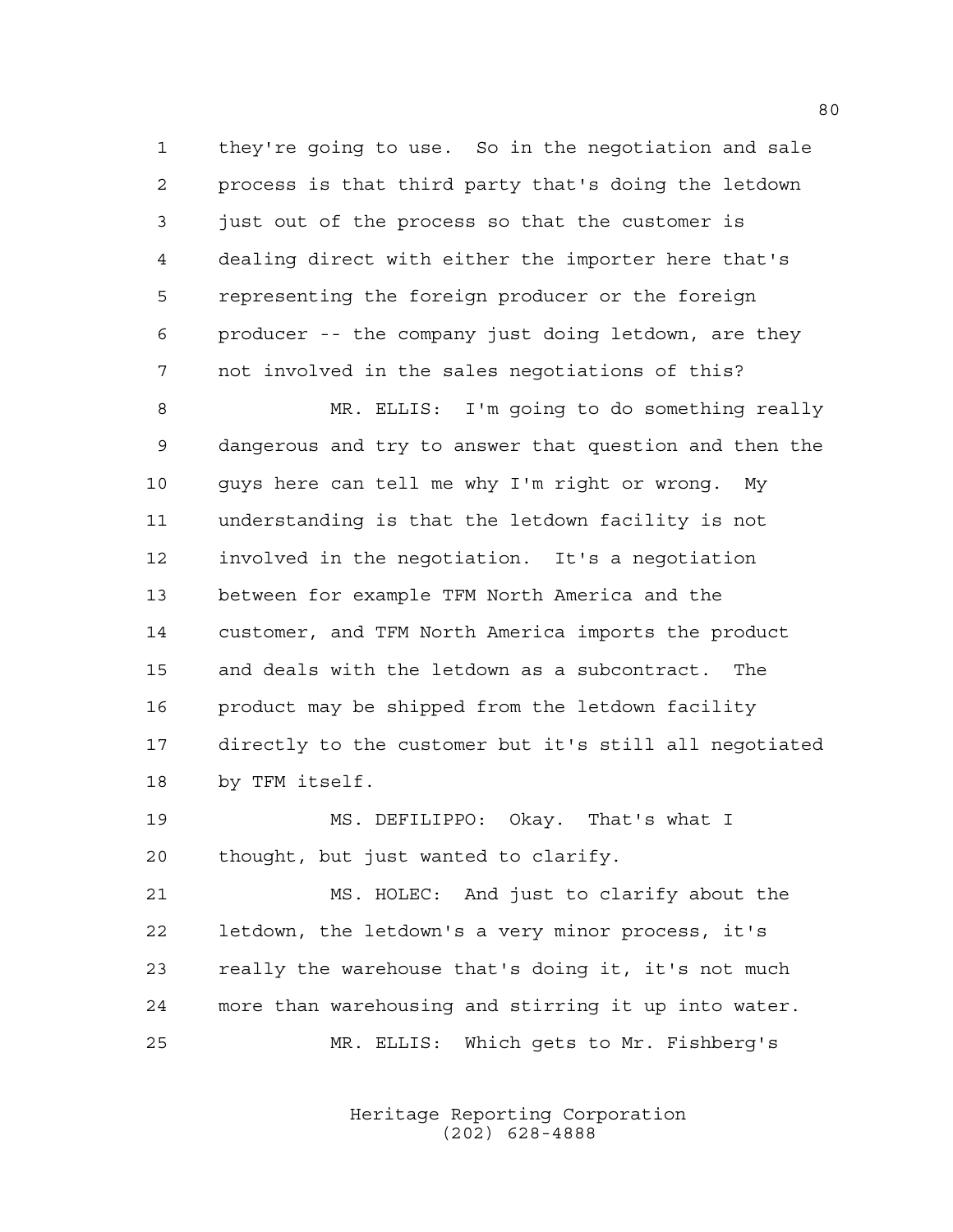they're going to use. So in the negotiation and sale process is that third party that's doing the letdown just out of the process so that the customer is dealing direct with either the importer here that's representing the foreign producer or the foreign producer -- the company just doing letdown, are they not involved in the sales negotiations of this?

MR. ELLIS: I'm going to do something really dangerous and try to answer that question and then the guys here can tell me why I'm right or wrong. My understanding is that the letdown facility is not involved in the negotiation. It's a negotiation between for example TFM North America and the customer, and TFM North America imports the product and deals with the letdown as a subcontract. The product may be shipped from the letdown facility directly to the customer but it's still all negotiated by TFM itself.

MS. DEFILIPPO: Okay. That's what I thought, but just wanted to clarify.

MS. HOLEC: And just to clarify about the letdown, the letdown's a very minor process, it's really the warehouse that's doing it, it's not much more than warehousing and stirring it up into water.

MR. ELLIS: Which gets to Mr. Fishberg's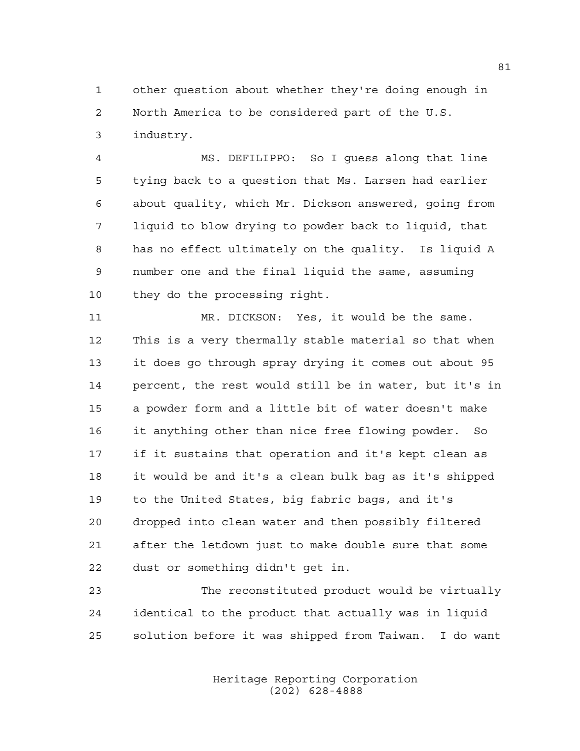other question about whether they're doing enough in North America to be considered part of the U.S. industry.

MS. DEFILIPPO: So I guess along that line tying back to a question that Ms. Larsen had earlier about quality, which Mr. Dickson answered, going from liquid to blow drying to powder back to liquid, that has no effect ultimately on the quality. Is liquid A number one and the final liquid the same, assuming they do the processing right.

MR. DICKSON: Yes, it would be the same. This is a very thermally stable material so that when it does go through spray drying it comes out about 95 percent, the rest would still be in water, but it's in a powder form and a little bit of water doesn't make it anything other than nice free flowing powder. So if it sustains that operation and it's kept clean as it would be and it's a clean bulk bag as it's shipped to the United States, big fabric bags, and it's dropped into clean water and then possibly filtered after the letdown just to make double sure that some dust or something didn't get in.

The reconstituted product would be virtually identical to the product that actually was in liquid solution before it was shipped from Taiwan. I do want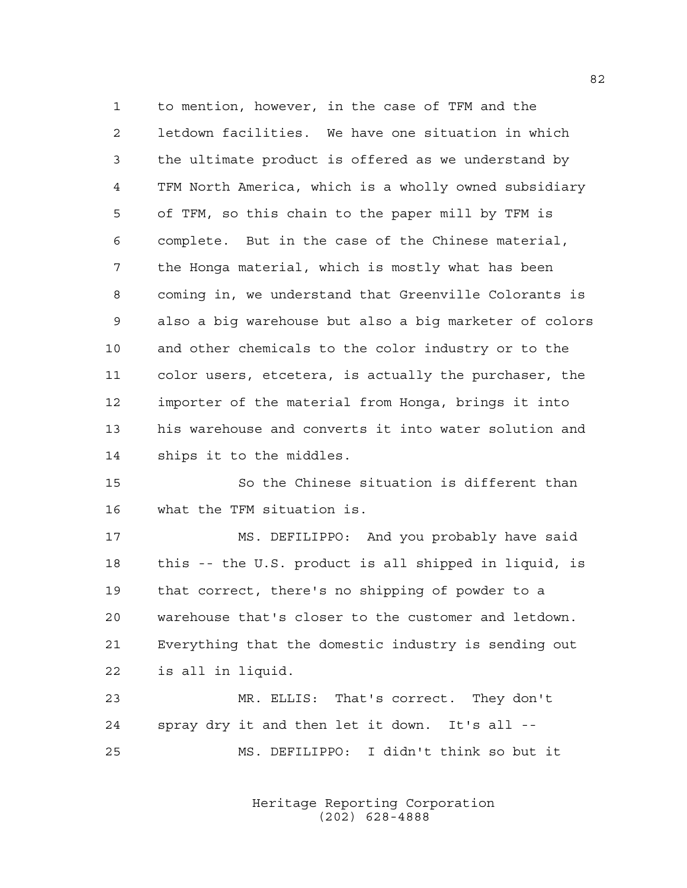to mention, however, in the case of TFM and the letdown facilities. We have one situation in which the ultimate product is offered as we understand by TFM North America, which is a wholly owned subsidiary of TFM, so this chain to the paper mill by TFM is complete. But in the case of the Chinese material, the Honga material, which is mostly what has been coming in, we understand that Greenville Colorants is also a big warehouse but also a big marketer of colors and other chemicals to the color industry or to the color users, etcetera, is actually the purchaser, the importer of the material from Honga, brings it into his warehouse and converts it into water solution and ships it to the middles.

So the Chinese situation is different than what the TFM situation is.

MS. DEFILIPPO: And you probably have said this -- the U.S. product is all shipped in liquid, is that correct, there's no shipping of powder to a warehouse that's closer to the customer and letdown. Everything that the domestic industry is sending out is all in liquid.

MR. ELLIS: That's correct. They don't spray dry it and then let it down. It's all --

MS. DEFILIPPO: I didn't think so but it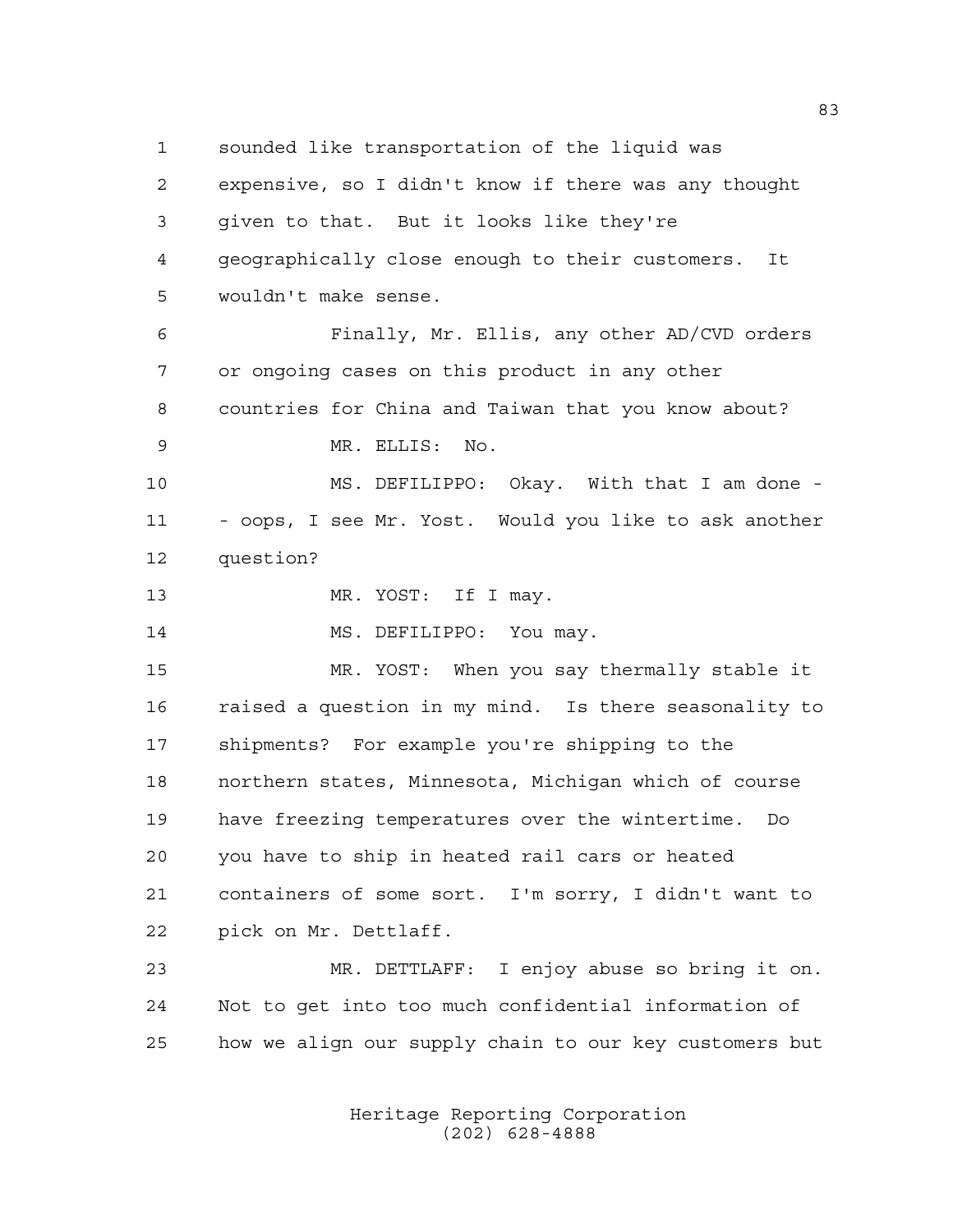sounded like transportation of the liquid was expensive, so I didn't know if there was any thought given to that. But it looks like they're geographically close enough to their customers. It wouldn't make sense.

Finally, Mr. Ellis, any other AD/CVD orders or ongoing cases on this product in any other countries for China and Taiwan that you know about?

MR. ELLIS: No.

MS. DEFILIPPO: Okay. With that I am done - - oops, I see Mr. Yost. Would you like to ask another question?

MR. YOST: If I may.

MS. DEFILIPPO: You may.

MR. YOST: When you say thermally stable it raised a question in my mind. Is there seasonality to shipments? For example you're shipping to the northern states, Minnesota, Michigan which of course have freezing temperatures over the wintertime. Do you have to ship in heated rail cars or heated containers of some sort. I'm sorry, I didn't want to pick on Mr. Dettlaff.

MR. DETTLAFF: I enjoy abuse so bring it on. Not to get into too much confidential information of how we align our supply chain to our key customers but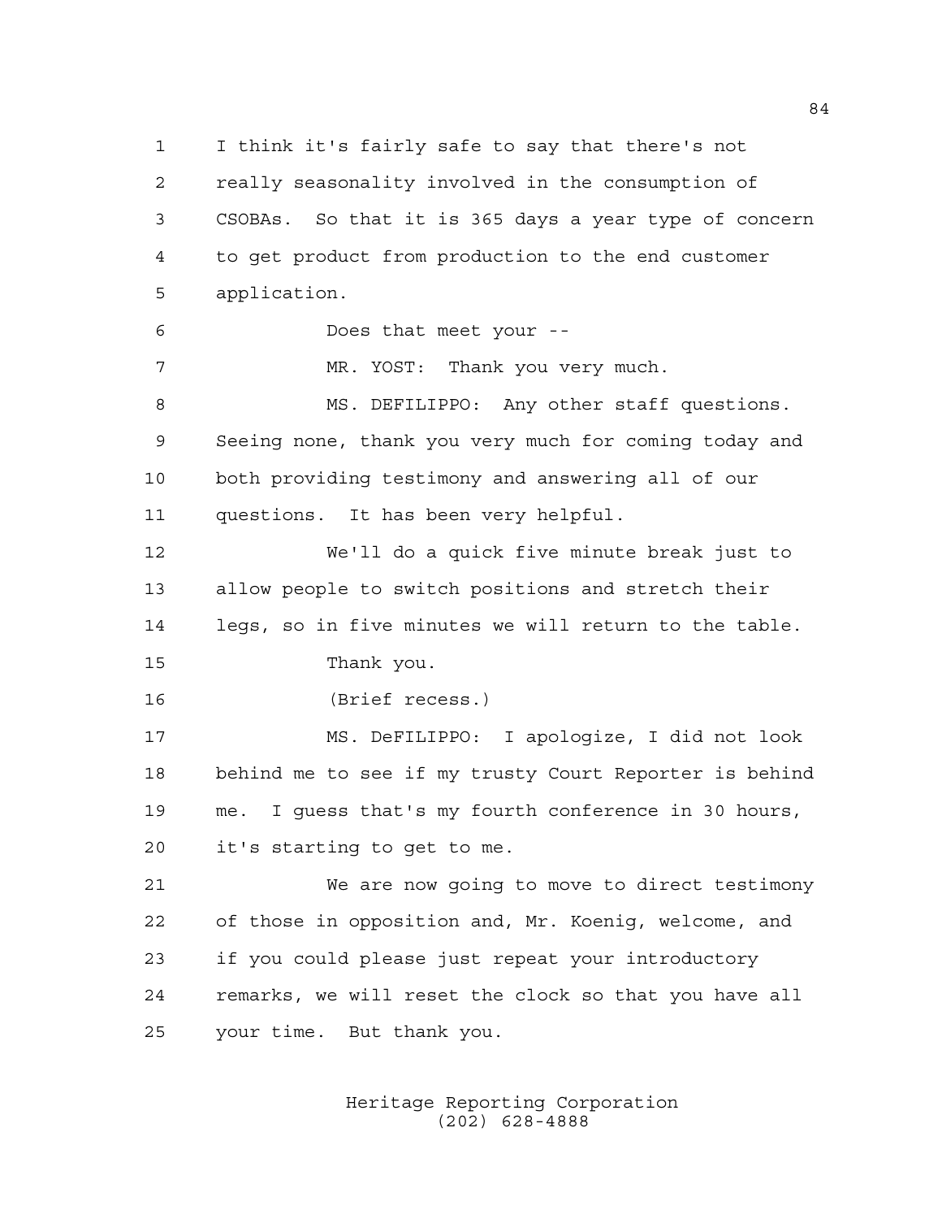I think it's fairly safe to say that there's not really seasonality involved in the consumption of CSOBAs. So that it is 365 days a year type of concern to get product from production to the end customer application.

Does that meet your --

MR. YOST: Thank you very much.

MS. DEFILIPPO: Any other staff questions. Seeing none, thank you very much for coming today and both providing testimony and answering all of our questions. It has been very helpful.

We'll do a quick five minute break just to allow people to switch positions and stretch their legs, so in five minutes we will return to the table.

Thank you.

(Brief recess.)

MS. DeFILIPPO: I apologize, I did not look behind me to see if my trusty Court Reporter is behind me. I guess that's my fourth conference in 30 hours, it's starting to get to me.

We are now going to move to direct testimony of those in opposition and, Mr. Koenig, welcome, and if you could please just repeat your introductory remarks, we will reset the clock so that you have all your time. But thank you.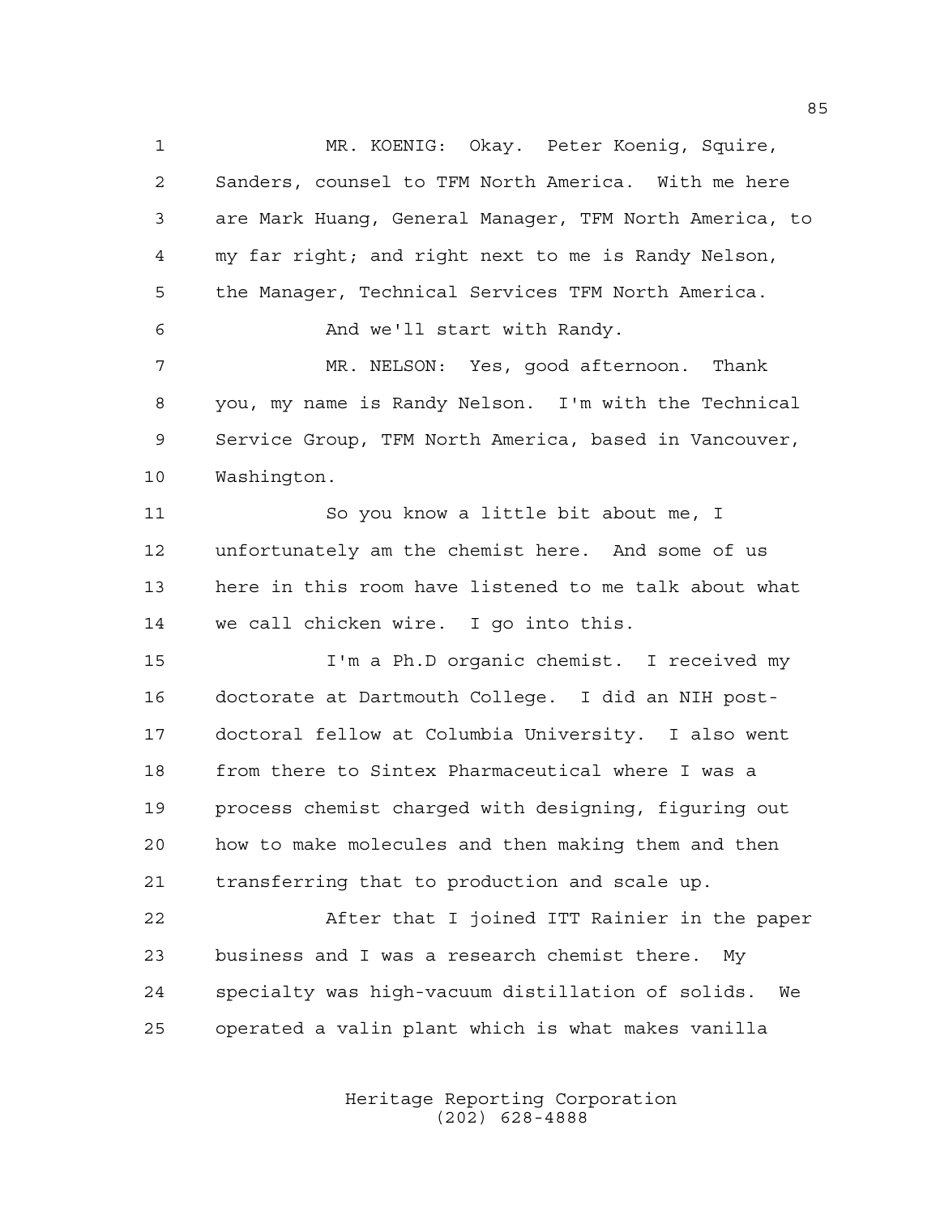MR. KOENIG: Okay. Peter Koenig, Squire, Sanders, counsel to TFM North America. With me here are Mark Huang, General Manager, TFM North America, to my far right; and right next to me is Randy Nelson, the Manager, Technical Services TFM North America.

And we'll start with Randy.

MR. NELSON: Yes, good afternoon. Thank you, my name is Randy Nelson. I'm with the Technical Service Group, TFM North America, based in Vancouver, Washington.

So you know a little bit about me, I unfortunately am the chemist here. And some of us here in this room have listened to me talk about what we call chicken wire. I go into this.

I'm a Ph.D organic chemist. I received my doctorate at Dartmouth College. I did an NIH post-doctoral fellow at Columbia University. I also went from there to Sintex Pharmaceutical where I was a process chemist charged with designing, figuring out how to make molecules and then making them and then transferring that to production and scale up.

After that I joined ITT Rainier in the paper business and I was a research chemist there. My specialty was high-vacuum distillation of solids. We operated a valin plant which is what makes vanilla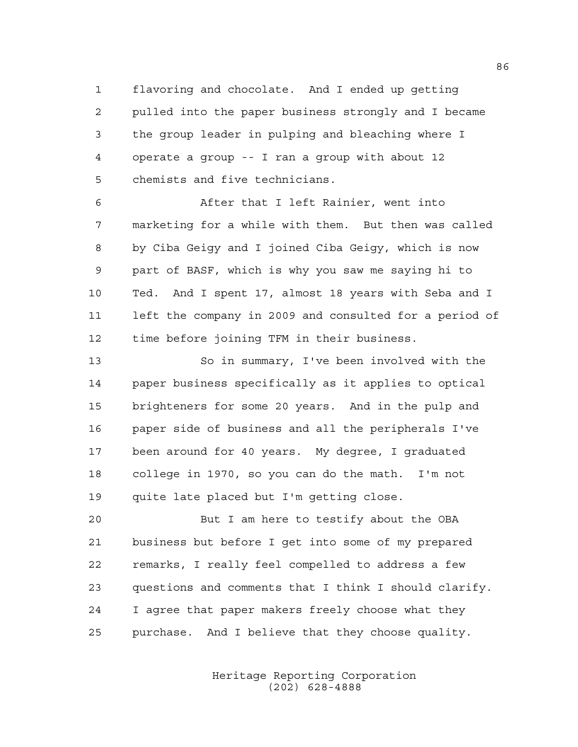flavoring and chocolate. And I ended up getting pulled into the paper business strongly and I became the group leader in pulping and bleaching where I operate a group -- I ran a group with about 12 chemists and five technicians.

After that I left Rainier, went into marketing for a while with them. But then was called by Ciba Geigy and I joined Ciba Geigy, which is now part of BASF, which is why you saw me saying hi to Ted. And I spent 17, almost 18 years with Seba and I left the company in 2009 and consulted for a period of time before joining TFM in their business.

So in summary, I've been involved with the paper business specifically as it applies to optical brighteners for some 20 years. And in the pulp and paper side of business and all the peripherals I've been around for 40 years. My degree, I graduated college in 1970, so you can do the math. I'm not quite late placed but I'm getting close.

But I am here to testify about the OBA business but before I get into some of my prepared remarks, I really feel compelled to address a few questions and comments that I think I should clarify. I agree that paper makers freely choose what they purchase. And I believe that they choose quality.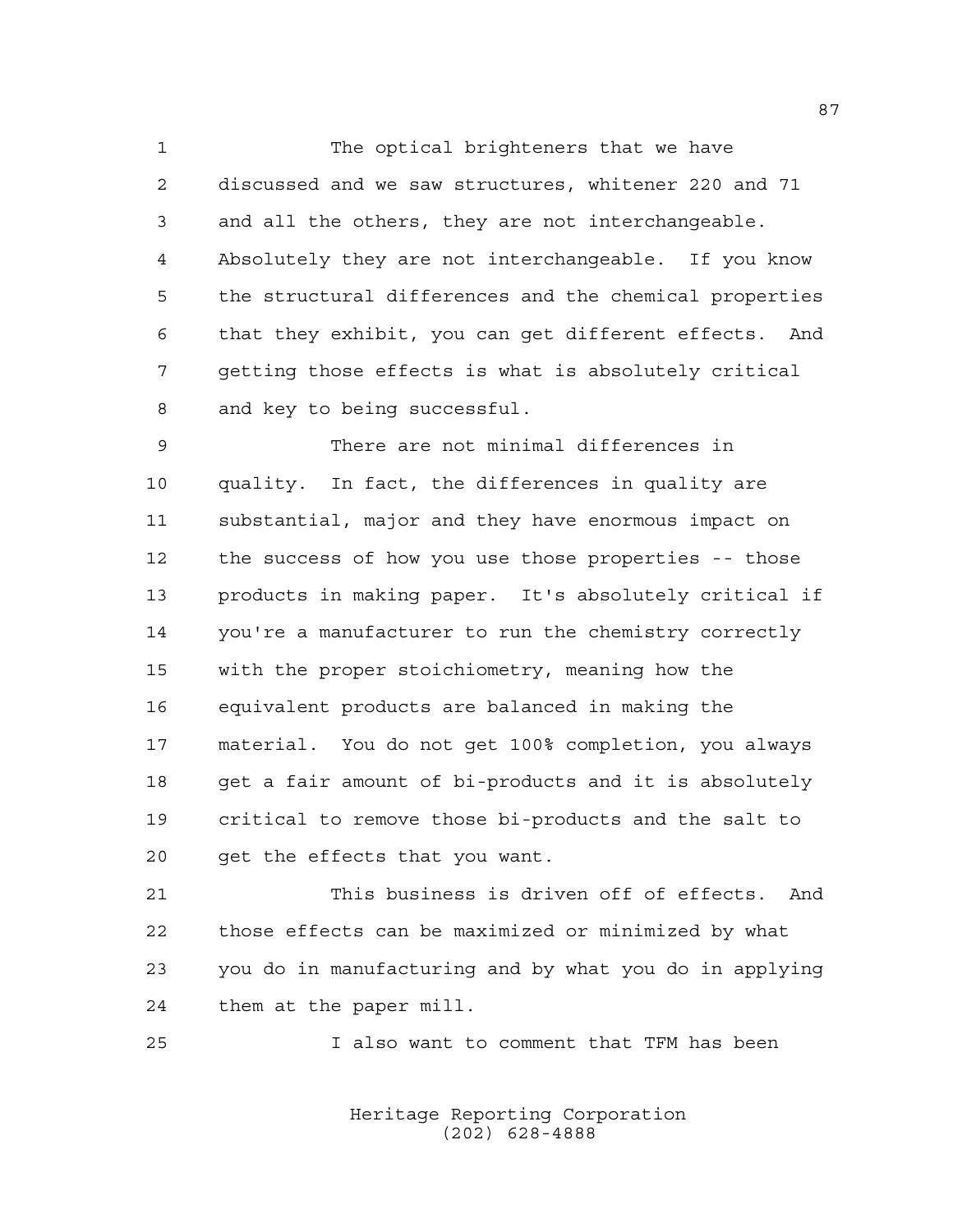The optical brighteners that we have discussed and we saw structures, whitener 220 and 71 and all the others, they are not interchangeable. Absolutely they are not interchangeable. If you know the structural differences and the chemical properties that they exhibit, you can get different effects. And getting those effects is what is absolutely critical and key to being successful.

There are not minimal differences in quality. In fact, the differences in quality are substantial, major and they have enormous impact on the success of how you use those properties -- those products in making paper. It's absolutely critical if you're a manufacturer to run the chemistry correctly with the proper stoichiometry, meaning how the equivalent products are balanced in making the material. You do not get 100% completion, you always get a fair amount of bi-products and it is absolutely critical to remove those bi-products and the salt to get the effects that you want.

This business is driven off of effects. And those effects can be maximized or minimized by what you do in manufacturing and by what you do in applying them at the paper mill.

I also want to comment that TFM has been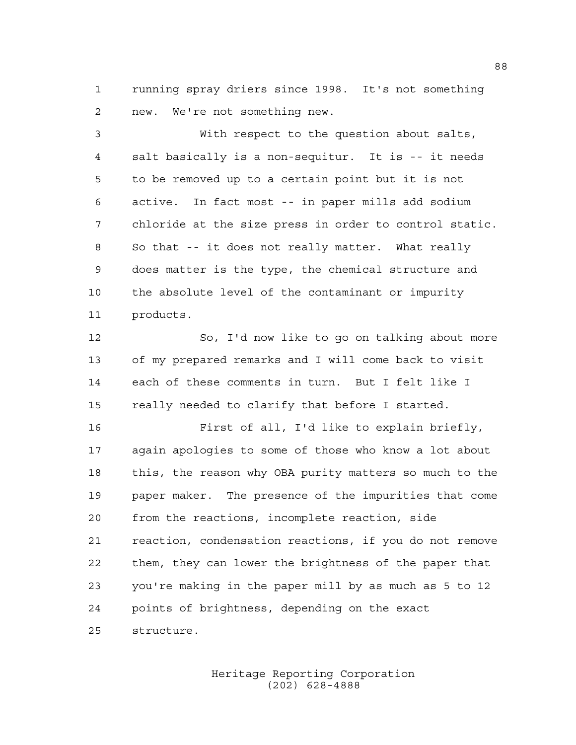running spray driers since 1998. It's not something new. We're not something new.

With respect to the question about salts, salt basically is a non-sequitur. It is -- it needs to be removed up to a certain point but it is not active. In fact most -- in paper mills add sodium chloride at the size press in order to control static. So that -- it does not really matter. What really does matter is the type, the chemical structure and the absolute level of the contaminant or impurity products.

So, I'd now like to go on talking about more of my prepared remarks and I will come back to visit each of these comments in turn. But I felt like I really needed to clarify that before I started.

First of all, I'd like to explain briefly, again apologies to some of those who know a lot about this, the reason why OBA purity matters so much to the paper maker. The presence of the impurities that come from the reactions, incomplete reaction, side reaction, condensation reactions, if you do not remove them, they can lower the brightness of the paper that you're making in the paper mill by as much as 5 to 12 points of brightness, depending on the exact structure.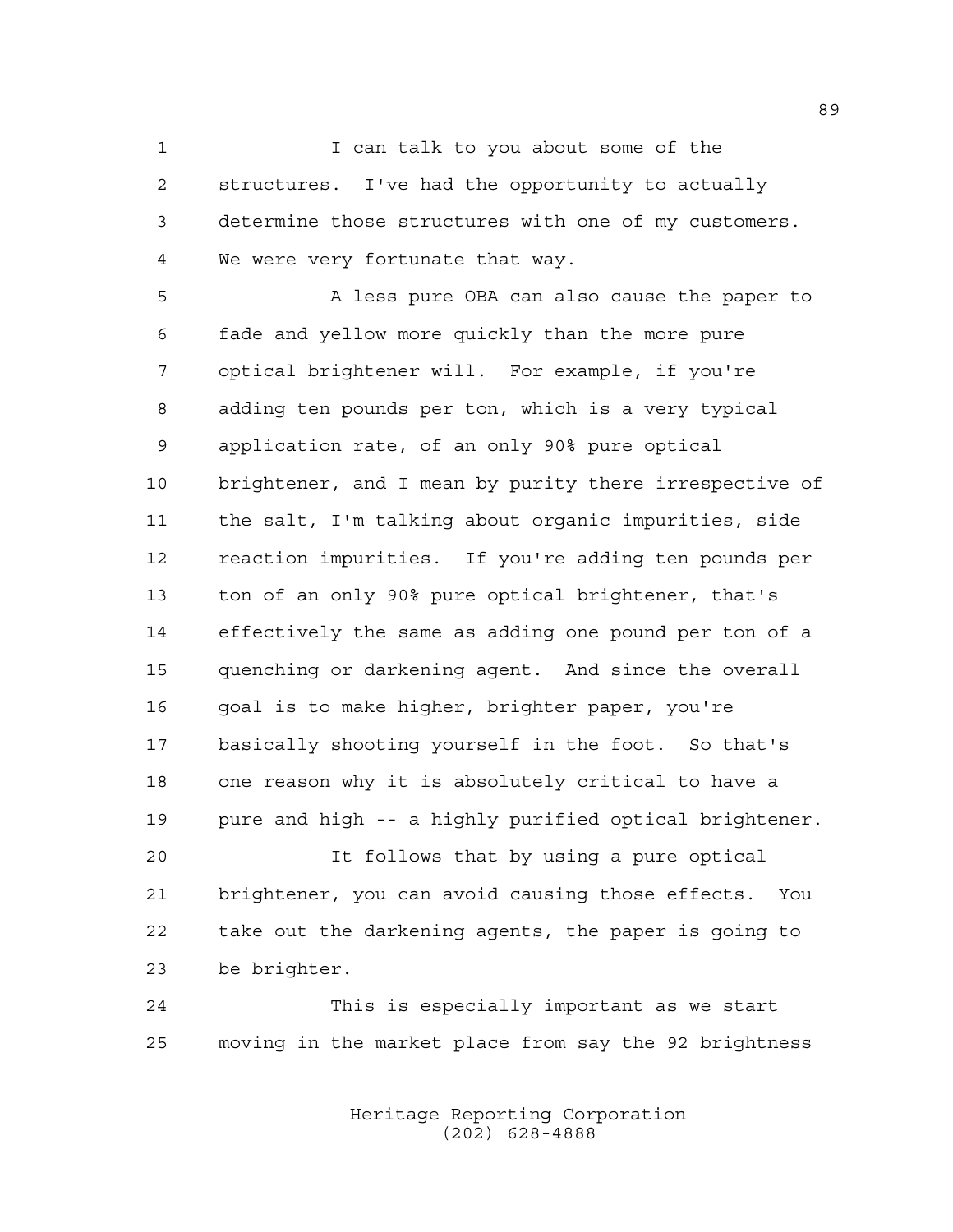I can talk to you about some of the structures. I've had the opportunity to actually determine those structures with one of my customers. We were very fortunate that way.

A less pure OBA can also cause the paper to fade and yellow more quickly than the more pure optical brightener will. For example, if you're adding ten pounds per ton, which is a very typical application rate, of an only 90% pure optical brightener, and I mean by purity there irrespective of the salt, I'm talking about organic impurities, side reaction impurities. If you're adding ten pounds per ton of an only 90% pure optical brightener, that's effectively the same as adding one pound per ton of a quenching or darkening agent. And since the overall goal is to make higher, brighter paper, you're basically shooting yourself in the foot. So that's one reason why it is absolutely critical to have a pure and high -- a highly purified optical brightener.

It follows that by using a pure optical brightener, you can avoid causing those effects. You take out the darkening agents, the paper is going to be brighter.

This is especially important as we start moving in the market place from say the 92 brightness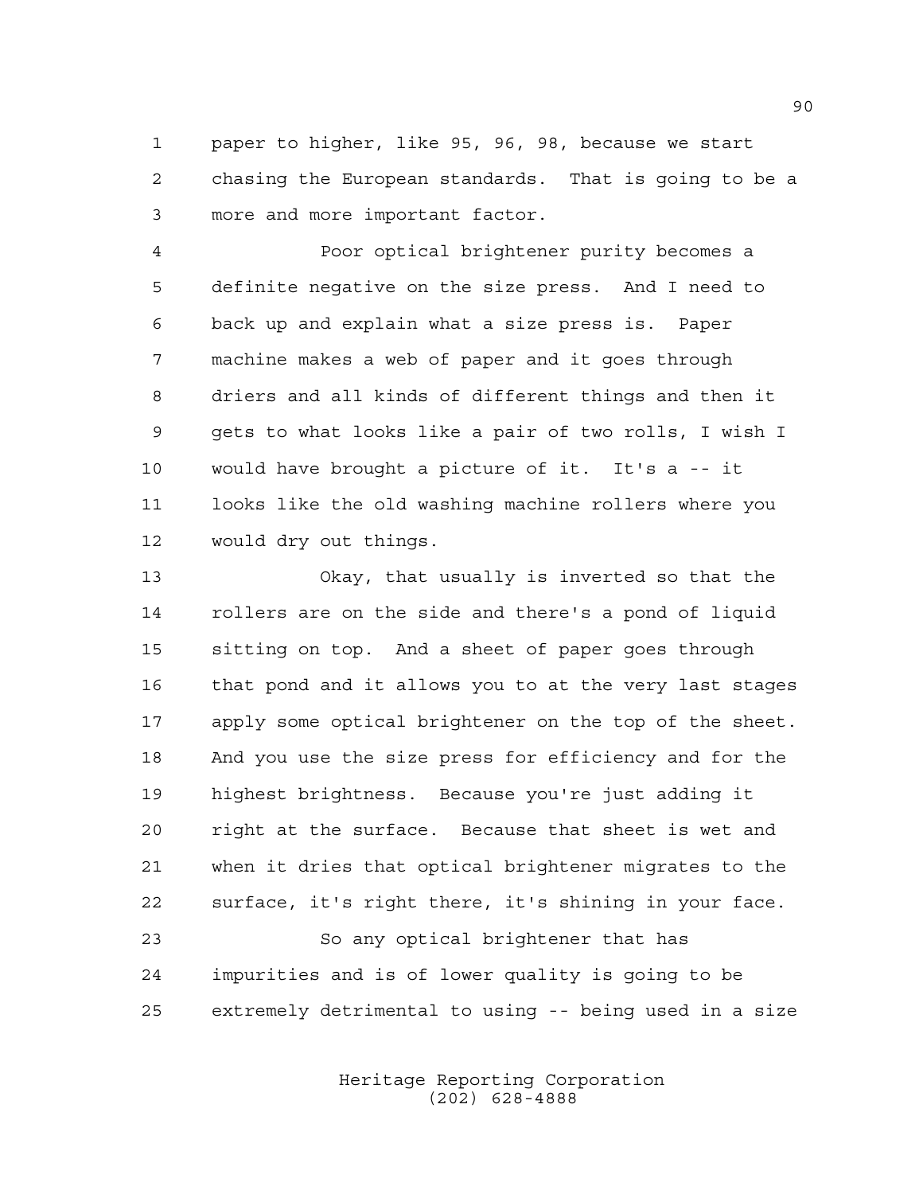paper to higher, like 95, 96, 98, because we start chasing the European standards. That is going to be a more and more important factor.

Poor optical brightener purity becomes a definite negative on the size press. And I need to back up and explain what a size press is. Paper machine makes a web of paper and it goes through driers and all kinds of different things and then it gets to what looks like a pair of two rolls, I wish I would have brought a picture of it. It's a -- it looks like the old washing machine rollers where you would dry out things.

Okay, that usually is inverted so that the rollers are on the side and there's a pond of liquid sitting on top. And a sheet of paper goes through that pond and it allows you to at the very last stages apply some optical brightener on the top of the sheet. And you use the size press for efficiency and for the highest brightness. Because you're just adding it right at the surface. Because that sheet is wet and when it dries that optical brightener migrates to the surface, it's right there, it's shining in your face.

So any optical brightener that has impurities and is of lower quality is going to be extremely detrimental to using -- being used in a size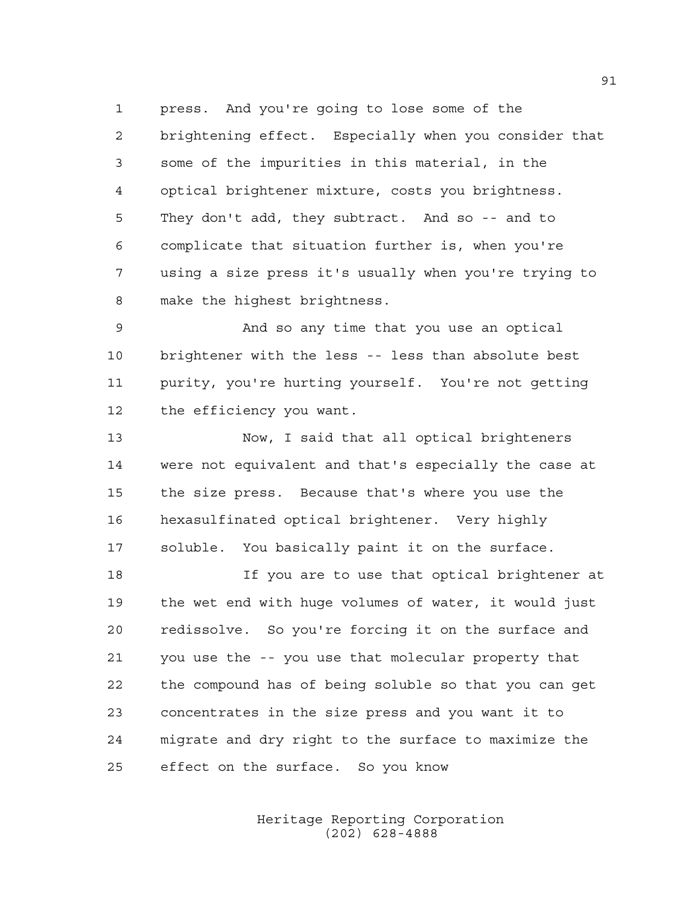press. And you're going to lose some of the brightening effect. Especially when you consider that some of the impurities in this material, in the optical brightener mixture, costs you brightness. They don't add, they subtract. And so -- and to complicate that situation further is, when you're using a size press it's usually when you're trying to make the highest brightness.

And so any time that you use an optical brightener with the less -- less than absolute best purity, you're hurting yourself. You're not getting the efficiency you want.

Now, I said that all optical brighteners were not equivalent and that's especially the case at the size press. Because that's where you use the hexasulfinated optical brightener. Very highly soluble. You basically paint it on the surface.

If you are to use that optical brightener at the wet end with huge volumes of water, it would just redissolve. So you're forcing it on the surface and you use the -- you use that molecular property that the compound has of being soluble so that you can get concentrates in the size press and you want it to migrate and dry right to the surface to maximize the effect on the surface. So you know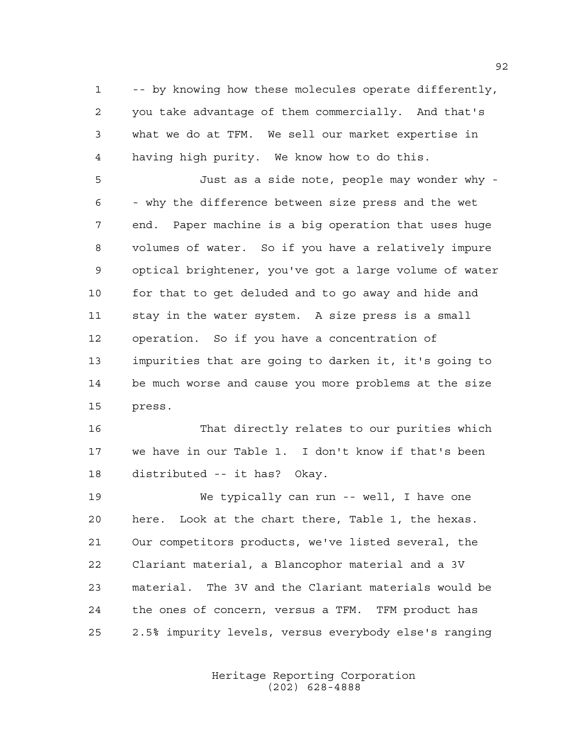-- by knowing how these molecules operate differently, you take advantage of them commercially. And that's what we do at TFM. We sell our market expertise in having high purity. We know how to do this.

Just as a side note, people may wonder why -- why the difference between size press and the wet end. Paper machine is a big operation that uses huge volumes of water. So if you have a relatively impure optical brightener, you've got a large volume of water for that to get deluded and to go away and hide and stay in the water system. A size press is a small operation. So if you have a concentration of impurities that are going to darken it, it's going to be much worse and cause you more problems at the size press.

That directly relates to our purities which we have in our Table 1. I don't know if that's been distributed -- it has? Okay.

We typically can run -- well, I have one here. Look at the chart there, Table 1, the hexas. Our competitors products, we've listed several, the Clariant material, a Blancophor material and a 3V material. The 3V and the Clariant materials would be the ones of concern, versus a TFM. TFM product has 2.5% impurity levels, versus everybody else's ranging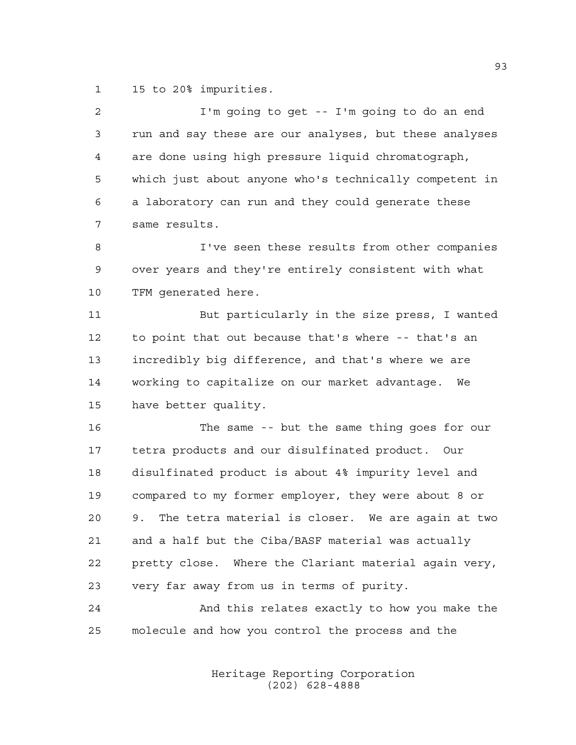15 to 20% impurities.

I'm going to get -- I'm going to do an end run and say these are our analyses, but these analyses are done using high pressure liquid chromatograph, which just about anyone who's technically competent in a laboratory can run and they could generate these same results.

I've seen these results from other companies over years and they're entirely consistent with what TFM generated here.

But particularly in the size press, I wanted to point that out because that's where -- that's an incredibly big difference, and that's where we are working to capitalize on our market advantage. We have better quality.

The same -- but the same thing goes for our tetra products and our disulfinated product. Our disulfinated product is about 4% impurity level and compared to my former employer, they were about 8 or 9. The tetra material is closer. We are again at two and a half but the Ciba/BASF material was actually pretty close. Where the Clariant material again very, very far away from us in terms of purity.

And this relates exactly to how you make the molecule and how you control the process and the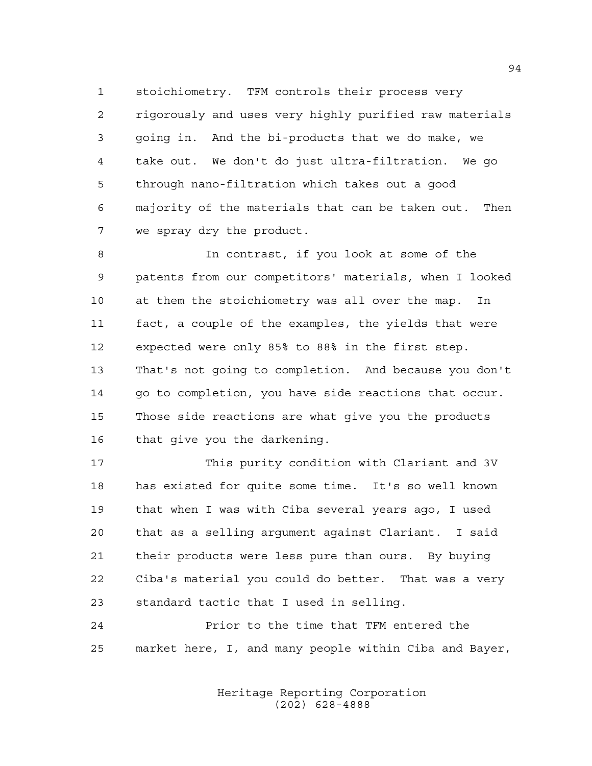stoichiometry. TFM controls their process very rigorously and uses very highly purified raw materials going in. And the bi-products that we do make, we take out. We don't do just ultra-filtration. We go through nano-filtration which takes out a good majority of the materials that can be taken out. Then we spray dry the product.

In contrast, if you look at some of the patents from our competitors' materials, when I looked at them the stoichiometry was all over the map. In fact, a couple of the examples, the yields that were expected were only 85% to 88% in the first step. That's not going to completion. And because you don't go to completion, you have side reactions that occur. Those side reactions are what give you the products that give you the darkening.

This purity condition with Clariant and 3V has existed for quite some time. It's so well known that when I was with Ciba several years ago, I used that as a selling argument against Clariant. I said their products were less pure than ours. By buying Ciba's material you could do better. That was a very standard tactic that I used in selling.

Prior to the time that TFM entered the market here, I, and many people within Ciba and Bayer,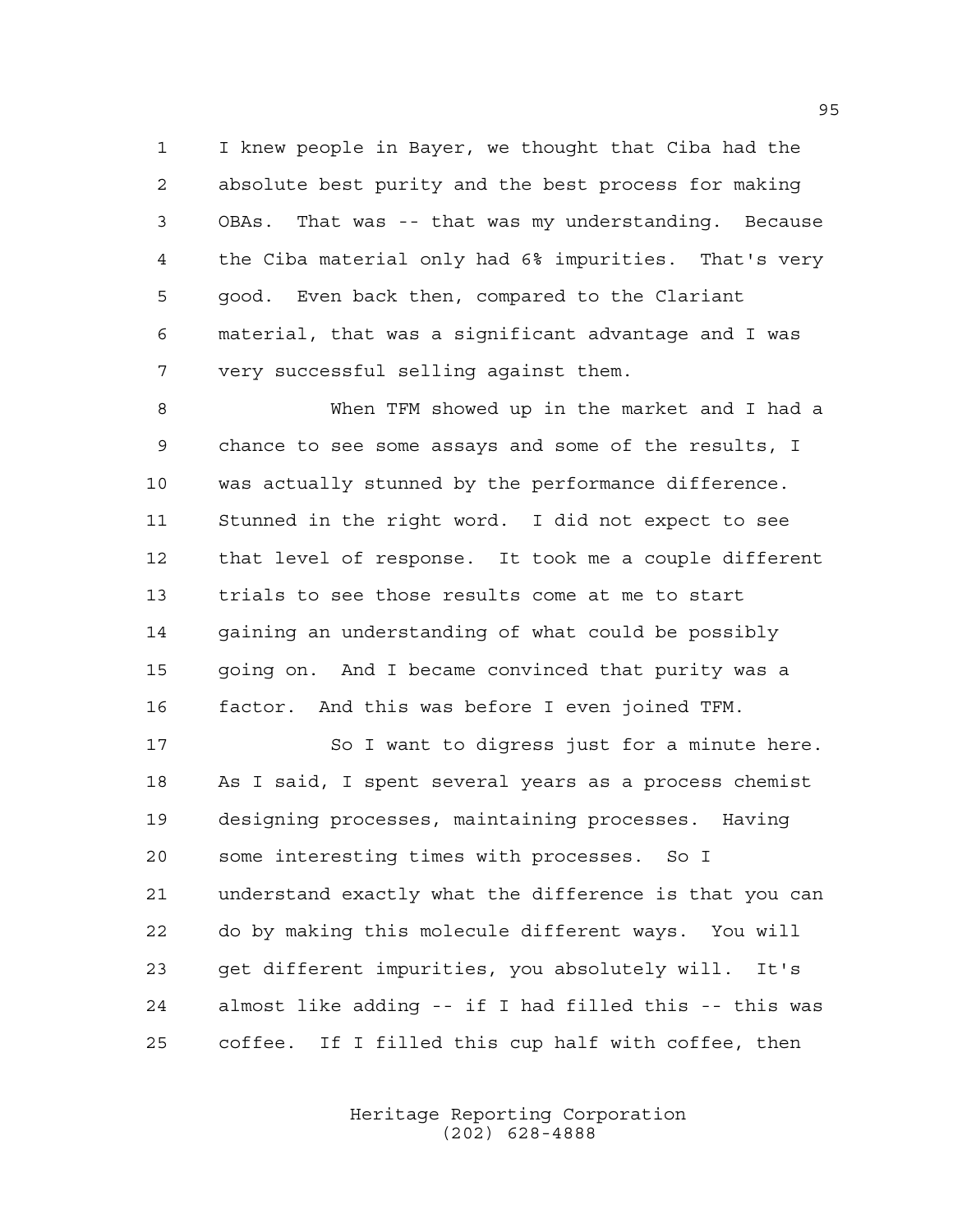I knew people in Bayer, we thought that Ciba had the absolute best purity and the best process for making OBAs. That was -- that was my understanding. Because the Ciba material only had 6% impurities. That's very good. Even back then, compared to the Clariant material, that was a significant advantage and I was very successful selling against them.

When TFM showed up in the market and I had a chance to see some assays and some of the results, I was actually stunned by the performance difference. Stunned in the right word. I did not expect to see that level of response. It took me a couple different trials to see those results come at me to start gaining an understanding of what could be possibly going on. And I became convinced that purity was a factor. And this was before I even joined TFM.

So I want to digress just for a minute here. As I said, I spent several years as a process chemist designing processes, maintaining processes. Having some interesting times with processes. So I understand exactly what the difference is that you can do by making this molecule different ways. You will get different impurities, you absolutely will. It's almost like adding -- if I had filled this -- this was coffee. If I filled this cup half with coffee, then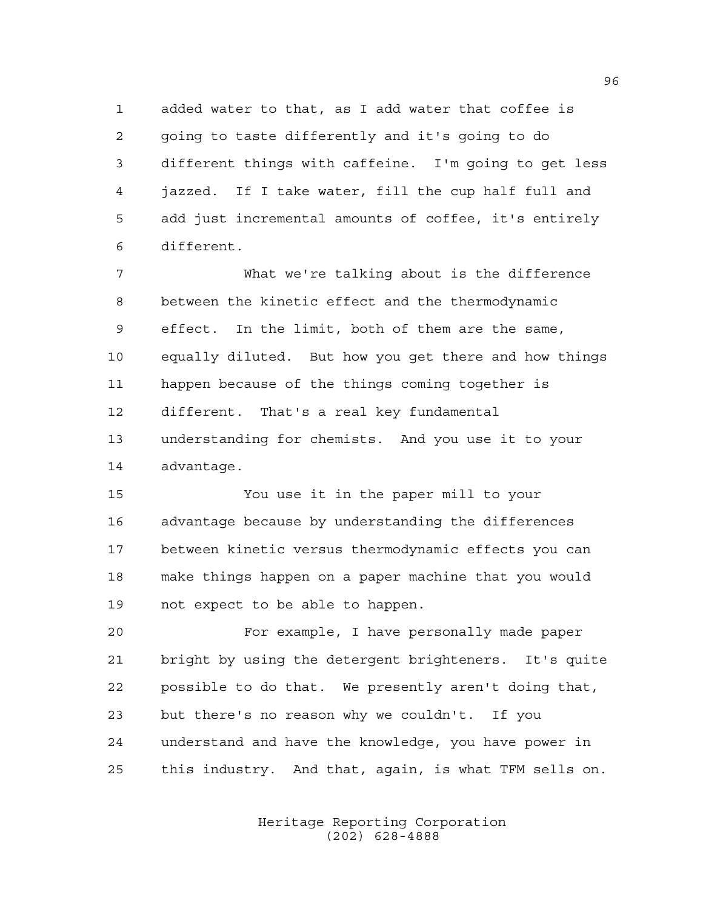added water to that, as I add water that coffee is going to taste differently and it's going to do different things with caffeine. I'm going to get less jazzed. If I take water, fill the cup half full and add just incremental amounts of coffee, it's entirely different.

What we're talking about is the difference between the kinetic effect and the thermodynamic effect. In the limit, both of them are the same, equally diluted. But how you get there and how things happen because of the things coming together is different. That's a real key fundamental understanding for chemists. And you use it to your advantage.

You use it in the paper mill to your advantage because by understanding the differences between kinetic versus thermodynamic effects you can make things happen on a paper machine that you would not expect to be able to happen.

For example, I have personally made paper bright by using the detergent brighteners. It's quite possible to do that. We presently aren't doing that, but there's no reason why we couldn't. If you understand and have the knowledge, you have power in this industry. And that, again, is what TFM sells on.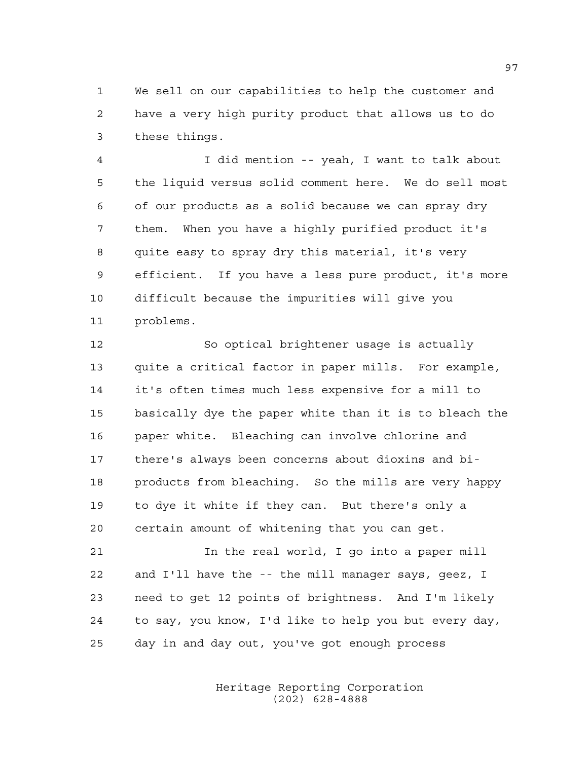We sell on our capabilities to help the customer and have a very high purity product that allows us to do these things.

I did mention -- yeah, I want to talk about the liquid versus solid comment here. We do sell most of our products as a solid because we can spray dry them. When you have a highly purified product it's quite easy to spray dry this material, it's very efficient. If you have a less pure product, it's more difficult because the impurities will give you problems.

So optical brightener usage is actually quite a critical factor in paper mills. For example, it's often times much less expensive for a mill to basically dye the paper white than it is to bleach the paper white. Bleaching can involve chlorine and there's always been concerns about dioxins and bi-products from bleaching. So the mills are very happy to dye it white if they can. But there's only a certain amount of whitening that you can get.

In the real world, I go into a paper mill and I'll have the -- the mill manager says, geez, I need to get 12 points of brightness. And I'm likely to say, you know, I'd like to help you but every day, day in and day out, you've got enough process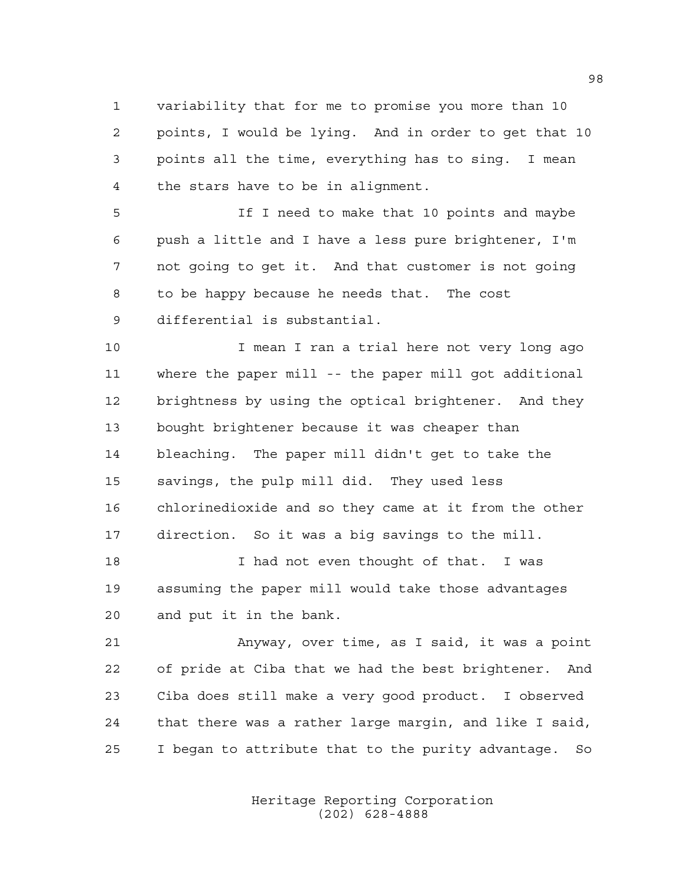variability that for me to promise you more than 10 points, I would be lying. And in order to get that 10 points all the time, everything has to sing. I mean the stars have to be in alignment.

If I need to make that 10 points and maybe push a little and I have a less pure brightener, I'm not going to get it. And that customer is not going to be happy because he needs that. The cost differential is substantial.

I mean I ran a trial here not very long ago where the paper mill -- the paper mill got additional brightness by using the optical brightener. And they bought brightener because it was cheaper than bleaching. The paper mill didn't get to take the savings, the pulp mill did. They used less chlorinedioxide and so they came at it from the other direction. So it was a big savings to the mill.

I had not even thought of that. I was assuming the paper mill would take those advantages and put it in the bank.

Anyway, over time, as I said, it was a point of pride at Ciba that we had the best brightener. And Ciba does still make a very good product. I observed that there was a rather large margin, and like I said, I began to attribute that to the purity advantage. So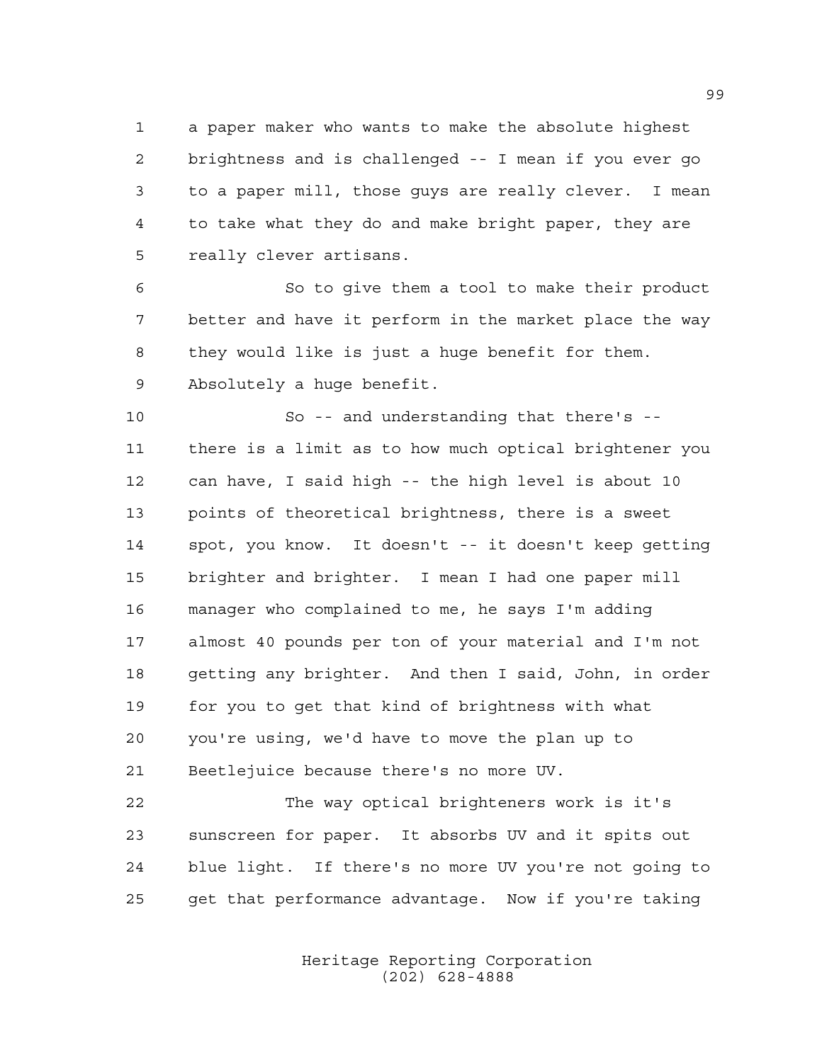a paper maker who wants to make the absolute highest brightness and is challenged -- I mean if you ever go to a paper mill, those guys are really clever. I mean to take what they do and make bright paper, they are really clever artisans.

So to give them a tool to make their product better and have it perform in the market place the way they would like is just a huge benefit for them. Absolutely a huge benefit.

So -- and understanding that there's -- there is a limit as to how much optical brightener you can have, I said high -- the high level is about 10 points of theoretical brightness, there is a sweet spot, you know. It doesn't -- it doesn't keep getting brighter and brighter. I mean I had one paper mill manager who complained to me, he says I'm adding almost 40 pounds per ton of your material and I'm not getting any brighter. And then I said, John, in order for you to get that kind of brightness with what you're using, we'd have to move the plan up to Beetlejuice because there's no more UV.

The way optical brighteners work is it's sunscreen for paper. It absorbs UV and it spits out blue light. If there's no more UV you're not going to get that performance advantage. Now if you're taking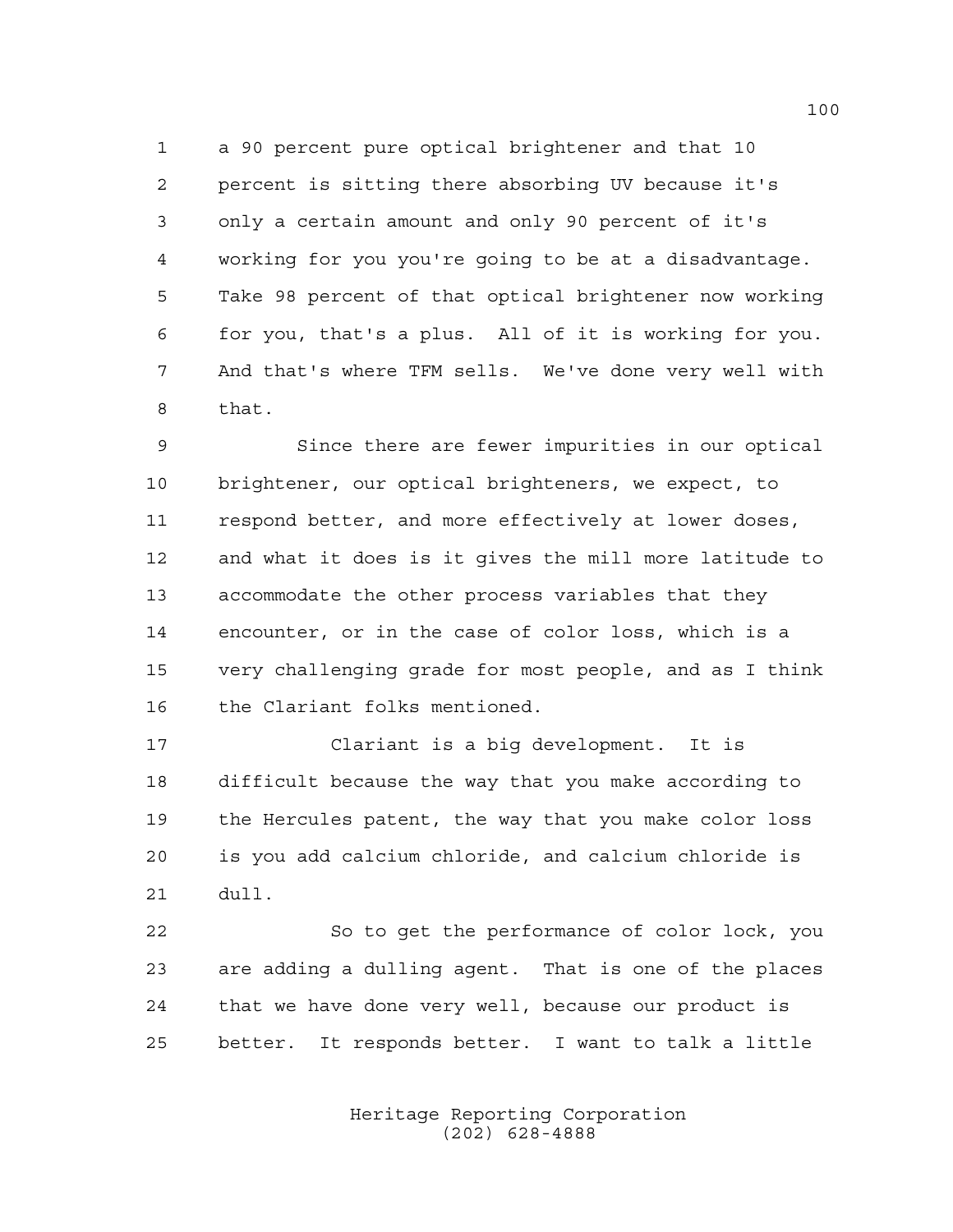a 90 percent pure optical brightener and that 10 percent is sitting there absorbing UV because it's only a certain amount and only 90 percent of it's working for you you're going to be at a disadvantage. Take 98 percent of that optical brightener now working for you, that's a plus. All of it is working for you. And that's where TFM sells. We've done very well with that.

Since there are fewer impurities in our optical brightener, our optical brighteners, we expect, to respond better, and more effectively at lower doses, and what it does is it gives the mill more latitude to accommodate the other process variables that they encounter, or in the case of color loss, which is a very challenging grade for most people, and as I think the Clariant folks mentioned.

Clariant is a big development. It is difficult because the way that you make according to the Hercules patent, the way that you make color loss is you add calcium chloride, and calcium chloride is dull.

So to get the performance of color lock, you are adding a dulling agent. That is one of the places that we have done very well, because our product is better. It responds better. I want to talk a little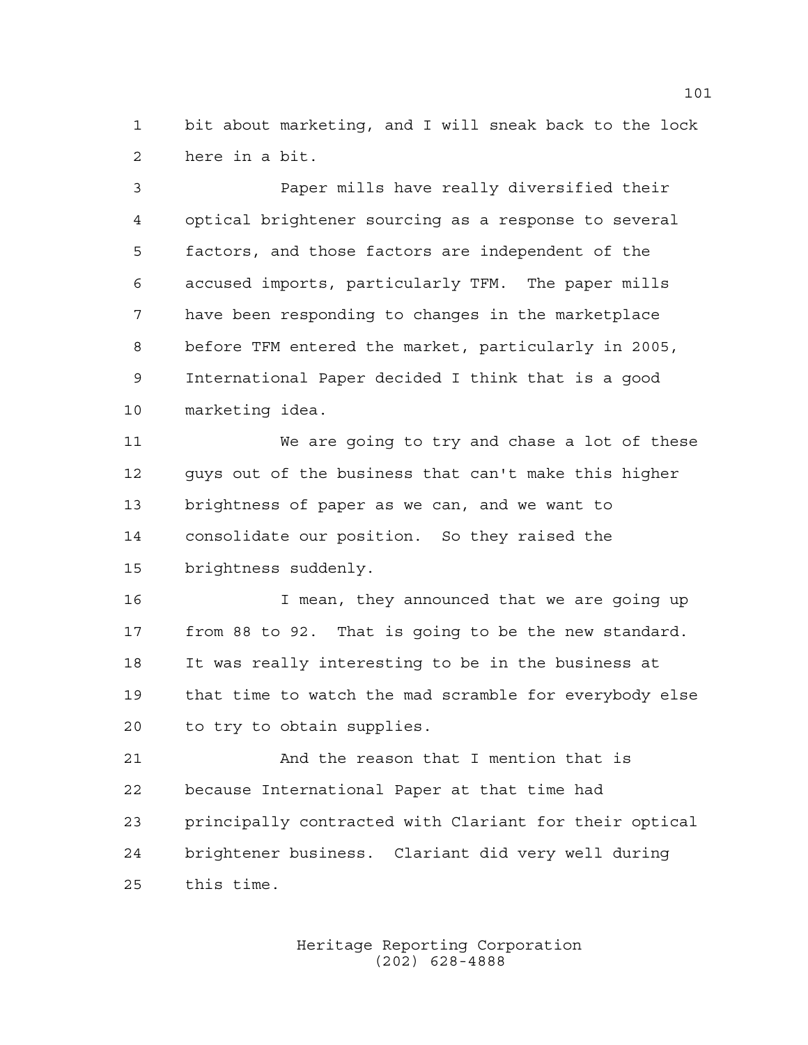bit about marketing, and I will sneak back to the lock here in a bit.

Paper mills have really diversified their optical brightener sourcing as a response to several factors, and those factors are independent of the accused imports, particularly TFM. The paper mills have been responding to changes in the marketplace before TFM entered the market, particularly in 2005, International Paper decided I think that is a good marketing idea.

We are going to try and chase a lot of these guys out of the business that can't make this higher brightness of paper as we can, and we want to consolidate our position. So they raised the brightness suddenly.

I mean, they announced that we are going up from 88 to 92. That is going to be the new standard. It was really interesting to be in the business at that time to watch the mad scramble for everybody else to try to obtain supplies.

And the reason that I mention that is because International Paper at that time had principally contracted with Clariant for their optical brightener business. Clariant did very well during this time.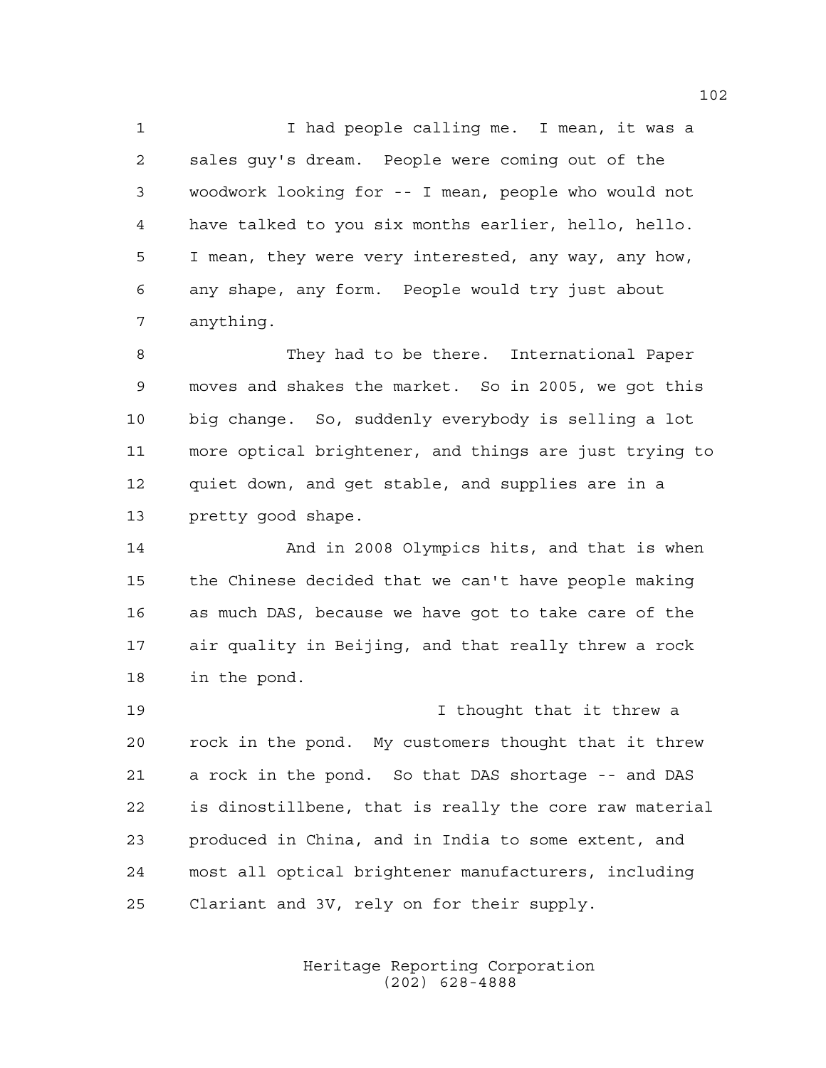I had people calling me. I mean, it was a sales guy's dream. People were coming out of the woodwork looking for -- I mean, people who would not have talked to you six months earlier, hello, hello. I mean, they were very interested, any way, any how, any shape, any form. People would try just about anything.

They had to be there. International Paper moves and shakes the market. So in 2005, we got this big change. So, suddenly everybody is selling a lot more optical brightener, and things are just trying to quiet down, and get stable, and supplies are in a pretty good shape.

And in 2008 Olympics hits, and that is when the Chinese decided that we can't have people making as much DAS, because we have got to take care of the air quality in Beijing, and that really threw a rock in the pond.

I thought that it threw a rock in the pond. My customers thought that it threw a rock in the pond. So that DAS shortage -- and DAS is dinostillbene, that is really the core raw material produced in China, and in India to some extent, and most all optical brightener manufacturers, including Clariant and 3V, rely on for their supply.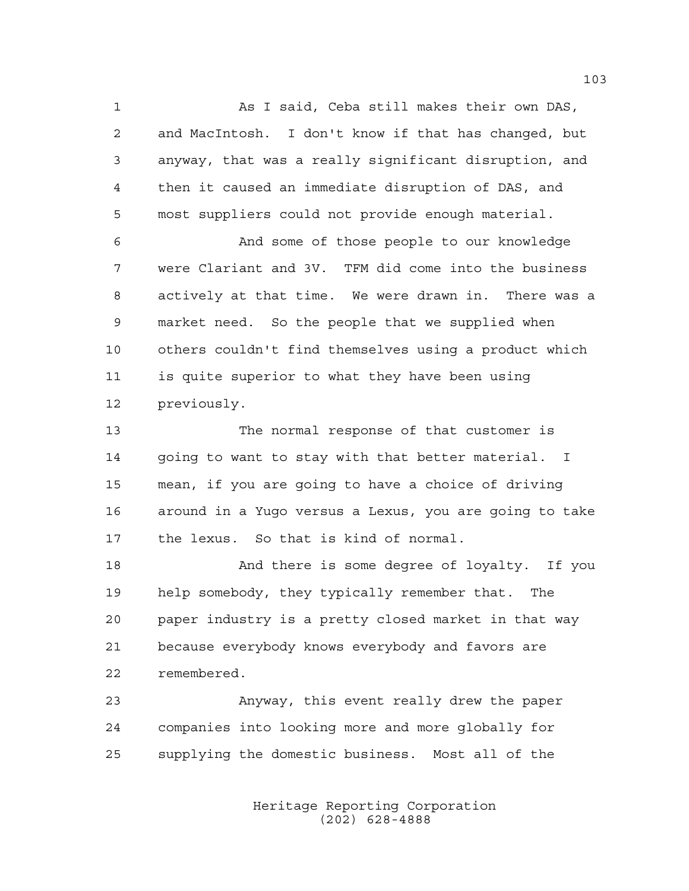As I said, Ceba still makes their own DAS, and MacIntosh. I don't know if that has changed, but anyway, that was a really significant disruption, and then it caused an immediate disruption of DAS, and most suppliers could not provide enough material.

And some of those people to our knowledge were Clariant and 3V. TFM did come into the business actively at that time. We were drawn in. There was a market need. So the people that we supplied when others couldn't find themselves using a product which is quite superior to what they have been using previously.

The normal response of that customer is going to want to stay with that better material. I mean, if you are going to have a choice of driving around in a Yugo versus a Lexus, you are going to take the lexus. So that is kind of normal.

And there is some degree of loyalty. If you help somebody, they typically remember that. The paper industry is a pretty closed market in that way because everybody knows everybody and favors are remembered.

Anyway, this event really drew the paper companies into looking more and more globally for supplying the domestic business. Most all of the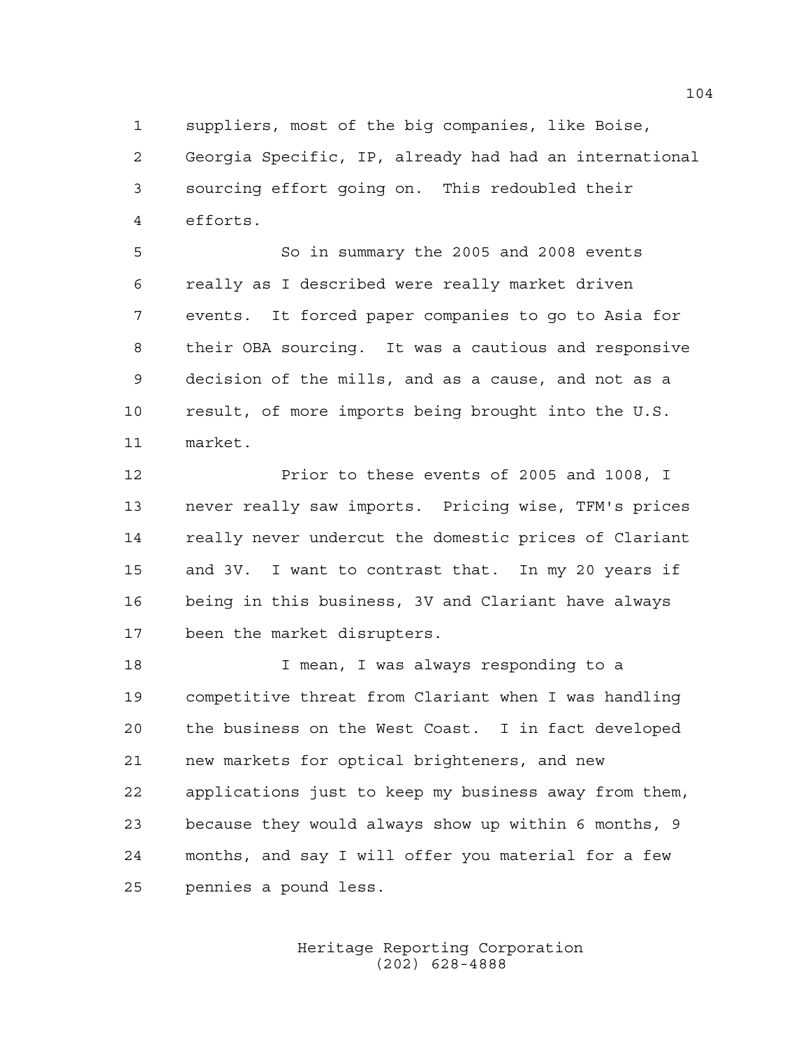suppliers, most of the big companies, like Boise, Georgia Specific, IP, already had had an international sourcing effort going on. This redoubled their efforts.

So in summary the 2005 and 2008 events really as I described were really market driven events. It forced paper companies to go to Asia for their OBA sourcing. It was a cautious and responsive decision of the mills, and as a cause, and not as a result, of more imports being brought into the U.S. market.

Prior to these events of 2005 and 1008, I never really saw imports. Pricing wise, TFM's prices really never undercut the domestic prices of Clariant and 3V. I want to contrast that. In my 20 years if being in this business, 3V and Clariant have always been the market disrupters.

I mean, I was always responding to a competitive threat from Clariant when I was handling the business on the West Coast. I in fact developed new markets for optical brighteners, and new applications just to keep my business away from them, because they would always show up within 6 months, 9 months, and say I will offer you material for a few pennies a pound less.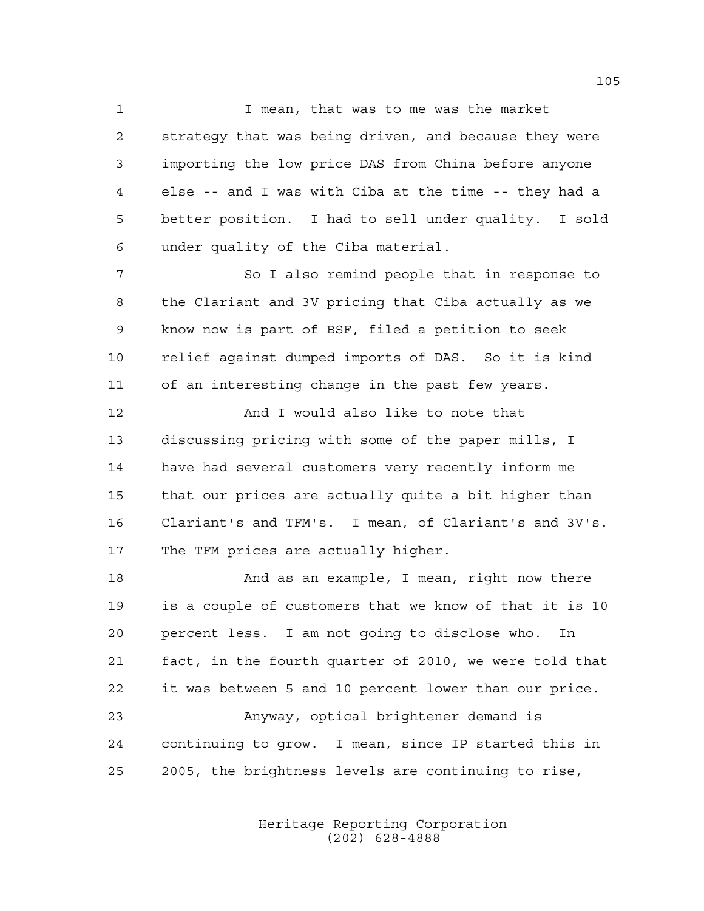I mean, that was to me was the market strategy that was being driven, and because they were importing the low price DAS from China before anyone else -- and I was with Ciba at the time -- they had a better position. I had to sell under quality. I sold under quality of the Ciba material.

So I also remind people that in response to the Clariant and 3V pricing that Ciba actually as we know now is part of BSF, filed a petition to seek relief against dumped imports of DAS. So it is kind of an interesting change in the past few years.

And I would also like to note that discussing pricing with some of the paper mills, I have had several customers very recently inform me that our prices are actually quite a bit higher than Clariant's and TFM's. I mean, of Clariant's and 3V's. The TFM prices are actually higher.

And as an example, I mean, right now there is a couple of customers that we know of that it is 10 percent less. I am not going to disclose who. In fact, in the fourth quarter of 2010, we were told that it was between 5 and 10 percent lower than our price.

Anyway, optical brightener demand is continuing to grow. I mean, since IP started this in 2005, the brightness levels are continuing to rise,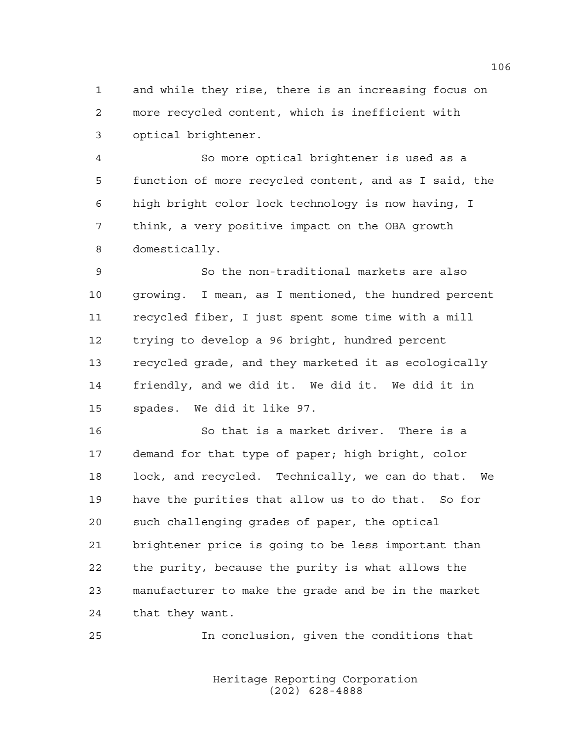and while they rise, there is an increasing focus on more recycled content, which is inefficient with optical brightener.

So more optical brightener is used as a function of more recycled content, and as I said, the high bright color lock technology is now having, I think, a very positive impact on the OBA growth domestically.

So the non-traditional markets are also growing. I mean, as I mentioned, the hundred percent recycled fiber, I just spent some time with a mill trying to develop a 96 bright, hundred percent recycled grade, and they marketed it as ecologically friendly, and we did it. We did it. We did it in spades. We did it like 97.

So that is a market driver. There is a demand for that type of paper; high bright, color lock, and recycled. Technically, we can do that. We have the purities that allow us to do that. So for such challenging grades of paper, the optical brightener price is going to be less important than the purity, because the purity is what allows the manufacturer to make the grade and be in the market that they want.

In conclusion, given the conditions that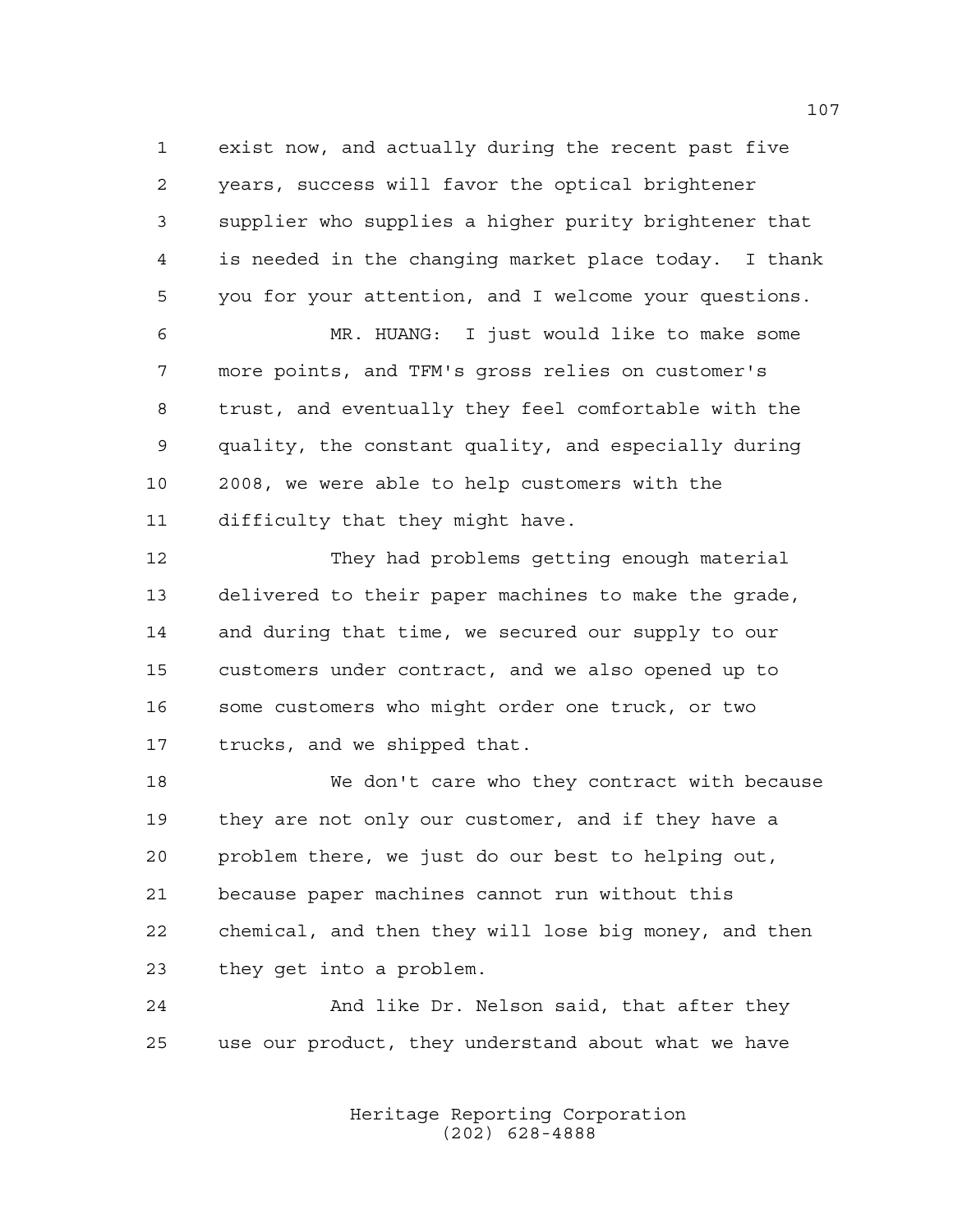exist now, and actually during the recent past five years, success will favor the optical brightener supplier who supplies a higher purity brightener that is needed in the changing market place today. I thank you for your attention, and I welcome your questions.

MR. HUANG: I just would like to make some more points, and TFM's gross relies on customer's trust, and eventually they feel comfortable with the quality, the constant quality, and especially during 2008, we were able to help customers with the difficulty that they might have.

They had problems getting enough material delivered to their paper machines to make the grade, and during that time, we secured our supply to our customers under contract, and we also opened up to some customers who might order one truck, or two trucks, and we shipped that.

We don't care who they contract with because they are not only our customer, and if they have a problem there, we just do our best to helping out, because paper machines cannot run without this chemical, and then they will lose big money, and then they get into a problem.

And like Dr. Nelson said, that after they use our product, they understand about what we have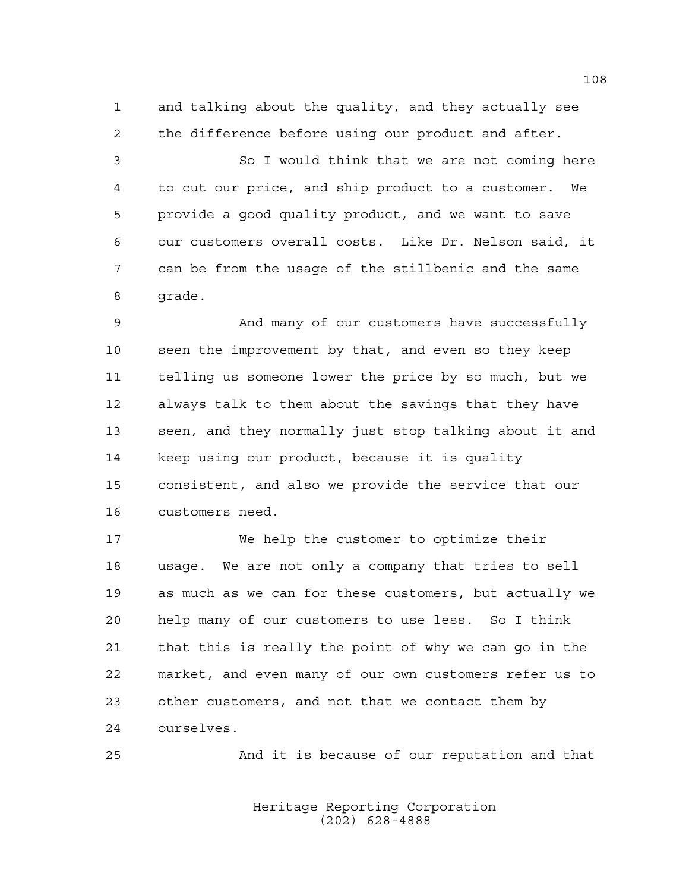and talking about the quality, and they actually see the difference before using our product and after.

So I would think that we are not coming here to cut our price, and ship product to a customer. We provide a good quality product, and we want to save our customers overall costs. Like Dr. Nelson said, it can be from the usage of the stillbenic and the same grade.

And many of our customers have successfully seen the improvement by that, and even so they keep telling us someone lower the price by so much, but we always talk to them about the savings that they have seen, and they normally just stop talking about it and keep using our product, because it is quality consistent, and also we provide the service that our customers need.

We help the customer to optimize their usage. We are not only a company that tries to sell as much as we can for these customers, but actually we help many of our customers to use less. So I think that this is really the point of why we can go in the market, and even many of our own customers refer us to other customers, and not that we contact them by ourselves.

And it is because of our reputation and that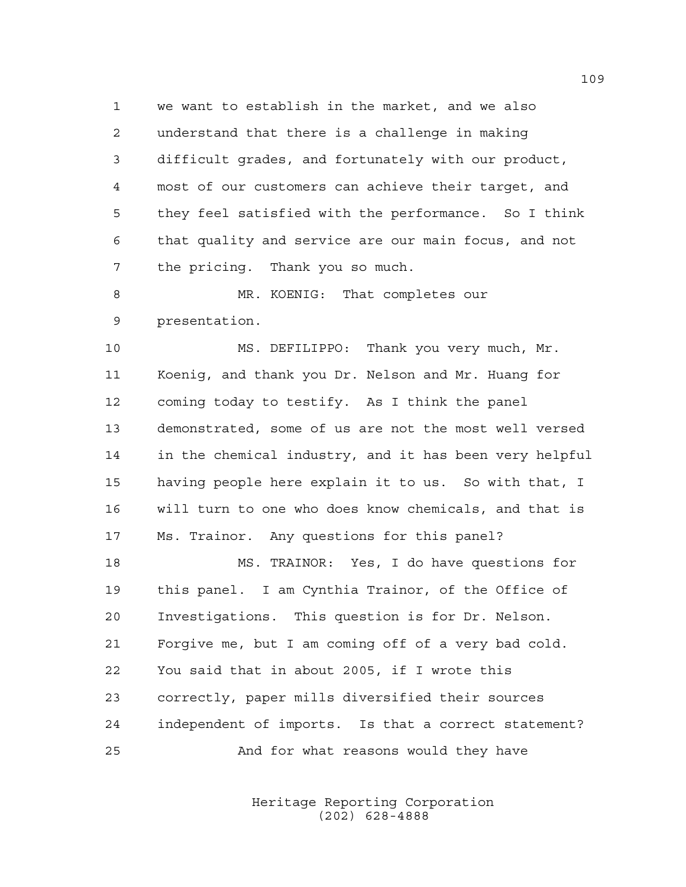we want to establish in the market, and we also understand that there is a challenge in making difficult grades, and fortunately with our product, most of our customers can achieve their target, and they feel satisfied with the performance. So I think that quality and service are our main focus, and not the pricing. Thank you so much.

MR. KOENIG: That completes our presentation.

MS. DEFILIPPO: Thank you very much, Mr. Koenig, and thank you Dr. Nelson and Mr. Huang for coming today to testify. As I think the panel demonstrated, some of us are not the most well versed in the chemical industry, and it has been very helpful having people here explain it to us. So with that, I will turn to one who does know chemicals, and that is Ms. Trainor. Any questions for this panel?

MS. TRAINOR: Yes, I do have questions for this panel. I am Cynthia Trainor, of the Office of Investigations. This question is for Dr. Nelson. Forgive me, but I am coming off of a very bad cold. You said that in about 2005, if I wrote this correctly, paper mills diversified their sources independent of imports. Is that a correct statement?

And for what reasons would they have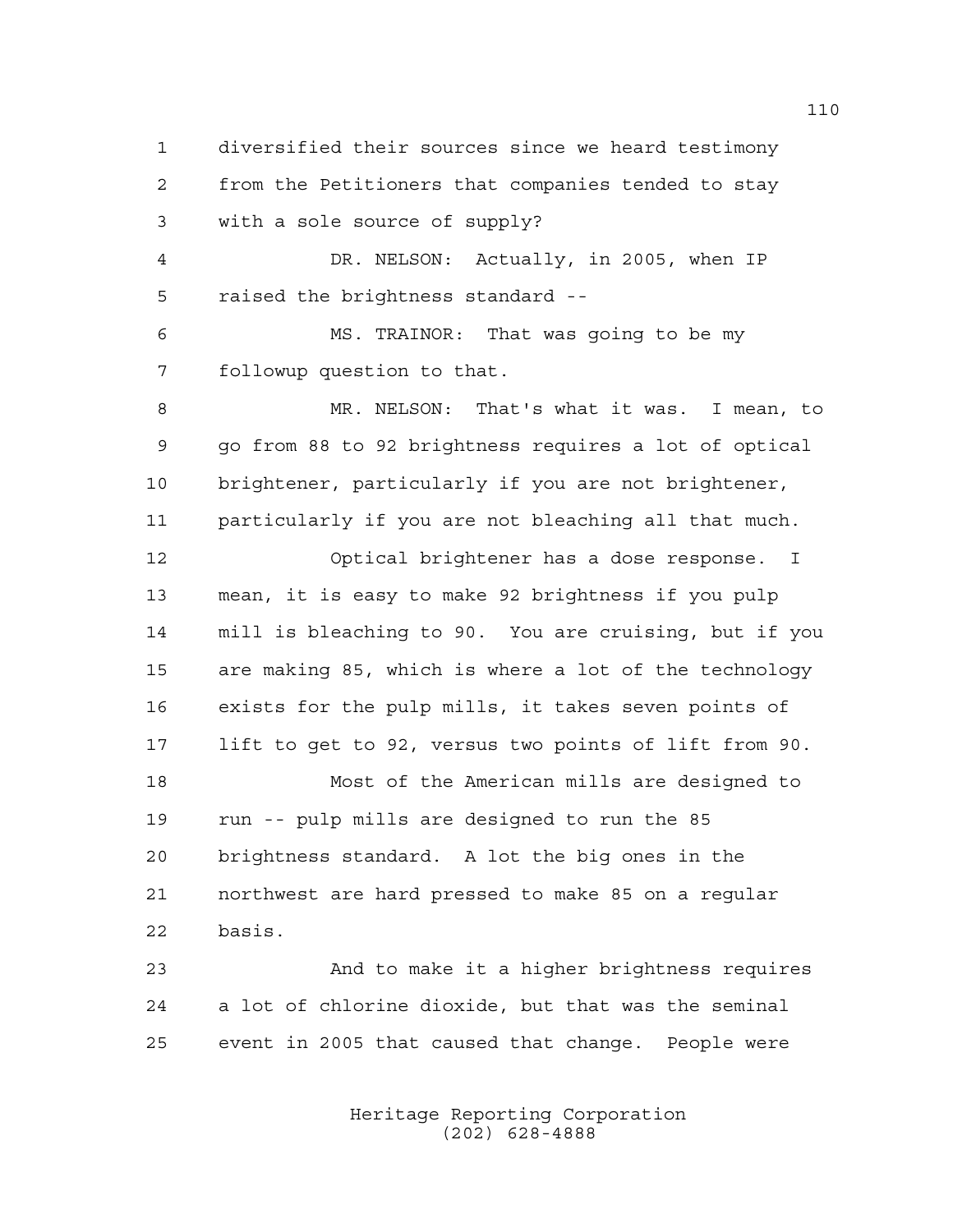diversified their sources since we heard testimony from the Petitioners that companies tended to stay with a sole source of supply?

DR. NELSON: Actually, in 2005, when IP raised the brightness standard --

MS. TRAINOR: That was going to be my followup question to that.

MR. NELSON: That's what it was. I mean, to go from 88 to 92 brightness requires a lot of optical brightener, particularly if you are not brightener, particularly if you are not bleaching all that much.

Optical brightener has a dose response. I mean, it is easy to make 92 brightness if you pulp mill is bleaching to 90. You are cruising, but if you are making 85, which is where a lot of the technology exists for the pulp mills, it takes seven points of lift to get to 92, versus two points of lift from 90.

Most of the American mills are designed to run -- pulp mills are designed to run the 85 brightness standard. A lot the big ones in the northwest are hard pressed to make 85 on a regular basis.

And to make it a higher brightness requires a lot of chlorine dioxide, but that was the seminal event in 2005 that caused that change. People were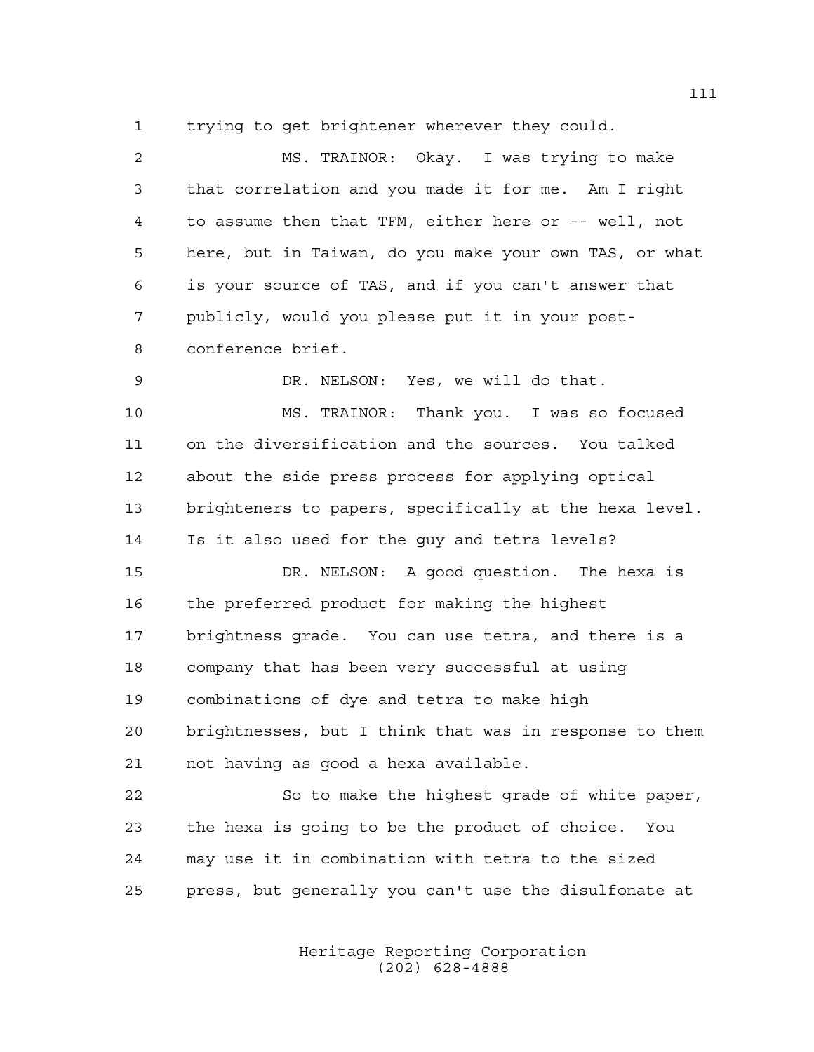1 trying to get brightener wherever they could.

2 MS. TRAINOR: Okay. I was trying to make
3 that correlation and you made it for me. Am I right
4 to assume then that TFM, either here or -- well, not
5 here, but in Taiwan, do you make your own TAS, or what
6 is your source of TAS, and if you can't answer that
7 publicly, would you please put it in your post-
8 conference brief.

9 DR. NELSON: Yes, we will do that.

10 MS. TRAINOR: Thank you. I was so focused
11 on the diversification and the sources. You talked
12 about the side press process for applying optical
13 brighteners to papers, specifically at the hexa level.
14 Is it also used for the guy and tetra levels?

15 DR. NELSON: A good question. The hexa is
16 the preferred product for making the highest
17 brightness grade. You can use tetra, and there is a
18 company that has been very successful at using
19 combinations of dye and tetra to make high
20 brightnesses, but I think that was in response to them
21 not having as good a hexa available.

22 So to make the highest grade of white paper,
23 the hexa is going to be the product of choice. You
24 may use it in combination with tetra to the sized
25 press, but generally you can't use the disulfonate at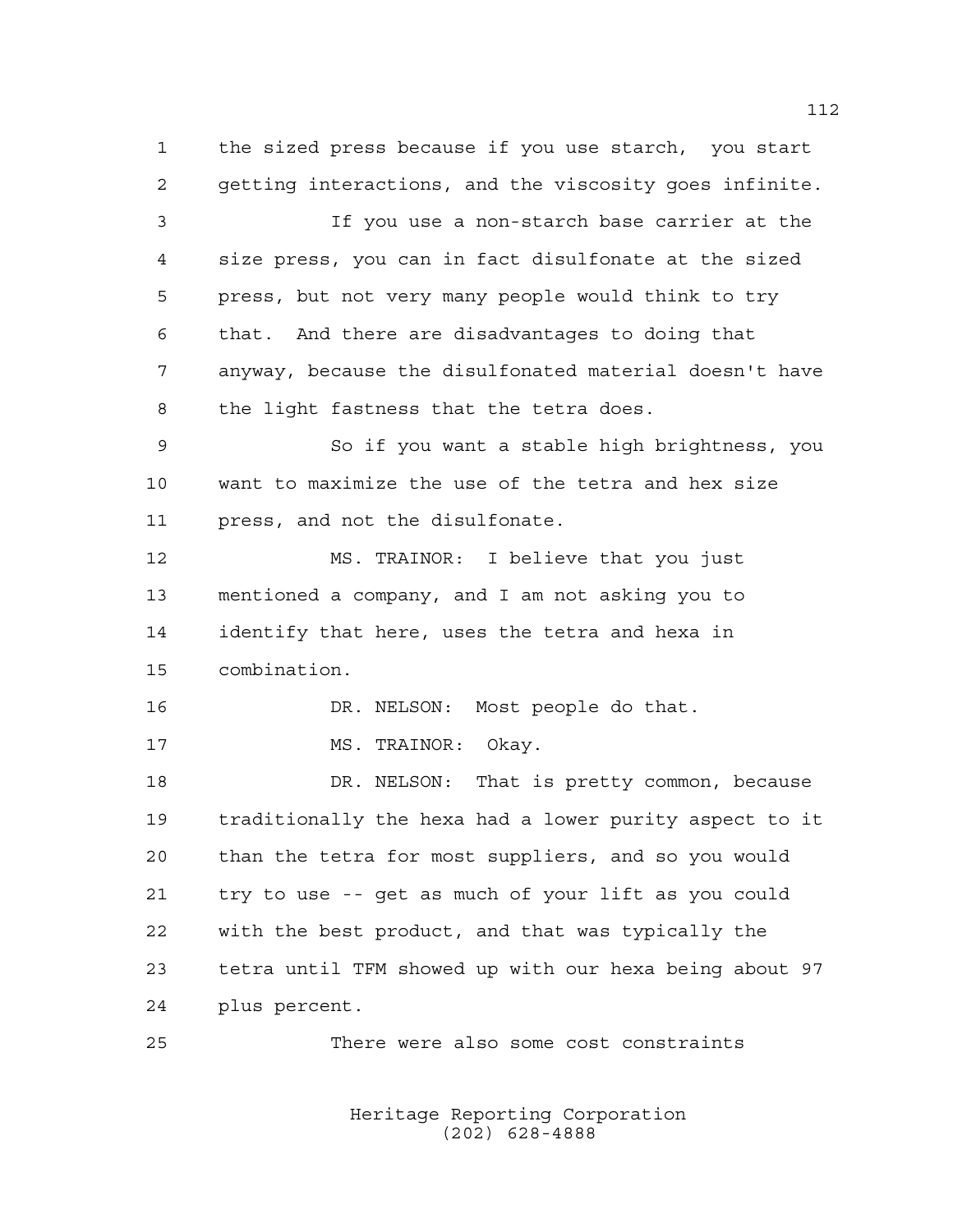the sized press because if you use starch, you start getting interactions, and the viscosity goes infinite.

If you use a non-starch base carrier at the size press, you can in fact disulfonate at the sized press, but not very many people would think to try that. And there are disadvantages to doing that anyway, because the disulfonated material doesn't have the light fastness that the tetra does.

So if you want a stable high brightness, you want to maximize the use of the tetra and hex size press, and not the disulfonate.

MS. TRAINOR: I believe that you just mentioned a company, and I am not asking you to identify that here, uses the tetra and hexa in combination.

DR. NELSON: Most people do that.

MS. TRAINOR: Okay.

DR. NELSON: That is pretty common, because traditionally the hexa had a lower purity aspect to it than the tetra for most suppliers, and so you would try to use -- get as much of your lift as you could with the best product, and that was typically the tetra until TFM showed up with our hexa being about 97 plus percent.

There were also some cost constraints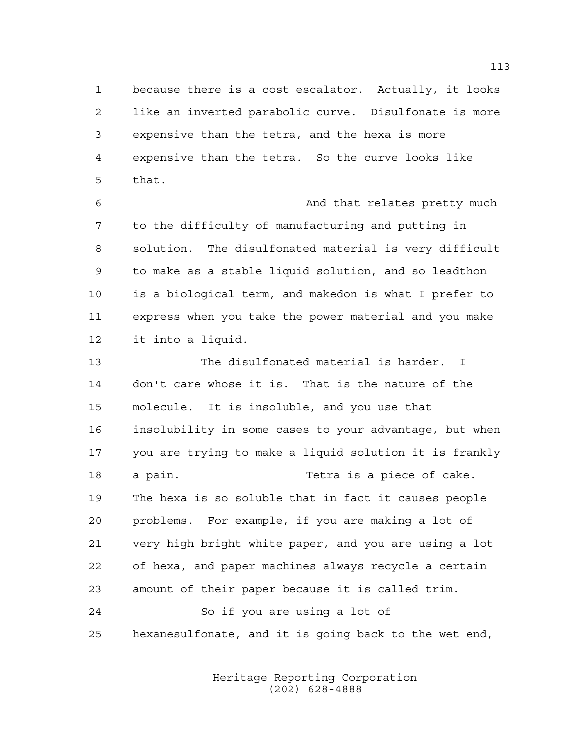because there is a cost escalator. Actually, it looks like an inverted parabolic curve. Disulfonate is more expensive than the tetra, and the hexa is more expensive than the tetra. So the curve looks like that.

And that relates pretty much to the difficulty of manufacturing and putting in solution. The disulfonated material is very difficult to make as a stable liquid solution, and so leadthon is a biological term, and makedon is what I prefer to express when you take the power material and you make it into a liquid.

The disulfonated material is harder. I don't care whose it is. That is the nature of the molecule. It is insoluble, and you use that insolubility in some cases to your advantage, but when you are trying to make a liquid solution it is frankly a pain. Tetra is a piece of cake. The hexa is so soluble that in fact it causes people problems. For example, if you are making a lot of very high bright white paper, and you are using a lot of hexa, and paper machines always recycle a certain amount of their paper because it is called trim.

So if you are using a lot of hexanesulfonate, and it is going back to the wet end,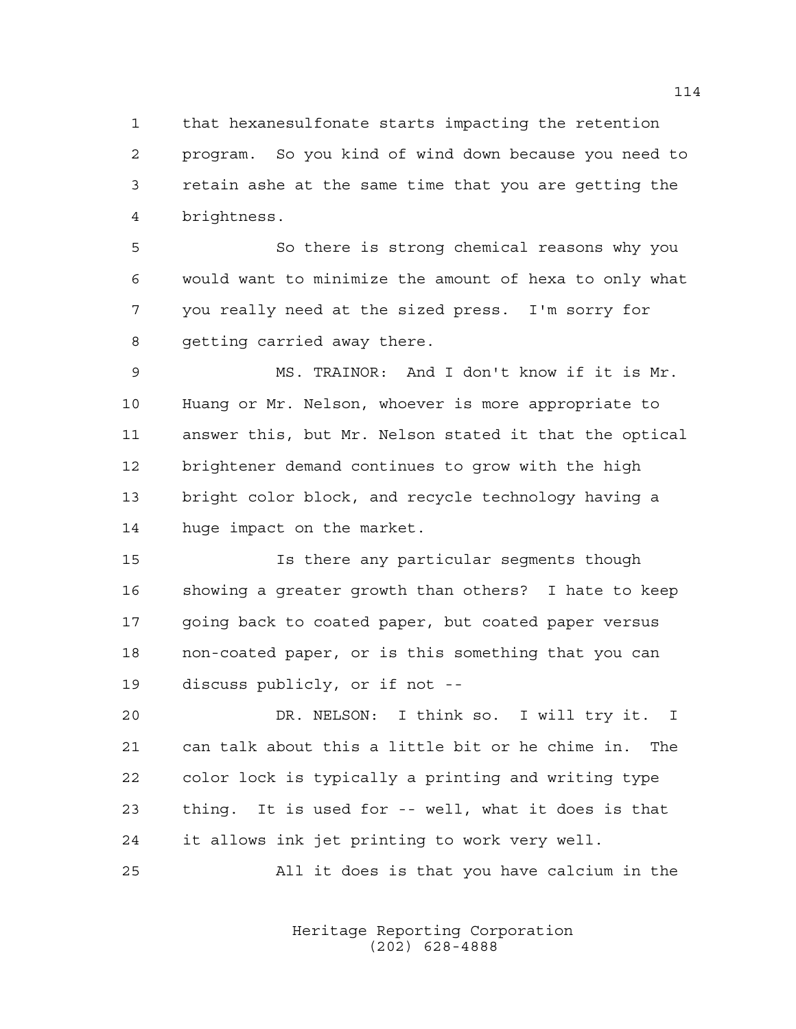that hexanesulfonate starts impacting the retention program. So you kind of wind down because you need to retain ashe at the same time that you are getting the brightness.

So there is strong chemical reasons why you would want to minimize the amount of hexa to only what you really need at the sized press. I'm sorry for getting carried away there.

MS. TRAINOR: And I don't know if it is Mr. Huang or Mr. Nelson, whoever is more appropriate to answer this, but Mr. Nelson stated it that the optical brightener demand continues to grow with the high bright color block, and recycle technology having a huge impact on the market.

Is there any particular segments though showing a greater growth than others? I hate to keep going back to coated paper, but coated paper versus non-coated paper, or is this something that you can discuss publicly, or if not --

DR. NELSON: I think so. I will try it. I can talk about this a little bit or he chime in. The color lock is typically a printing and writing type thing. It is used for -- well, what it does is that it allows ink jet printing to work very well.

All it does is that you have calcium in the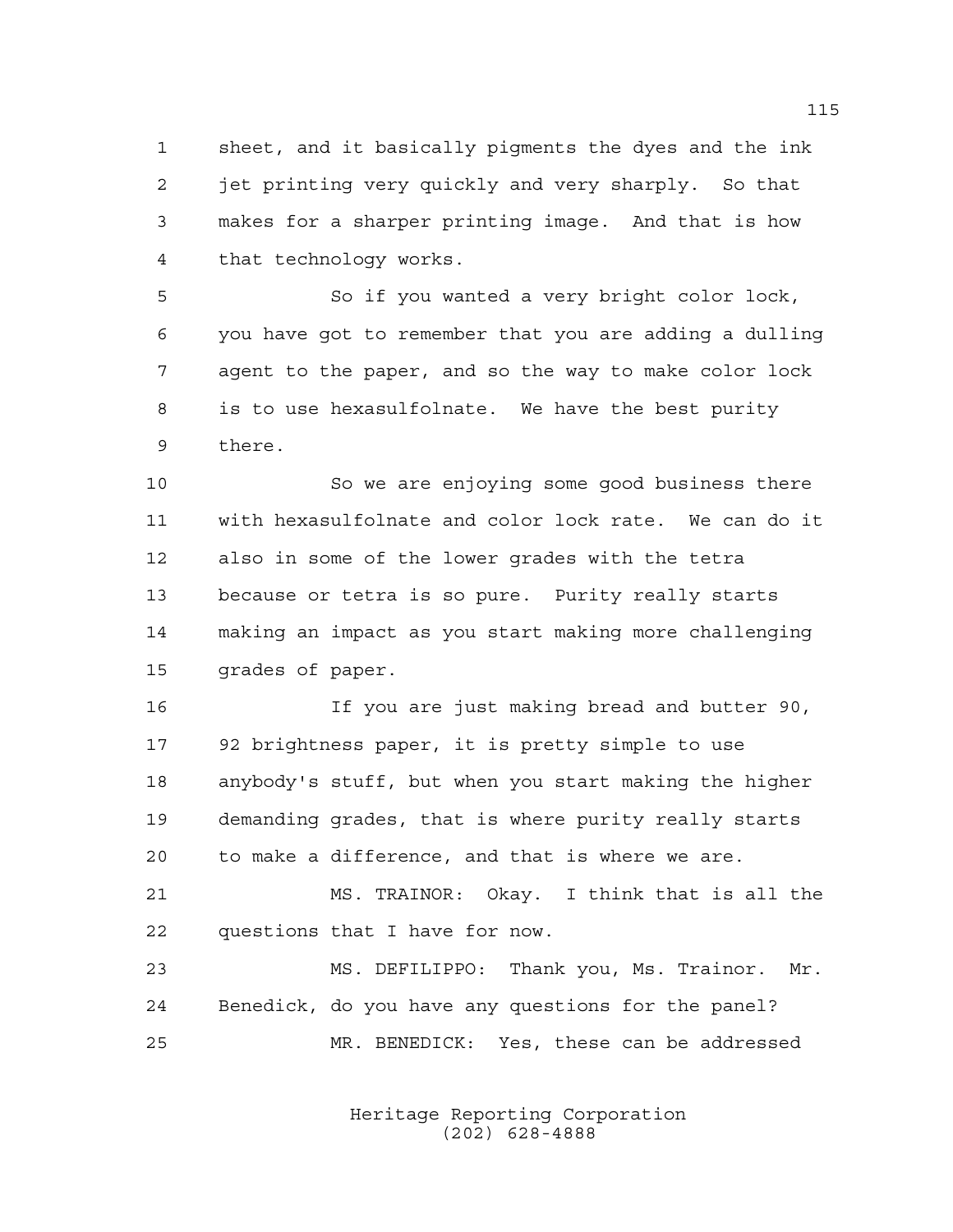sheet, and it basically pigments the dyes and the ink jet printing very quickly and very sharply. So that makes for a sharper printing image. And that is how that technology works.

So if you wanted a very bright color lock, you have got to remember that you are adding a dulling agent to the paper, and so the way to make color lock is to use hexasulfolnate. We have the best purity there.

So we are enjoying some good business there with hexasulfolnate and color lock rate. We can do it also in some of the lower grades with the tetra because or tetra is so pure. Purity really starts making an impact as you start making more challenging grades of paper.

If you are just making bread and butter 90, 92 brightness paper, it is pretty simple to use anybody's stuff, but when you start making the higher demanding grades, that is where purity really starts to make a difference, and that is where we are.

MS. TRAINOR: Okay. I think that is all the questions that I have for now.

MS. DEFILIPPO: Thank you, Ms. Trainor. Mr. Benedick, do you have any questions for the panel?

MR. BENEDICK: Yes, these can be addressed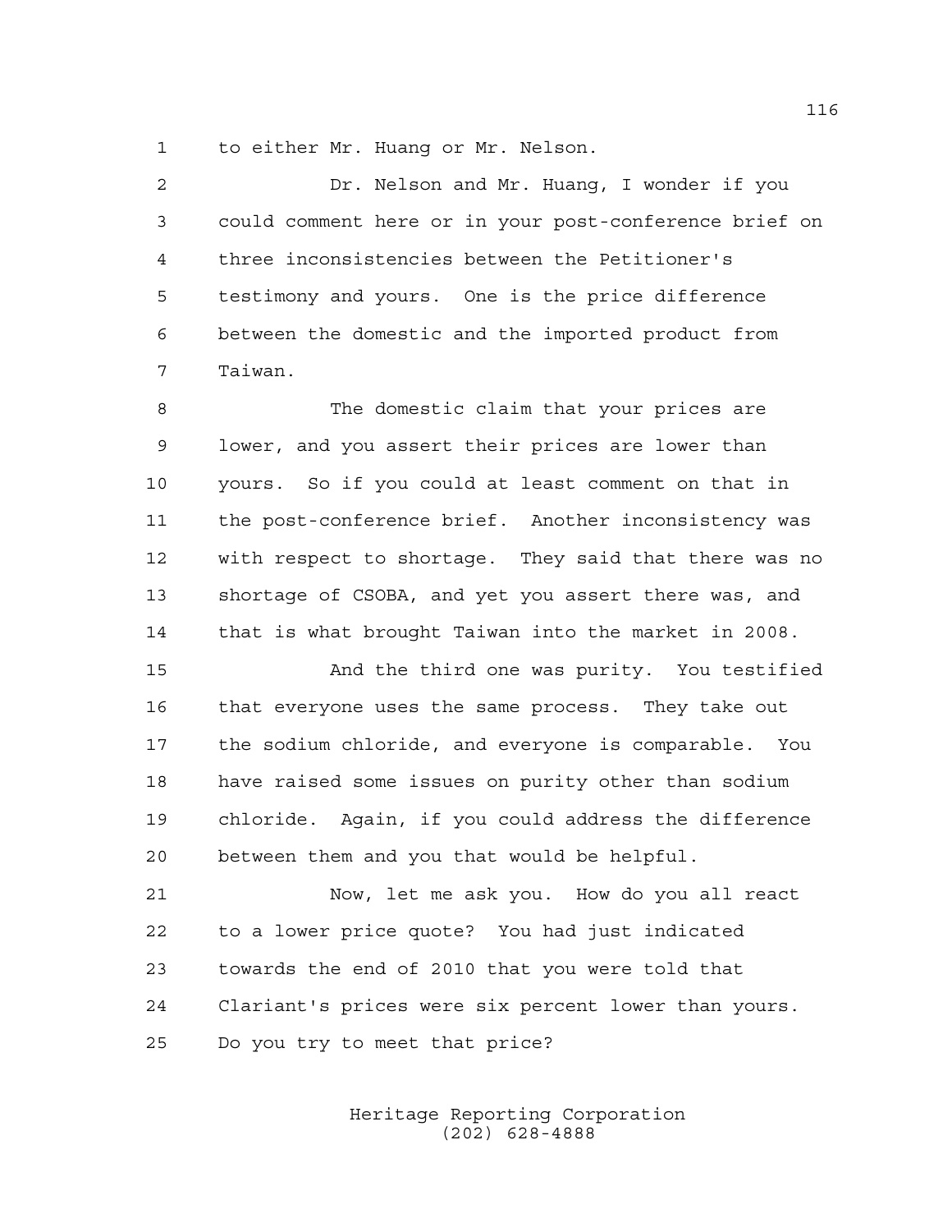to either Mr. Huang or Mr. Nelson.

Dr. Nelson and Mr. Huang, I wonder if you could comment here or in your post-conference brief on three inconsistencies between the Petitioner's testimony and yours. One is the price difference between the domestic and the imported product from Taiwan.

The domestic claim that your prices are lower, and you assert their prices are lower than yours. So if you could at least comment on that in the post-conference brief. Another inconsistency was with respect to shortage. They said that there was no shortage of CSOBA, and yet you assert there was, and that is what brought Taiwan into the market in 2008.

And the third one was purity. You testified that everyone uses the same process. They take out the sodium chloride, and everyone is comparable. You have raised some issues on purity other than sodium chloride. Again, if you could address the difference between them and you that would be helpful.

Now, let me ask you. How do you all react to a lower price quote? You had just indicated towards the end of 2010 that you were told that Clariant's prices were six percent lower than yours. Do you try to meet that price?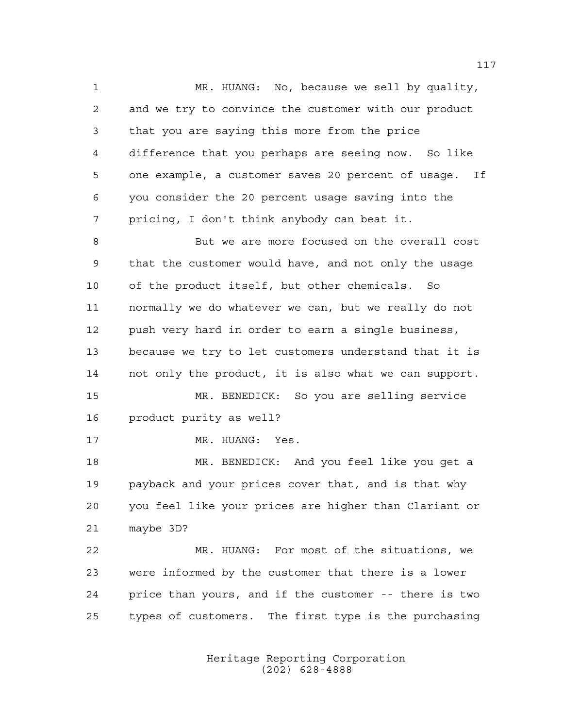MR. HUANG: No, because we sell by quality, and we try to convince the customer with our product that you are saying this more from the price difference that you perhaps are seeing now. So like one example, a customer saves 20 percent of usage. If you consider the 20 percent usage saving into the pricing, I don't think anybody can beat it.

But we are more focused on the overall cost that the customer would have, and not only the usage of the product itself, but other chemicals. So normally we do whatever we can, but we really do not push very hard in order to earn a single business, because we try to let customers understand that it is not only the product, it is also what we can support.

MR. BENEDICK: So you are selling service product purity as well?

MR. HUANG: Yes.

MR. BENEDICK: And you feel like you get a payback and your prices cover that, and is that why you feel like your prices are higher than Clariant or maybe 3D?

MR. HUANG: For most of the situations, we were informed by the customer that there is a lower price than yours, and if the customer -- there is two types of customers. The first type is the purchasing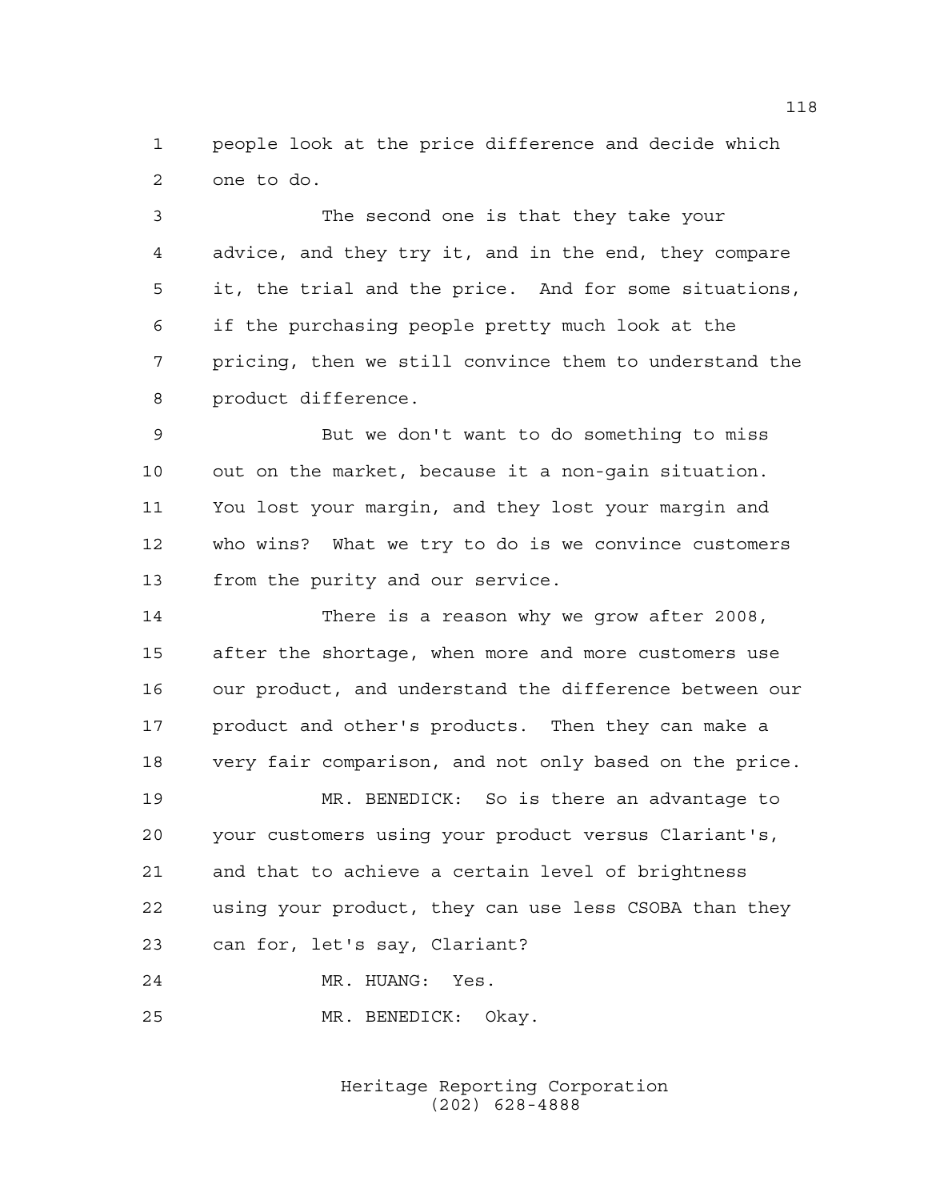people look at the price difference and decide which one to do.

The second one is that they take your advice, and they try it, and in the end, they compare it, the trial and the price. And for some situations, if the purchasing people pretty much look at the pricing, then we still convince them to understand the product difference.

But we don't want to do something to miss out on the market, because it a non-gain situation. You lost your margin, and they lost your margin and who wins? What we try to do is we convince customers from the purity and our service.

There is a reason why we grow after 2008, after the shortage, when more and more customers use our product, and understand the difference between our product and other's products. Then they can make a very fair comparison, and not only based on the price.

MR. BENEDICK: So is there an advantage to your customers using your product versus Clariant's, and that to achieve a certain level of brightness using your product, they can use less CSOBA than they can for, let's say, Clariant?

MR. HUANG: Yes.

MR. BENEDICK: Okay.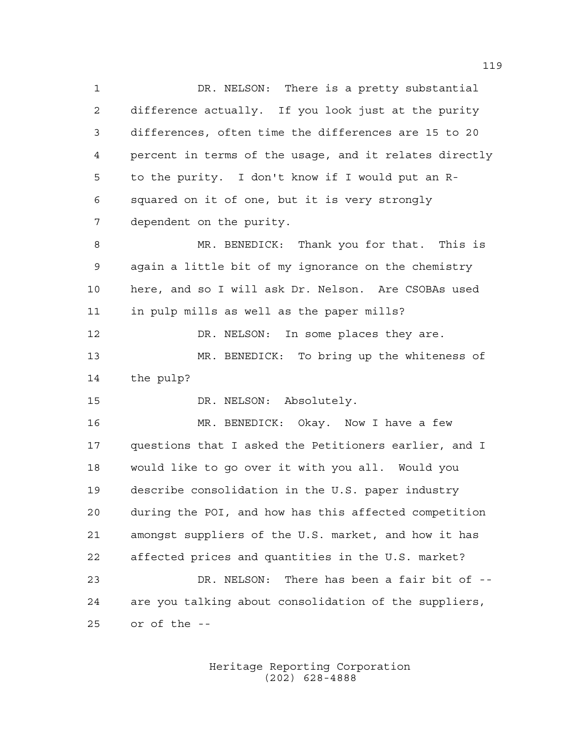DR. NELSON: There is a pretty substantial difference actually. If you look just at the purity differences, often time the differences are 15 to 20 percent in terms of the usage, and it relates directly to the purity. I don't know if I would put an R-squared on it of one, but it is very strongly dependent on the purity.

MR. BENEDICK: Thank you for that. This is again a little bit of my ignorance on the chemistry here, and so I will ask Dr. Nelson. Are CSOBAs used in pulp mills as well as the paper mills?

DR. NELSON: In some places they are.

MR. BENEDICK: To bring up the whiteness of the pulp?

DR. NELSON: Absolutely.

MR. BENEDICK: Okay. Now I have a few questions that I asked the Petitioners earlier, and I would like to go over it with you all. Would you describe consolidation in the U.S. paper industry during the POI, and how has this affected competition amongst suppliers of the U.S. market, and how it has affected prices and quantities in the U.S. market?

DR. NELSON: There has been a fair bit of -- are you talking about consolidation of the suppliers, or of the --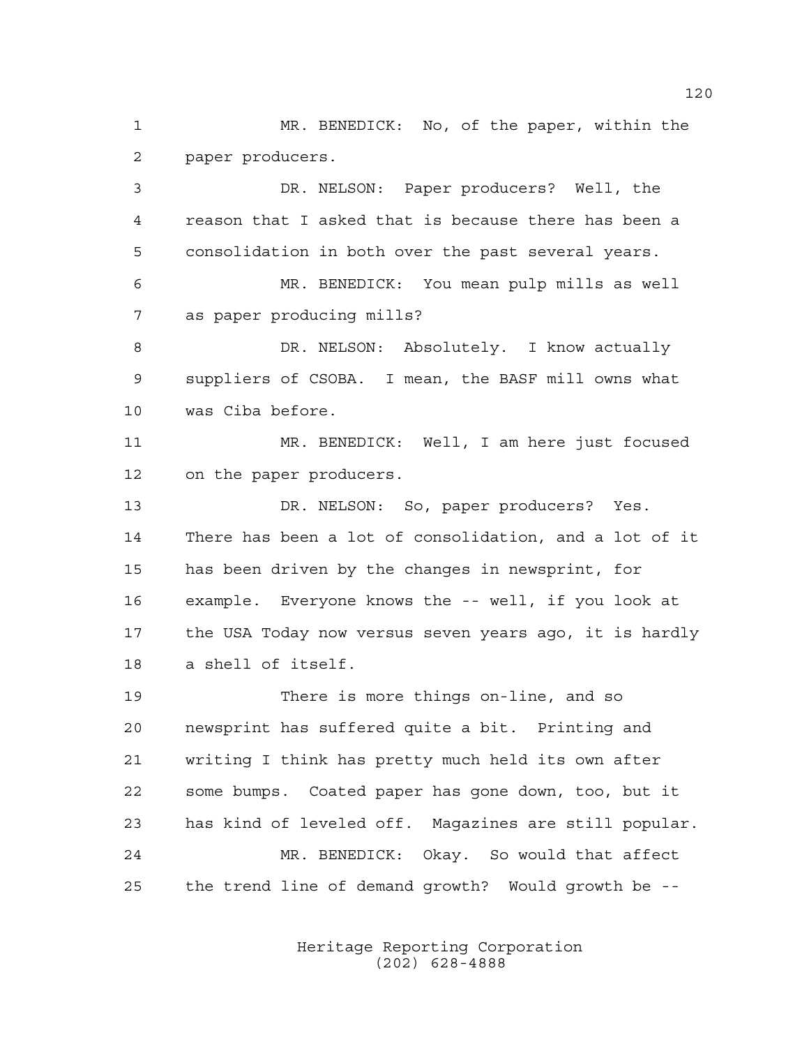MR. BENEDICK: No, of the paper, within the paper producers.

DR. NELSON: Paper producers? Well, the reason that I asked that is because there has been a consolidation in both over the past several years.

MR. BENEDICK: You mean pulp mills as well as paper producing mills?

DR. NELSON: Absolutely. I know actually suppliers of CSOBA. I mean, the BASF mill owns what was Ciba before.

MR. BENEDICK: Well, I am here just focused on the paper producers.

DR. NELSON: So, paper producers? Yes. There has been a lot of consolidation, and a lot of it has been driven by the changes in newsprint, for example. Everyone knows the -- well, if you look at the USA Today now versus seven years ago, it is hardly a shell of itself.

There is more things on-line, and so newsprint has suffered quite a bit. Printing and writing I think has pretty much held its own after some bumps. Coated paper has gone down, too, but it has kind of leveled off. Magazines are still popular.

MR. BENEDICK: Okay. So would that affect the trend line of demand growth? Would growth be --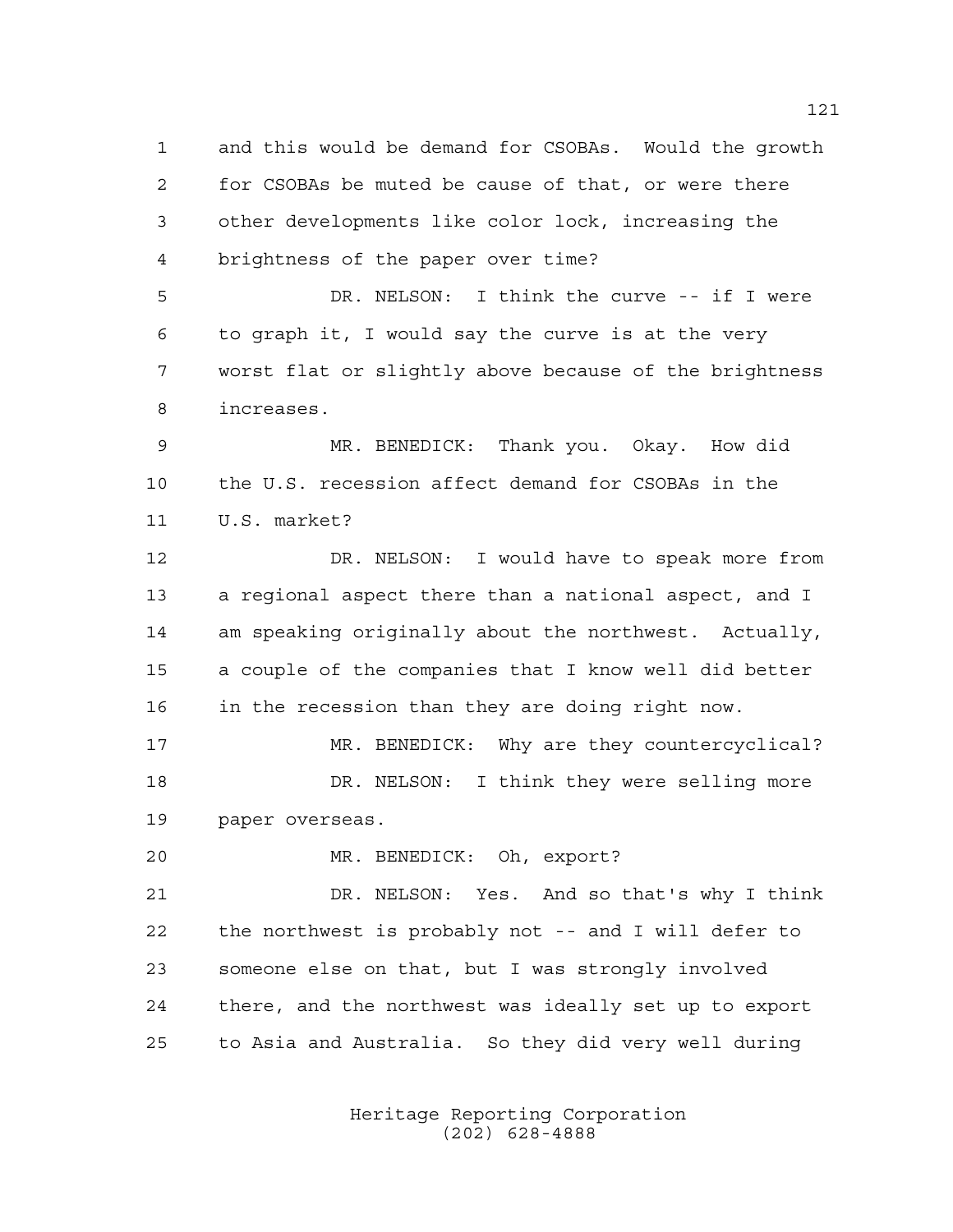and this would be demand for CSOBAs. Would the growth for CSOBAs be muted be cause of that, or were there other developments like color lock, increasing the brightness of the paper over time?

DR. NELSON: I think the curve -- if I were to graph it, I would say the curve is at the very worst flat or slightly above because of the brightness increases.

MR. BENEDICK: Thank you. Okay. How did the U.S. recession affect demand for CSOBAs in the U.S. market?

DR. NELSON: I would have to speak more from a regional aspect there than a national aspect, and I am speaking originally about the northwest. Actually, a couple of the companies that I know well did better in the recession than they are doing right now.

MR. BENEDICK: Why are they countercyclical?

DR. NELSON: I think they were selling more paper overseas.

MR. BENEDICK: Oh, export?

DR. NELSON: Yes. And so that's why I think the northwest is probably not -- and I will defer to someone else on that, but I was strongly involved there, and the northwest was ideally set up to export to Asia and Australia. So they did very well during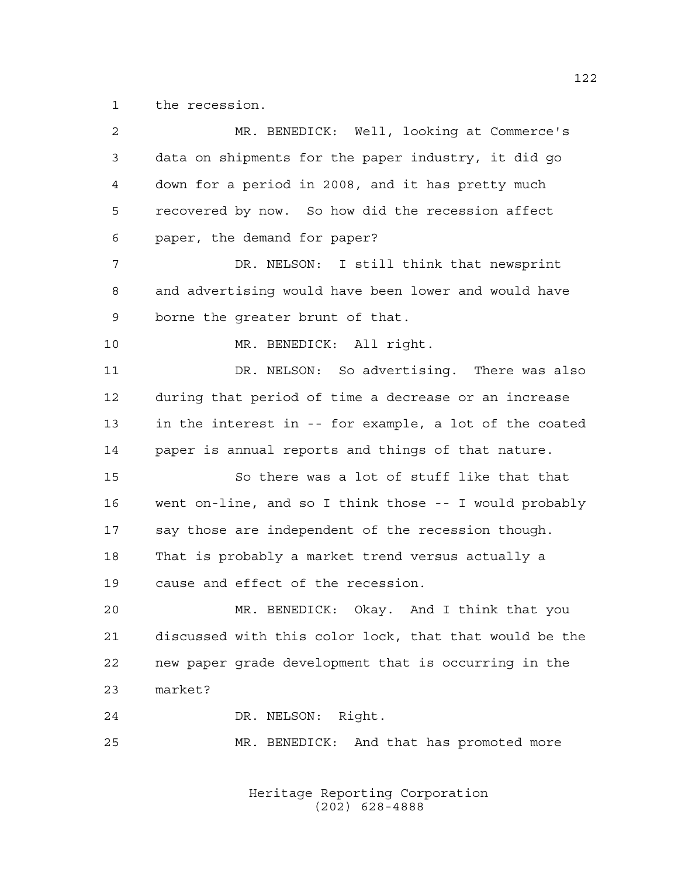the recession.

MR. BENEDICK: Well, looking at Commerce's data on shipments for the paper industry, it did go down for a period in 2008, and it has pretty much recovered by now. So how did the recession affect paper, the demand for paper?

DR. NELSON: I still think that newsprint and advertising would have been lower and would have borne the greater brunt of that.

MR. BENEDICK: All right.

DR. NELSON: So advertising. There was also during that period of time a decrease or an increase in the interest in -- for example, a lot of the coated paper is annual reports and things of that nature.

So there was a lot of stuff like that that went on-line, and so I think those -- I would probably say those are independent of the recession though. That is probably a market trend versus actually a cause and effect of the recession.

MR. BENEDICK: Okay. And I think that you discussed with this color lock, that that would be the new paper grade development that is occurring in the market?

DR. NELSON: Right.

MR. BENEDICK: And that has promoted more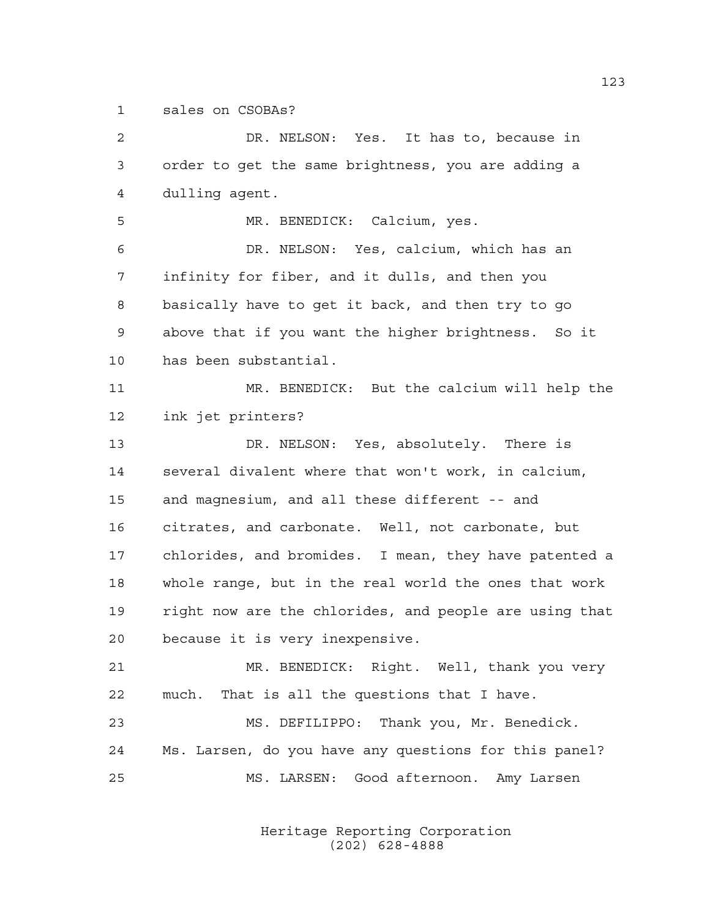sales on CSOBAs?

DR. NELSON: Yes. It has to, because in order to get the same brightness, you are adding a dulling agent.

MR. BENEDICK: Calcium, yes.

DR. NELSON: Yes, calcium, which has an infinity for fiber, and it dulls, and then you basically have to get it back, and then try to go above that if you want the higher brightness. So it has been substantial.

MR. BENEDICK: But the calcium will help the ink jet printers?

DR. NELSON: Yes, absolutely. There is several divalent where that won't work, in calcium, and magnesium, and all these different -- and citrates, and carbonate. Well, not carbonate, but chlorides, and bromides. I mean, they have patented a whole range, but in the real world the ones that work right now are the chlorides, and people are using that because it is very inexpensive.

MR. BENEDICK: Right. Well, thank you very much. That is all the questions that I have.

MS. DEFILIPPO: Thank you, Mr. Benedick. Ms. Larsen, do you have any questions for this panel?

MS. LARSEN: Good afternoon. Amy Larsen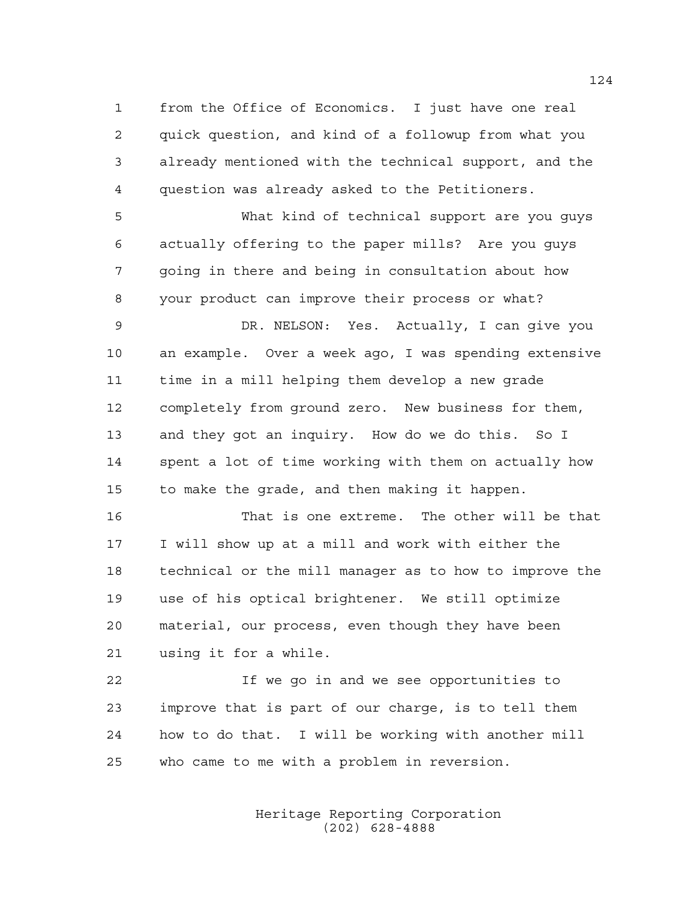from the Office of Economics. I just have one real quick question, and kind of a followup from what you already mentioned with the technical support, and the question was already asked to the Petitioners.

What kind of technical support are you guys actually offering to the paper mills? Are you guys going in there and being in consultation about how your product can improve their process or what?

DR. NELSON: Yes. Actually, I can give you an example. Over a week ago, I was spending extensive time in a mill helping them develop a new grade completely from ground zero. New business for them, and they got an inquiry. How do we do this. So I spent a lot of time working with them on actually how to make the grade, and then making it happen.

That is one extreme. The other will be that I will show up at a mill and work with either the technical or the mill manager as to how to improve the use of his optical brightener. We still optimize material, our process, even though they have been using it for a while.

If we go in and we see opportunities to improve that is part of our charge, is to tell them how to do that. I will be working with another mill who came to me with a problem in reversion.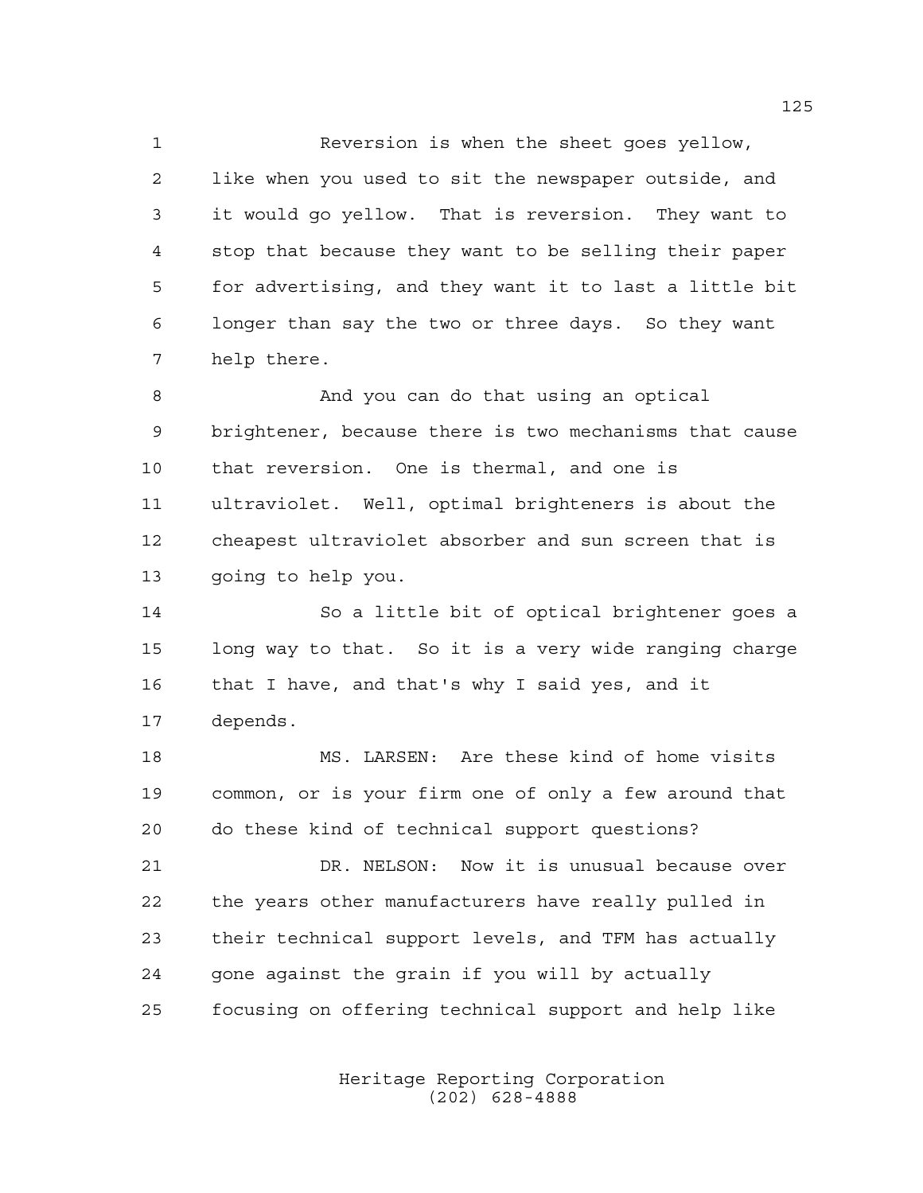Reversion is when the sheet goes yellow, like when you used to sit the newspaper outside, and it would go yellow. That is reversion. They want to stop that because they want to be selling their paper for advertising, and they want it to last a little bit longer than say the two or three days. So they want help there.

And you can do that using an optical brightener, because there is two mechanisms that cause that reversion. One is thermal, and one is ultraviolet. Well, optimal brighteners is about the cheapest ultraviolet absorber and sun screen that is going to help you.

So a little bit of optical brightener goes a long way to that. So it is a very wide ranging charge that I have, and that's why I said yes, and it depends.

MS. LARSEN: Are these kind of home visits common, or is your firm one of only a few around that do these kind of technical support questions?

DR. NELSON: Now it is unusual because over the years other manufacturers have really pulled in their technical support levels, and TFM has actually gone against the grain if you will by actually focusing on offering technical support and help like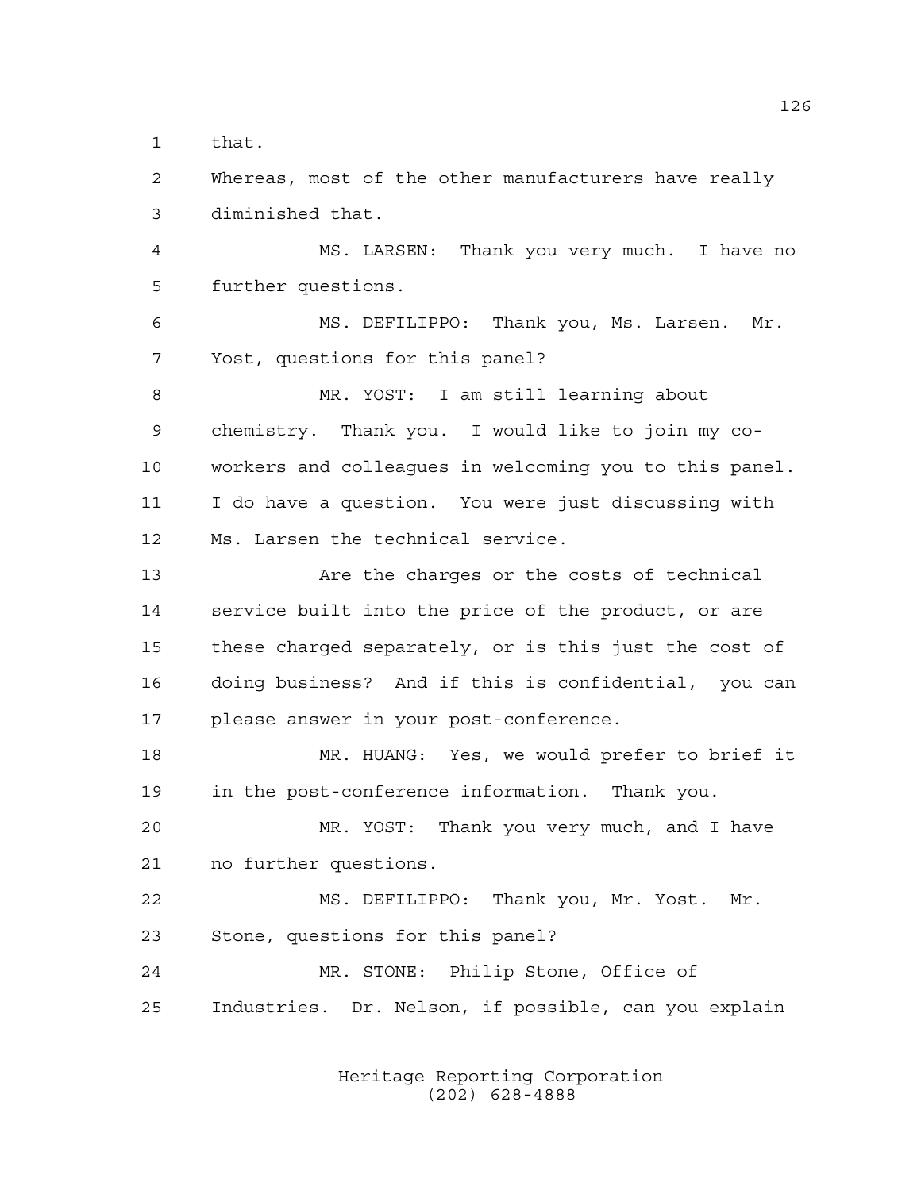that.

Whereas, most of the other manufacturers have really diminished that.

MS. LARSEN: Thank you very much. I have no further questions.

MS. DEFILIPPO: Thank you, Ms. Larsen. Mr. Yost, questions for this panel?

MR. YOST: I am still learning about chemistry. Thank you. I would like to join my co-workers and colleagues in welcoming you to this panel. I do have a question. You were just discussing with Ms. Larsen the technical service.

Are the charges or the costs of technical service built into the price of the product, or are these charged separately, or is this just the cost of doing business? And if this is confidential, you can please answer in your post-conference.

MR. HUANG: Yes, we would prefer to brief it in the post-conference information. Thank you.

MR. YOST: Thank you very much, and I have no further questions.

MS. DEFILIPPO: Thank you, Mr. Yost. Mr. Stone, questions for this panel?

MR. STONE: Philip Stone, Office of Industries. Dr. Nelson, if possible, can you explain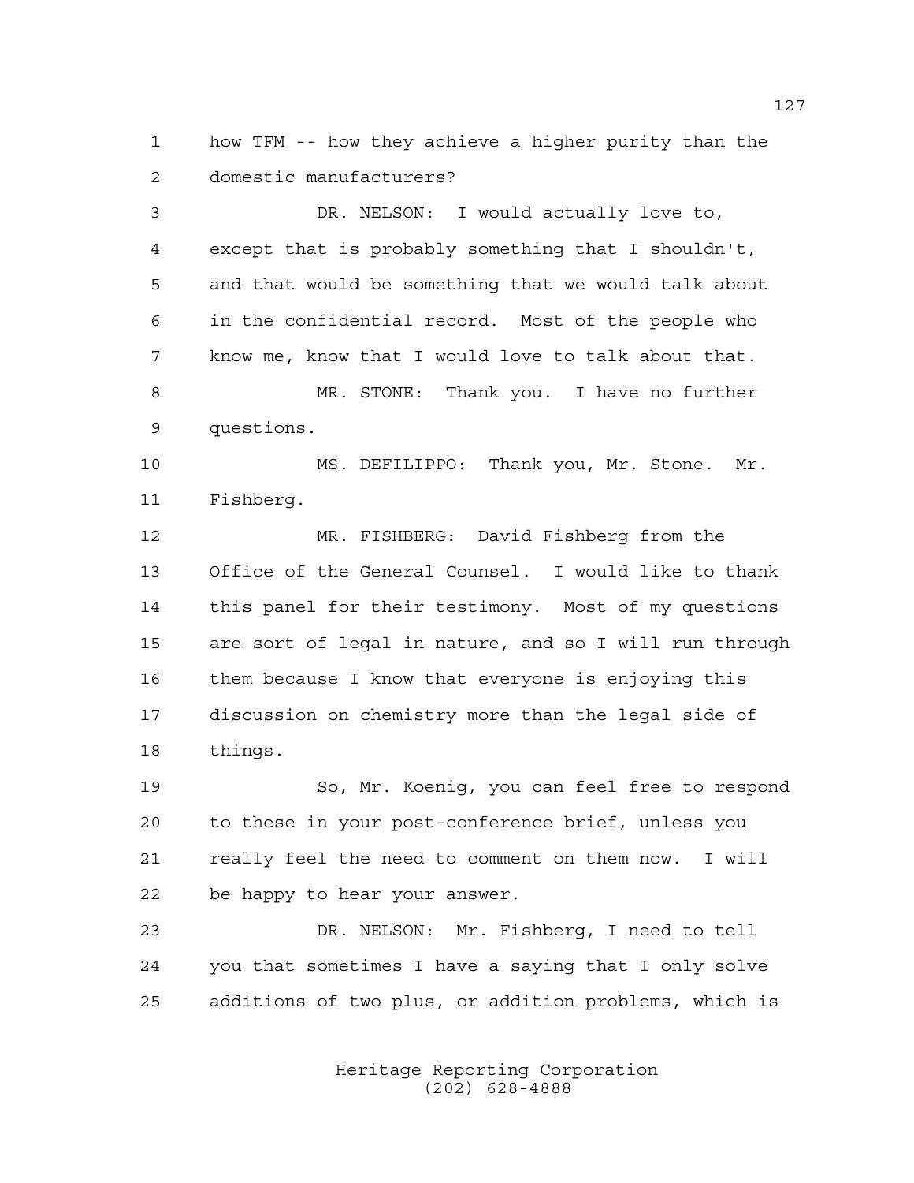how TFM -- how they achieve a higher purity than the domestic manufacturers?

DR. NELSON: I would actually love to, except that is probably something that I shouldn't, and that would be something that we would talk about in the confidential record. Most of the people who know me, know that I would love to talk about that.

MR. STONE: Thank you. I have no further questions.

MS. DEFILIPPO: Thank you, Mr. Stone. Mr. Fishberg.

MR. FISHBERG: David Fishberg from the Office of the General Counsel. I would like to thank this panel for their testimony. Most of my questions are sort of legal in nature, and so I will run through them because I know that everyone is enjoying this discussion on chemistry more than the legal side of things.

So, Mr. Koenig, you can feel free to respond to these in your post-conference brief, unless you really feel the need to comment on them now. I will be happy to hear your answer.

DR. NELSON: Mr. Fishberg, I need to tell you that sometimes I have a saying that I only solve additions of two plus, or addition problems, which is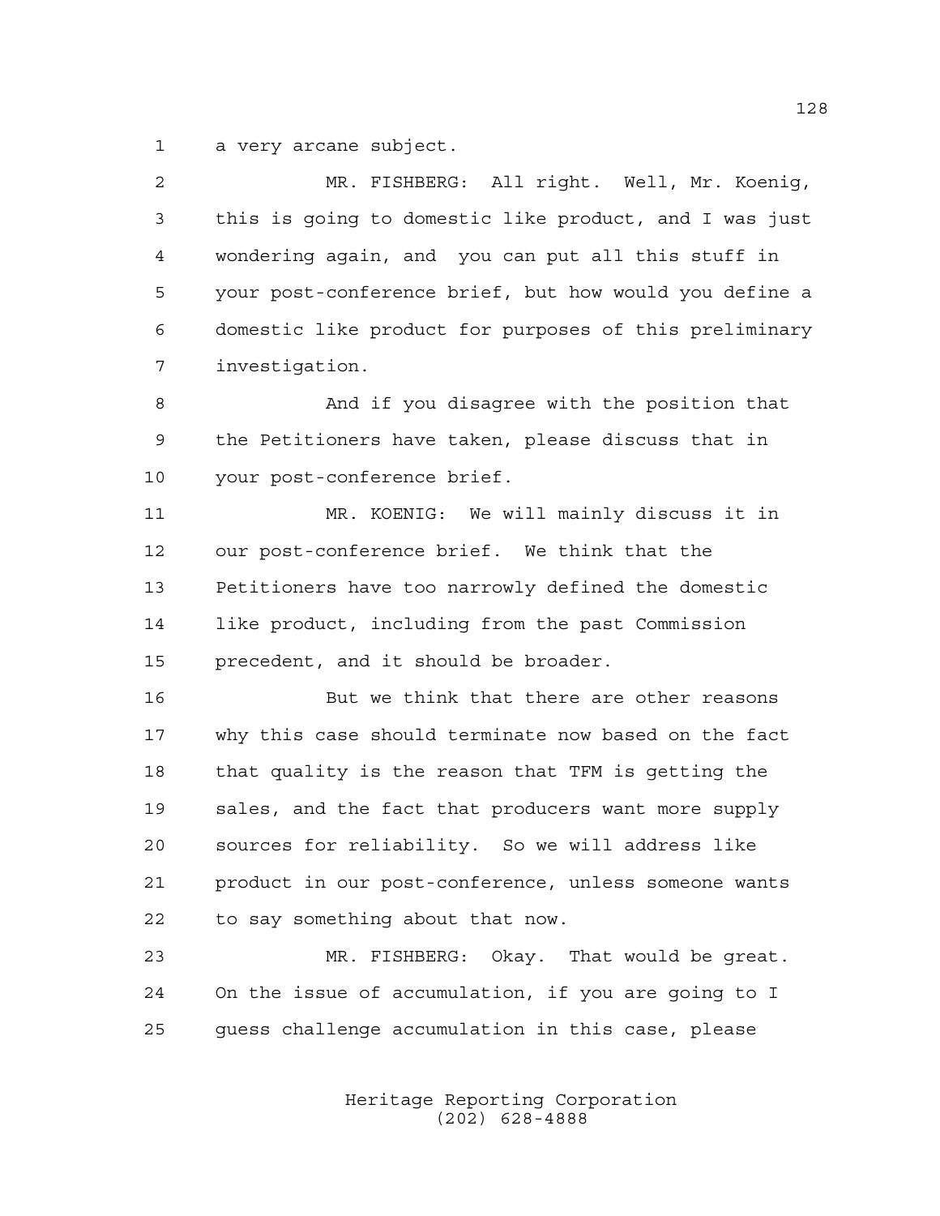a very arcane subject.

MR. FISHBERG: All right. Well, Mr. Koenig, this is going to domestic like product, and I was just wondering again, and you can put all this stuff in your post-conference brief, but how would you define a domestic like product for purposes of this preliminary investigation.

And if you disagree with the position that the Petitioners have taken, please discuss that in your post-conference brief.

MR. KOENIG: We will mainly discuss it in our post-conference brief. We think that the Petitioners have too narrowly defined the domestic like product, including from the past Commission precedent, and it should be broader.

But we think that there are other reasons why this case should terminate now based on the fact that quality is the reason that TFM is getting the sales, and the fact that producers want more supply sources for reliability. So we will address like product in our post-conference, unless someone wants to say something about that now.

MR. FISHBERG: Okay. That would be great. On the issue of accumulation, if you are going to I guess challenge accumulation in this case, please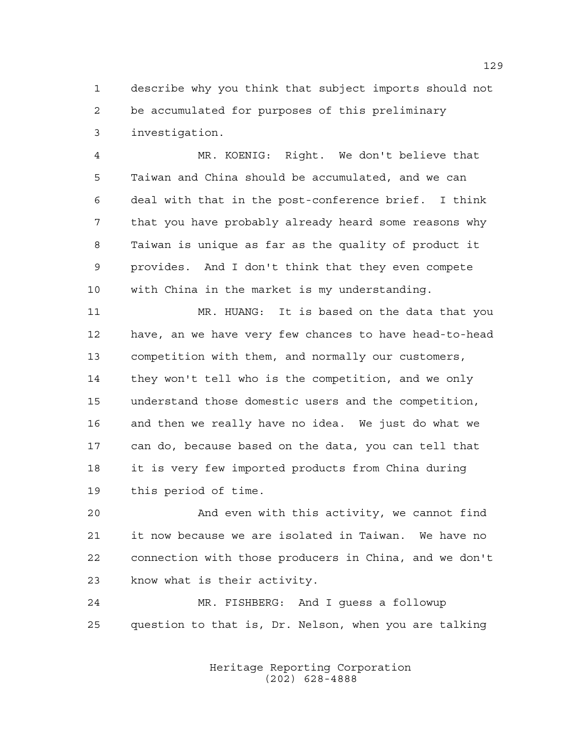describe why you think that subject imports should not be accumulated for purposes of this preliminary investigation.

MR. KOENIG: Right. We don't believe that Taiwan and China should be accumulated, and we can deal with that in the post-conference brief. I think that you have probably already heard some reasons why Taiwan is unique as far as the quality of product it provides. And I don't think that they even compete with China in the market is my understanding.

MR. HUANG: It is based on the data that you have, an we have very few chances to have head-to-head competition with them, and normally our customers, they won't tell who is the competition, and we only understand those domestic users and the competition, and then we really have no idea. We just do what we can do, because based on the data, you can tell that it is very few imported products from China during this period of time.

And even with this activity, we cannot find it now because we are isolated in Taiwan. We have no connection with those producers in China, and we don't know what is their activity.

MR. FISHBERG: And I guess a followup question to that is, Dr. Nelson, when you are talking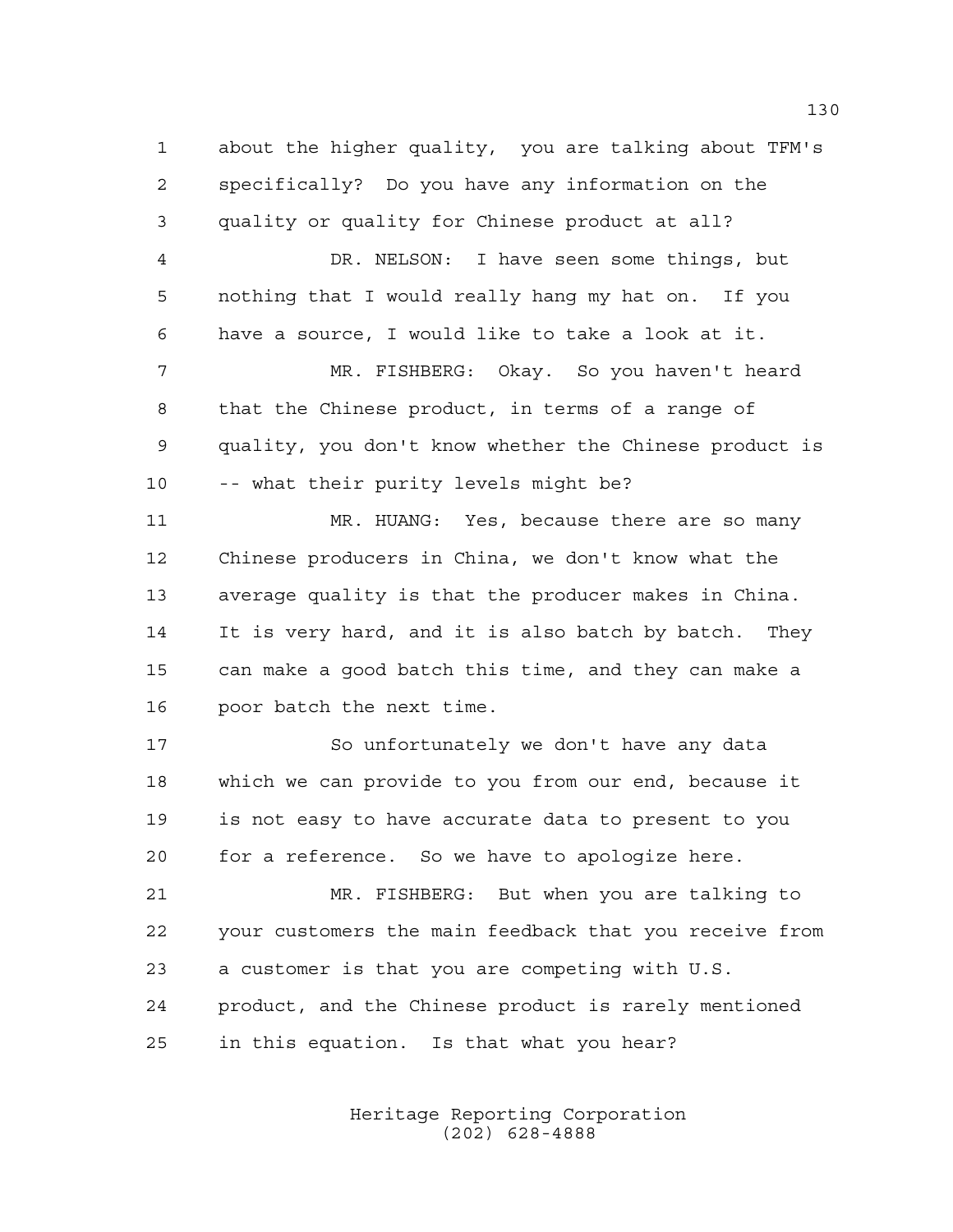about the higher quality, you are talking about TFM's specifically? Do you have any information on the quality or quality for Chinese product at all?

DR. NELSON: I have seen some things, but nothing that I would really hang my hat on. If you have a source, I would like to take a look at it.

MR. FISHBERG: Okay. So you haven't heard that the Chinese product, in terms of a range of quality, you don't know whether the Chinese product is -- what their purity levels might be?

MR. HUANG: Yes, because there are so many Chinese producers in China, we don't know what the average quality is that the producer makes in China. It is very hard, and it is also batch by batch. They can make a good batch this time, and they can make a poor batch the next time.

So unfortunately we don't have any data which we can provide to you from our end, because it is not easy to have accurate data to present to you for a reference. So we have to apologize here.

MR. FISHBERG: But when you are talking to your customers the main feedback that you receive from a customer is that you are competing with U.S. product, and the Chinese product is rarely mentioned in this equation. Is that what you hear?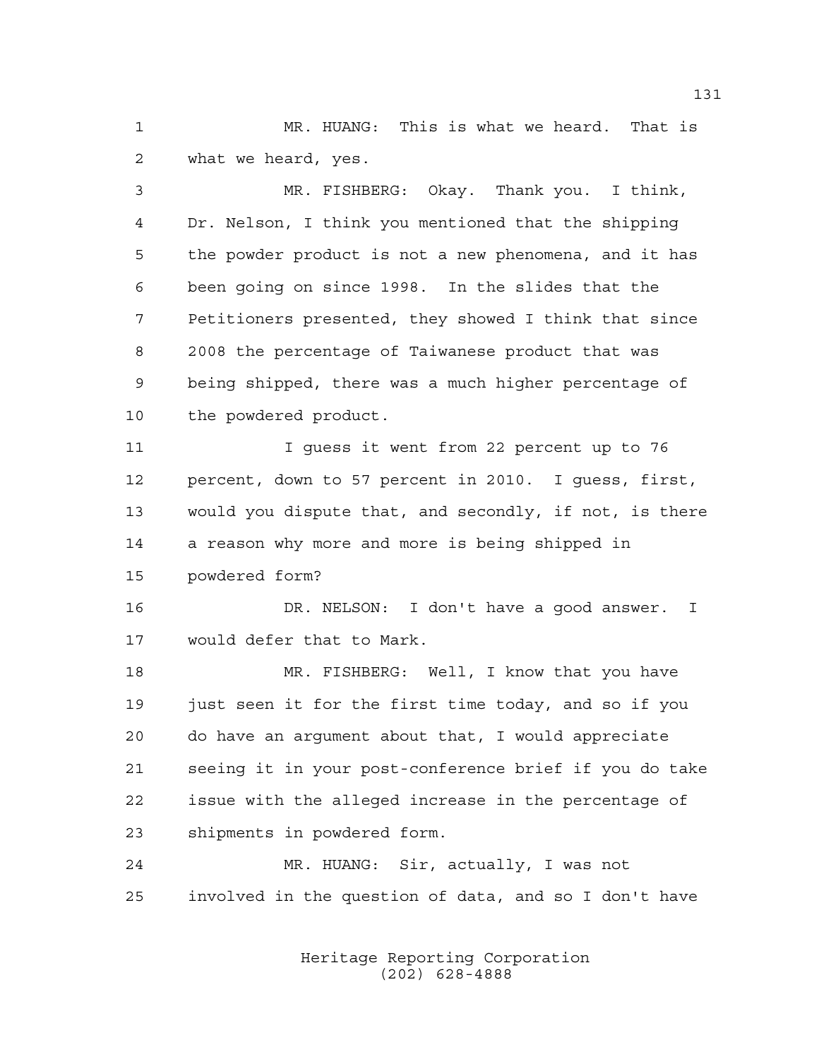MR. HUANG: This is what we heard. That is what we heard, yes.

MR. FISHBERG: Okay. Thank you. I think, Dr. Nelson, I think you mentioned that the shipping the powder product is not a new phenomena, and it has been going on since 1998. In the slides that the Petitioners presented, they showed I think that since 2008 the percentage of Taiwanese product that was being shipped, there was a much higher percentage of the powdered product.

I guess it went from 22 percent up to 76 percent, down to 57 percent in 2010. I guess, first, would you dispute that, and secondly, if not, is there a reason why more and more is being shipped in powdered form?

DR. NELSON: I don't have a good answer. I would defer that to Mark.

MR. FISHBERG: Well, I know that you have just seen it for the first time today, and so if you do have an argument about that, I would appreciate seeing it in your post-conference brief if you do take issue with the alleged increase in the percentage of shipments in powdered form.

MR. HUANG: Sir, actually, I was not involved in the question of data, and so I don't have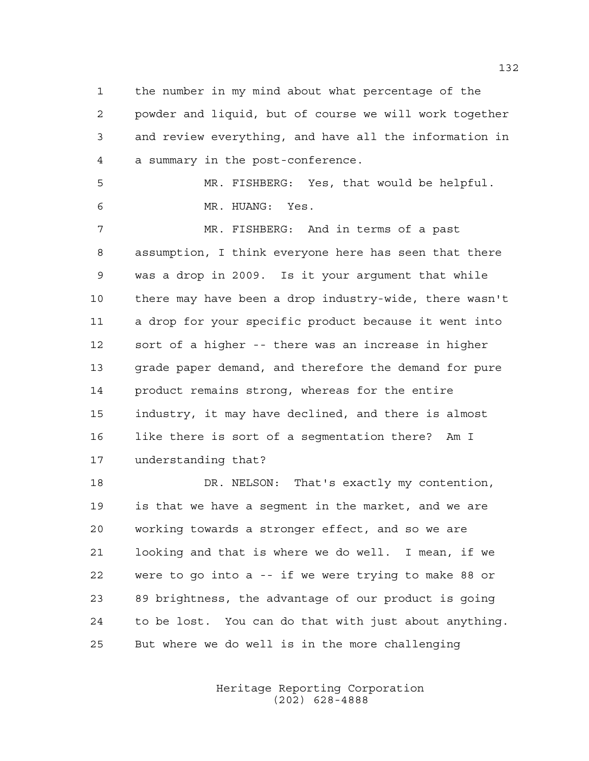the number in my mind about what percentage of the powder and liquid, but of course we will work together and review everything, and have all the information in a summary in the post-conference.

MR. FISHBERG: Yes, that would be helpful.

MR. HUANG: Yes.

MR. FISHBERG: And in terms of a past assumption, I think everyone here has seen that there was a drop in 2009. Is it your argument that while there may have been a drop industry-wide, there wasn't a drop for your specific product because it went into sort of a higher -- there was an increase in higher grade paper demand, and therefore the demand for pure product remains strong, whereas for the entire industry, it may have declined, and there is almost like there is sort of a segmentation there? Am I understanding that?

DR. NELSON: That's exactly my contention, is that we have a segment in the market, and we are working towards a stronger effect, and so we are looking and that is where we do well. I mean, if we were to go into a -- if we were trying to make 88 or 89 brightness, the advantage of our product is going to be lost. You can do that with just about anything. But where we do well is in the more challenging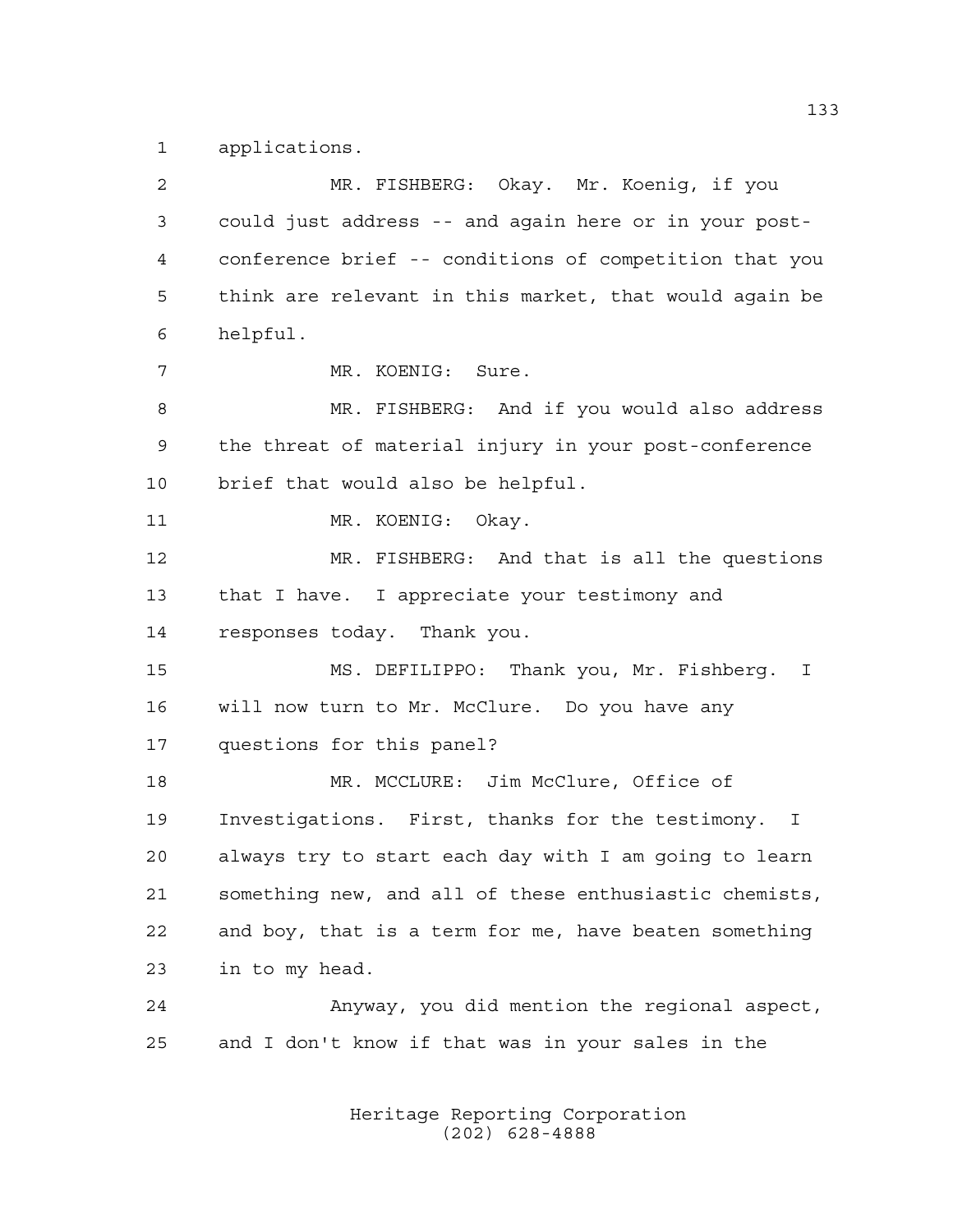applications.

MR. FISHBERG: Okay. Mr. Koenig, if you could just address -- and again here or in your post-conference brief -- conditions of competition that you think are relevant in this market, that would again be helpful.

MR. KOENIG: Sure.

MR. FISHBERG: And if you would also address the threat of material injury in your post-conference brief that would also be helpful.

MR. KOENIG: Okay.

MR. FISHBERG: And that is all the questions that I have. I appreciate your testimony and responses today. Thank you.

MS. DEFILIPPO: Thank you, Mr. Fishberg. I will now turn to Mr. McClure. Do you have any questions for this panel?

MR. MCCLURE: Jim McClure, Office of Investigations. First, thanks for the testimony. I always try to start each day with I am going to learn something new, and all of these enthusiastic chemists, and boy, that is a term for me, have beaten something in to my head.

Anyway, you did mention the regional aspect, and I don't know if that was in your sales in the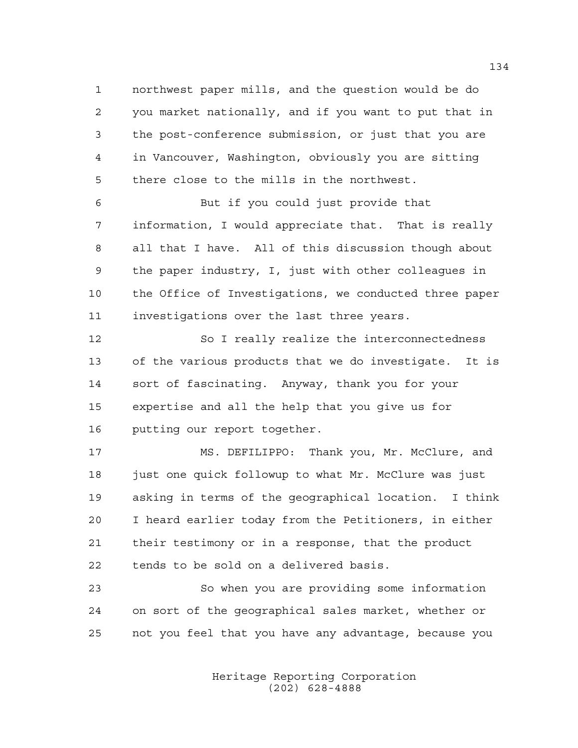northwest paper mills, and the question would be do you market nationally, and if you want to put that in the post-conference submission, or just that you are in Vancouver, Washington, obviously you are sitting there close to the mills in the northwest.

But if you could just provide that information, I would appreciate that. That is really all that I have. All of this discussion though about the paper industry, I, just with other colleagues in the Office of Investigations, we conducted three paper investigations over the last three years.

So I really realize the interconnectedness of the various products that we do investigate. It is sort of fascinating. Anyway, thank you for your expertise and all the help that you give us for putting our report together.

MS. DEFILIPPO: Thank you, Mr. McClure, and just one quick followup to what Mr. McClure was just asking in terms of the geographical location. I think I heard earlier today from the Petitioners, in either their testimony or in a response, that the product tends to be sold on a delivered basis.

So when you are providing some information on sort of the geographical sales market, whether or not you feel that you have any advantage, because you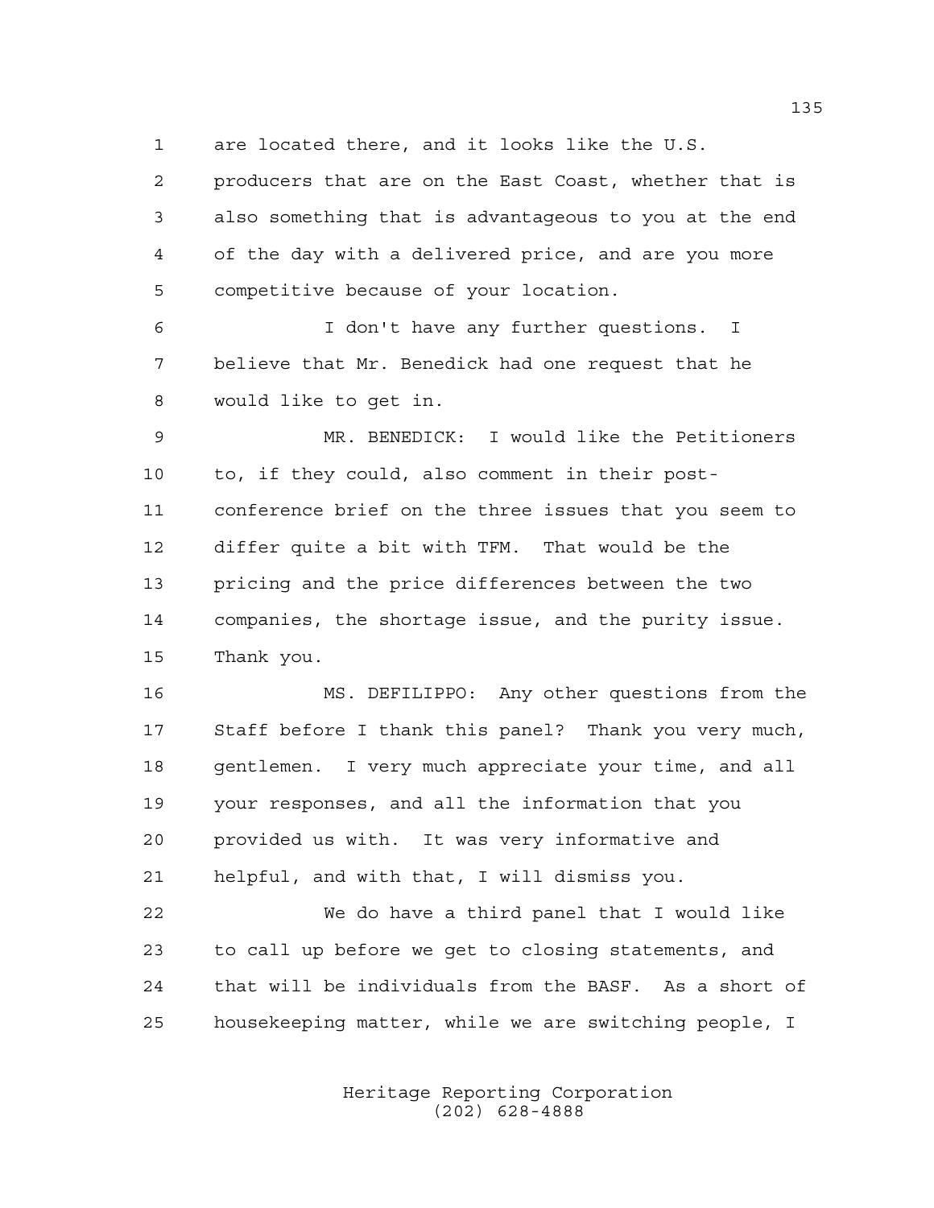are located there, and it looks like the U.S. producers that are on the East Coast, whether that is also something that is advantageous to you at the end of the day with a delivered price, and are you more competitive because of your location.

I don't have any further questions. I believe that Mr. Benedick had one request that he would like to get in.

MR. BENEDICK: I would like the Petitioners to, if they could, also comment in their post-conference brief on the three issues that you seem to differ quite a bit with TFM. That would be the pricing and the price differences between the two companies, the shortage issue, and the purity issue. Thank you.

MS. DEFILIPPO: Any other questions from the Staff before I thank this panel? Thank you very much, gentlemen. I very much appreciate your time, and all your responses, and all the information that you provided us with. It was very informative and helpful, and with that, I will dismiss you.

We do have a third panel that I would like to call up before we get to closing statements, and that will be individuals from the BASF. As a short of housekeeping matter, while we are switching people, I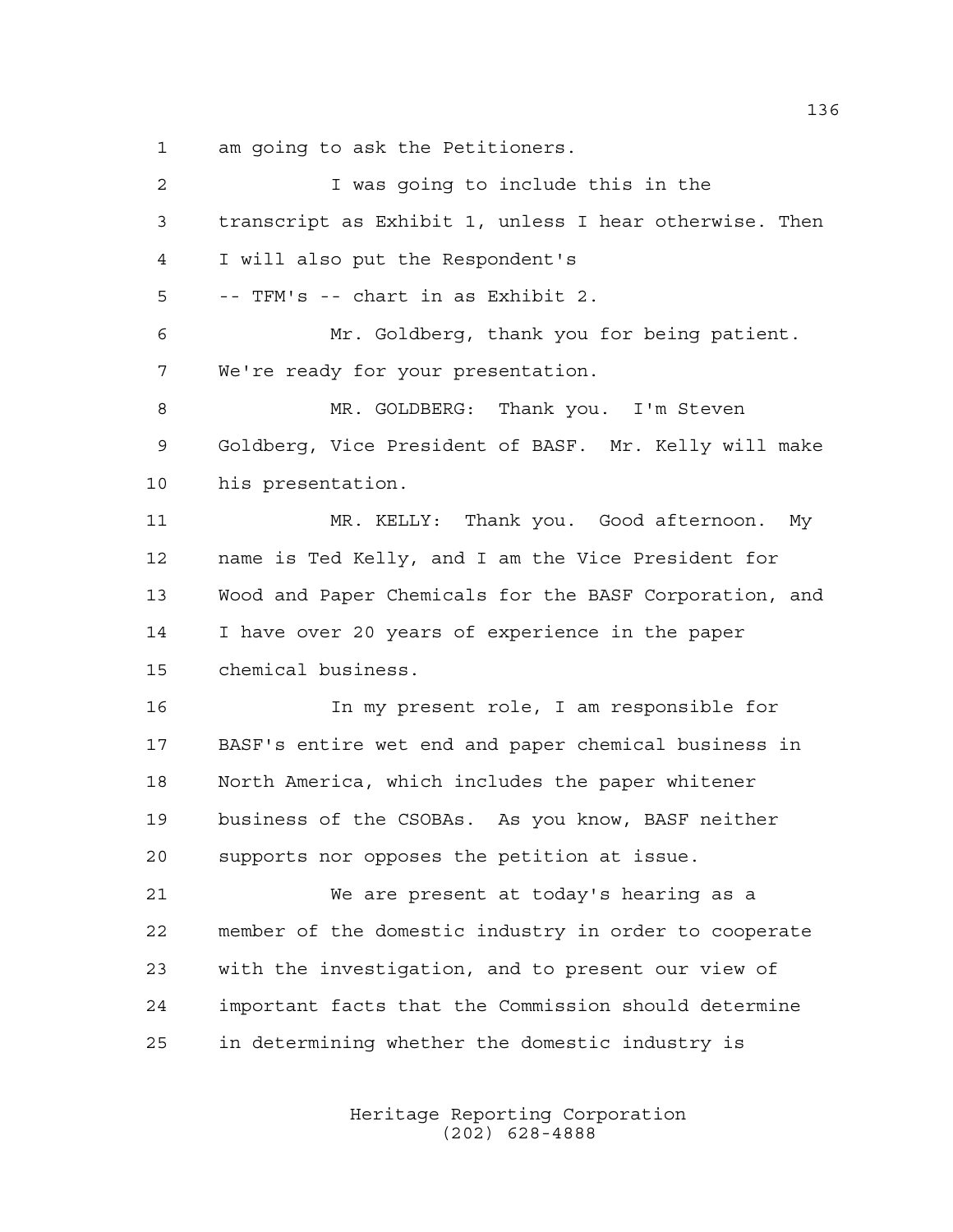1 am going to ask the Petitioners.

2 I was going to include this in the

3 transcript as Exhibit 1, unless I hear otherwise. Then

4 I will also put the Respondent's

5 -- TFM's -- chart in as Exhibit 2.

6 Mr. Goldberg, thank you for being patient.

7 We're ready for your presentation.

8 MR. GOLDBERG: Thank you. I'm Steven

9 Goldberg, Vice President of BASF. Mr. Kelly will make

10 his presentation.

11 MR. KELLY: Thank you. Good afternoon. My

12 name is Ted Kelly, and I am the Vice President for

13 Wood and Paper Chemicals for the BASF Corporation, and

14 I have over 20 years of experience in the paper

15 chemical business.

16 In my present role, I am responsible for

17 BASF's entire wet end and paper chemical business in

18 North America, which includes the paper whitener

19 business of the CSOBAs. As you know, BASF neither

20 supports nor opposes the petition at issue.

21 We are present at today's hearing as a

22 member of the domestic industry in order to cooperate

23 with the investigation, and to present our view of

24 important facts that the Commission should determine

25 in determining whether the domestic industry is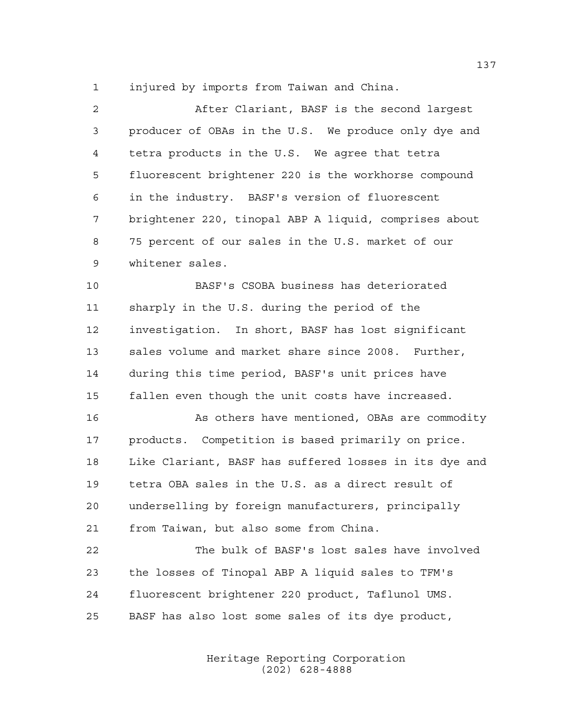injured by imports from Taiwan and China.

After Clariant, BASF is the second largest producer of OBAs in the U.S. We produce only dye and tetra products in the U.S. We agree that tetra fluorescent brightener 220 is the workhorse compound in the industry. BASF's version of fluorescent brightener 220, tinopal ABP A liquid, comprises about 75 percent of our sales in the U.S. market of our whitener sales.

BASF's CSOBA business has deteriorated sharply in the U.S. during the period of the investigation. In short, BASF has lost significant sales volume and market share since 2008. Further, during this time period, BASF's unit prices have fallen even though the unit costs have increased.

As others have mentioned, OBAs are commodity products. Competition is based primarily on price. Like Clariant, BASF has suffered losses in its dye and tetra OBA sales in the U.S. as a direct result of underselling by foreign manufacturers, principally from Taiwan, but also some from China.

The bulk of BASF's lost sales have involved the losses of Tinopal ABP A liquid sales to TFM's fluorescent brightener 220 product, Taflunol UMS. BASF has also lost some sales of its dye product,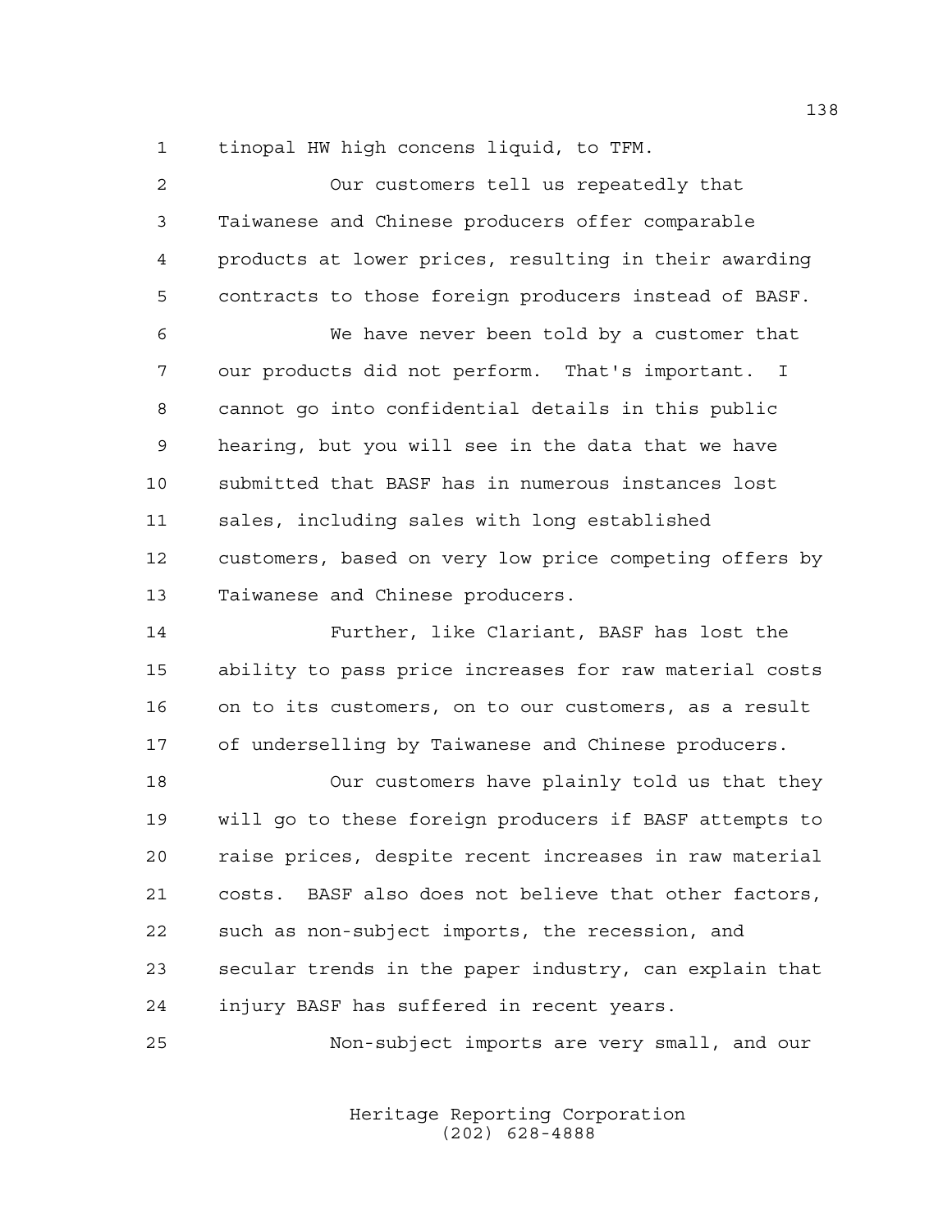tinopal HW high concens liquid, to TFM.

Our customers tell us repeatedly that Taiwanese and Chinese producers offer comparable products at lower prices, resulting in their awarding contracts to those foreign producers instead of BASF.

We have never been told by a customer that our products did not perform. That's important. I cannot go into confidential details in this public hearing, but you will see in the data that we have submitted that BASF has in numerous instances lost sales, including sales with long established customers, based on very low price competing offers by Taiwanese and Chinese producers.

Further, like Clariant, BASF has lost the ability to pass price increases for raw material costs on to its customers, on to our customers, as a result of underselling by Taiwanese and Chinese producers.

Our customers have plainly told us that they will go to these foreign producers if BASF attempts to raise prices, despite recent increases in raw material costs. BASF also does not believe that other factors, such as non-subject imports, the recession, and secular trends in the paper industry, can explain that injury BASF has suffered in recent years.

Non-subject imports are very small, and our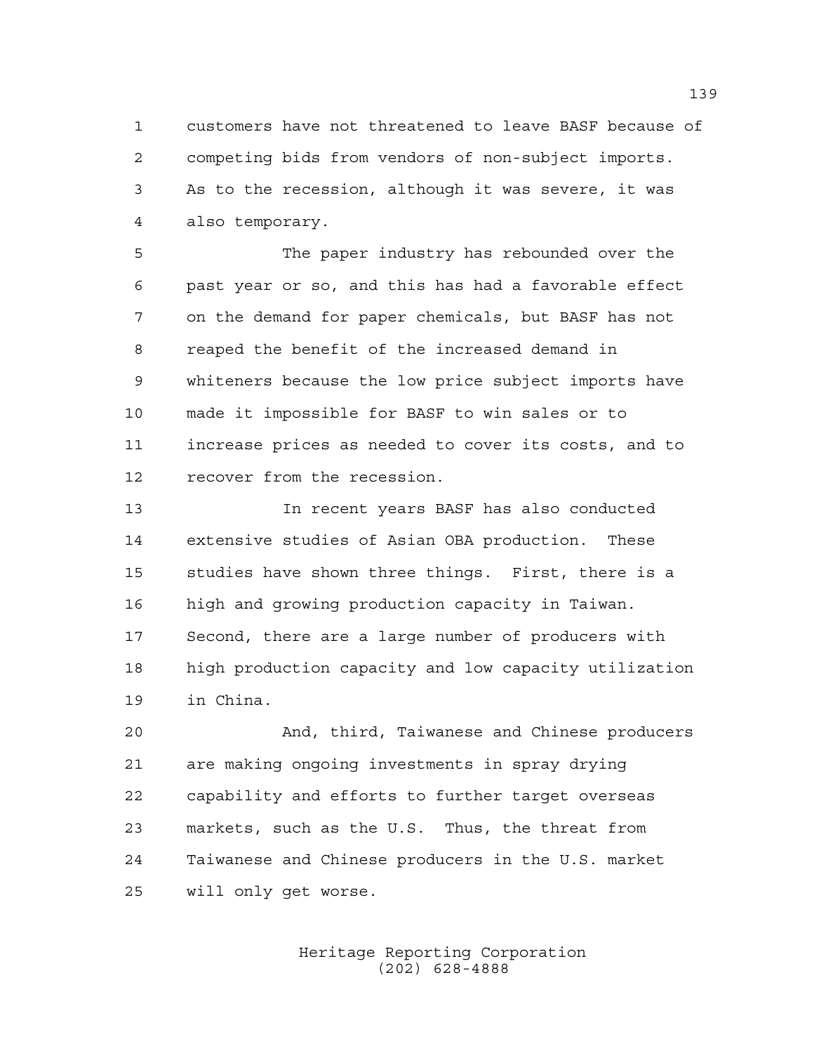customers have not threatened to leave BASF because of competing bids from vendors of non-subject imports. As to the recession, although it was severe, it was also temporary.

The paper industry has rebounded over the past year or so, and this has had a favorable effect on the demand for paper chemicals, but BASF has not reaped the benefit of the increased demand in whiteners because the low price subject imports have made it impossible for BASF to win sales or to increase prices as needed to cover its costs, and to recover from the recession.

In recent years BASF has also conducted extensive studies of Asian OBA production. These studies have shown three things. First, there is a high and growing production capacity in Taiwan. Second, there are a large number of producers with high production capacity and low capacity utilization in China.

And, third, Taiwanese and Chinese producers are making ongoing investments in spray drying capability and efforts to further target overseas markets, such as the U.S. Thus, the threat from Taiwanese and Chinese producers in the U.S. market will only get worse.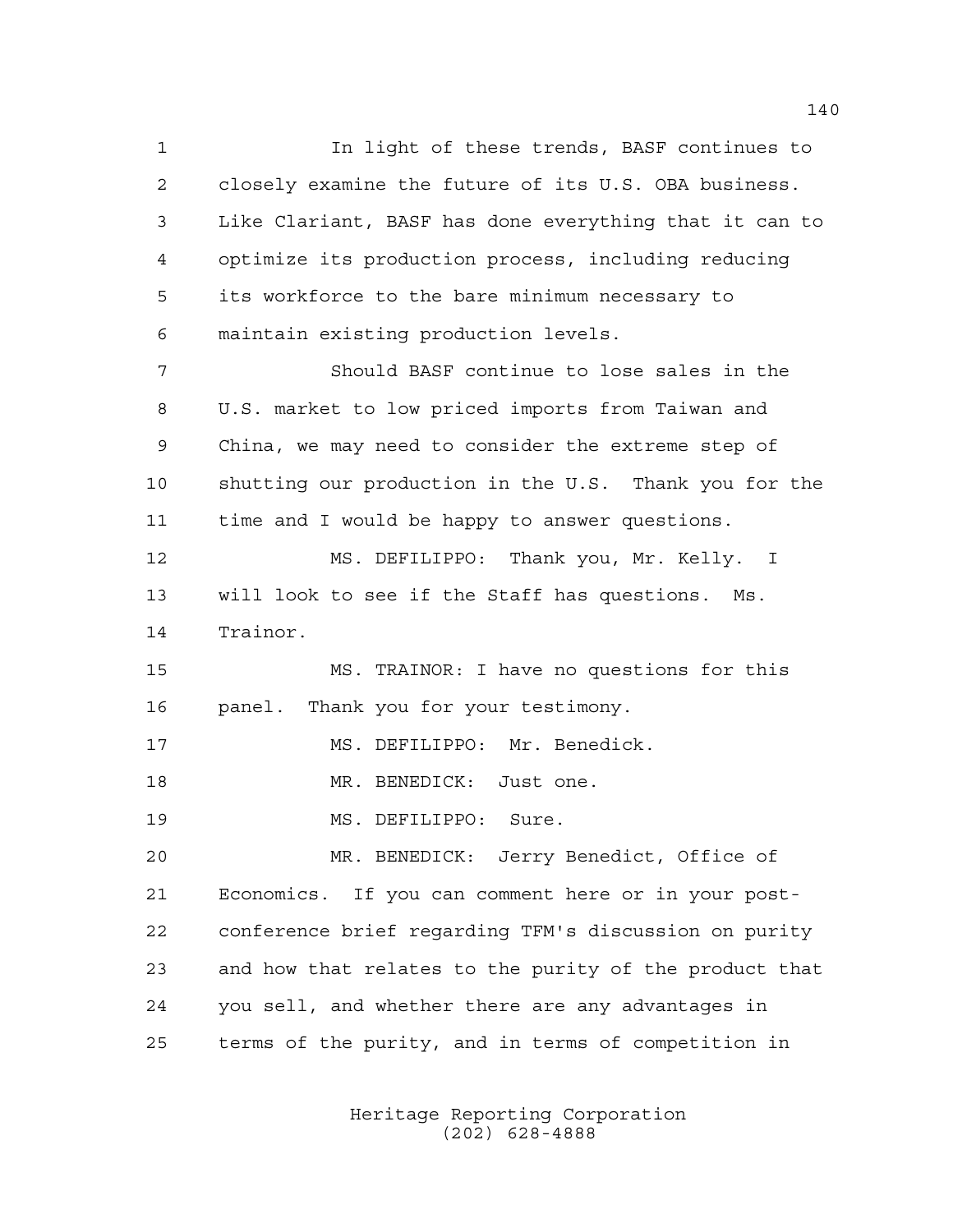In light of these trends, BASF continues to closely examine the future of its U.S. OBA business. Like Clariant, BASF has done everything that it can to optimize its production process, including reducing its workforce to the bare minimum necessary to maintain existing production levels.

Should BASF continue to lose sales in the U.S. market to low priced imports from Taiwan and China, we may need to consider the extreme step of shutting our production in the U.S. Thank you for the time and I would be happy to answer questions.

MS. DEFILIPPO: Thank you, Mr. Kelly. I will look to see if the Staff has questions. Ms. Trainor.

MS. TRAINOR: I have no questions for this panel. Thank you for your testimony.

MS. DEFILIPPO: Mr. Benedick.

MR. BENEDICK: Just one.

MS. DEFILIPPO: Sure.

MR. BENEDICK: Jerry Benedict, Office of Economics. If you can comment here or in your post-conference brief regarding TFM's discussion on purity and how that relates to the purity of the product that you sell, and whether there are any advantages in terms of the purity, and in terms of competition in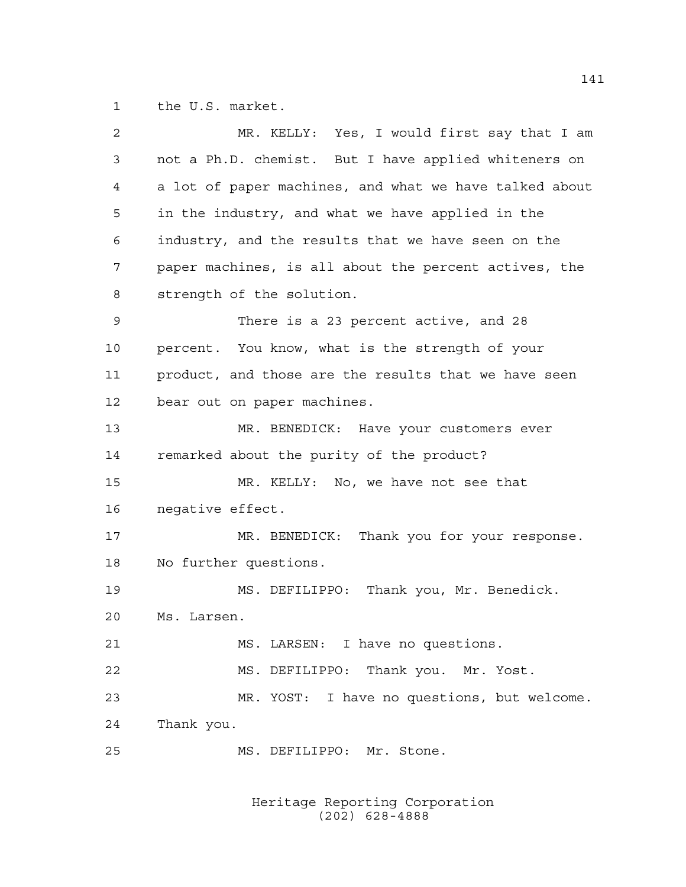the U.S. market.

MR. KELLY: Yes, I would first say that I am not a Ph.D. chemist. But I have applied whiteners on a lot of paper machines, and what we have talked about in the industry, and what we have applied in the industry, and the results that we have seen on the paper machines, is all about the percent actives, the strength of the solution.

There is a 23 percent active, and 28 percent. You know, what is the strength of your product, and those are the results that we have seen bear out on paper machines.

MR. BENEDICK: Have your customers ever remarked about the purity of the product?

MR. KELLY: No, we have not see that negative effect.

MR. BENEDICK: Thank you for your response. No further questions.

MS. DEFILIPPO: Thank you, Mr. Benedick. Ms. Larsen.

MS. LARSEN: I have no questions.

MS. DEFILIPPO: Thank you. Mr. Yost.

MR. YOST: I have no questions, but welcome. Thank you.

MS. DEFILIPPO: Mr. Stone.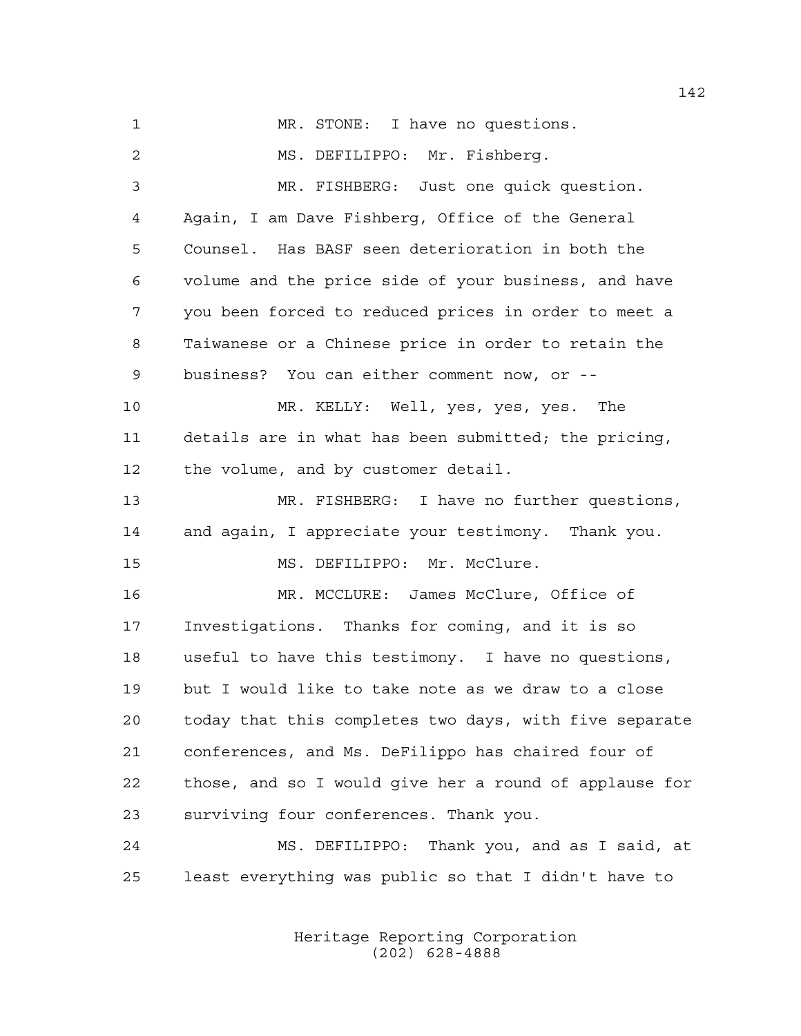MR. STONE: I have no questions.

MS. DEFILIPPO: Mr. Fishberg.

MR. FISHBERG: Just one quick question. Again, I am Dave Fishberg, Office of the General Counsel. Has BASF seen deterioration in both the volume and the price side of your business, and have you been forced to reduced prices in order to meet a Taiwanese or a Chinese price in order to retain the business? You can either comment now, or --

MR. KELLY: Well, yes, yes, yes. The details are in what has been submitted; the pricing, the volume, and by customer detail.

MR. FISHBERG: I have no further questions, and again, I appreciate your testimony. Thank you.

MS. DEFILIPPO: Mr. McClure.

MR. MCCLURE: James McClure, Office of Investigations. Thanks for coming, and it is so useful to have this testimony. I have no questions, but I would like to take note as we draw to a close today that this completes two days, with five separate conferences, and Ms. DeFilippo has chaired four of those, and so I would give her a round of applause for surviving four conferences. Thank you.

MS. DEFILIPPO: Thank you, and as I said, at least everything was public so that I didn't have to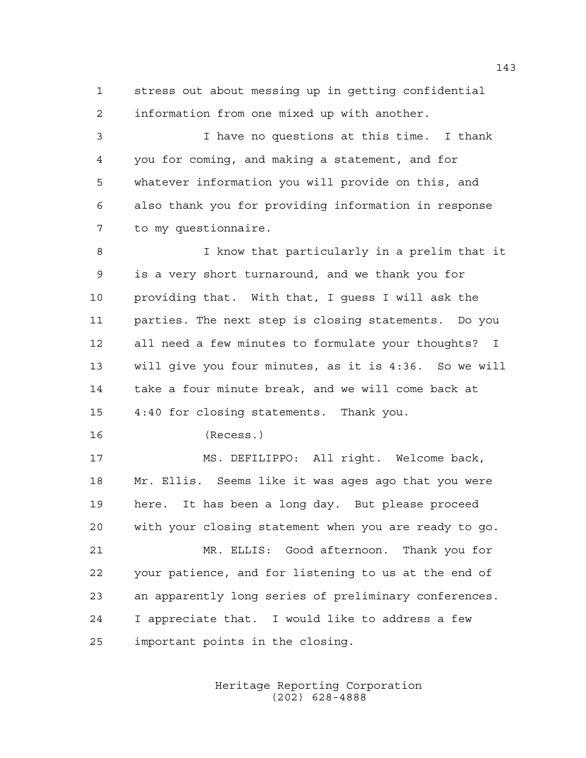stress out about messing up in getting confidential information from one mixed up with another.

I have no questions at this time. I thank you for coming, and making a statement, and for whatever information you will provide on this, and also thank you for providing information in response to my questionnaire.

I know that particularly in a prelim that it is a very short turnaround, and we thank you for providing that. With that, I guess I will ask the parties. The next step is closing statements. Do you all need a few minutes to formulate your thoughts? I will give you four minutes, as it is 4:36. So we will take a four minute break, and we will come back at 4:40 for closing statements. Thank you.

(Recess.)

MS. DEFILIPPO: All right. Welcome back, Mr. Ellis. Seems like it was ages ago that you were here. It has been a long day. But please proceed with your closing statement when you are ready to go.

MR. ELLIS: Good afternoon. Thank you for your patience, and for listening to us at the end of an apparently long series of preliminary conferences. I appreciate that. I would like to address a few important points in the closing.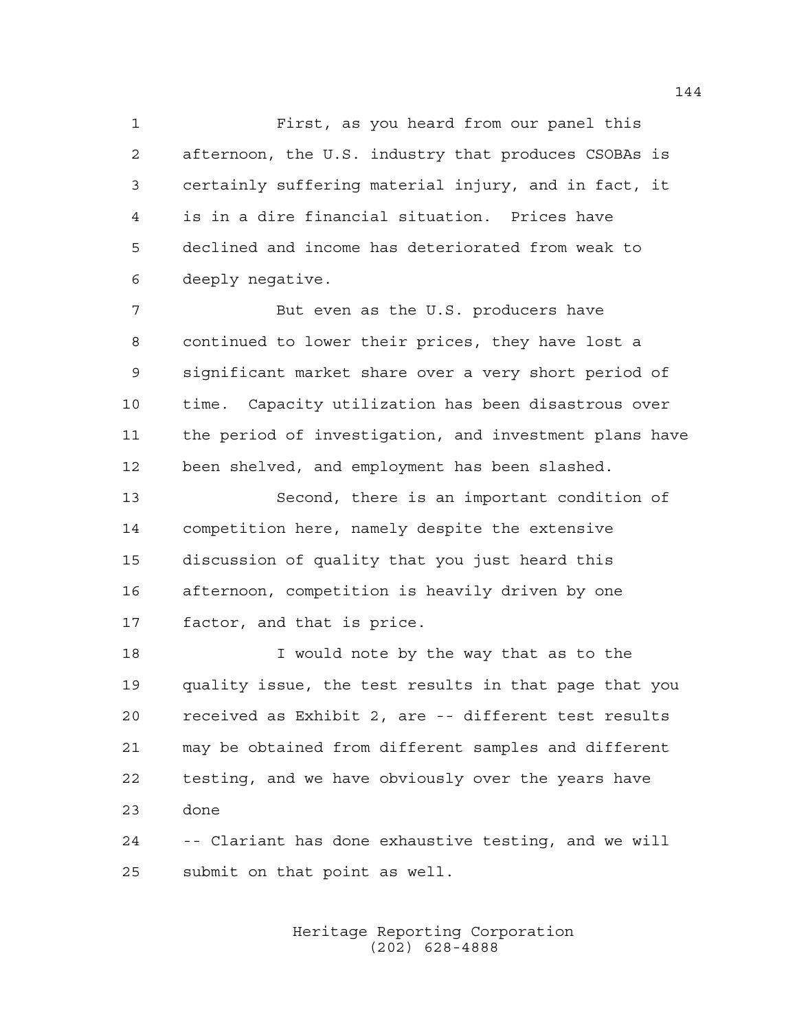First, as you heard from our panel this afternoon, the U.S. industry that produces CSOBAs is certainly suffering material injury, and in fact, it is in a dire financial situation. Prices have declined and income has deteriorated from weak to deeply negative.

But even as the U.S. producers have continued to lower their prices, they have lost a significant market share over a very short period of time. Capacity utilization has been disastrous over the period of investigation, and investment plans have been shelved, and employment has been slashed.

Second, there is an important condition of competition here, namely despite the extensive discussion of quality that you just heard this afternoon, competition is heavily driven by one factor, and that is price.

I would note by the way that as to the quality issue, the test results in that page that you received as Exhibit 2, are -- different test results may be obtained from different samples and different testing, and we have obviously over the years have done

-- Clariant has done exhaustive testing, and we will submit on that point as well.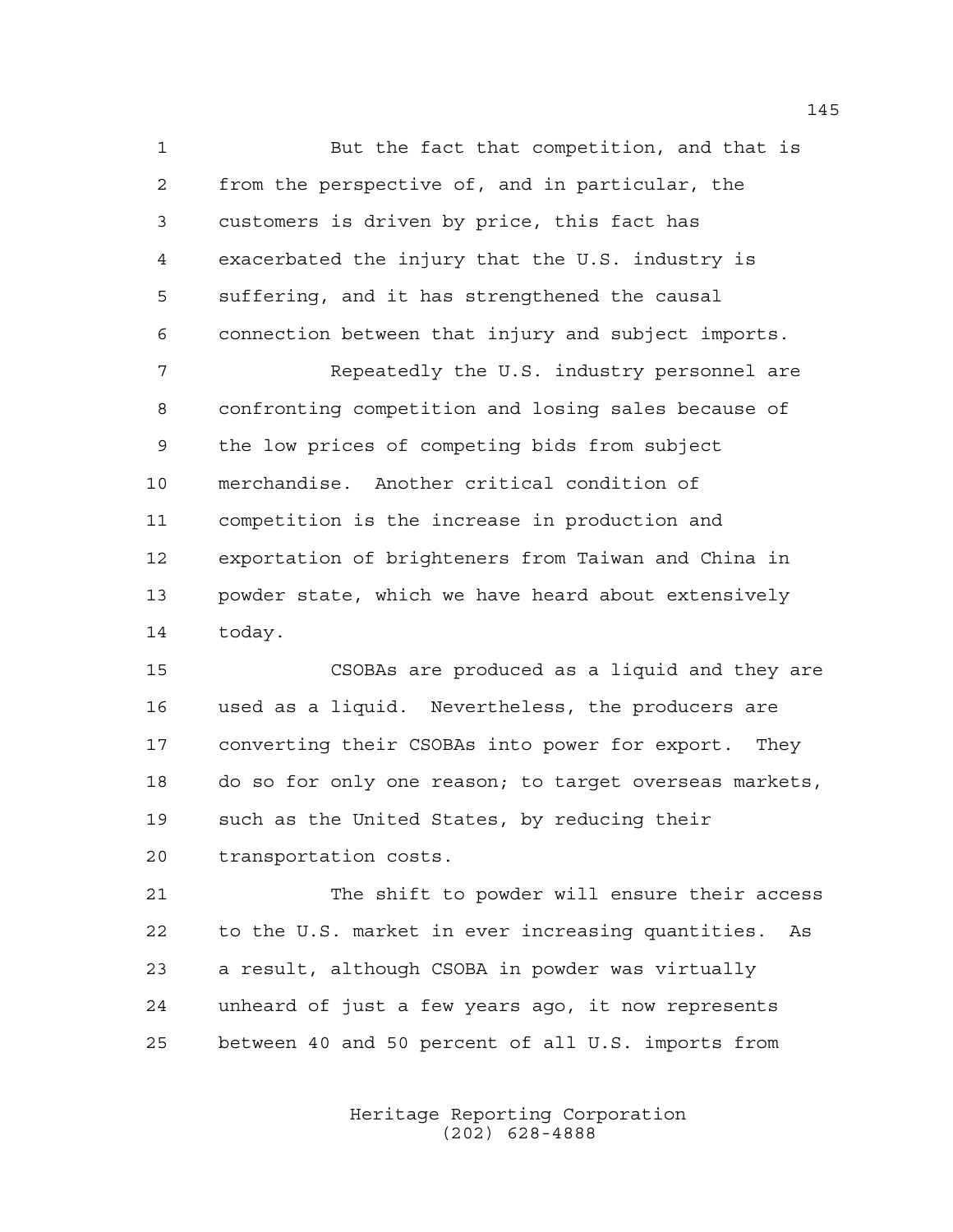But the fact that competition, and that is from the perspective of, and in particular, the customers is driven by price, this fact has exacerbated the injury that the U.S. industry is suffering, and it has strengthened the causal connection between that injury and subject imports.

Repeatedly the U.S. industry personnel are confronting competition and losing sales because of the low prices of competing bids from subject merchandise. Another critical condition of competition is the increase in production and exportation of brighteners from Taiwan and China in powder state, which we have heard about extensively today.

CSOBAs are produced as a liquid and they are used as a liquid. Nevertheless, the producers are converting their CSOBAs into power for export. They do so for only one reason; to target overseas markets, such as the United States, by reducing their transportation costs.

The shift to powder will ensure their access to the U.S. market in ever increasing quantities. As a result, although CSOBA in powder was virtually unheard of just a few years ago, it now represents between 40 and 50 percent of all U.S. imports from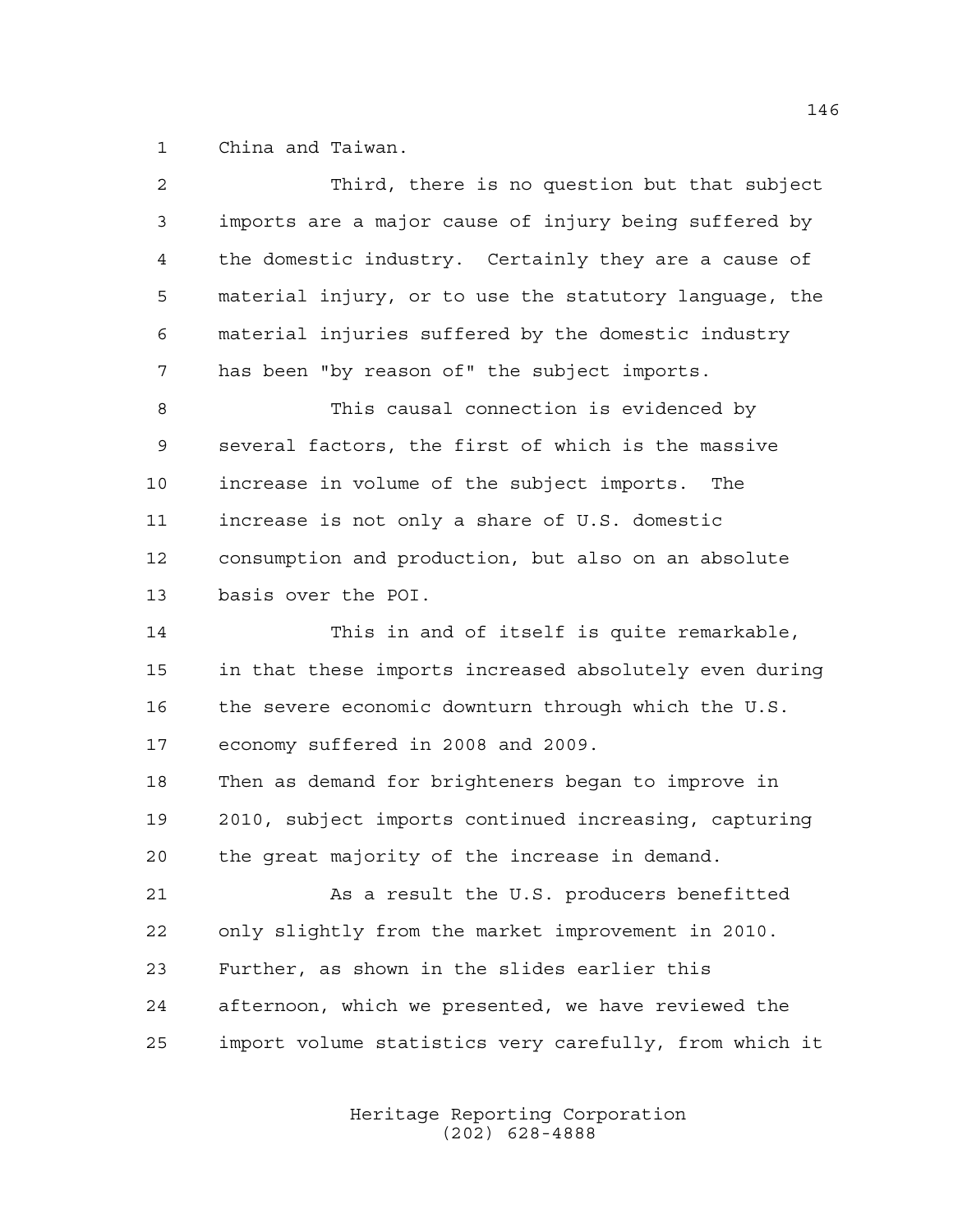China and Taiwan.

Third, there is no question but that subject imports are a major cause of injury being suffered by the domestic industry. Certainly they are a cause of material injury, or to use the statutory language, the material injuries suffered by the domestic industry has been "by reason of" the subject imports.

This causal connection is evidenced by several factors, the first of which is the massive increase in volume of the subject imports. The increase is not only a share of U.S. domestic consumption and production, but also on an absolute basis over the POI.

This in and of itself is quite remarkable, in that these imports increased absolutely even during the severe economic downturn through which the U.S. economy suffered in 2008 and 2009.

Then as demand for brighteners began to improve in 2010, subject imports continued increasing, capturing the great majority of the increase in demand.

As a result the U.S. producers benefitted only slightly from the market improvement in 2010. Further, as shown in the slides earlier this afternoon, which we presented, we have reviewed the import volume statistics very carefully, from which it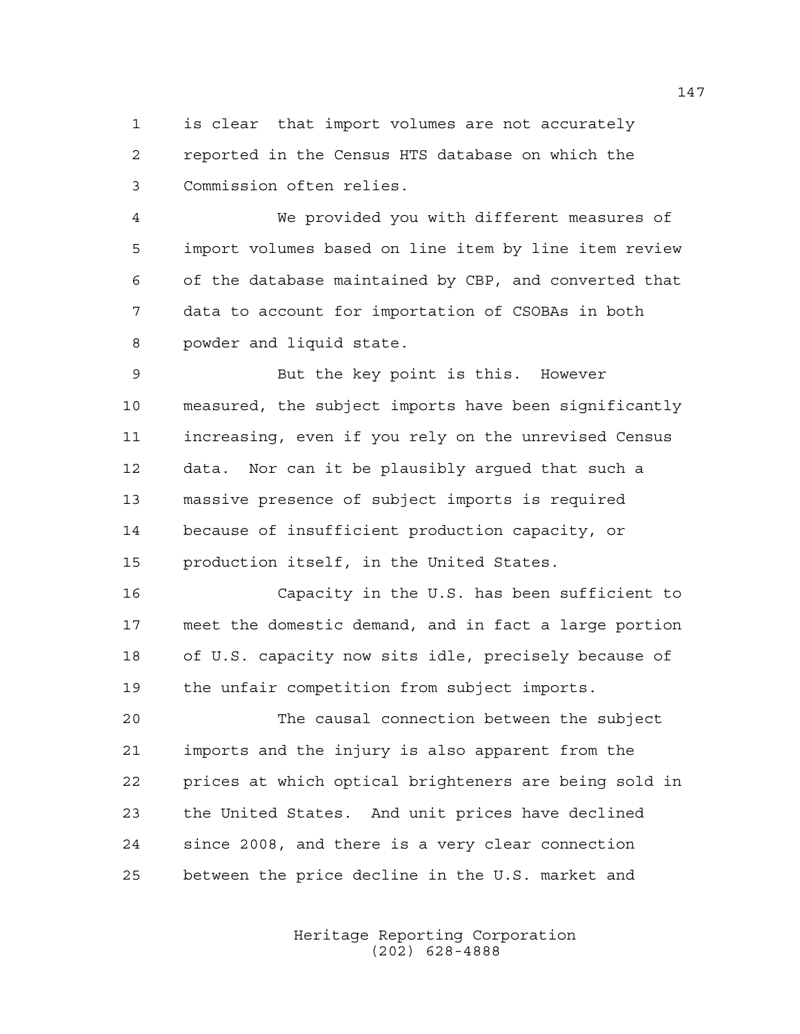is clear that import volumes are not accurately reported in the Census HTS database on which the Commission often relies.

We provided you with different measures of import volumes based on line item by line item review of the database maintained by CBP, and converted that data to account for importation of CSOBAs in both powder and liquid state.

But the key point is this. However measured, the subject imports have been significantly increasing, even if you rely on the unrevised Census data. Nor can it be plausibly argued that such a massive presence of subject imports is required because of insufficient production capacity, or production itself, in the United States.

Capacity in the U.S. has been sufficient to meet the domestic demand, and in fact a large portion of U.S. capacity now sits idle, precisely because of the unfair competition from subject imports.

The causal connection between the subject imports and the injury is also apparent from the prices at which optical brighteners are being sold in the United States. And unit prices have declined since 2008, and there is a very clear connection between the price decline in the U.S. market and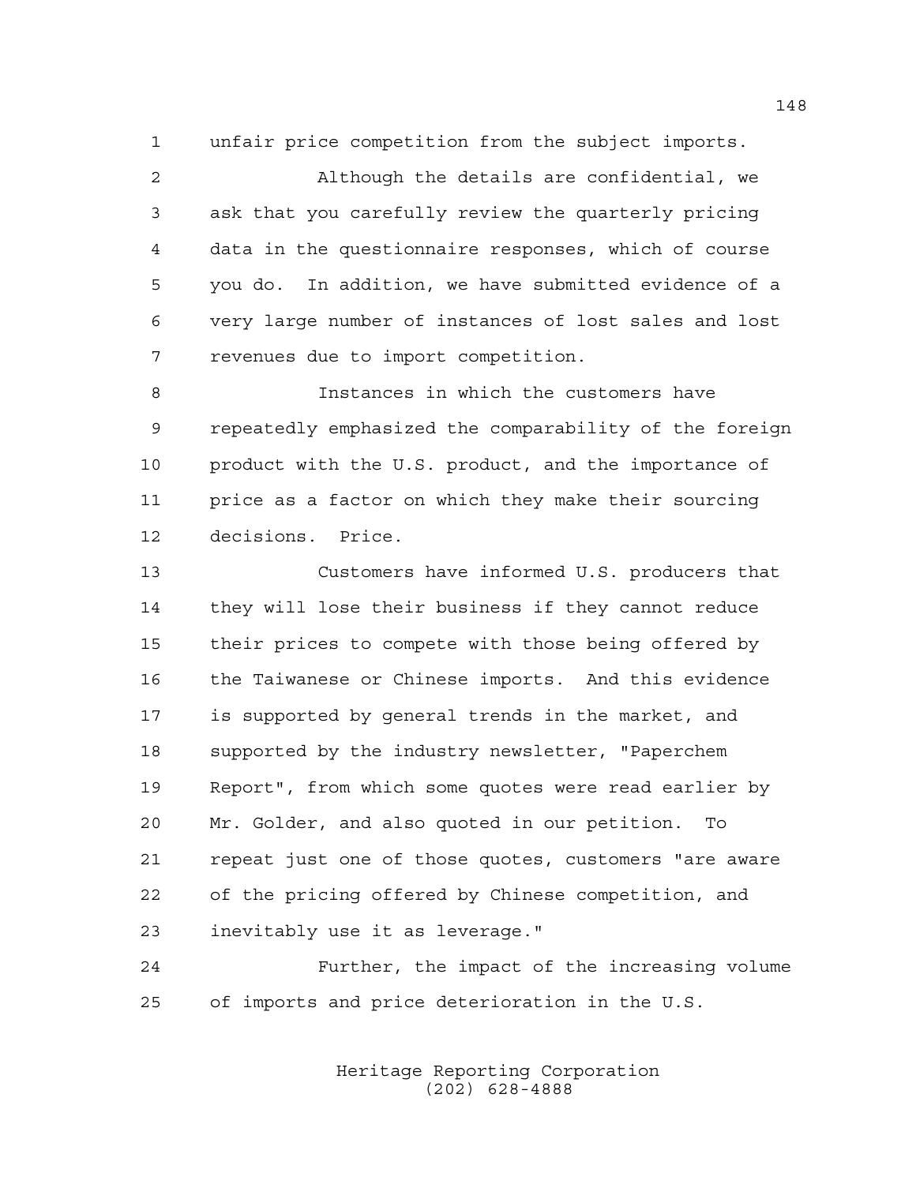unfair price competition from the subject imports.

Although the details are confidential, we ask that you carefully review the quarterly pricing data in the questionnaire responses, which of course you do. In addition, we have submitted evidence of a very large number of instances of lost sales and lost revenues due to import competition.

Instances in which the customers have repeatedly emphasized the comparability of the foreign product with the U.S. product, and the importance of price as a factor on which they make their sourcing decisions. Price.

Customers have informed U.S. producers that they will lose their business if they cannot reduce their prices to compete with those being offered by the Taiwanese or Chinese imports. And this evidence is supported by general trends in the market, and supported by the industry newsletter, "Paperchem Report", from which some quotes were read earlier by Mr. Golder, and also quoted in our petition. To repeat just one of those quotes, customers "are aware of the pricing offered by Chinese competition, and inevitably use it as leverage."

Further, the impact of the increasing volume of imports and price deterioration in the U.S.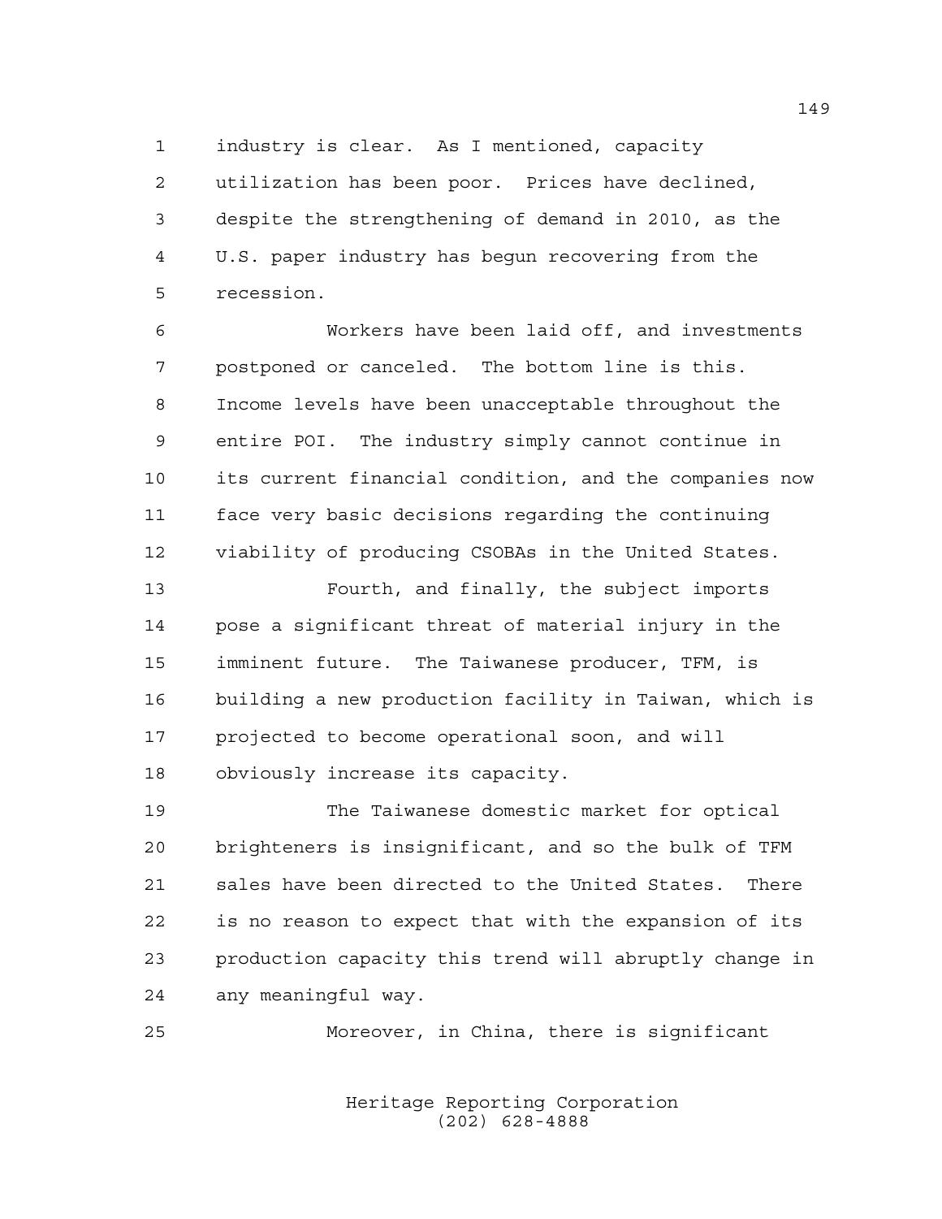industry is clear. As I mentioned, capacity utilization has been poor. Prices have declined, despite the strengthening of demand in 2010, as the U.S. paper industry has begun recovering from the recession.

Workers have been laid off, and investments postponed or canceled. The bottom line is this. Income levels have been unacceptable throughout the entire POI. The industry simply cannot continue in its current financial condition, and the companies now face very basic decisions regarding the continuing viability of producing CSOBAs in the United States.

Fourth, and finally, the subject imports pose a significant threat of material injury in the imminent future. The Taiwanese producer, TFM, is building a new production facility in Taiwan, which is projected to become operational soon, and will obviously increase its capacity.

The Taiwanese domestic market for optical brighteners is insignificant, and so the bulk of TFM sales have been directed to the United States. There is no reason to expect that with the expansion of its production capacity this trend will abruptly change in any meaningful way.

Moreover, in China, there is significant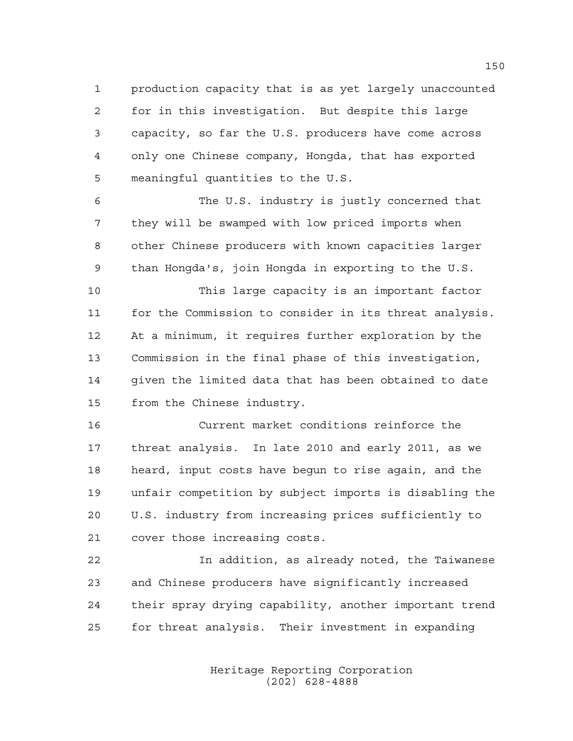production capacity that is as yet largely unaccounted for in this investigation. But despite this large capacity, so far the U.S. producers have come across only one Chinese company, Hongda, that has exported meaningful quantities to the U.S.

The U.S. industry is justly concerned that they will be swamped with low priced imports when other Chinese producers with known capacities larger than Hongda's, join Hongda in exporting to the U.S.

This large capacity is an important factor for the Commission to consider in its threat analysis. At a minimum, it requires further exploration by the Commission in the final phase of this investigation, given the limited data that has been obtained to date from the Chinese industry.

Current market conditions reinforce the threat analysis. In late 2010 and early 2011, as we heard, input costs have begun to rise again, and the unfair competition by subject imports is disabling the U.S. industry from increasing prices sufficiently to cover those increasing costs.

In addition, as already noted, the Taiwanese and Chinese producers have significantly increased their spray drying capability, another important trend for threat analysis. Their investment in expanding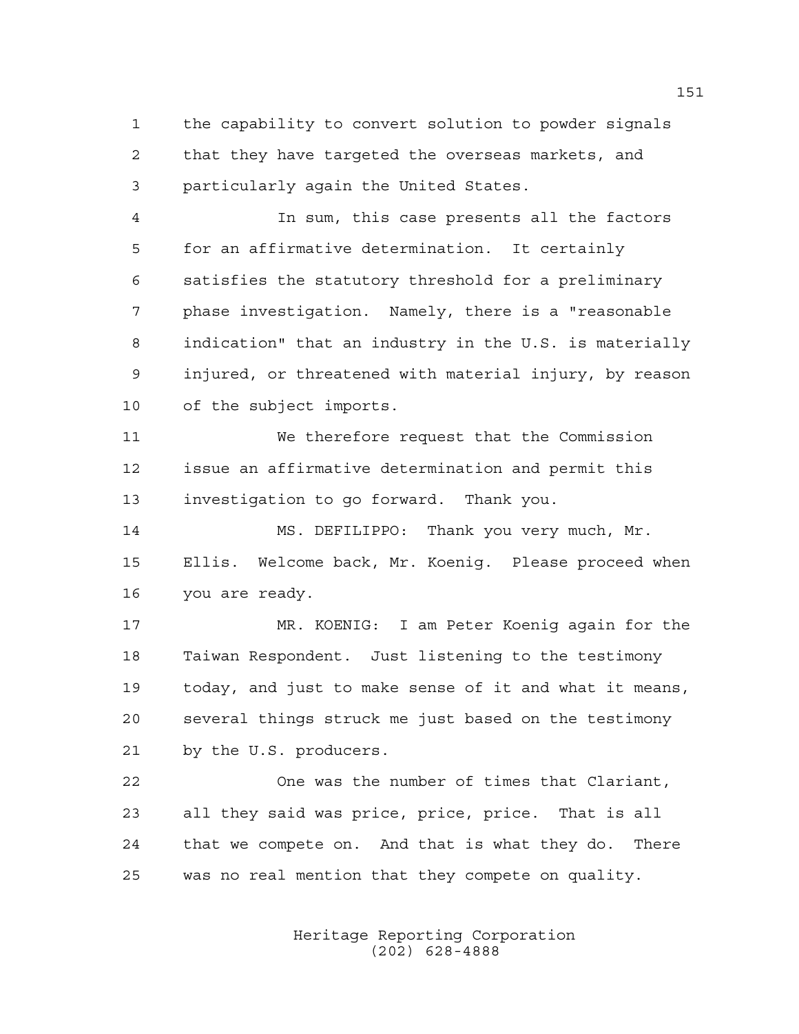the capability to convert solution to powder signals that they have targeted the overseas markets, and particularly again the United States.

In sum, this case presents all the factors for an affirmative determination. It certainly satisfies the statutory threshold for a preliminary phase investigation. Namely, there is a "reasonable indication" that an industry in the U.S. is materially injured, or threatened with material injury, by reason of the subject imports.

We therefore request that the Commission issue an affirmative determination and permit this investigation to go forward. Thank you.

MS. DEFILIPPO: Thank you very much, Mr. Ellis. Welcome back, Mr. Koenig. Please proceed when you are ready.

MR. KOENIG: I am Peter Koenig again for the Taiwan Respondent. Just listening to the testimony today, and just to make sense of it and what it means, several things struck me just based on the testimony by the U.S. producers.

One was the number of times that Clariant, all they said was price, price, price. That is all that we compete on. And that is what they do. There was no real mention that they compete on quality.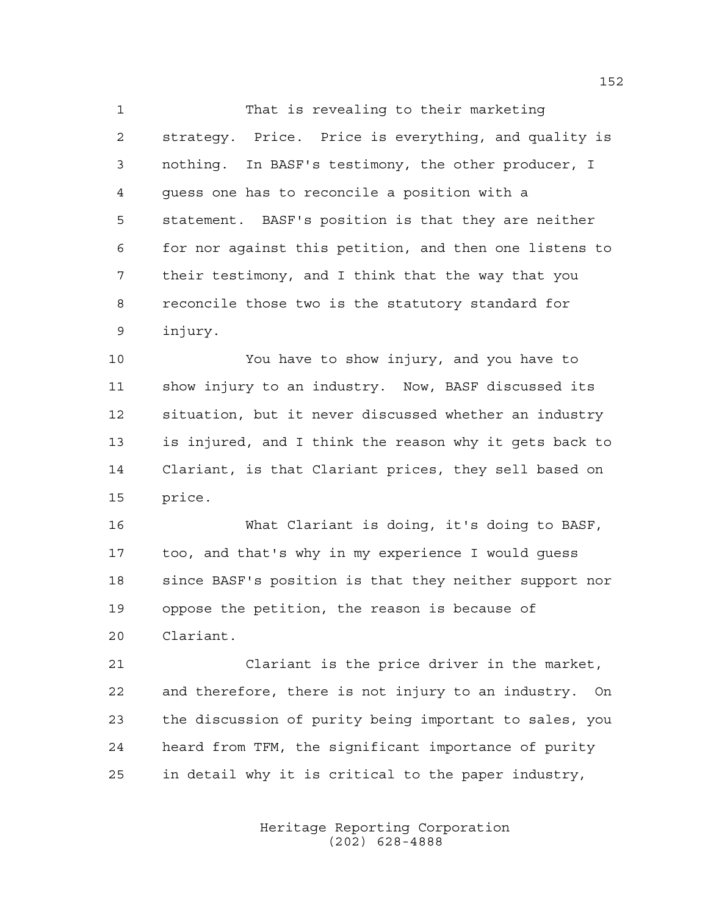That is revealing to their marketing strategy. Price. Price is everything, and quality is nothing. In BASF's testimony, the other producer, I guess one has to reconcile a position with a statement. BASF's position is that they are neither for nor against this petition, and then one listens to their testimony, and I think that the way that you reconcile those two is the statutory standard for injury.

You have to show injury, and you have to show injury to an industry. Now, BASF discussed its situation, but it never discussed whether an industry is injured, and I think the reason why it gets back to Clariant, is that Clariant prices, they sell based on price.

What Clariant is doing, it's doing to BASF, too, and that's why in my experience I would guess since BASF's position is that they neither support nor oppose the petition, the reason is because of Clariant.

Clariant is the price driver in the market, and therefore, there is not injury to an industry. On the discussion of purity being important to sales, you heard from TFM, the significant importance of purity in detail why it is critical to the paper industry,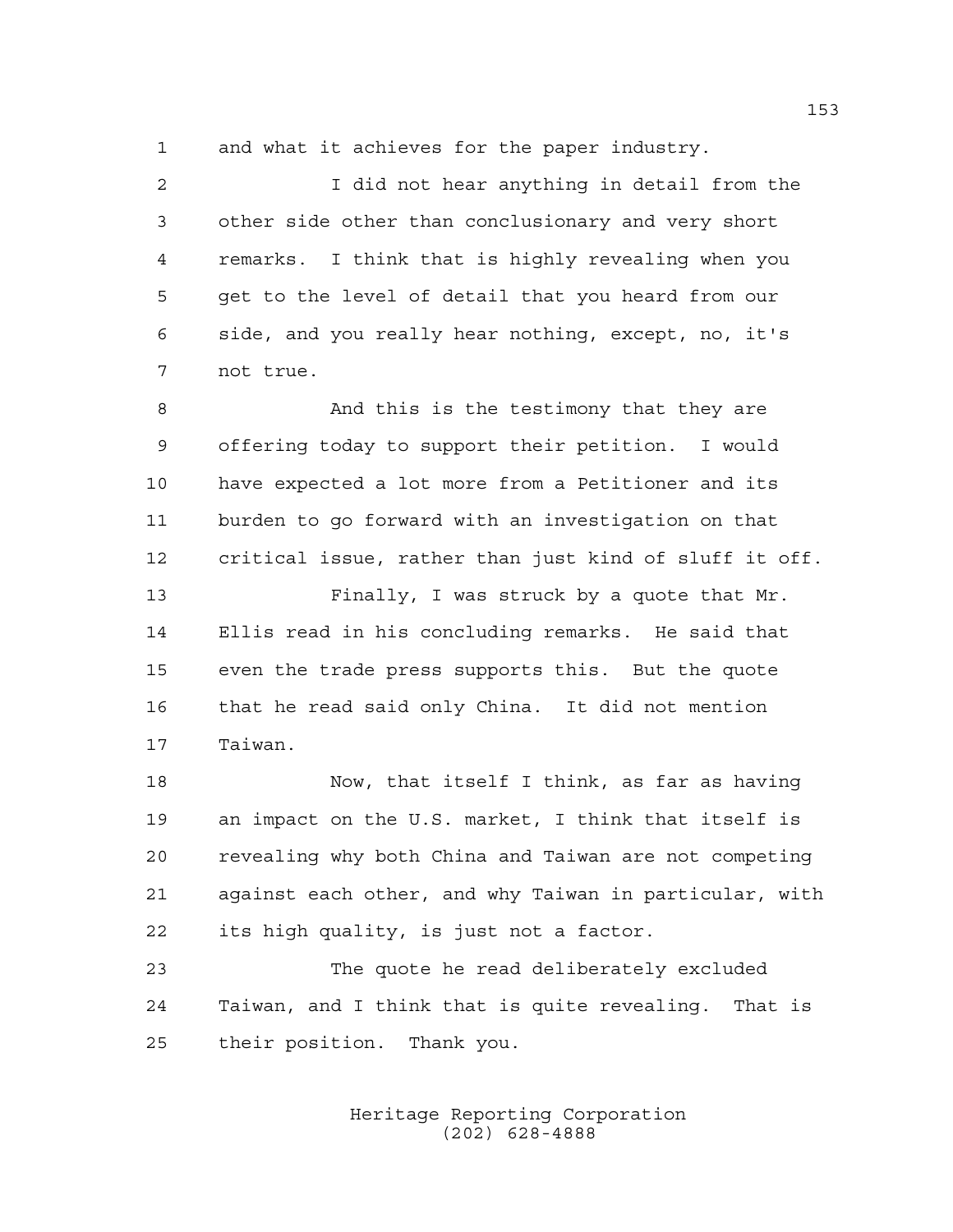and what it achieves for the paper industry.

I did not hear anything in detail from the other side other than conclusionary and very short remarks. I think that is highly revealing when you get to the level of detail that you heard from our side, and you really hear nothing, except, no, it's not true.

And this is the testimony that they are offering today to support their petition. I would have expected a lot more from a Petitioner and its burden to go forward with an investigation on that critical issue, rather than just kind of sluff it off.

Finally, I was struck by a quote that Mr. Ellis read in his concluding remarks. He said that even the trade press supports this. But the quote that he read said only China. It did not mention Taiwan.

Now, that itself I think, as far as having an impact on the U.S. market, I think that itself is revealing why both China and Taiwan are not competing against each other, and why Taiwan in particular, with its high quality, is just not a factor.

The quote he read deliberately excluded Taiwan, and I think that is quite revealing. That is their position. Thank you.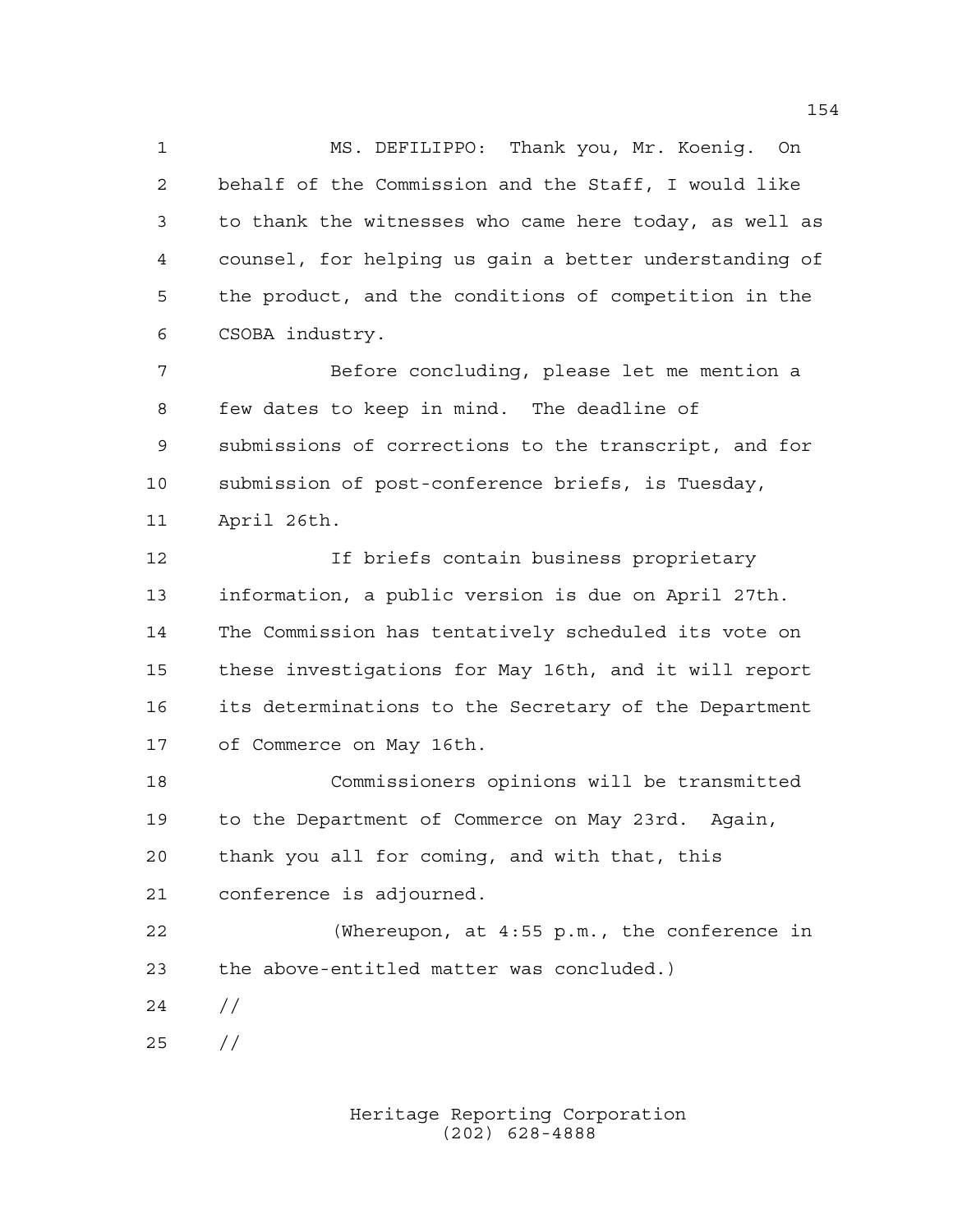MS. DEFILIPPO: Thank you, Mr. Koenig. On behalf of the Commission and the Staff, I would like to thank the witnesses who came here today, as well as counsel, for helping us gain a better understanding of the product, and the conditions of competition in the CSOBA industry.

Before concluding, please let me mention a few dates to keep in mind. The deadline of submissions of corrections to the transcript, and for submission of post-conference briefs, is Tuesday, April 26th.

If briefs contain business proprietary information, a public version is due on April 27th. The Commission has tentatively scheduled its vote on these investigations for May 16th, and it will report its determinations to the Secretary of the Department of Commerce on May 16th.

Commissioners opinions will be transmitted to the Department of Commerce on May 23rd. Again, thank you all for coming, and with that, this conference is adjourned.

(Whereupon, at 4:55 p.m., the conference in the above-entitled matter was concluded.)

//

//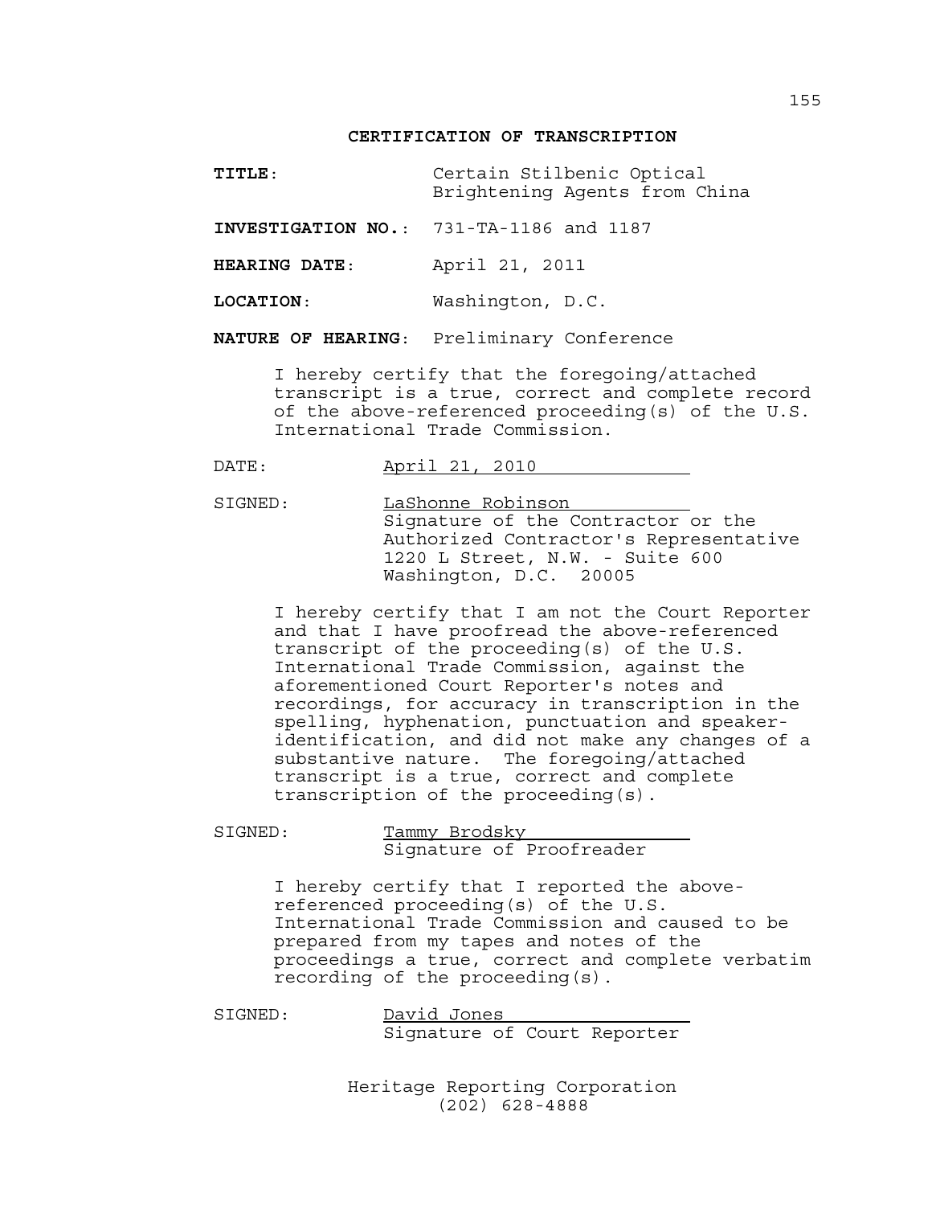**CERTIFICATION OF TRANSCRIPTION**

**TITLE**: Certain Stilbenic Optical Brightening Agents from China

**INVESTIGATION NO.**: 731-TA-1186 and 1187

**HEARING DATE**: April 21, 2011

**LOCATION**: Washington, D.C.

**NATURE OF HEARING**: Preliminary Conference

I hereby certify that the foregoing/attached transcript is a true, correct and complete record of the above-referenced proceeding(s) of the U.S. International Trade Commission.

DATE: April 21, 2010

SIGNED: LaShonne Robinson
Signature of the Contractor or the Authorized Contractor's Representative
1220 L Street, N.W. - Suite 600
Washington, D.C. 20005

I hereby certify that I am not the Court Reporter and that I have proofread the above-referenced transcript of the proceeding(s) of the U.S. International Trade Commission, against the aforementioned Court Reporter's notes and recordings, for accuracy in transcription in the spelling, hyphenation, punctuation and speaker-identification, and did not make any changes of a substantive nature. The foregoing/attached transcript is a true, correct and complete transcription of the proceeding(s).

SIGNED: Tammy Brodsky
Signature of Proofreader

I hereby certify that I reported the above-referenced proceeding(s) of the U.S. International Trade Commission and caused to be prepared from my tapes and notes of the proceedings a true, correct and complete verbatim recording of the proceeding(s).

SIGNED: David Jones
Signature of Court Reporter